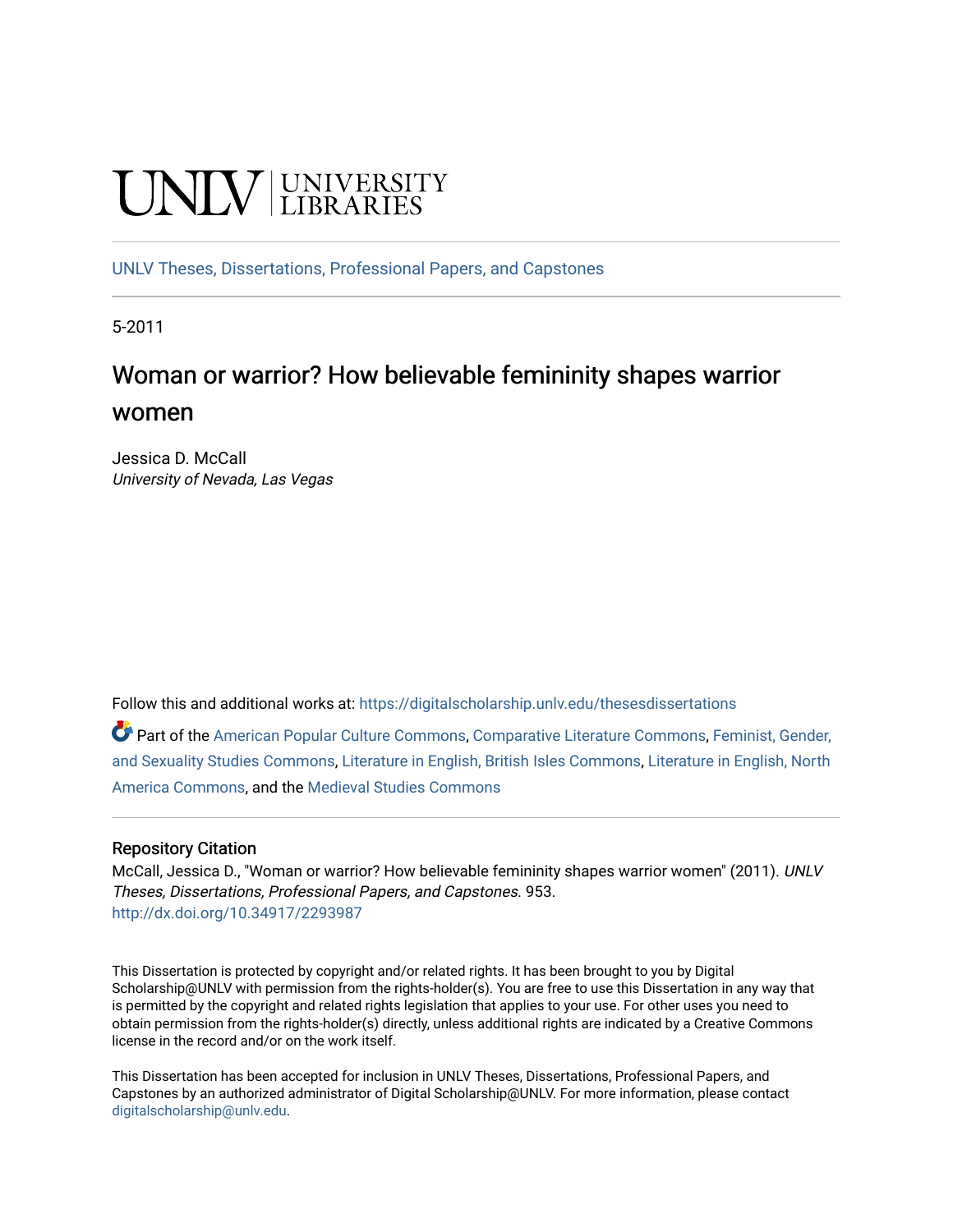UNLV | UNIVERSITY LIBRARIES

UNLV Theses, Dissertations, Professional Papers, and Capstones

5-2011

# Woman or warrior? How believable femininity shapes warrior women

Jessica D. McCall
*University of Nevada, Las Vegas*

Follow this and additional works at: https://digitalscholarship.unlv.edu/thesesdissertations

Part of the American Popular Culture Commons, Comparative Literature Commons, Feminist, Gender, and Sexuality Studies Commons, Literature in English, British Isles Commons, Literature in English, North America Commons, and the Medieval Studies Commons

## Repository Citation

McCall, Jessica D., "Woman or warrior? How believable femininity shapes warrior women" (2011). *UNLV Theses, Dissertations, Professional Papers, and Capstones*. 953.
http://dx.doi.org/10.34917/2293987

This Dissertation is protected by copyright and/or related rights. It has been brought to you by Digital Scholarship@UNLV with permission from the rights-holder(s). You are free to use this Dissertation in any way that is permitted by the copyright and related rights legislation that applies to your use. For other uses you need to obtain permission from the rights-holder(s) directly, unless additional rights are indicated by a Creative Commons license in the record and/or on the work itself.

This Dissertation has been accepted for inclusion in UNLV Theses, Dissertations, Professional Papers, and Capstones by an authorized administrator of Digital Scholarship@UNLV. For more information, please contact digitalscholarship@unlv.edu.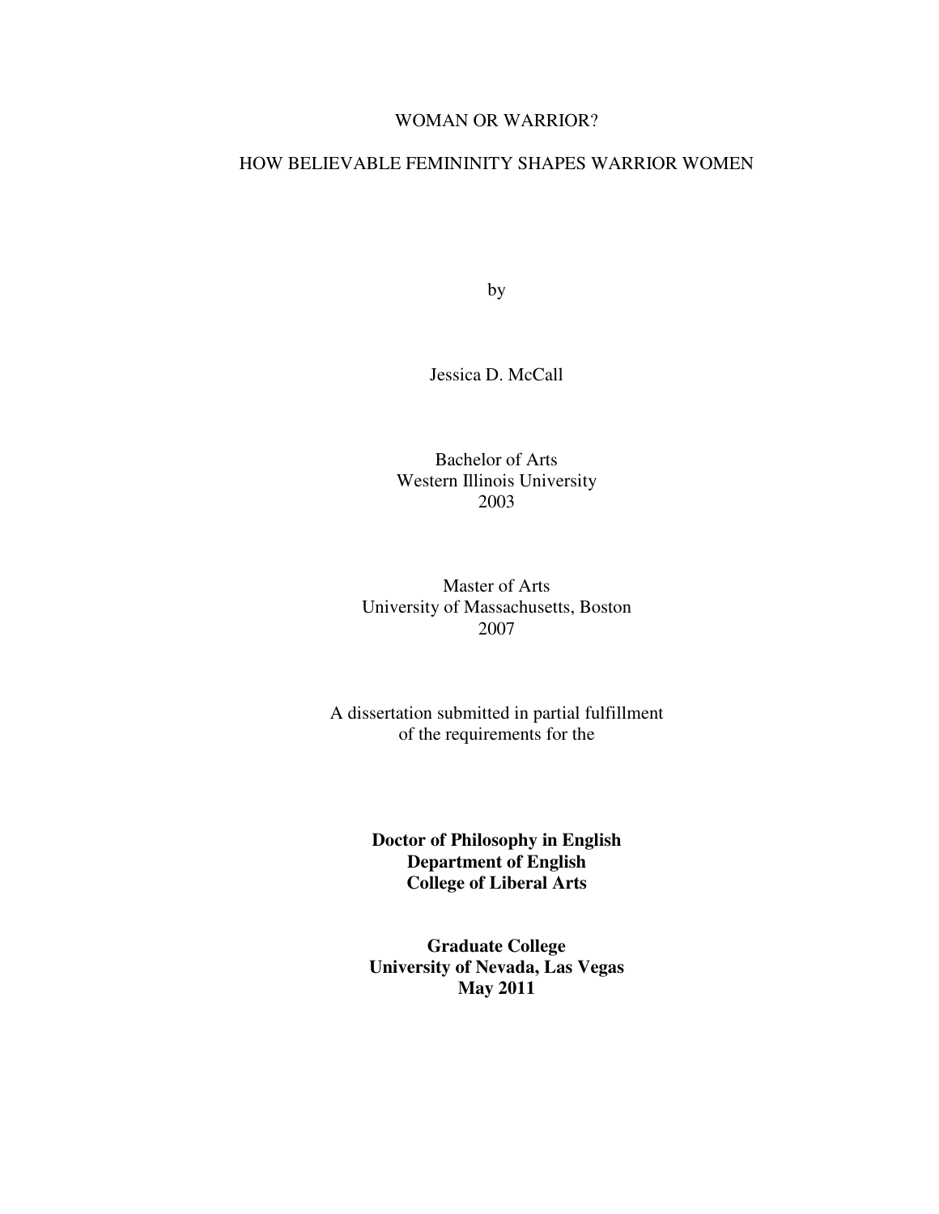WOMAN OR WARRIOR?

HOW BELIEVABLE FEMININITY SHAPES WARRIOR WOMEN

by

Jessica D. McCall

Bachelor of Arts
Western Illinois University
2003

Master of Arts
University of Massachusetts, Boston
2007

A dissertation submitted in partial fulfillment
of the requirements for the

**Doctor of Philosophy in English**
**Department of English**
**College of Liberal Arts**

**Graduate College**
**University of Nevada, Las Vegas**
**May 2011**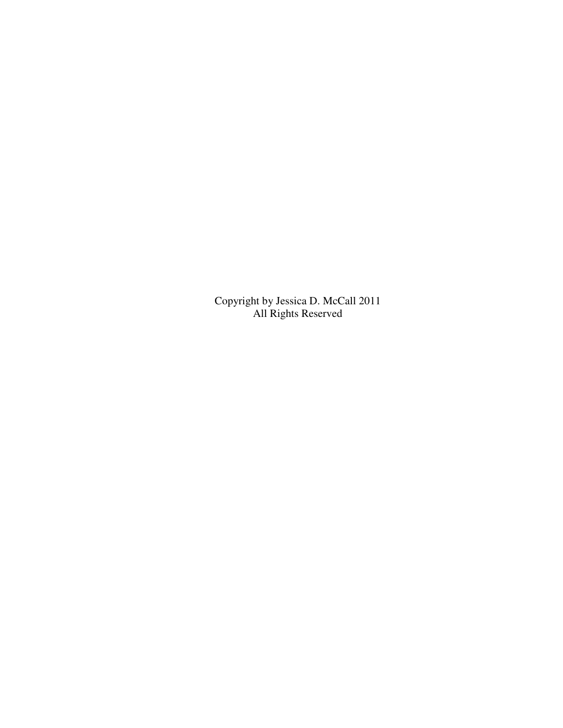Copyright by Jessica D. McCall 2011
All Rights Reserved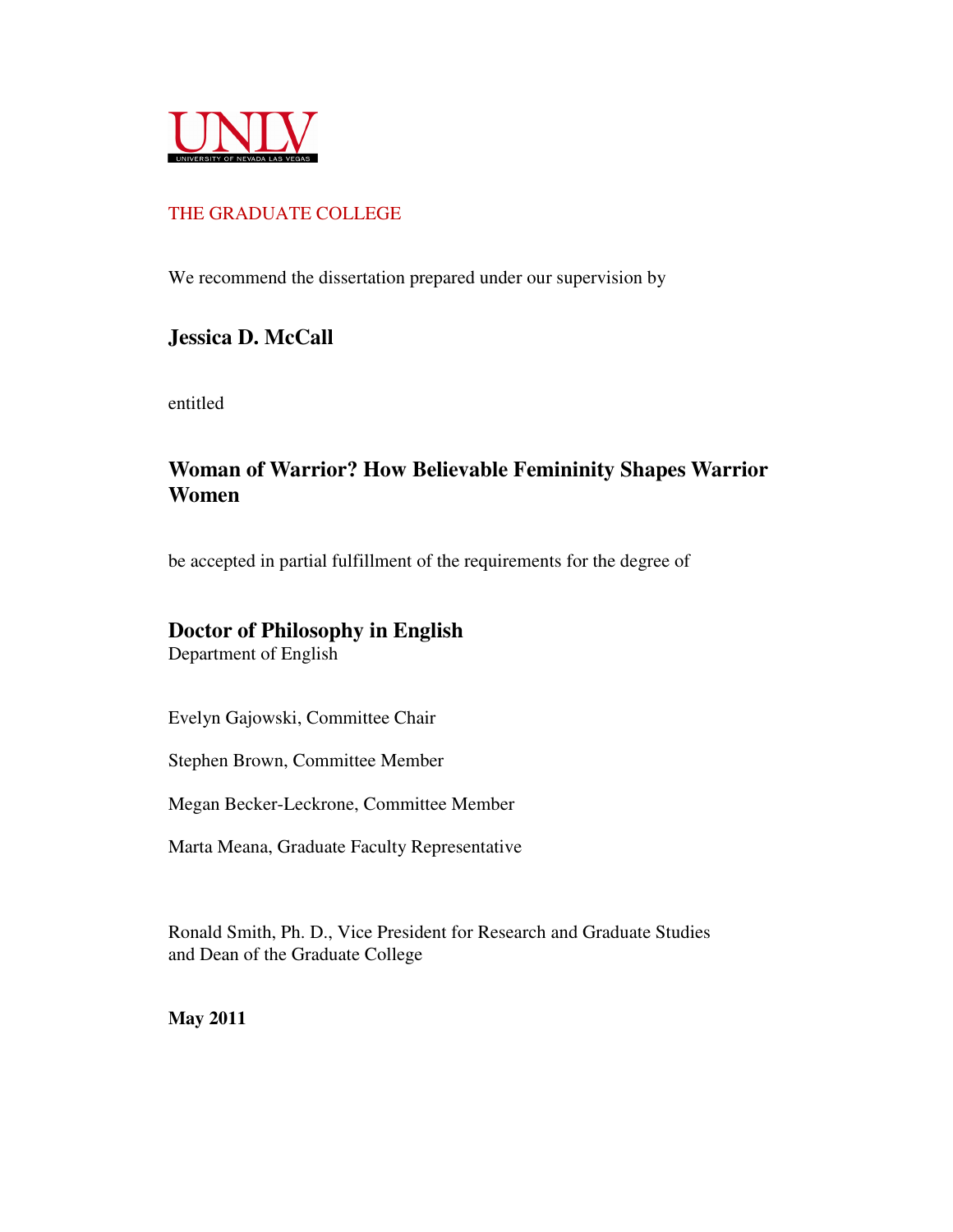UNLV
UNIVERSITY OF NEVADA LAS VEGAS

THE GRADUATE COLLEGE

We recommend the dissertation prepared under our supervision by

**Jessica D. McCall**

entitled

**Woman of Warrior? How Believable Femininity Shapes Warrior Women**

be accepted in partial fulfillment of the requirements for the degree of

**Doctor of Philosophy in English**
Department of English

Evelyn Gajowski, Committee Chair

Stephen Brown, Committee Member

Megan Becker-Leckrone, Committee Member

Marta Meana, Graduate Faculty Representative

Ronald Smith, Ph. D., Vice President for Research and Graduate Studies
and Dean of the Graduate College

**May 2011**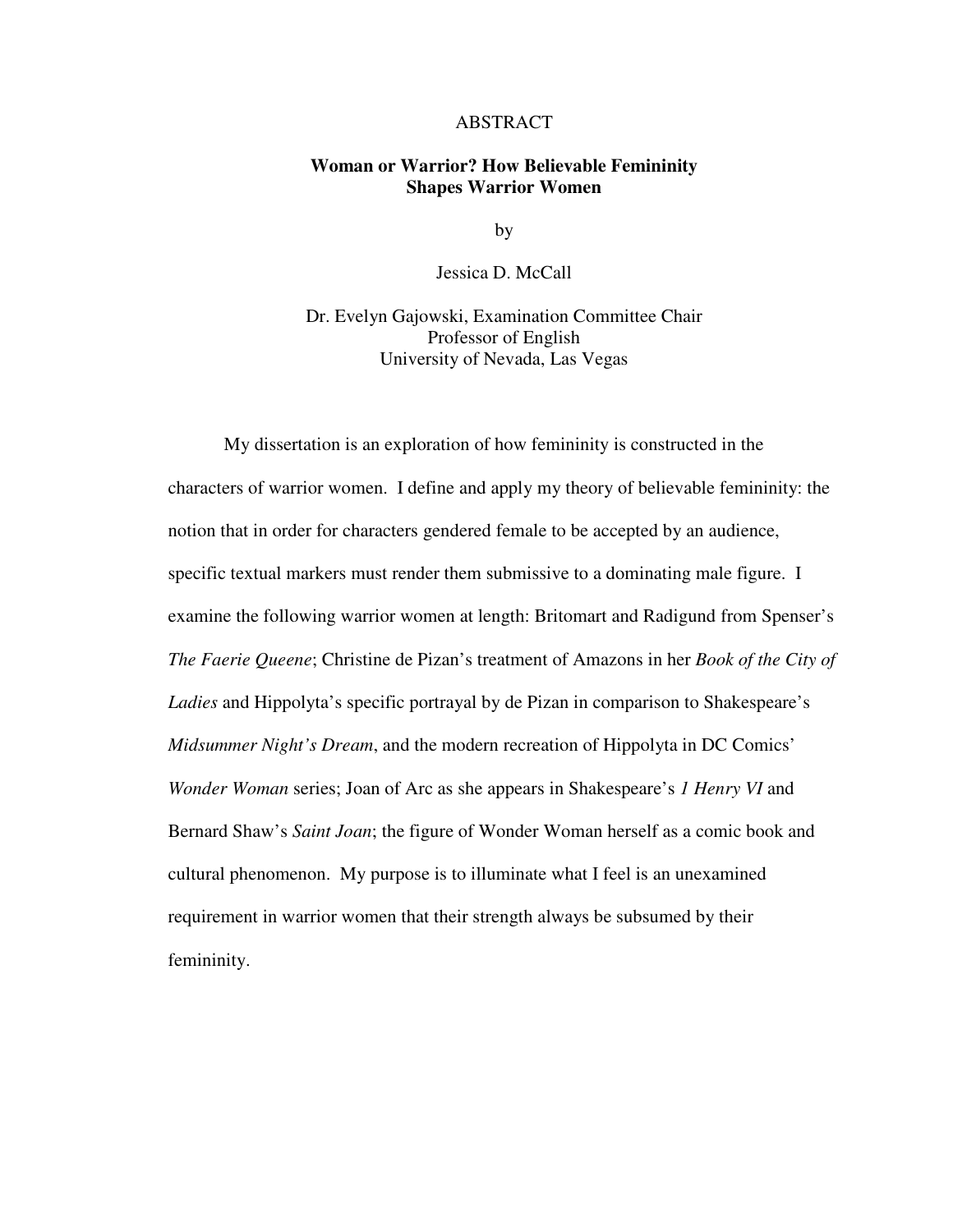# ABSTRACT

**Woman or Warrior? How Believable Femininity Shapes Warrior Women**

by

Jessica D. McCall

Dr. Evelyn Gajowski, Examination Committee Chair
Professor of English
University of Nevada, Las Vegas

My dissertation is an exploration of how femininity is constructed in the characters of warrior women. I define and apply my theory of believable femininity: the notion that in order for characters gendered female to be accepted by an audience, specific textual markers must render them submissive to a dominating male figure. I examine the following warrior women at length: Britomart and Radigund from Spenser's *The Faerie Queene*; Christine de Pizan's treatment of Amazons in her *Book of the City of Ladies* and Hippolyta's specific portrayal by de Pizan in comparison to Shakespeare's *Midsummer Night's Dream*, and the modern recreation of Hippolyta in DC Comics' *Wonder Woman* series; Joan of Arc as she appears in Shakespeare's *1 Henry VI* and Bernard Shaw's *Saint Joan*; the figure of Wonder Woman herself as a comic book and cultural phenomenon. My purpose is to illuminate what I feel is an unexamined requirement in warrior women that their strength always be subsumed by their femininity.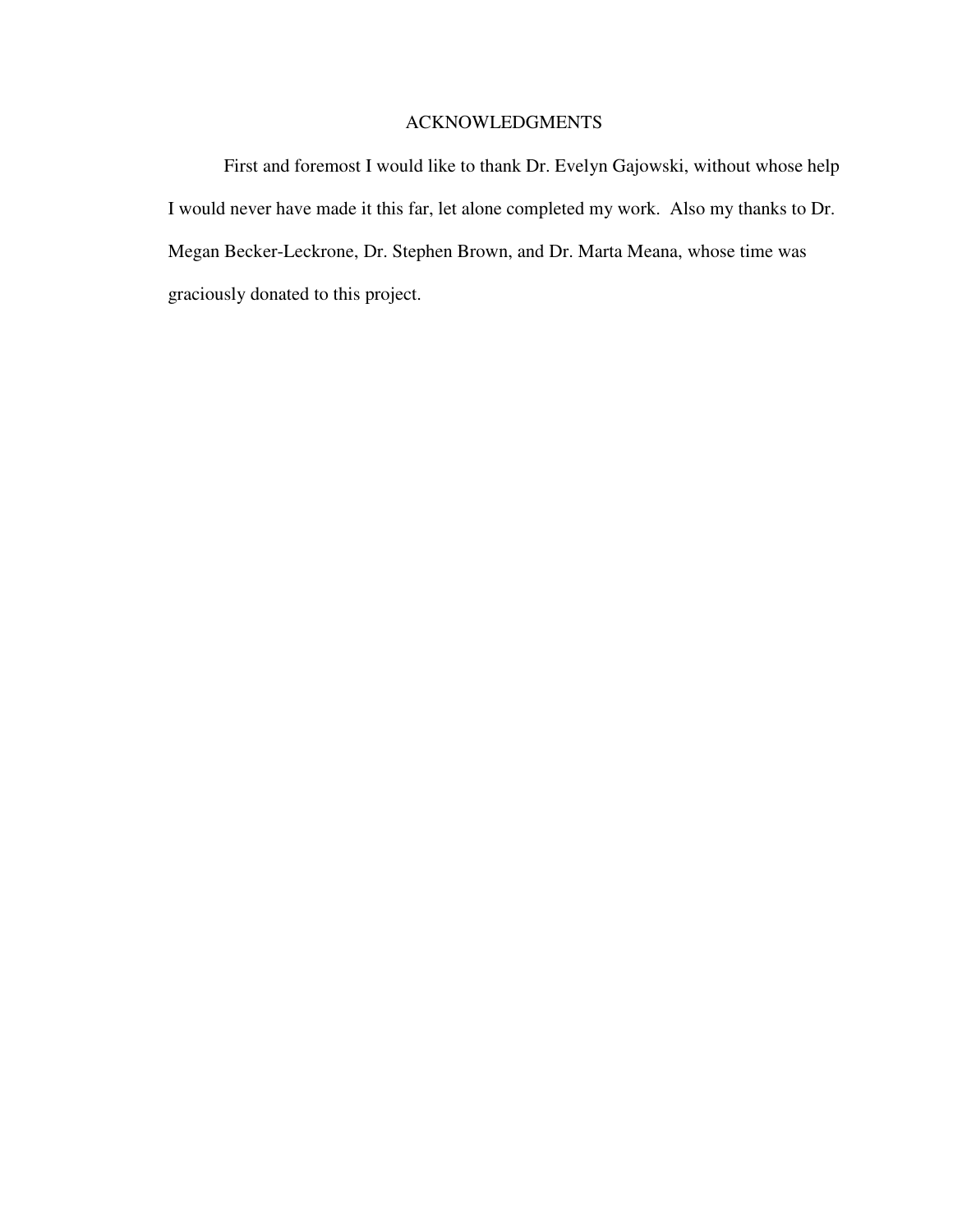## ACKNOWLEDGMENTS

First and foremost I would like to thank Dr. Evelyn Gajowski, without whose help I would never have made it this far, let alone completed my work. Also my thanks to Dr. Megan Becker-Leckrone, Dr. Stephen Brown, and Dr. Marta Meana, whose time was graciously donated to this project.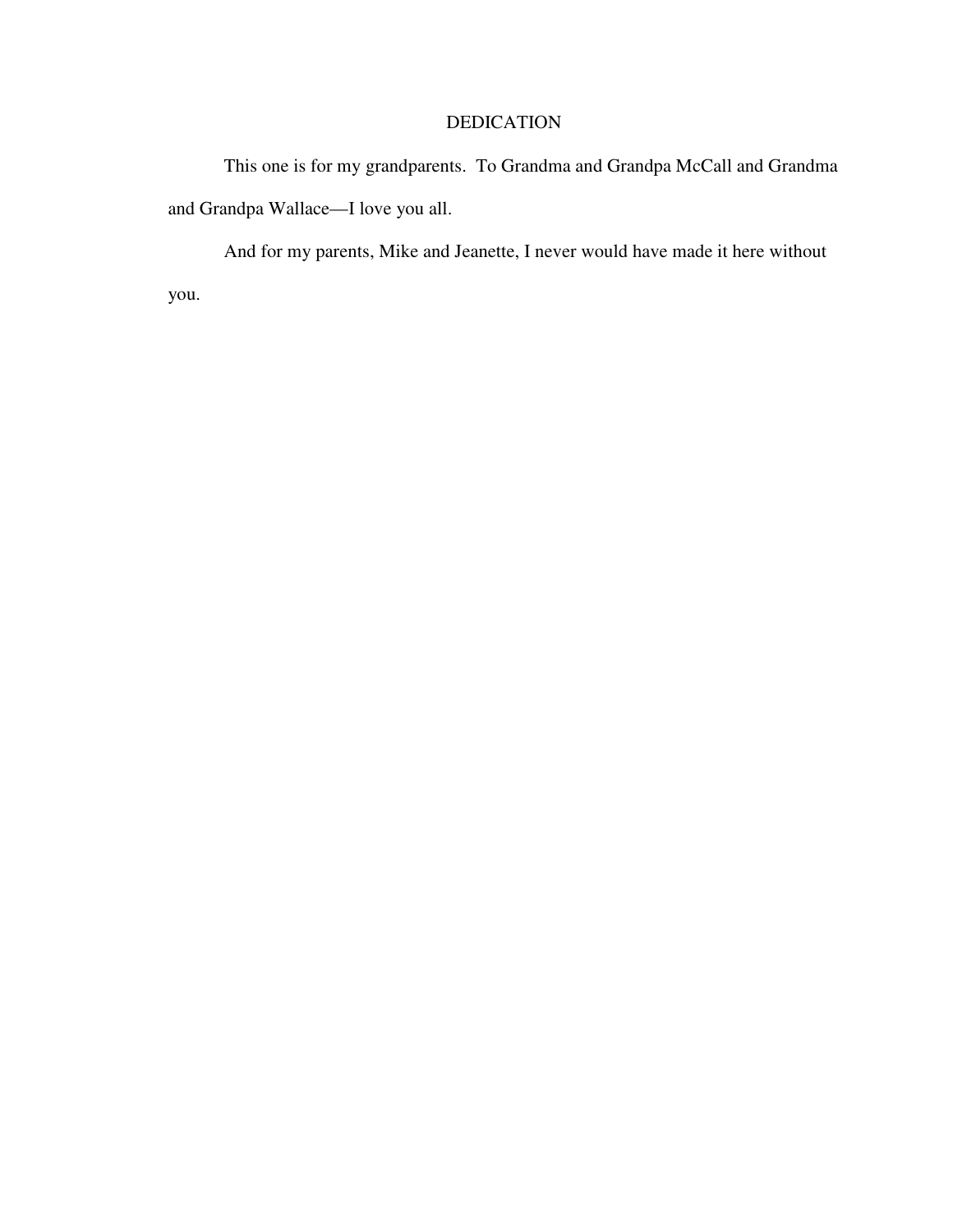# DEDICATION

This one is for my grandparents. To Grandma and Grandpa McCall and Grandma and Grandpa Wallace—I love you all.

And for my parents, Mike and Jeanette, I never would have made it here without you.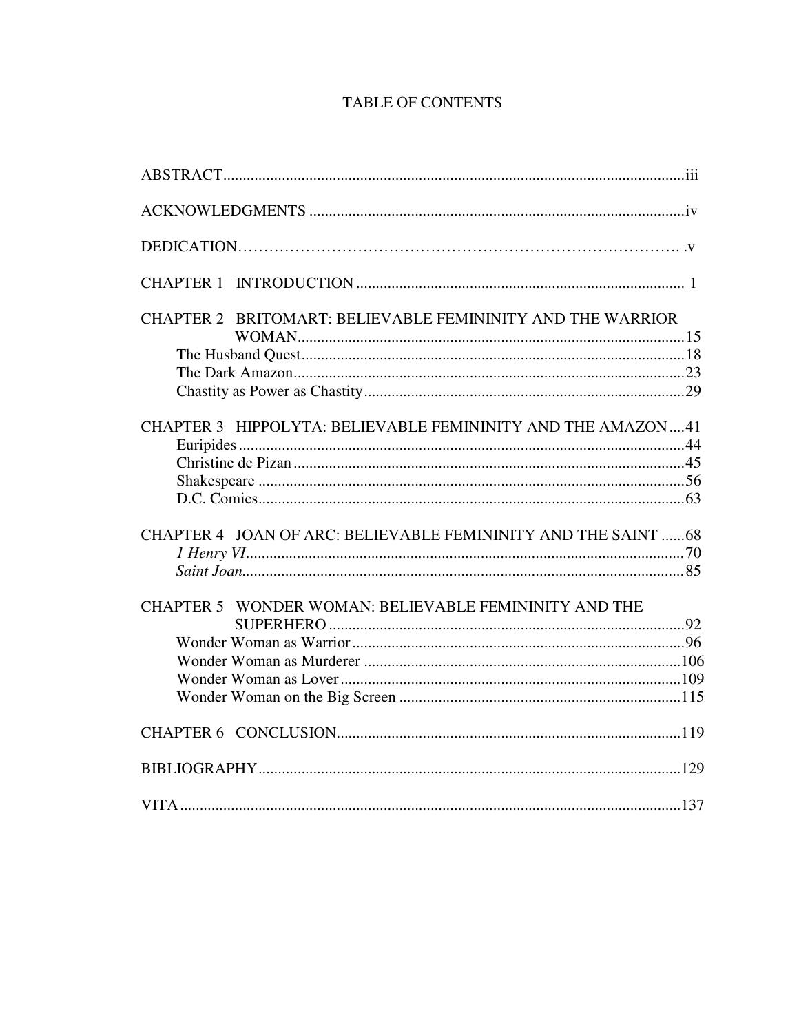# TABLE OF CONTENTS

ABSTRACT ..... iii

ACKNOWLEDGMENTS ..... iv

DEDICATION ..... v

CHAPTER 1 INTRODUCTION ..... 1

CHAPTER 2 BRITOMART: BELIEVABLE FEMININITY AND THE WARRIOR WOMAN ..... 15

- The Husband Quest ..... 18
- The Dark Amazon ..... 23
- Chastity as Power as Chastity ..... 29

CHAPTER 3 HIPPOLYTA: BELIEVABLE FEMININITY AND THE AMAZON ..... 41

- Euripides ..... 44
- Christine de Pizan ..... 45
- Shakespeare ..... 56
- D.C. Comics ..... 63

CHAPTER 4 JOAN OF ARC: BELIEVABLE FEMININITY AND THE SAINT ..... 68

- *1 Henry VI* ..... 70
- *Saint Joan* ..... 85

CHAPTER 5 WONDER WOMAN: BELIEVABLE FEMININITY AND THE SUPERHERO ..... 92

- Wonder Woman as Warrior ..... 96
- Wonder Woman as Murderer ..... 106
- Wonder Woman as Lover ..... 109
- Wonder Woman on the Big Screen ..... 115

CHAPTER 6 CONCLUSION ..... 119

BIBLIOGRAPHY ..... 129

VITA ..... 137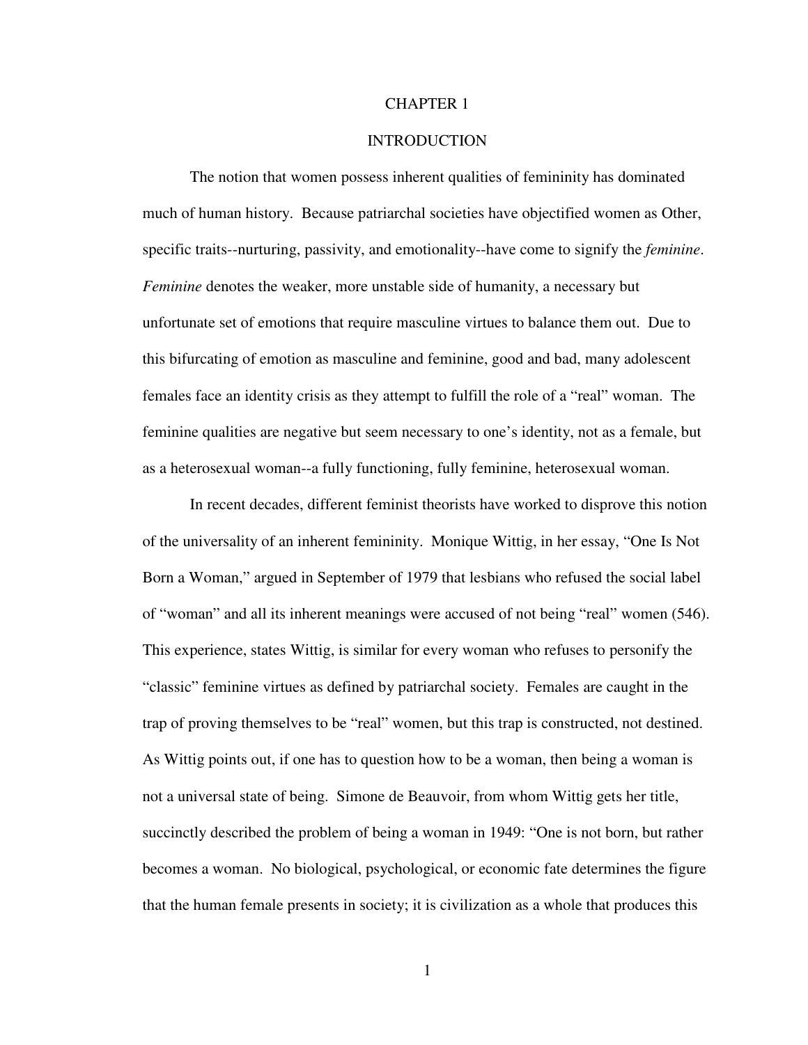# CHAPTER 1

## INTRODUCTION

The notion that women possess inherent qualities of femininity has dominated much of human history. Because patriarchal societies have objectified women as Other, specific traits--nurturing, passivity, and emotionality--have come to signify the *feminine*. *Feminine* denotes the weaker, more unstable side of humanity, a necessary but unfortunate set of emotions that require masculine virtues to balance them out. Due to this bifurcating of emotion as masculine and feminine, good and bad, many adolescent females face an identity crisis as they attempt to fulfill the role of a "real" woman. The feminine qualities are negative but seem necessary to one's identity, not as a female, but as a heterosexual woman--a fully functioning, fully feminine, heterosexual woman.

In recent decades, different feminist theorists have worked to disprove this notion of the universality of an inherent femininity. Monique Wittig, in her essay, "One Is Not Born a Woman," argued in September of 1979 that lesbians who refused the social label of "woman" and all its inherent meanings were accused of not being "real" women (546). This experience, states Wittig, is similar for every woman who refuses to personify the "classic" feminine virtues as defined by patriarchal society. Females are caught in the trap of proving themselves to be "real" women, but this trap is constructed, not destined. As Wittig points out, if one has to question how to be a woman, then being a woman is not a universal state of being. Simone de Beauvoir, from whom Wittig gets her title, succinctly described the problem of being a woman in 1949: "One is not born, but rather becomes a woman. No biological, psychological, or economic fate determines the figure that the human female presents in society; it is civilization as a whole that produces this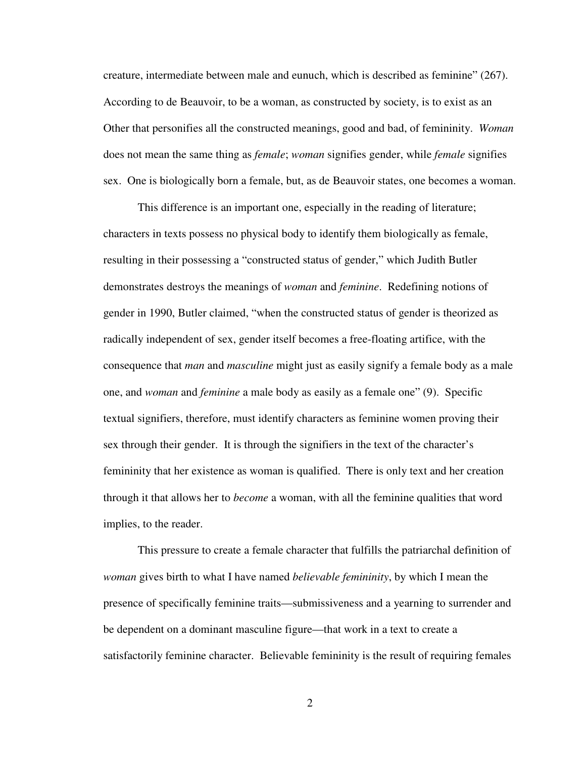creature, intermediate between male and eunuch, which is described as feminine" (267). According to de Beauvoir, to be a woman, as constructed by society, is to exist as an Other that personifies all the constructed meanings, good and bad, of femininity. *Woman* does not mean the same thing as *female*; *woman* signifies gender, while *female* signifies sex. One is biologically born a female, but, as de Beauvoir states, one becomes a woman.

This difference is an important one, especially in the reading of literature; characters in texts possess no physical body to identify them biologically as female, resulting in their possessing a "constructed status of gender," which Judith Butler demonstrates destroys the meanings of *woman* and *feminine*. Redefining notions of gender in 1990, Butler claimed, "when the constructed status of gender is theorized as radically independent of sex, gender itself becomes a free-floating artifice, with the consequence that *man* and *masculine* might just as easily signify a female body as a male one, and *woman* and *feminine* a male body as easily as a female one" (9). Specific textual signifiers, therefore, must identify characters as feminine women proving their sex through their gender. It is through the signifiers in the text of the character's femininity that her existence as woman is qualified. There is only text and her creation through it that allows her to *become* a woman, with all the feminine qualities that word implies, to the reader.

This pressure to create a female character that fulfills the patriarchal definition of *woman* gives birth to what I have named *believable femininity*, by which I mean the presence of specifically feminine traits—submissiveness and a yearning to surrender and be dependent on a dominant masculine figure—that work in a text to create a satisfactorily feminine character. Believable femininity is the result of requiring females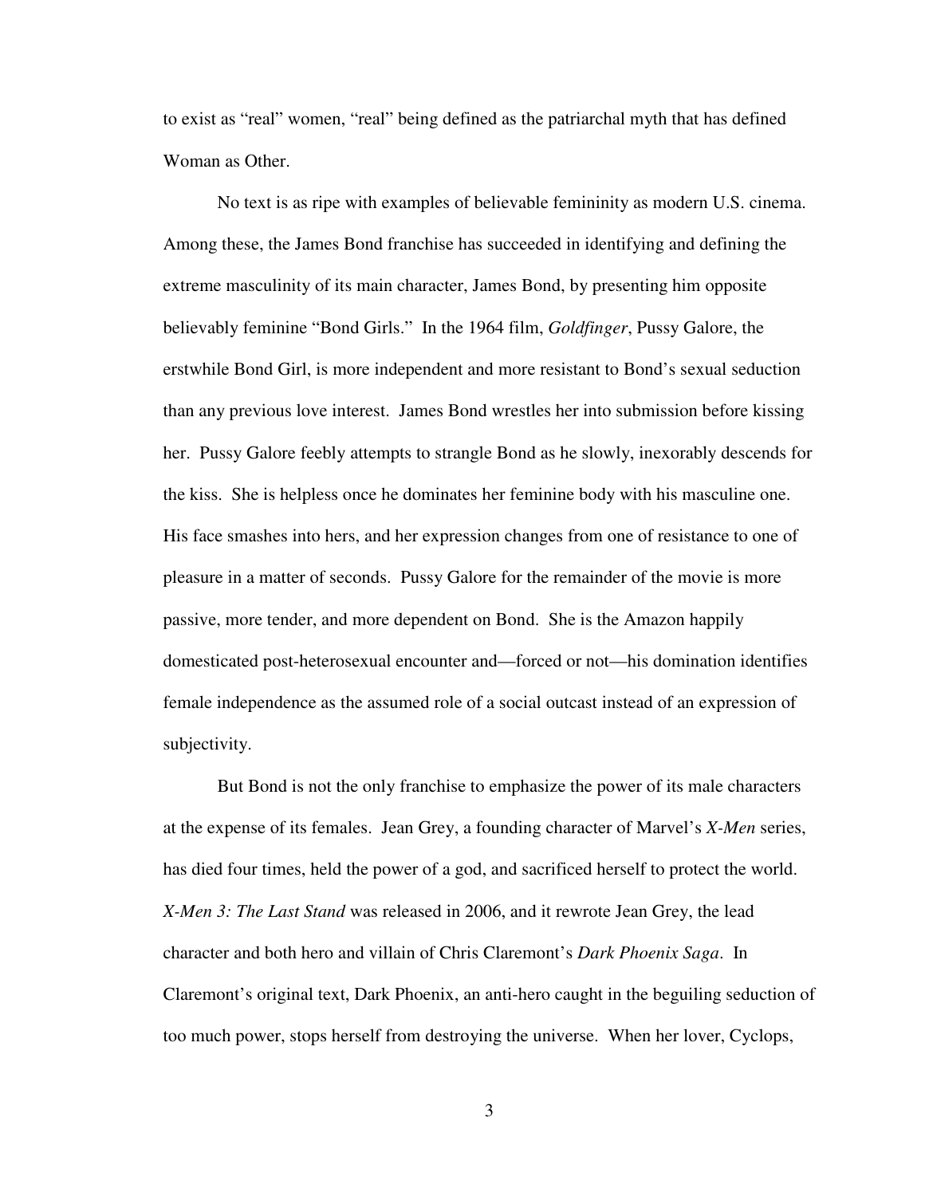to exist as "real" women, "real" being defined as the patriarchal myth that has defined Woman as Other.

No text is as ripe with examples of believable femininity as modern U.S. cinema. Among these, the James Bond franchise has succeeded in identifying and defining the extreme masculinity of its main character, James Bond, by presenting him opposite believably feminine "Bond Girls." In the 1964 film, *Goldfinger*, Pussy Galore, the erstwhile Bond Girl, is more independent and more resistant to Bond's sexual seduction than any previous love interest. James Bond wrestles her into submission before kissing her. Pussy Galore feebly attempts to strangle Bond as he slowly, inexorably descends for the kiss. She is helpless once he dominates her feminine body with his masculine one. His face smashes into hers, and her expression changes from one of resistance to one of pleasure in a matter of seconds. Pussy Galore for the remainder of the movie is more passive, more tender, and more dependent on Bond. She is the Amazon happily domesticated post-heterosexual encounter and—forced or not—his domination identifies female independence as the assumed role of a social outcast instead of an expression of subjectivity.

But Bond is not the only franchise to emphasize the power of its male characters at the expense of its females. Jean Grey, a founding character of Marvel's *X-Men* series, has died four times, held the power of a god, and sacrificed herself to protect the world. *X-Men 3: The Last Stand* was released in 2006, and it rewrote Jean Grey, the lead character and both hero and villain of Chris Claremont's *Dark Phoenix Saga*. In Claremont's original text, Dark Phoenix, an anti-hero caught in the beguiling seduction of too much power, stops herself from destroying the universe. When her lover, Cyclops,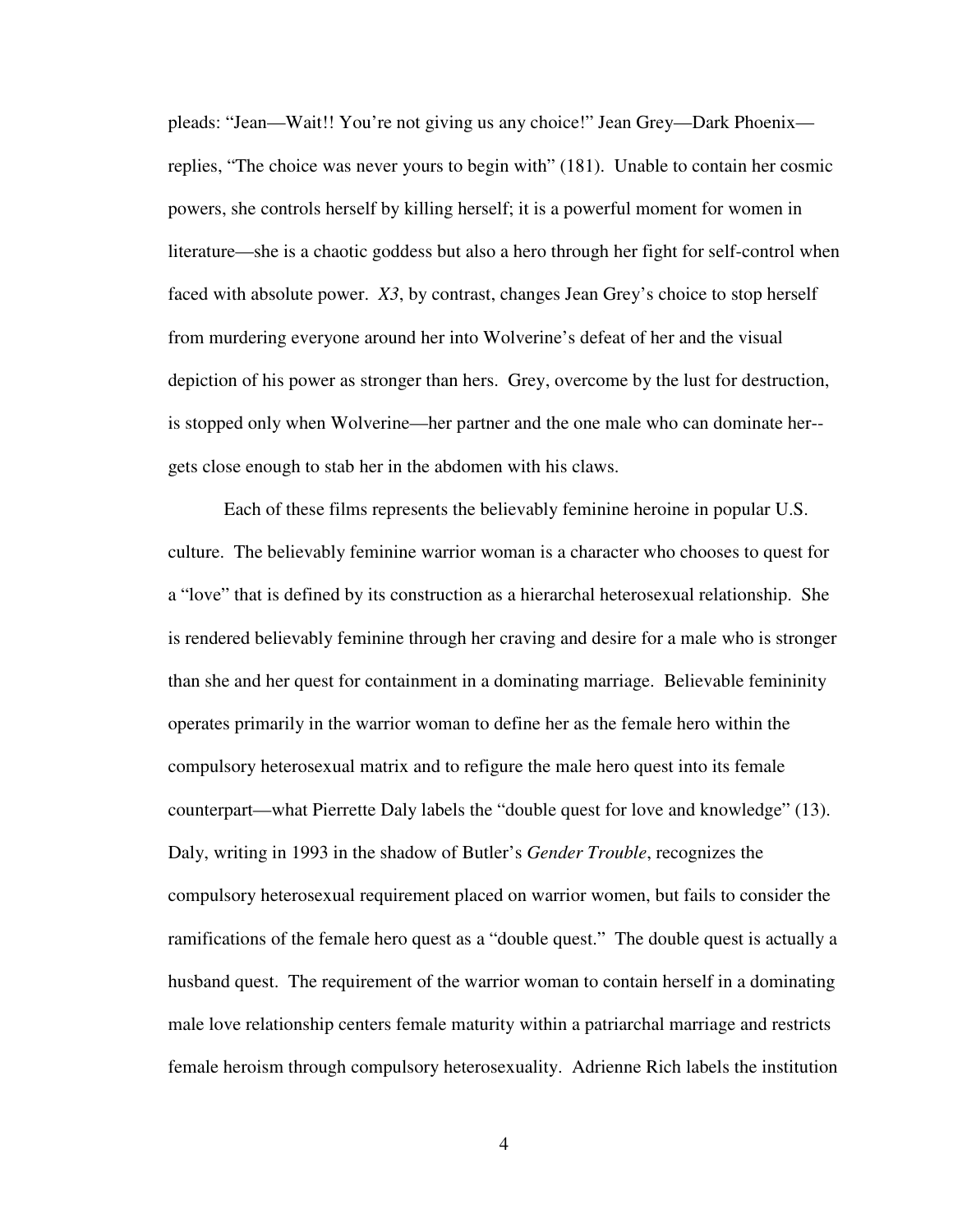pleads: "Jean—Wait!! You're not giving us any choice!" Jean Grey—Dark Phoenix—replies, "The choice was never yours to begin with" (181). Unable to contain her cosmic powers, she controls herself by killing herself; it is a powerful moment for women in literature—she is a chaotic goddess but also a hero through her fight for self-control when faced with absolute power. *X3*, by contrast, changes Jean Grey's choice to stop herself from murdering everyone around her into Wolverine's defeat of her and the visual depiction of his power as stronger than hers. Grey, overcome by the lust for destruction, is stopped only when Wolverine—her partner and the one male who can dominate her--gets close enough to stab her in the abdomen with his claws.

Each of these films represents the believably feminine heroine in popular U.S. culture. The believably feminine warrior woman is a character who chooses to quest for a "love" that is defined by its construction as a hierarchal heterosexual relationship. She is rendered believably feminine through her craving and desire for a male who is stronger than she and her quest for containment in a dominating marriage. Believable femininity operates primarily in the warrior woman to define her as the female hero within the compulsory heterosexual matrix and to refigure the male hero quest into its female counterpart—what Pierrette Daly labels the "double quest for love and knowledge" (13). Daly, writing in 1993 in the shadow of Butler's *Gender Trouble*, recognizes the compulsory heterosexual requirement placed on warrior women, but fails to consider the ramifications of the female hero quest as a "double quest." The double quest is actually a husband quest. The requirement of the warrior woman to contain herself in a dominating male love relationship centers female maturity within a patriarchal marriage and restricts female heroism through compulsory heterosexuality. Adrienne Rich labels the institution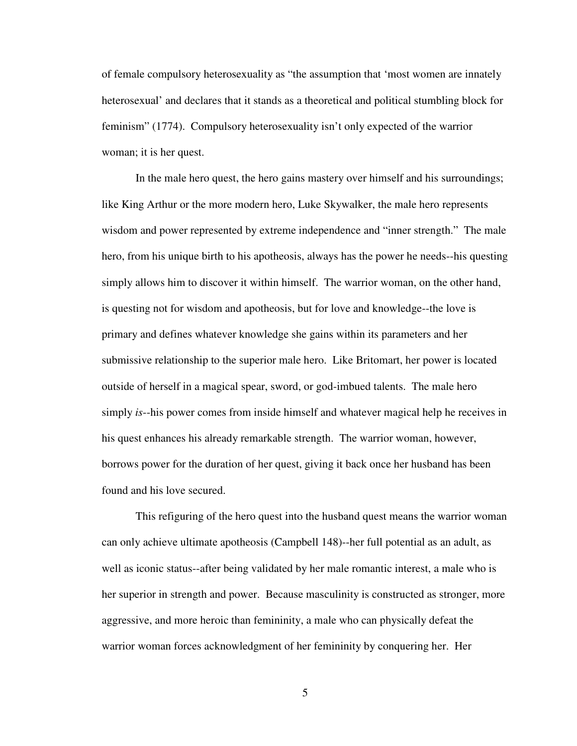of female compulsory heterosexuality as "the assumption that 'most women are innately heterosexual' and declares that it stands as a theoretical and political stumbling block for feminism" (1774). Compulsory heterosexuality isn't only expected of the warrior woman; it is her quest.

In the male hero quest, the hero gains mastery over himself and his surroundings; like King Arthur or the more modern hero, Luke Skywalker, the male hero represents wisdom and power represented by extreme independence and "inner strength." The male hero, from his unique birth to his apotheosis, always has the power he needs--his questing simply allows him to discover it within himself. The warrior woman, on the other hand, is questing not for wisdom and apotheosis, but for love and knowledge--the love is primary and defines whatever knowledge she gains within its parameters and her submissive relationship to the superior male hero. Like Britomart, her power is located outside of herself in a magical spear, sword, or god-imbued talents. The male hero simply *is*--his power comes from inside himself and whatever magical help he receives in his quest enhances his already remarkable strength. The warrior woman, however, borrows power for the duration of her quest, giving it back once her husband has been found and his love secured.

This refiguring of the hero quest into the husband quest means the warrior woman can only achieve ultimate apotheosis (Campbell 148)--her full potential as an adult, as well as iconic status--after being validated by her male romantic interest, a male who is her superior in strength and power. Because masculinity is constructed as stronger, more aggressive, and more heroic than femininity, a male who can physically defeat the warrior woman forces acknowledgment of her femininity by conquering her. Her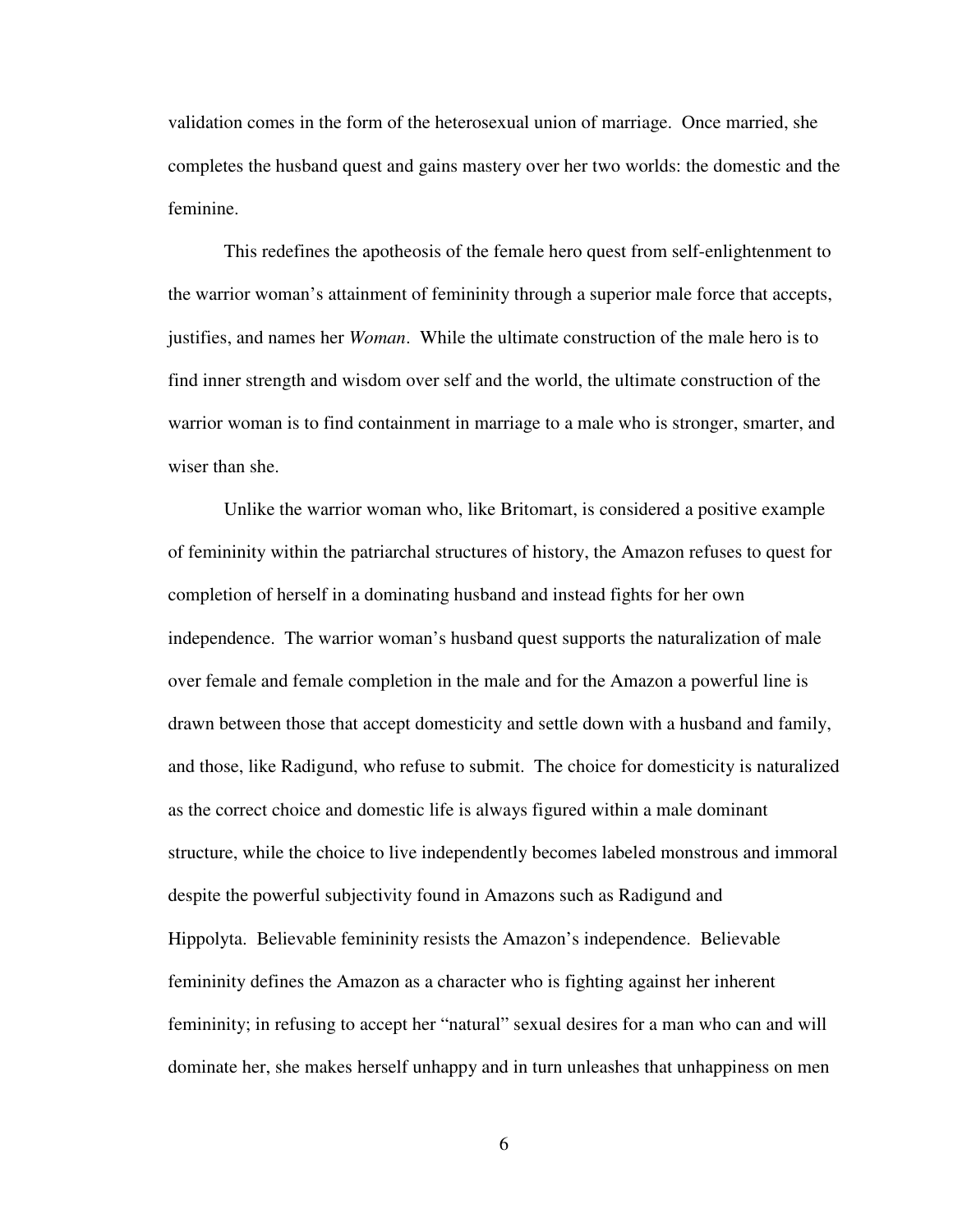validation comes in the form of the heterosexual union of marriage. Once married, she completes the husband quest and gains mastery over her two worlds: the domestic and the feminine.

This redefines the apotheosis of the female hero quest from self-enlightenment to the warrior woman's attainment of femininity through a superior male force that accepts, justifies, and names her *Woman*. While the ultimate construction of the male hero is to find inner strength and wisdom over self and the world, the ultimate construction of the warrior woman is to find containment in marriage to a male who is stronger, smarter, and wiser than she.

Unlike the warrior woman who, like Britomart, is considered a positive example of femininity within the patriarchal structures of history, the Amazon refuses to quest for completion of herself in a dominating husband and instead fights for her own independence. The warrior woman's husband quest supports the naturalization of male over female and female completion in the male and for the Amazon a powerful line is drawn between those that accept domesticity and settle down with a husband and family, and those, like Radigund, who refuse to submit. The choice for domesticity is naturalized as the correct choice and domestic life is always figured within a male dominant structure, while the choice to live independently becomes labeled monstrous and immoral despite the powerful subjectivity found in Amazons such as Radigund and Hippolyta. Believable femininity resists the Amazon's independence. Believable femininity defines the Amazon as a character who is fighting against her inherent femininity; in refusing to accept her "natural" sexual desires for a man who can and will dominate her, she makes herself unhappy and in turn unleashes that unhappiness on men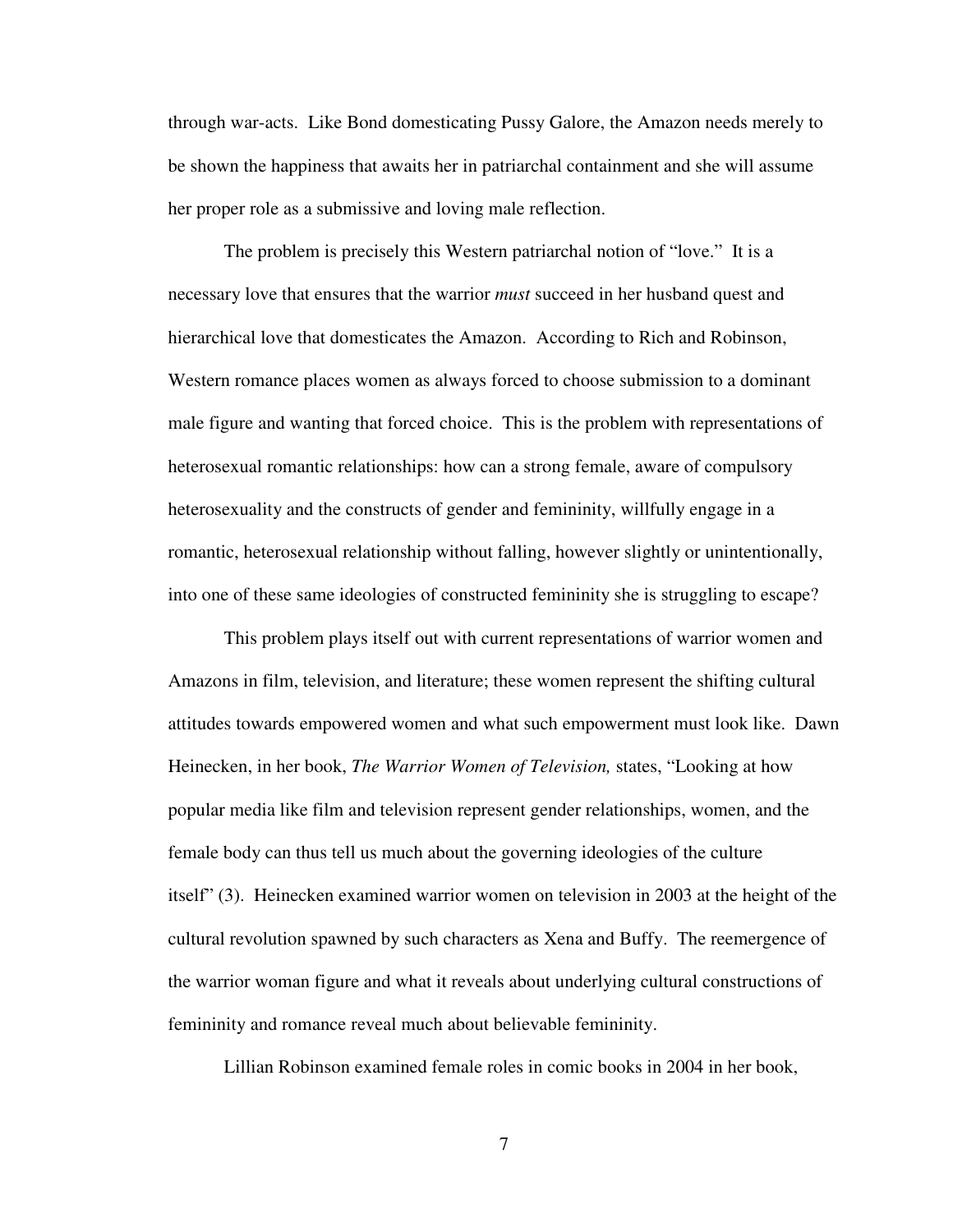through war-acts. Like Bond domesticating Pussy Galore, the Amazon needs merely to be shown the happiness that awaits her in patriarchal containment and she will assume her proper role as a submissive and loving male reflection.

The problem is precisely this Western patriarchal notion of "love." It is a necessary love that ensures that the warrior *must* succeed in her husband quest and hierarchical love that domesticates the Amazon. According to Rich and Robinson, Western romance places women as always forced to choose submission to a dominant male figure and wanting that forced choice. This is the problem with representations of heterosexual romantic relationships: how can a strong female, aware of compulsory heterosexuality and the constructs of gender and femininity, willfully engage in a romantic, heterosexual relationship without falling, however slightly or unintentionally, into one of these same ideologies of constructed femininity she is struggling to escape?

This problem plays itself out with current representations of warrior women and Amazons in film, television, and literature; these women represent the shifting cultural attitudes towards empowered women and what such empowerment must look like. Dawn Heinecken, in her book, *The Warrior Women of Television,* states, "Looking at how popular media like film and television represent gender relationships, women, and the female body can thus tell us much about the governing ideologies of the culture itself" (3). Heinecken examined warrior women on television in 2003 at the height of the cultural revolution spawned by such characters as Xena and Buffy. The reemergence of the warrior woman figure and what it reveals about underlying cultural constructions of femininity and romance reveal much about believable femininity.

Lillian Robinson examined female roles in comic books in 2004 in her book,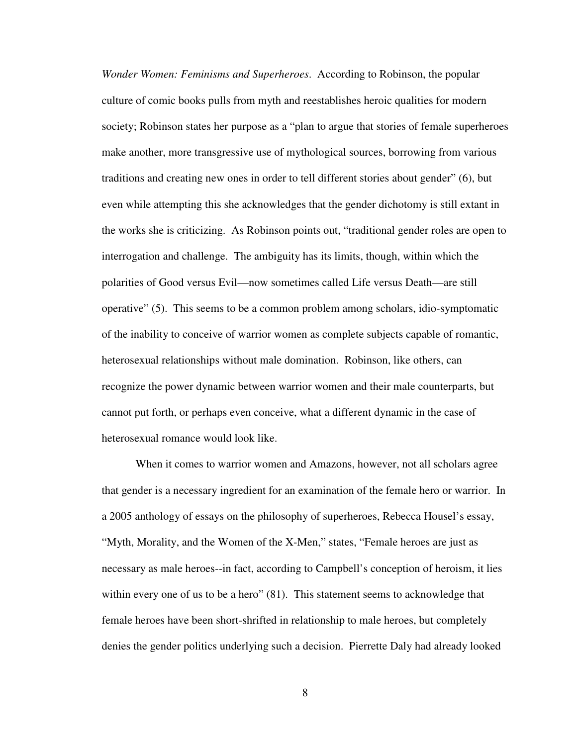*Wonder Women: Feminisms and Superheroes*. According to Robinson, the popular culture of comic books pulls from myth and reestablishes heroic qualities for modern society; Robinson states her purpose as a "plan to argue that stories of female superheroes make another, more transgressive use of mythological sources, borrowing from various traditions and creating new ones in order to tell different stories about gender" (6), but even while attempting this she acknowledges that the gender dichotomy is still extant in the works she is criticizing. As Robinson points out, "traditional gender roles are open to interrogation and challenge. The ambiguity has its limits, though, within which the polarities of Good versus Evil—now sometimes called Life versus Death—are still operative" (5). This seems to be a common problem among scholars, idio-symptomatic of the inability to conceive of warrior women as complete subjects capable of romantic, heterosexual relationships without male domination. Robinson, like others, can recognize the power dynamic between warrior women and their male counterparts, but cannot put forth, or perhaps even conceive, what a different dynamic in the case of heterosexual romance would look like.

When it comes to warrior women and Amazons, however, not all scholars agree that gender is a necessary ingredient for an examination of the female hero or warrior. In a 2005 anthology of essays on the philosophy of superheroes, Rebecca Housel's essay, "Myth, Morality, and the Women of the X-Men," states, "Female heroes are just as necessary as male heroes--in fact, according to Campbell's conception of heroism, it lies within every one of us to be a hero" (81). This statement seems to acknowledge that female heroes have been short-shrifted in relationship to male heroes, but completely denies the gender politics underlying such a decision. Pierrette Daly had already looked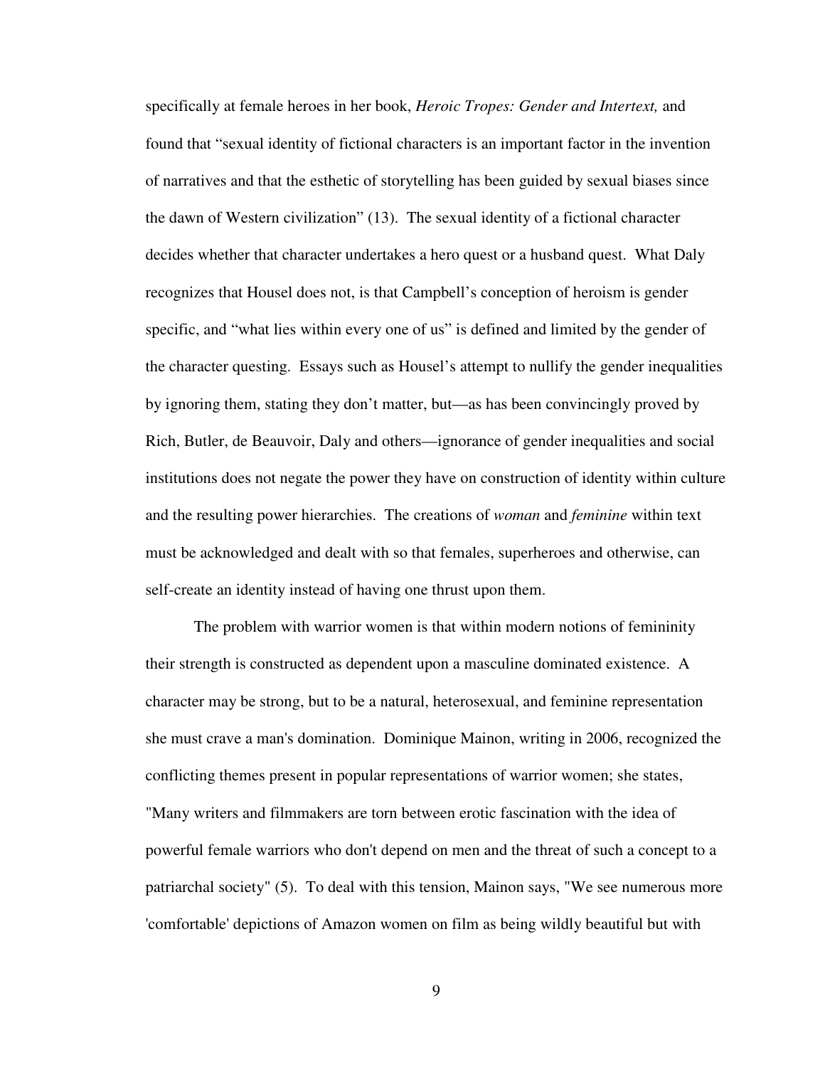specifically at female heroes in her book, *Heroic Tropes: Gender and Intertext,* and found that “sexual identity of fictional characters is an important factor in the invention of narratives and that the esthetic of storytelling has been guided by sexual biases since the dawn of Western civilization” (13). The sexual identity of a fictional character decides whether that character undertakes a hero quest or a husband quest. What Daly recognizes that Housel does not, is that Campbell’s conception of heroism is gender specific, and “what lies within every one of us” is defined and limited by the gender of the character questing. Essays such as Housel’s attempt to nullify the gender inequalities by ignoring them, stating they don’t matter, but—as has been convincingly proved by Rich, Butler, de Beauvoir, Daly and others—ignorance of gender inequalities and social institutions does not negate the power they have on construction of identity within culture and the resulting power hierarchies. The creations of *woman* and *feminine* within text must be acknowledged and dealt with so that females, superheroes and otherwise, can self-create an identity instead of having one thrust upon them.

The problem with warrior women is that within modern notions of femininity their strength is constructed as dependent upon a masculine dominated existence. A character may be strong, but to be a natural, heterosexual, and feminine representation she must crave a man's domination. Dominique Mainon, writing in 2006, recognized the conflicting themes present in popular representations of warrior women; she states, "Many writers and filmmakers are torn between erotic fascination with the idea of powerful female warriors who don't depend on men and the threat of such a concept to a patriarchal society" (5). To deal with this tension, Mainon says, "We see numerous more 'comfortable' depictions of Amazon women on film as being wildly beautiful but with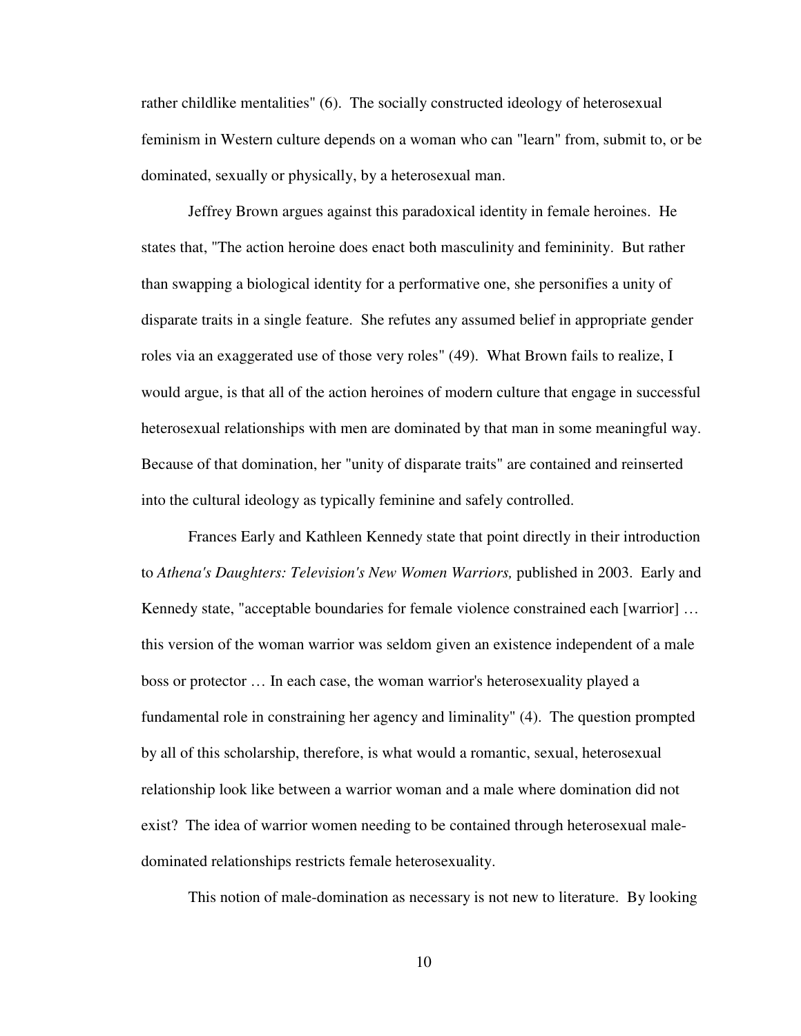rather childlike mentalities" (6). The socially constructed ideology of heterosexual feminism in Western culture depends on a woman who can "learn" from, submit to, or be dominated, sexually or physically, by a heterosexual man.

Jeffrey Brown argues against this paradoxical identity in female heroines. He states that, "The action heroine does enact both masculinity and femininity. But rather than swapping a biological identity for a performative one, she personifies a unity of disparate traits in a single feature. She refutes any assumed belief in appropriate gender roles via an exaggerated use of those very roles" (49). What Brown fails to realize, I would argue, is that all of the action heroines of modern culture that engage in successful heterosexual relationships with men are dominated by that man in some meaningful way. Because of that domination, her "unity of disparate traits" are contained and reinserted into the cultural ideology as typically feminine and safely controlled.

Frances Early and Kathleen Kennedy state that point directly in their introduction to *Athena's Daughters: Television's New Women Warriors,* published in 2003. Early and Kennedy state, "acceptable boundaries for female violence constrained each [warrior] … this version of the woman warrior was seldom given an existence independent of a male boss or protector … In each case, the woman warrior's heterosexuality played a fundamental role in constraining her agency and liminality" (4). The question prompted by all of this scholarship, therefore, is what would a romantic, sexual, heterosexual relationship look like between a warrior woman and a male where domination did not exist? The idea of warrior women needing to be contained through heterosexual male-dominated relationships restricts female heterosexuality.

This notion of male-domination as necessary is not new to literature. By looking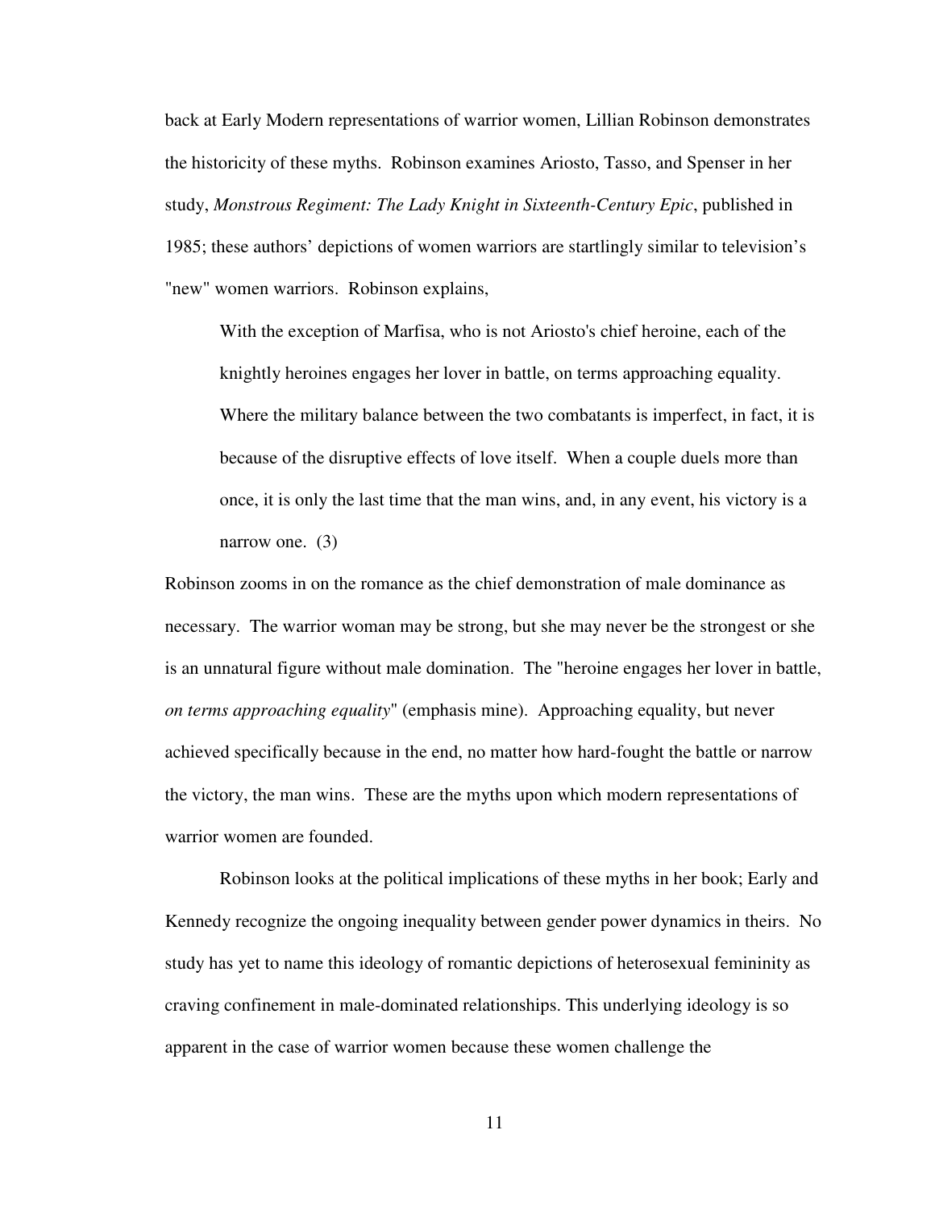back at Early Modern representations of warrior women, Lillian Robinson demonstrates the historicity of these myths. Robinson examines Ariosto, Tasso, and Spenser in her study, *Monstrous Regiment: The Lady Knight in Sixteenth-Century Epic*, published in 1985; these authors' depictions of women warriors are startlingly similar to television's "new" women warriors. Robinson explains,

> With the exception of Marfisa, who is not Ariosto's chief heroine, each of the knightly heroines engages her lover in battle, on terms approaching equality. Where the military balance between the two combatants is imperfect, in fact, it is because of the disruptive effects of love itself. When a couple duels more than once, it is only the last time that the man wins, and, in any event, his victory is a narrow one. (3)

Robinson zooms in on the romance as the chief demonstration of male dominance as necessary. The warrior woman may be strong, but she may never be the strongest or she is an unnatural figure without male domination. The "heroine engages her lover in battle, *on terms approaching equality*" (emphasis mine). Approaching equality, but never achieved specifically because in the end, no matter how hard-fought the battle or narrow the victory, the man wins. These are the myths upon which modern representations of warrior women are founded.

Robinson looks at the political implications of these myths in her book; Early and Kennedy recognize the ongoing inequality between gender power dynamics in theirs. No study has yet to name this ideology of romantic depictions of heterosexual femininity as craving confinement in male-dominated relationships. This underlying ideology is so apparent in the case of warrior women because these women challenge the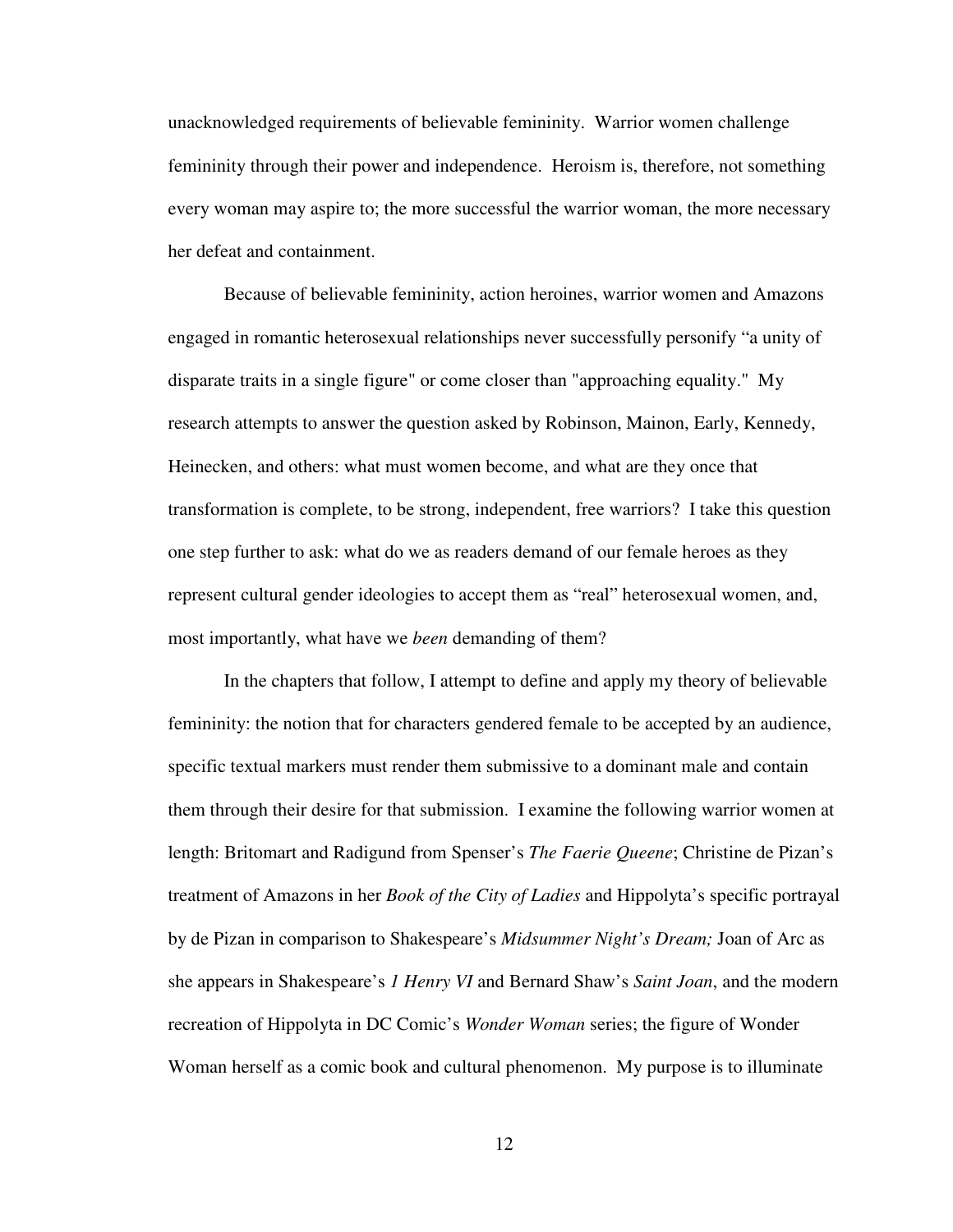unacknowledged requirements of believable femininity. Warrior women challenge femininity through their power and independence. Heroism is, therefore, not something every woman may aspire to; the more successful the warrior woman, the more necessary her defeat and containment.

Because of believable femininity, action heroines, warrior women and Amazons engaged in romantic heterosexual relationships never successfully personify "a unity of disparate traits in a single figure" or come closer than "approaching equality." My research attempts to answer the question asked by Robinson, Mainon, Early, Kennedy, Heinecken, and others: what must women become, and what are they once that transformation is complete, to be strong, independent, free warriors? I take this question one step further to ask: what do we as readers demand of our female heroes as they represent cultural gender ideologies to accept them as "real" heterosexual women, and, most importantly, what have we *been* demanding of them?

In the chapters that follow, I attempt to define and apply my theory of believable femininity: the notion that for characters gendered female to be accepted by an audience, specific textual markers must render them submissive to a dominant male and contain them through their desire for that submission. I examine the following warrior women at length: Britomart and Radigund from Spenser's *The Faerie Queene*; Christine de Pizan's treatment of Amazons in her *Book of the City of Ladies* and Hippolyta's specific portrayal by de Pizan in comparison to Shakespeare's *Midsummer Night's Dream;* Joan of Arc as she appears in Shakespeare's *1 Henry VI* and Bernard Shaw's *Saint Joan*, and the modern recreation of Hippolyta in DC Comic's *Wonder Woman* series; the figure of Wonder Woman herself as a comic book and cultural phenomenon. My purpose is to illuminate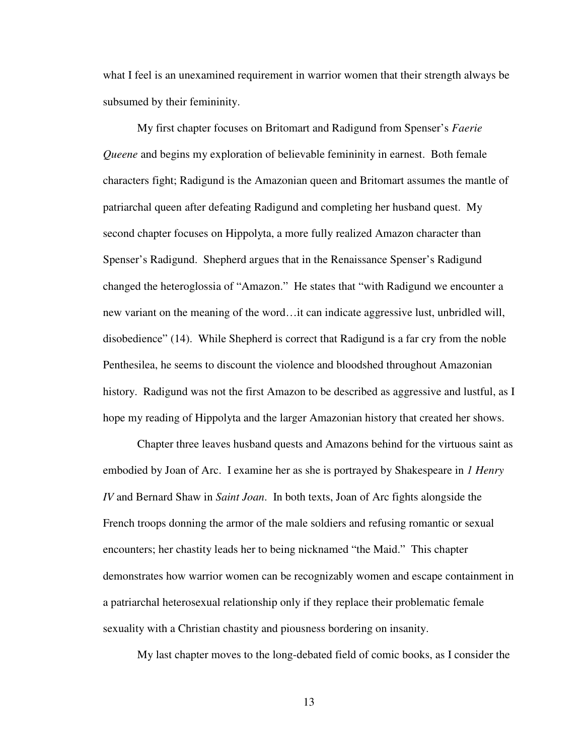what I feel is an unexamined requirement in warrior women that their strength always be subsumed by their femininity.

My first chapter focuses on Britomart and Radigund from Spenser's *Faerie Queene* and begins my exploration of believable femininity in earnest. Both female characters fight; Radigund is the Amazonian queen and Britomart assumes the mantle of patriarchal queen after defeating Radigund and completing her husband quest. My second chapter focuses on Hippolyta, a more fully realized Amazon character than Spenser's Radigund. Shepherd argues that in the Renaissance Spenser's Radigund changed the heteroglossia of "Amazon." He states that "with Radigund we encounter a new variant on the meaning of the word…it can indicate aggressive lust, unbridled will, disobedience" (14). While Shepherd is correct that Radigund is a far cry from the noble Penthesilea, he seems to discount the violence and bloodshed throughout Amazonian history. Radigund was not the first Amazon to be described as aggressive and lustful, as I hope my reading of Hippolyta and the larger Amazonian history that created her shows.

Chapter three leaves husband quests and Amazons behind for the virtuous saint as embodied by Joan of Arc. I examine her as she is portrayed by Shakespeare in *1 Henry IV* and Bernard Shaw in *Saint Joan*. In both texts, Joan of Arc fights alongside the French troops donning the armor of the male soldiers and refusing romantic or sexual encounters; her chastity leads her to being nicknamed "the Maid." This chapter demonstrates how warrior women can be recognizably women and escape containment in a patriarchal heterosexual relationship only if they replace their problematic female sexuality with a Christian chastity and piousness bordering on insanity.

My last chapter moves to the long-debated field of comic books, as I consider the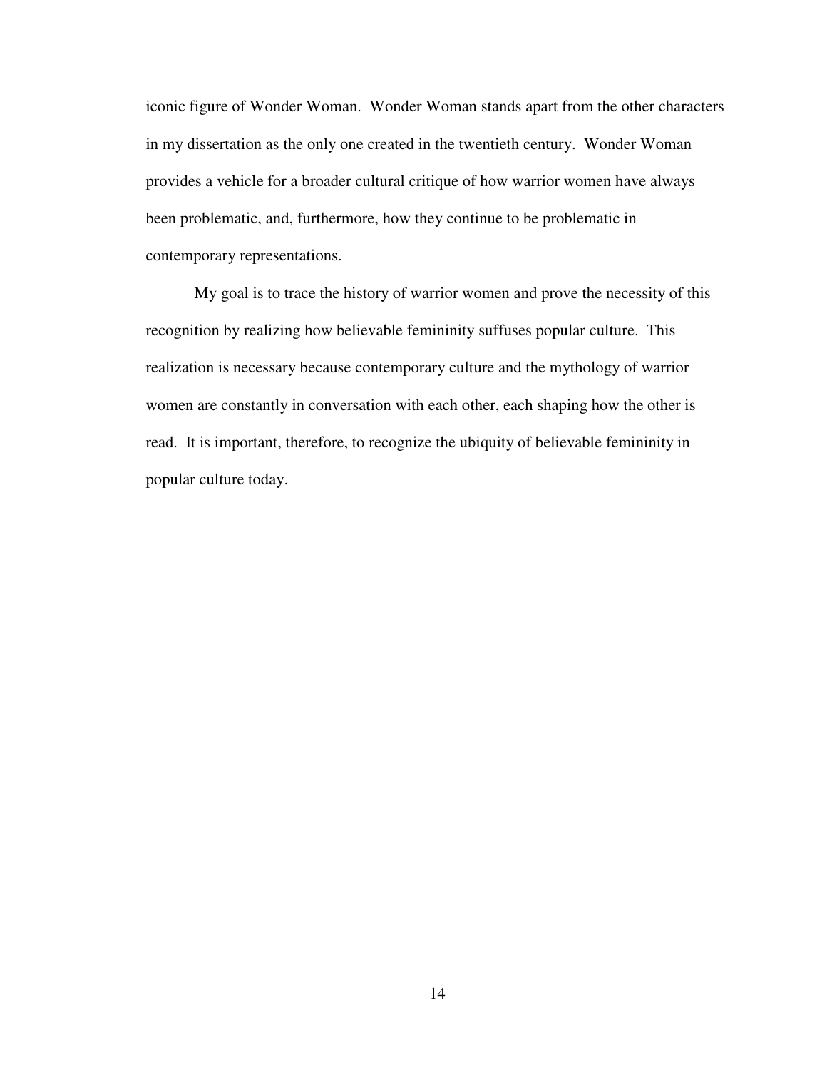iconic figure of Wonder Woman. Wonder Woman stands apart from the other characters in my dissertation as the only one created in the twentieth century. Wonder Woman provides a vehicle for a broader cultural critique of how warrior women have always been problematic, and, furthermore, how they continue to be problematic in contemporary representations.

My goal is to trace the history of warrior women and prove the necessity of this recognition by realizing how believable femininity suffuses popular culture. This realization is necessary because contemporary culture and the mythology of warrior women are constantly in conversation with each other, each shaping how the other is read. It is important, therefore, to recognize the ubiquity of believable femininity in popular culture today.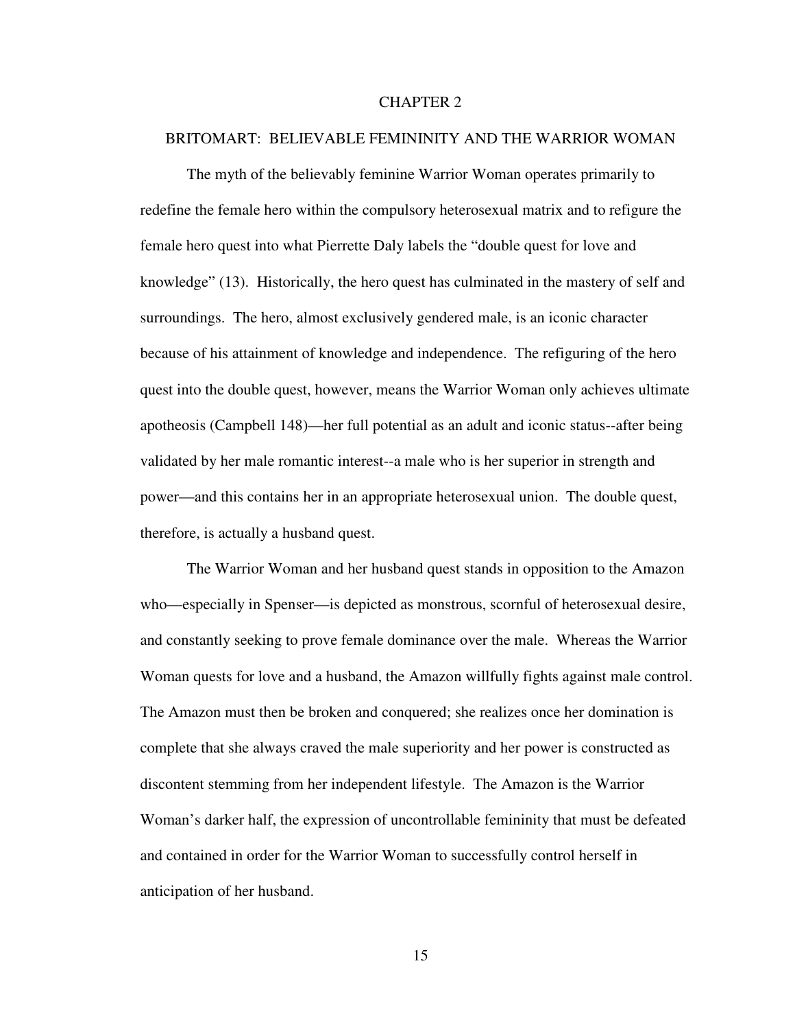# CHAPTER 2

## BRITOMART: BELIEVABLE FEMININITY AND THE WARRIOR WOMAN

The myth of the believably feminine Warrior Woman operates primarily to redefine the female hero within the compulsory heterosexual matrix and to refigure the female hero quest into what Pierrette Daly labels the "double quest for love and knowledge" (13). Historically, the hero quest has culminated in the mastery of self and surroundings. The hero, almost exclusively gendered male, is an iconic character because of his attainment of knowledge and independence. The refiguring of the hero quest into the double quest, however, means the Warrior Woman only achieves ultimate apotheosis (Campbell 148)—her full potential as an adult and iconic status--after being validated by her male romantic interest--a male who is her superior in strength and power—and this contains her in an appropriate heterosexual union. The double quest, therefore, is actually a husband quest.

The Warrior Woman and her husband quest stands in opposition to the Amazon who—especially in Spenser—is depicted as monstrous, scornful of heterosexual desire, and constantly seeking to prove female dominance over the male. Whereas the Warrior Woman quests for love and a husband, the Amazon willfully fights against male control. The Amazon must then be broken and conquered; she realizes once her domination is complete that she always craved the male superiority and her power is constructed as discontent stemming from her independent lifestyle. The Amazon is the Warrior Woman's darker half, the expression of uncontrollable femininity that must be defeated and contained in order for the Warrior Woman to successfully control herself in anticipation of her husband.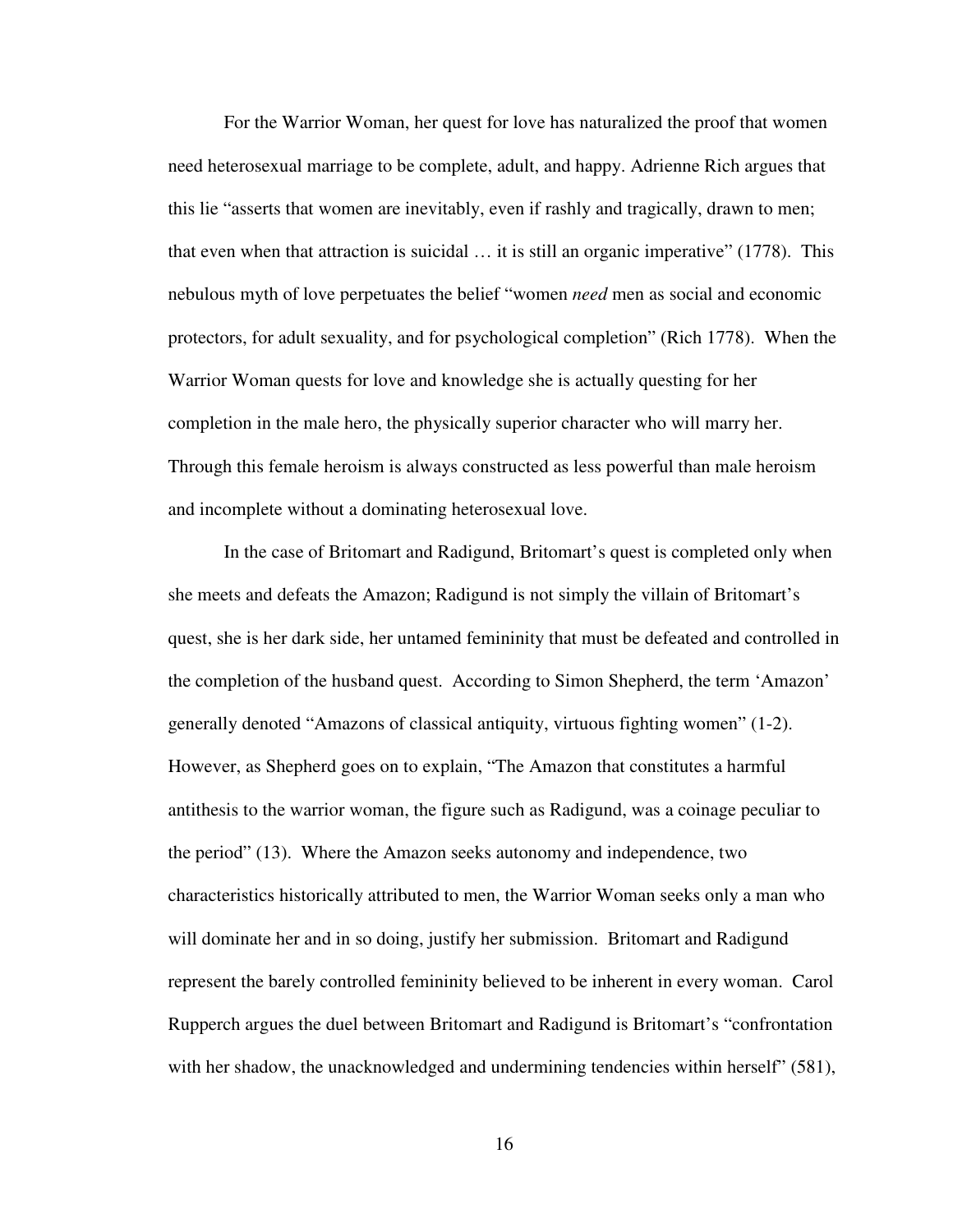For the Warrior Woman, her quest for love has naturalized the proof that women need heterosexual marriage to be complete, adult, and happy. Adrienne Rich argues that this lie "asserts that women are inevitably, even if rashly and tragically, drawn to men; that even when that attraction is suicidal … it is still an organic imperative" (1778). This nebulous myth of love perpetuates the belief "women *need* men as social and economic protectors, for adult sexuality, and for psychological completion" (Rich 1778). When the Warrior Woman quests for love and knowledge she is actually questing for her completion in the male hero, the physically superior character who will marry her. Through this female heroism is always constructed as less powerful than male heroism and incomplete without a dominating heterosexual love.

In the case of Britomart and Radigund, Britomart's quest is completed only when she meets and defeats the Amazon; Radigund is not simply the villain of Britomart's quest, she is her dark side, her untamed femininity that must be defeated and controlled in the completion of the husband quest. According to Simon Shepherd, the term 'Amazon' generally denoted "Amazons of classical antiquity, virtuous fighting women" (1-2). However, as Shepherd goes on to explain, "The Amazon that constitutes a harmful antithesis to the warrior woman, the figure such as Radigund, was a coinage peculiar to the period" (13). Where the Amazon seeks autonomy and independence, two characteristics historically attributed to men, the Warrior Woman seeks only a man who will dominate her and in so doing, justify her submission. Britomart and Radigund represent the barely controlled femininity believed to be inherent in every woman. Carol Rupperch argues the duel between Britomart and Radigund is Britomart's "confrontation with her shadow, the unacknowledged and undermining tendencies within herself" (581),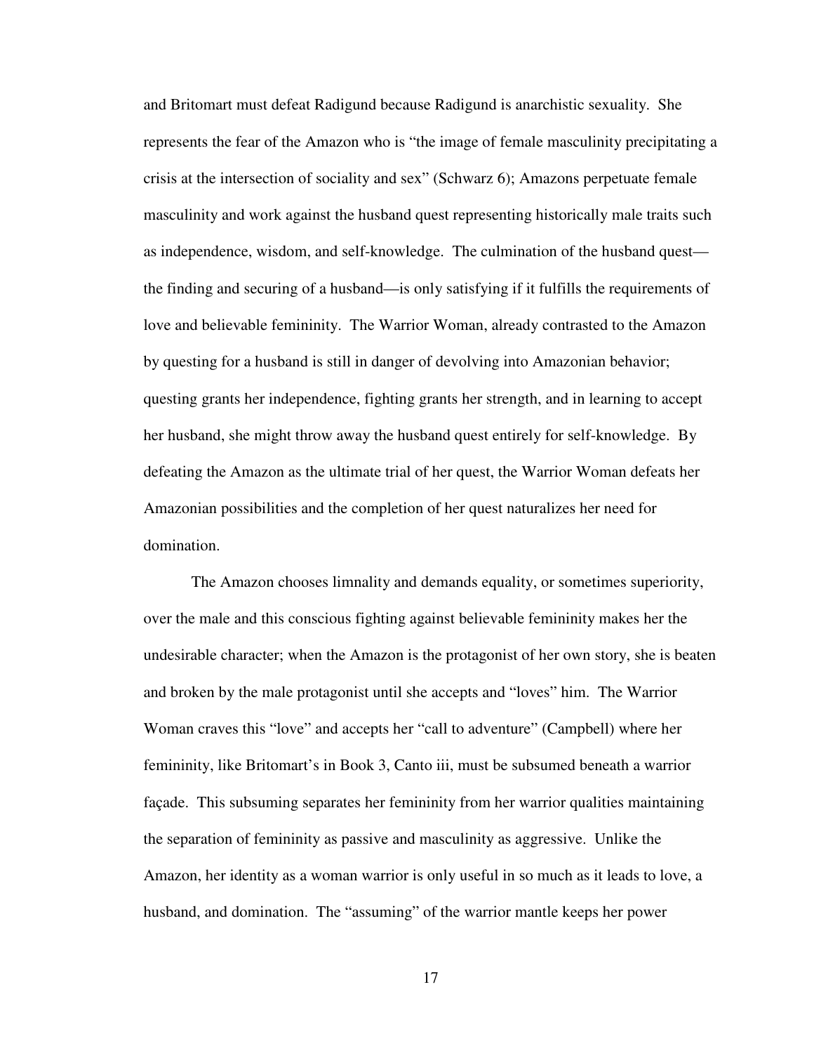and Britomart must defeat Radigund because Radigund is anarchistic sexuality. She represents the fear of the Amazon who is "the image of female masculinity precipitating a crisis at the intersection of sociality and sex" (Schwarz 6); Amazons perpetuate female masculinity and work against the husband quest representing historically male traits such as independence, wisdom, and self-knowledge. The culmination of the husband quest—the finding and securing of a husband—is only satisfying if it fulfills the requirements of love and believable femininity. The Warrior Woman, already contrasted to the Amazon by questing for a husband is still in danger of devolving into Amazonian behavior; questing grants her independence, fighting grants her strength, and in learning to accept her husband, she might throw away the husband quest entirely for self-knowledge. By defeating the Amazon as the ultimate trial of her quest, the Warrior Woman defeats her Amazonian possibilities and the completion of her quest naturalizes her need for domination.

The Amazon chooses limnality and demands equality, or sometimes superiority, over the male and this conscious fighting against believable femininity makes her the undesirable character; when the Amazon is the protagonist of her own story, she is beaten and broken by the male protagonist until she accepts and "loves" him. The Warrior Woman craves this "love" and accepts her "call to adventure" (Campbell) where her femininity, like Britomart's in Book 3, Canto iii, must be subsumed beneath a warrior façade. This subsuming separates her femininity from her warrior qualities maintaining the separation of femininity as passive and masculinity as aggressive. Unlike the Amazon, her identity as a woman warrior is only useful in so much as it leads to love, a husband, and domination. The "assuming" of the warrior mantle keeps her power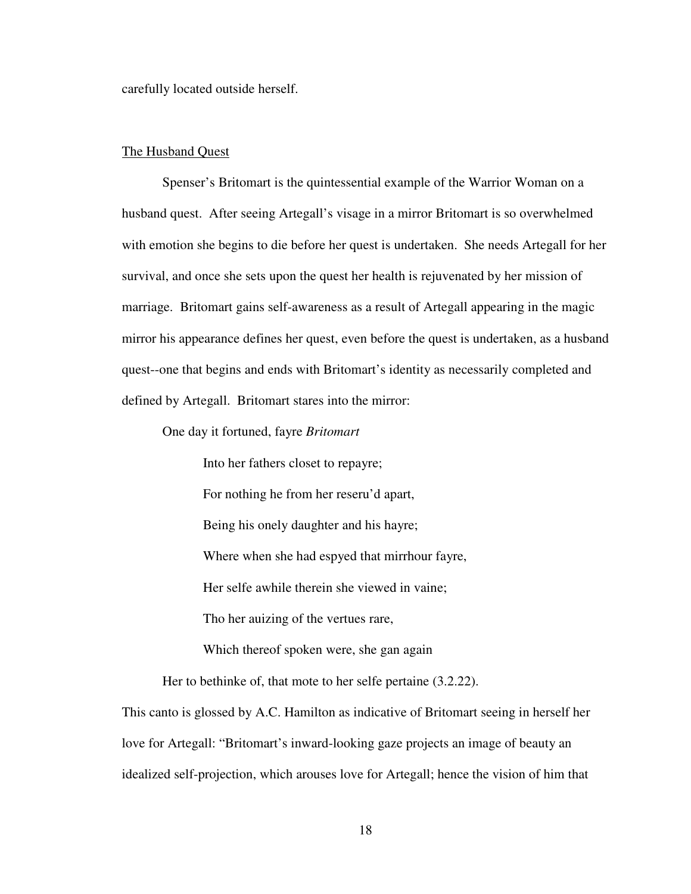carefully located outside herself.

## The Husband Quest

Spenser's Britomart is the quintessential example of the Warrior Woman on a husband quest. After seeing Artegall's visage in a mirror Britomart is so overwhelmed with emotion she begins to die before her quest is undertaken. She needs Artegall for her survival, and once she sets upon the quest her health is rejuvenated by her mission of marriage. Britomart gains self-awareness as a result of Artegall appearing in the magic mirror his appearance defines her quest, even before the quest is undertaken, as a husband quest--one that begins and ends with Britomart's identity as necessarily completed and defined by Artegall. Britomart stares into the mirror:

> One day it fortuned, fayre *Britomart*
>
> Into her fathers closet to repayre;
>
> For nothing he from her reseru'd apart,
>
> Being his onely daughter and his hayre;
>
> Where when she had espyed that mirrhour fayre,
>
> Her selfe awhile therein she viewed in vaine;
>
> Tho her auizing of the vertues rare,
>
> Which thereof spoken were, she gan again
>
> Her to bethinke of, that mote to her selfe pertaine (3.2.22).

This canto is glossed by A.C. Hamilton as indicative of Britomart seeing in herself her love for Artegall: "Britomart's inward-looking gaze projects an image of beauty an idealized self-projection, which arouses love for Artegall; hence the vision of him that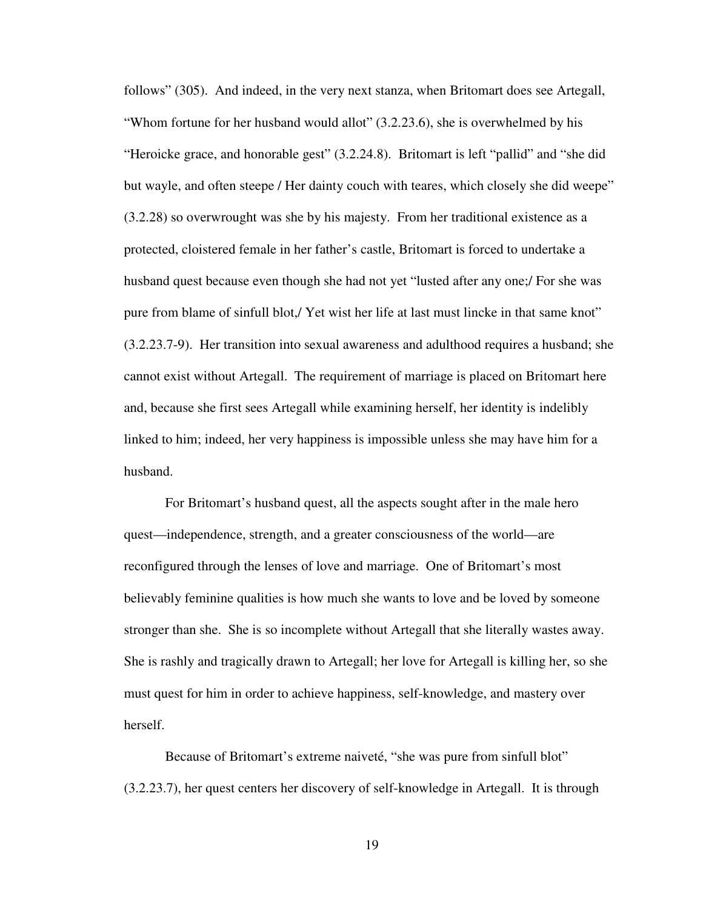follows" (305). And indeed, in the very next stanza, when Britomart does see Artegall, "Whom fortune for her husband would allot" (3.2.23.6), she is overwhelmed by his "Heroicke grace, and honorable gest" (3.2.24.8). Britomart is left "pallid" and "she did but wayle, and often steepe / Her dainty couch with teares, which closely she did weepe" (3.2.28) so overwrought was she by his majesty. From her traditional existence as a protected, cloistered female in her father's castle, Britomart is forced to undertake a husband quest because even though she had not yet "lusted after any one;/ For she was pure from blame of sinfull blot,/ Yet wist her life at last must lincke in that same knot" (3.2.23.7-9). Her transition into sexual awareness and adulthood requires a husband; she cannot exist without Artegall. The requirement of marriage is placed on Britomart here and, because she first sees Artegall while examining herself, her identity is indelibly linked to him; indeed, her very happiness is impossible unless she may have him for a husband.

For Britomart's husband quest, all the aspects sought after in the male hero quest—independence, strength, and a greater consciousness of the world—are reconfigured through the lenses of love and marriage. One of Britomart's most believably feminine qualities is how much she wants to love and be loved by someone stronger than she. She is so incomplete without Artegall that she literally wastes away. She is rashly and tragically drawn to Artegall; her love for Artegall is killing her, so she must quest for him in order to achieve happiness, self-knowledge, and mastery over herself.

Because of Britomart's extreme naiveté, "she was pure from sinfull blot" (3.2.23.7), her quest centers her discovery of self-knowledge in Artegall. It is through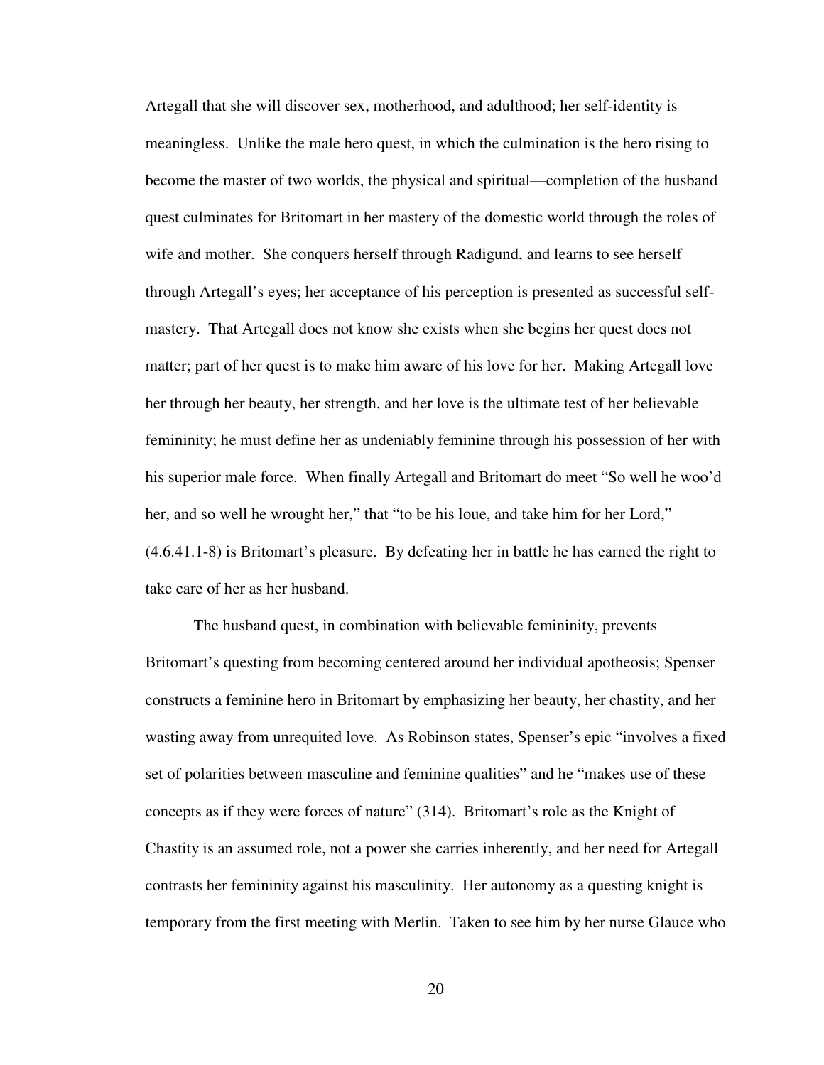Artegall that she will discover sex, motherhood, and adulthood; her self-identity is meaningless. Unlike the male hero quest, in which the culmination is the hero rising to become the master of two worlds, the physical and spiritual—completion of the husband quest culminates for Britomart in her mastery of the domestic world through the roles of wife and mother. She conquers herself through Radigund, and learns to see herself through Artegall's eyes; her acceptance of his perception is presented as successful self-mastery. That Artegall does not know she exists when she begins her quest does not matter; part of her quest is to make him aware of his love for her. Making Artegall love her through her beauty, her strength, and her love is the ultimate test of her believable femininity; he must define her as undeniably feminine through his possession of her with his superior male force. When finally Artegall and Britomart do meet "So well he woo'd her, and so well he wrought her," that "to be his loue, and take him for her Lord," (4.6.41.1-8) is Britomart's pleasure. By defeating her in battle he has earned the right to take care of her as her husband.

The husband quest, in combination with believable femininity, prevents Britomart's questing from becoming centered around her individual apotheosis; Spenser constructs a feminine hero in Britomart by emphasizing her beauty, her chastity, and her wasting away from unrequited love. As Robinson states, Spenser's epic "involves a fixed set of polarities between masculine and feminine qualities" and he "makes use of these concepts as if they were forces of nature" (314). Britomart's role as the Knight of Chastity is an assumed role, not a power she carries inherently, and her need for Artegall contrasts her femininity against his masculinity. Her autonomy as a questing knight is temporary from the first meeting with Merlin. Taken to see him by her nurse Glauce who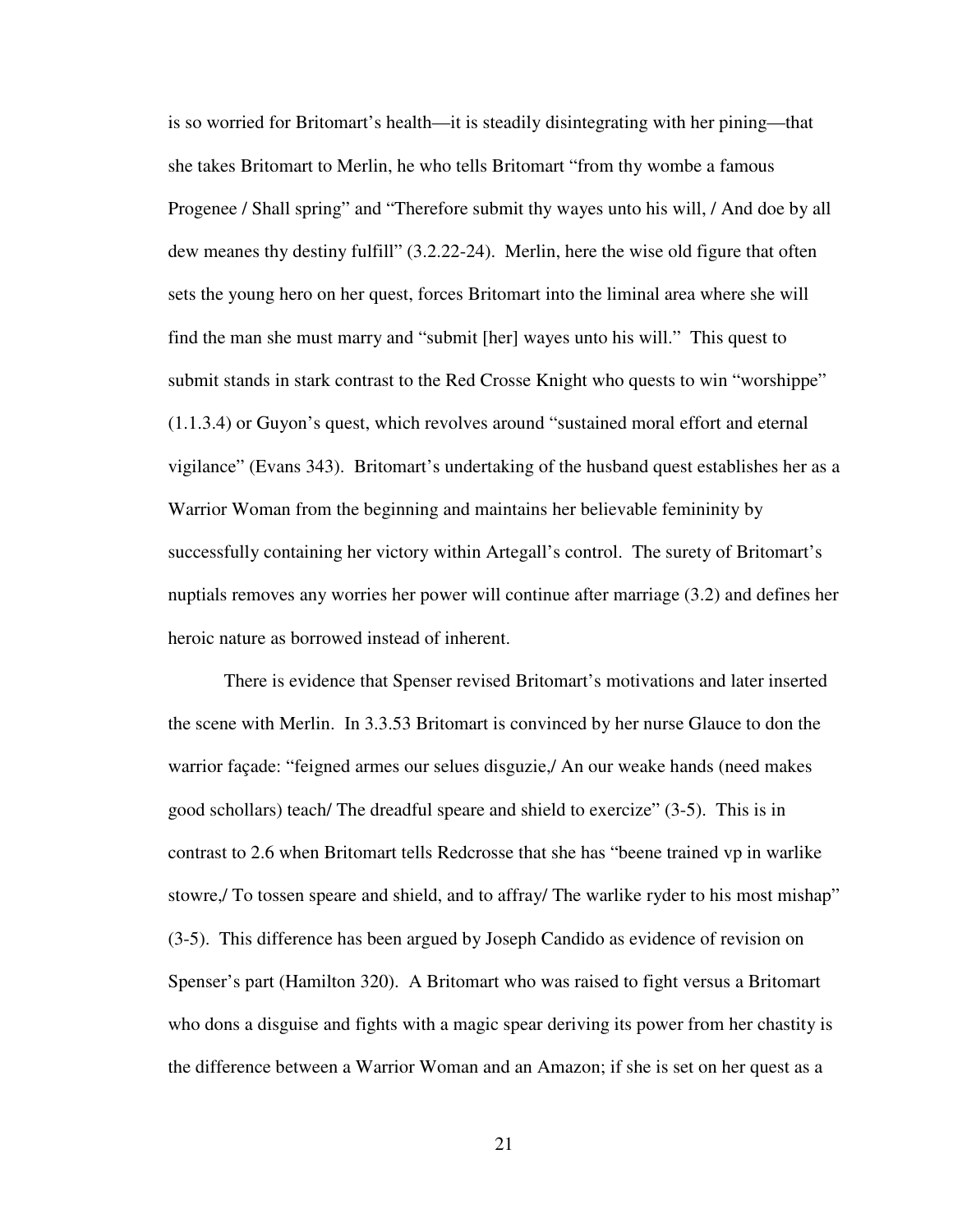is so worried for Britomart's health—it is steadily disintegrating with her pining—that she takes Britomart to Merlin, he who tells Britomart "from thy wombe a famous Progenee / Shall spring" and "Therefore submit thy wayes unto his will, / And doe by all dew meanes thy destiny fulfill" (3.2.22-24). Merlin, here the wise old figure that often sets the young hero on her quest, forces Britomart into the liminal area where she will find the man she must marry and "submit [her] wayes unto his will." This quest to submit stands in stark contrast to the Red Crosse Knight who quests to win "worshippe" (1.1.3.4) or Guyon's quest, which revolves around "sustained moral effort and eternal vigilance" (Evans 343). Britomart's undertaking of the husband quest establishes her as a Warrior Woman from the beginning and maintains her believable femininity by successfully containing her victory within Artegall's control. The surety of Britomart's nuptials removes any worries her power will continue after marriage (3.2) and defines her heroic nature as borrowed instead of inherent.

There is evidence that Spenser revised Britomart's motivations and later inserted the scene with Merlin. In 3.3.53 Britomart is convinced by her nurse Glauce to don the warrior façade: "feigned armes our selues disguzie,/ An our weake hands (need makes good schollars) teach/ The dreadful speare and shield to exercize" (3-5). This is in contrast to 2.6 when Britomart tells Redcrosse that she has "beene trained vp in warlike stowre,/ To tossen speare and shield, and to affray/ The warlike ryder to his most mishap" (3-5). This difference has been argued by Joseph Candido as evidence of revision on Spenser's part (Hamilton 320). A Britomart who was raised to fight versus a Britomart who dons a disguise and fights with a magic spear deriving its power from her chastity is the difference between a Warrior Woman and an Amazon; if she is set on her quest as a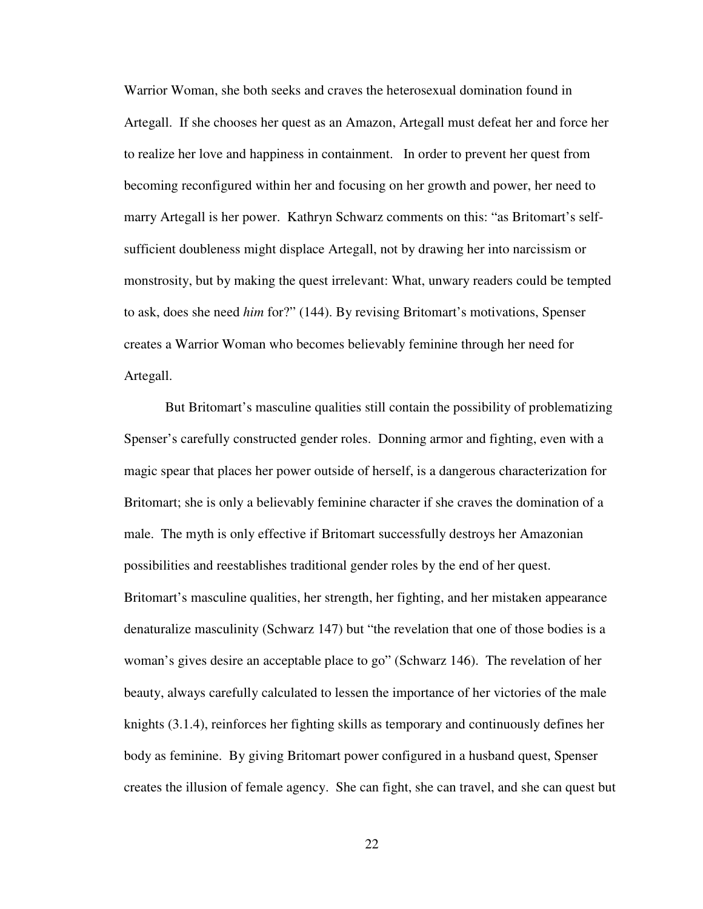Warrior Woman, she both seeks and craves the heterosexual domination found in Artegall. If she chooses her quest as an Amazon, Artegall must defeat her and force her to realize her love and happiness in containment. In order to prevent her quest from becoming reconfigured within her and focusing on her growth and power, her need to marry Artegall is her power. Kathryn Schwarz comments on this: "as Britomart's self-sufficient doubleness might displace Artegall, not by drawing her into narcissism or monstrosity, but by making the quest irrelevant: What, unwary readers could be tempted to ask, does she need *him* for?" (144). By revising Britomart's motivations, Spenser creates a Warrior Woman who becomes believably feminine through her need for Artegall.

But Britomart's masculine qualities still contain the possibility of problematizing Spenser's carefully constructed gender roles. Donning armor and fighting, even with a magic spear that places her power outside of herself, is a dangerous characterization for Britomart; she is only a believably feminine character if she craves the domination of a male. The myth is only effective if Britomart successfully destroys her Amazonian possibilities and reestablishes traditional gender roles by the end of her quest. Britomart's masculine qualities, her strength, her fighting, and her mistaken appearance denaturalize masculinity (Schwarz 147) but "the revelation that one of those bodies is a woman's gives desire an acceptable place to go" (Schwarz 146). The revelation of her beauty, always carefully calculated to lessen the importance of her victories of the male knights (3.1.4), reinforces her fighting skills as temporary and continuously defines her body as feminine. By giving Britomart power configured in a husband quest, Spenser creates the illusion of female agency. She can fight, she can travel, and she can quest but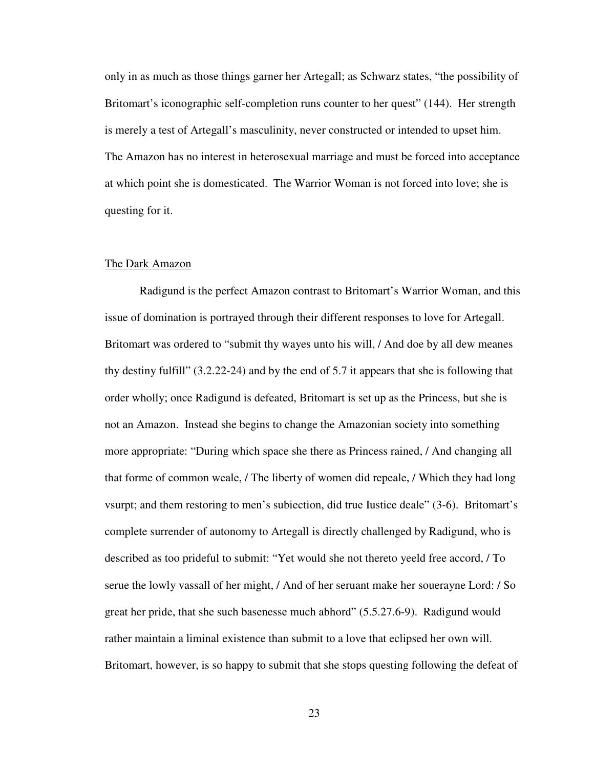only in as much as those things garner her Artegall; as Schwarz states, "the possibility of Britomart's iconographic self-completion runs counter to her quest" (144). Her strength is merely a test of Artegall's masculinity, never constructed or intended to upset him. The Amazon has no interest in heterosexual marriage and must be forced into acceptance at which point she is domesticated. The Warrior Woman is not forced into love; she is questing for it.

## The Dark Amazon

Radigund is the perfect Amazon contrast to Britomart's Warrior Woman, and this issue of domination is portrayed through their different responses to love for Artegall. Britomart was ordered to "submit thy wayes unto his will, / And doe by all dew meanes thy destiny fulfill" (3.2.22-24) and by the end of 5.7 it appears that she is following that order wholly; once Radigund is defeated, Britomart is set up as the Princess, but she is not an Amazon. Instead she begins to change the Amazonian society into something more appropriate: "During which space she there as Princess rained, / And changing all that forme of common weale, / The liberty of women did repeale, / Which they had long vsurpt; and them restoring to men's subiection, did true Iustice deale" (3-6). Britomart's complete surrender of autonomy to Artegall is directly challenged by Radigund, who is described as too prideful to submit: "Yet would she not thereto yeeld free accord, / To serue the lowly vassall of her might, / And of her seruant make her souerayne Lord: / So great her pride, that she such basenesse much abhord" (5.5.27.6-9). Radigund would rather maintain a liminal existence than submit to a love that eclipsed her own will. Britomart, however, is so happy to submit that she stops questing following the defeat of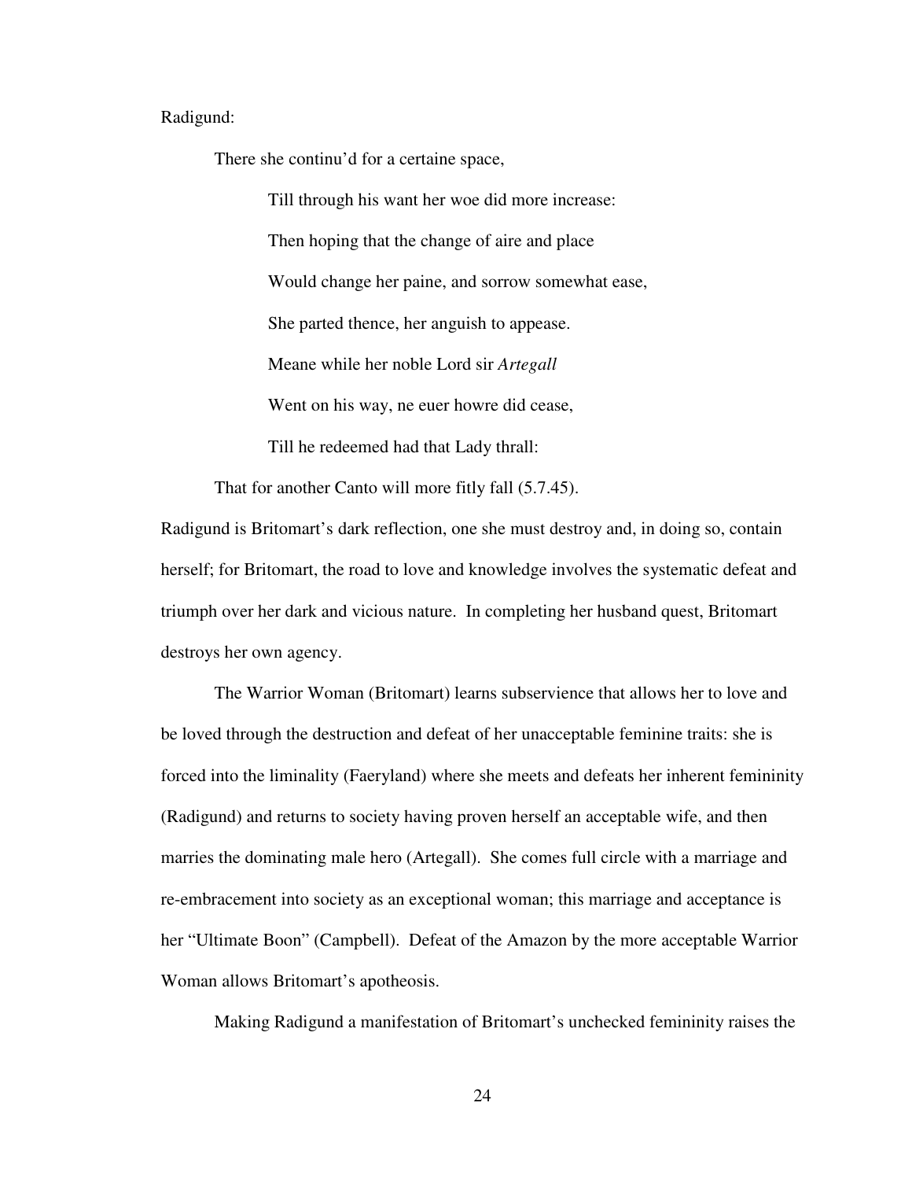Radigund:

> There she continu'd for a certaine space,
>
> Till through his want her woe did more increase:
>
> Then hoping that the change of aire and place
>
> Would change her paine, and sorrow somewhat ease,
>
> She parted thence, her anguish to appease.
>
> Meane while her noble Lord sir *Artegall*
>
> Went on his way, ne euer howre did cease,
>
> Till he redeemed had that Lady thrall:
>
> That for another Canto will more fitly fall (5.7.45).

Radigund is Britomart's dark reflection, one she must destroy and, in doing so, contain herself; for Britomart, the road to love and knowledge involves the systematic defeat and triumph over her dark and vicious nature. In completing her husband quest, Britomart destroys her own agency.

The Warrior Woman (Britomart) learns subservience that allows her to love and be loved through the destruction and defeat of her unacceptable feminine traits: she is forced into the liminality (Faeryland) where she meets and defeats her inherent femininity (Radigund) and returns to society having proven herself an acceptable wife, and then marries the dominating male hero (Artegall). She comes full circle with a marriage and re-embracement into society as an exceptional woman; this marriage and acceptance is her "Ultimate Boon" (Campbell). Defeat of the Amazon by the more acceptable Warrior Woman allows Britomart's apotheosis.

Making Radigund a manifestation of Britomart's unchecked femininity raises the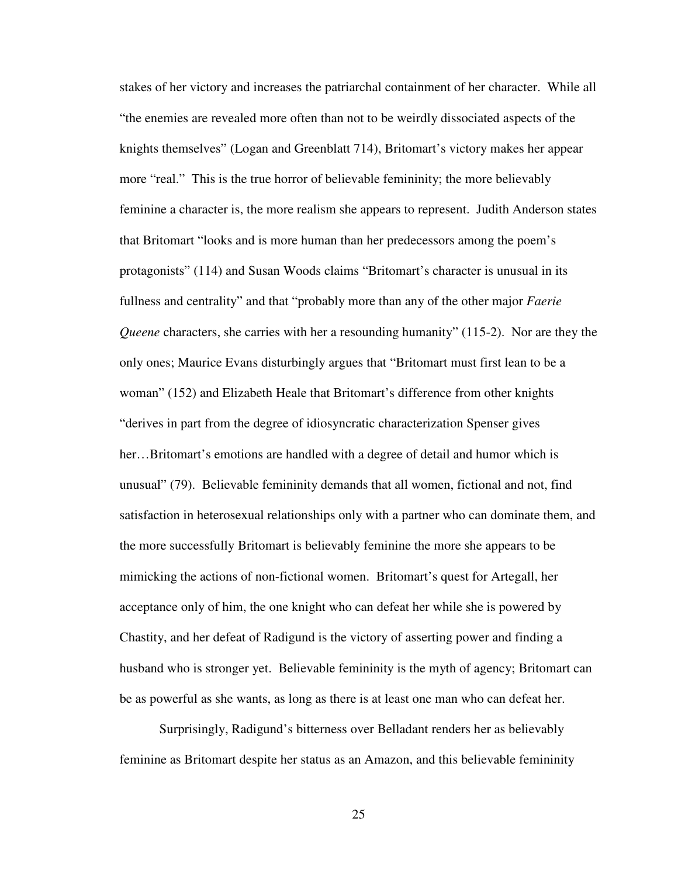stakes of her victory and increases the patriarchal containment of her character. While all "the enemies are revealed more often than not to be weirdly dissociated aspects of the knights themselves" (Logan and Greenblatt 714), Britomart's victory makes her appear more "real." This is the true horror of believable femininity; the more believably feminine a character is, the more realism she appears to represent. Judith Anderson states that Britomart "looks and is more human than her predecessors among the poem's protagonists" (114) and Susan Woods claims "Britomart's character is unusual in its fullness and centrality" and that "probably more than any of the other major *Faerie Queene* characters, she carries with her a resounding humanity" (115-2). Nor are they the only ones; Maurice Evans disturbingly argues that "Britomart must first lean to be a woman" (152) and Elizabeth Heale that Britomart's difference from other knights "derives in part from the degree of idiosyncratic characterization Spenser gives her…Britomart's emotions are handled with a degree of detail and humor which is unusual" (79). Believable femininity demands that all women, fictional and not, find satisfaction in heterosexual relationships only with a partner who can dominate them, and the more successfully Britomart is believably feminine the more she appears to be mimicking the actions of non-fictional women. Britomart's quest for Artegall, her acceptance only of him, the one knight who can defeat her while she is powered by Chastity, and her defeat of Radigund is the victory of asserting power and finding a husband who is stronger yet. Believable femininity is the myth of agency; Britomart can be as powerful as she wants, as long as there is at least one man who can defeat her.

Surprisingly, Radigund's bitterness over Belladant renders her as believably feminine as Britomart despite her status as an Amazon, and this believable femininity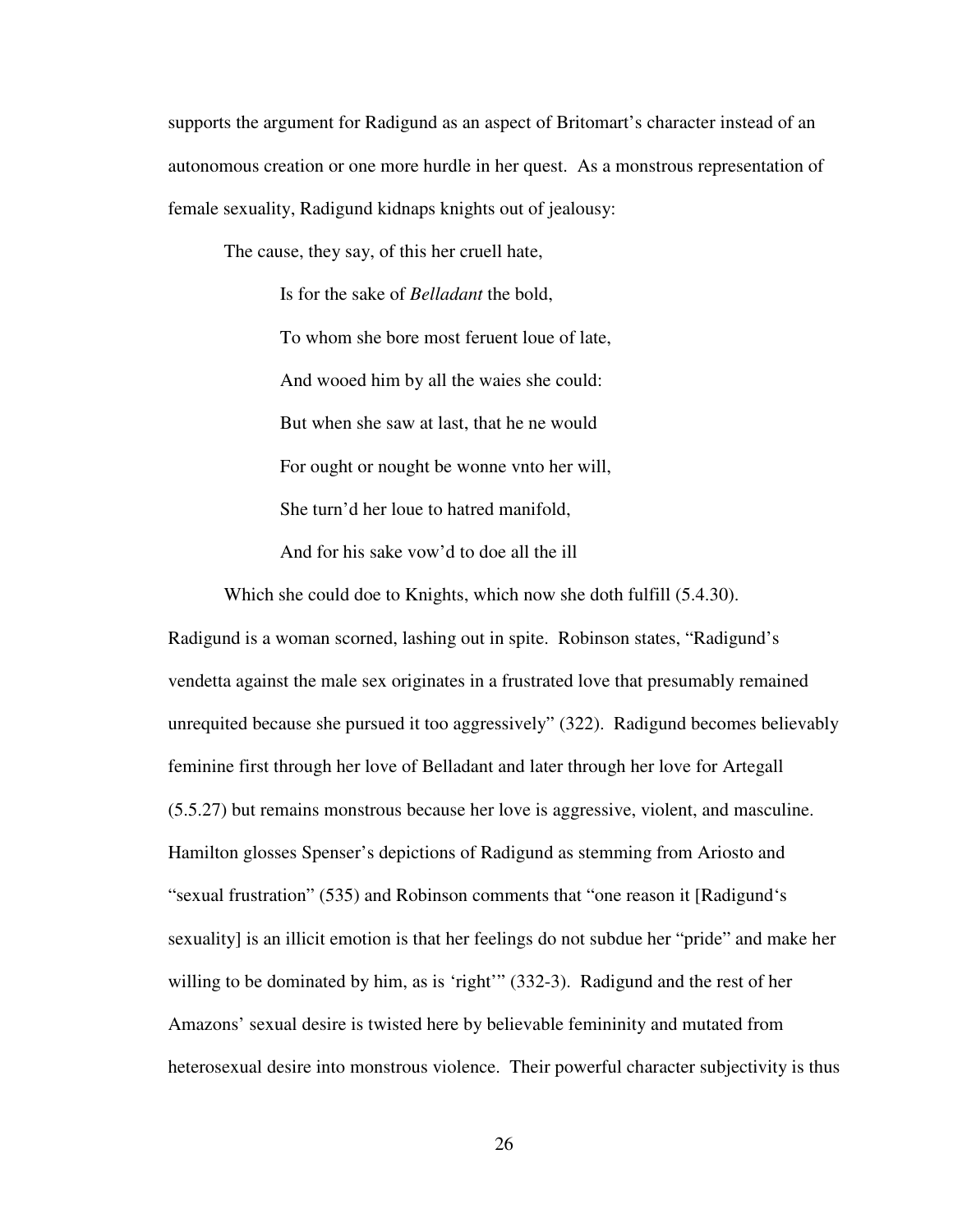supports the argument for Radigund as an aspect of Britomart's character instead of an autonomous creation or one more hurdle in her quest. As a monstrous representation of female sexuality, Radigund kidnaps knights out of jealousy:

> The cause, they say, of this her cruell hate,
>
> Is for the sake of *Belladant* the bold,
>
> To whom she bore most feruent loue of late,
>
> And wooed him by all the waies she could:
>
> But when she saw at last, that he ne would
>
> For ought or nought be wonne vnto her will,
>
> She turn'd her loue to hatred manifold,
>
> And for his sake vow'd to doe all the ill
>
> Which she could doe to Knights, which now she doth fulfill (5.4.30).

Radigund is a woman scorned, lashing out in spite. Robinson states, "Radigund's vendetta against the male sex originates in a frustrated love that presumably remained unrequited because she pursued it too aggressively" (322). Radigund becomes believably feminine first through her love of Belladant and later through her love for Artegall (5.5.27) but remains monstrous because her love is aggressive, violent, and masculine. Hamilton glosses Spenser's depictions of Radigund as stemming from Ariosto and "sexual frustration" (535) and Robinson comments that "one reason it [Radigund's sexuality] is an illicit emotion is that her feelings do not subdue her "pride" and make her willing to be dominated by him, as is 'right'" (332-3). Radigund and the rest of her Amazons' sexual desire is twisted here by believable femininity and mutated from heterosexual desire into monstrous violence. Their powerful character subjectivity is thus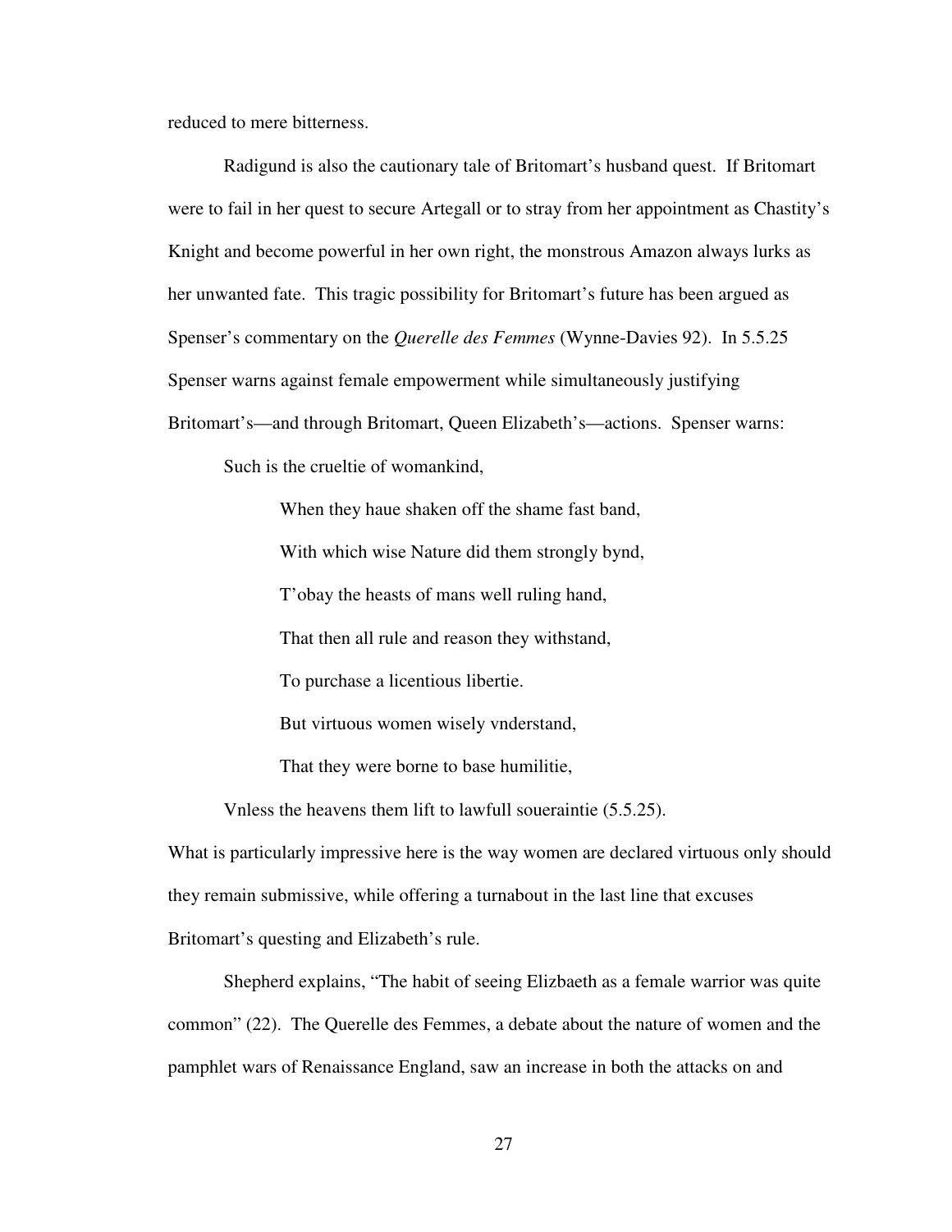reduced to mere bitterness.

Radigund is also the cautionary tale of Britomart's husband quest. If Britomart were to fail in her quest to secure Artegall or to stray from her appointment as Chastity's Knight and become powerful in her own right, the monstrous Amazon always lurks as her unwanted fate. This tragic possibility for Britomart's future has been argued as Spenser's commentary on the *Querelle des Femmes* (Wynne-Davies 92). In 5.5.25 Spenser warns against female empowerment while simultaneously justifying Britomart's—and through Britomart, Queen Elizabeth's—actions. Spenser warns:

> Such is the crueltie of womankind,
>
> When they haue shaken off the shame fast band,
>
> With which wise Nature did them strongly bynd,
>
> T'obay the heasts of mans well ruling hand,
>
> That then all rule and reason they withstand,
>
> To purchase a licentious libertie.
>
> But virtuous women wisely vnderstand,
>
> That they were borne to base humilitie,
>
> Vnless the heavens them lift to lawfull soueraintie (5.5.25).

What is particularly impressive here is the way women are declared virtuous only should they remain submissive, while offering a turnabout in the last line that excuses Britomart's questing and Elizabeth's rule.

Shepherd explains, "The habit of seeing Elizbaeth as a female warrior was quite common" (22). The Querelle des Femmes, a debate about the nature of women and the pamphlet wars of Renaissance England, saw an increase in both the attacks on and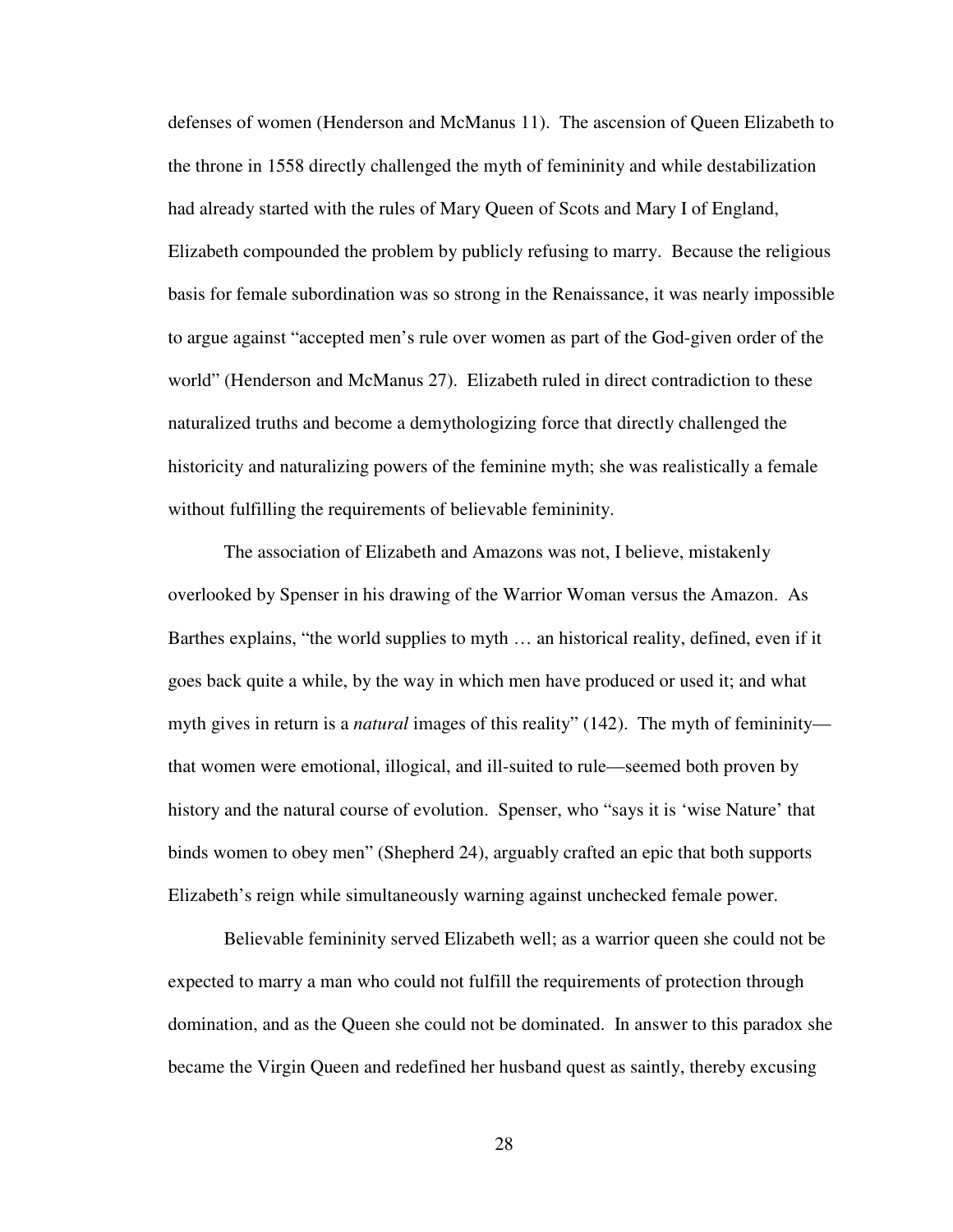defenses of women (Henderson and McManus 11). The ascension of Queen Elizabeth to the throne in 1558 directly challenged the myth of femininity and while destabilization had already started with the rules of Mary Queen of Scots and Mary I of England, Elizabeth compounded the problem by publicly refusing to marry. Because the religious basis for female subordination was so strong in the Renaissance, it was nearly impossible to argue against "accepted men's rule over women as part of the God-given order of the world" (Henderson and McManus 27). Elizabeth ruled in direct contradiction to these naturalized truths and become a demythologizing force that directly challenged the historicity and naturalizing powers of the feminine myth; she was realistically a female without fulfilling the requirements of believable femininity.

The association of Elizabeth and Amazons was not, I believe, mistakenly overlooked by Spenser in his drawing of the Warrior Woman versus the Amazon. As Barthes explains, "the world supplies to myth … an historical reality, defined, even if it goes back quite a while, by the way in which men have produced or used it; and what myth gives in return is a *natural* images of this reality" (142). The myth of femininity—that women were emotional, illogical, and ill-suited to rule—seemed both proven by history and the natural course of evolution. Spenser, who "says it is 'wise Nature' that binds women to obey men" (Shepherd 24), arguably crafted an epic that both supports Elizabeth's reign while simultaneously warning against unchecked female power.

Believable femininity served Elizabeth well; as a warrior queen she could not be expected to marry a man who could not fulfill the requirements of protection through domination, and as the Queen she could not be dominated. In answer to this paradox she became the Virgin Queen and redefined her husband quest as saintly, thereby excusing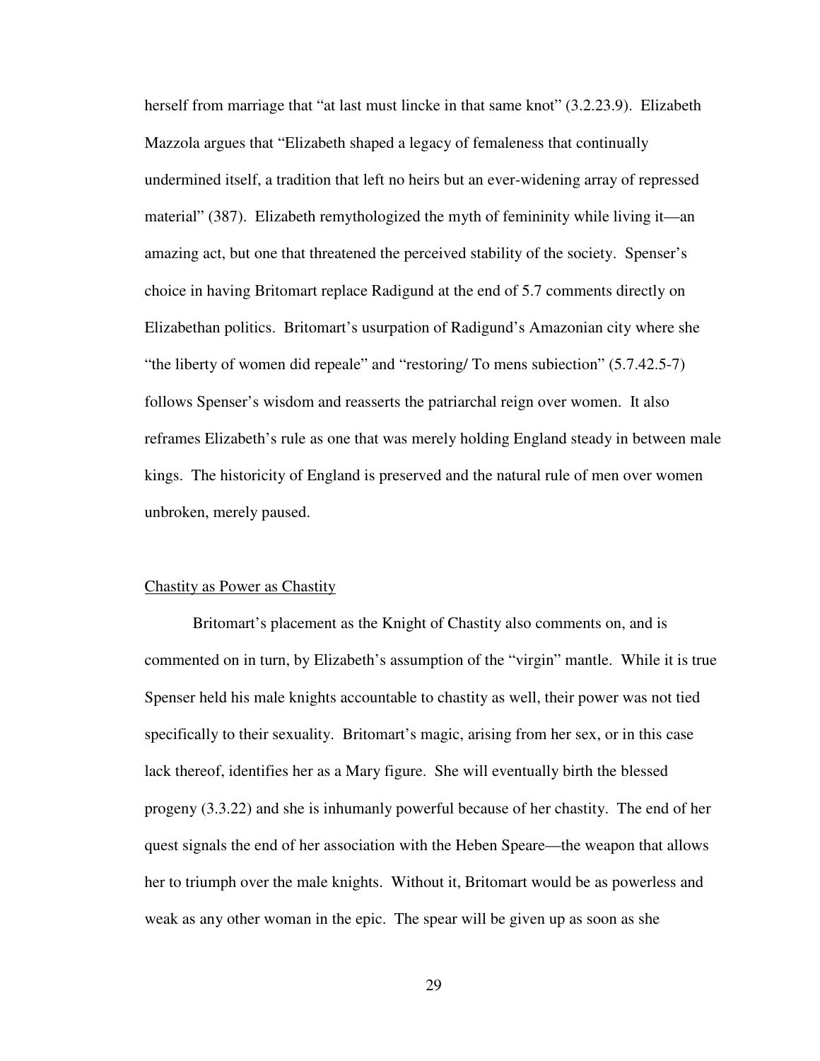herself from marriage that "at last must lincke in that same knot" (3.2.23.9). Elizabeth Mazzola argues that "Elizabeth shaped a legacy of femaleness that continually undermined itself, a tradition that left no heirs but an ever-widening array of repressed material" (387). Elizabeth remythologized the myth of femininity while living it—an amazing act, but one that threatened the perceived stability of the society. Spenser's choice in having Britomart replace Radigund at the end of 5.7 comments directly on Elizabethan politics. Britomart's usurpation of Radigund's Amazonian city where she "the liberty of women did repeale" and "restoring/ To mens subiection" (5.7.42.5-7) follows Spenser's wisdom and reasserts the patriarchal reign over women. It also reframes Elizabeth's rule as one that was merely holding England steady in between male kings. The historicity of England is preserved and the natural rule of men over women unbroken, merely paused.

## <u>Chastity as Power as Chastity</u>

Britomart's placement as the Knight of Chastity also comments on, and is commented on in turn, by Elizabeth's assumption of the "virgin" mantle. While it is true Spenser held his male knights accountable to chastity as well, their power was not tied specifically to their sexuality. Britomart's magic, arising from her sex, or in this case lack thereof, identifies her as a Mary figure. She will eventually birth the blessed progeny (3.3.22) and she is inhumanly powerful because of her chastity. The end of her quest signals the end of her association with the Heben Speare—the weapon that allows her to triumph over the male knights. Without it, Britomart would be as powerless and weak as any other woman in the epic. The spear will be given up as soon as she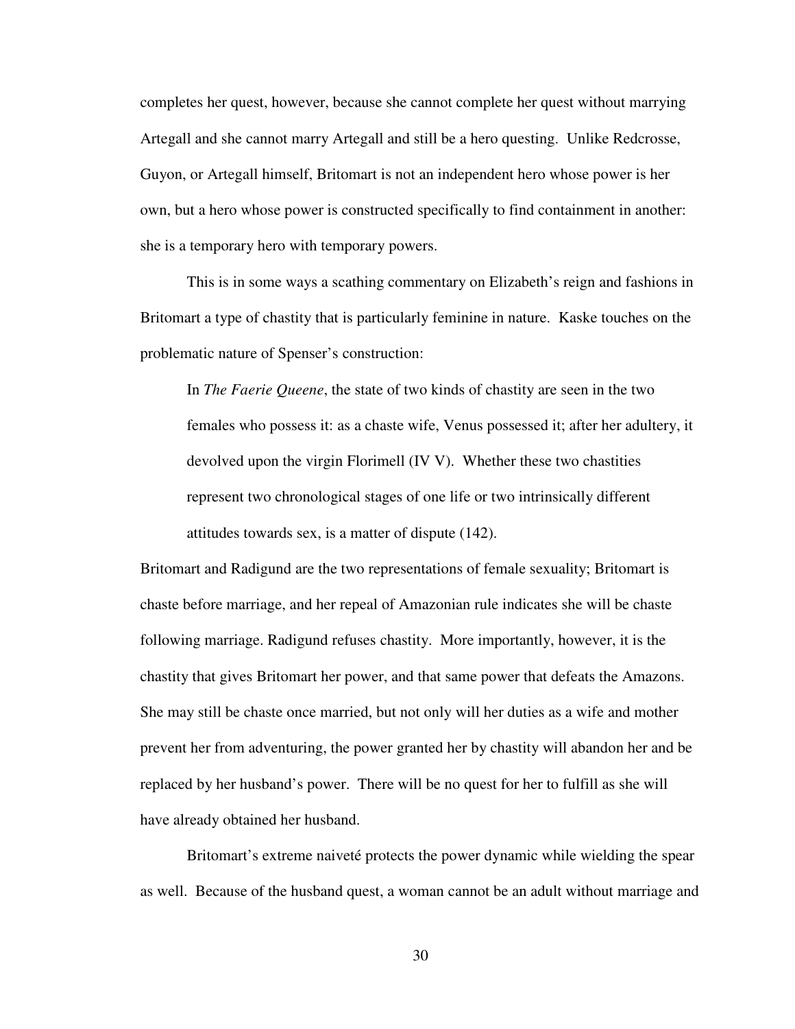completes her quest, however, because she cannot complete her quest without marrying Artegall and she cannot marry Artegall and still be a hero questing. Unlike Redcrosse, Guyon, or Artegall himself, Britomart is not an independent hero whose power is her own, but a hero whose power is constructed specifically to find containment in another: she is a temporary hero with temporary powers.

This is in some ways a scathing commentary on Elizabeth's reign and fashions in Britomart a type of chastity that is particularly feminine in nature. Kaske touches on the problematic nature of Spenser's construction:

> In *The Faerie Queene*, the state of two kinds of chastity are seen in the two females who possess it: as a chaste wife, Venus possessed it; after her adultery, it devolved upon the virgin Florimell (IV V). Whether these two chastities represent two chronological stages of one life or two intrinsically different attitudes towards sex, is a matter of dispute (142).

Britomart and Radigund are the two representations of female sexuality; Britomart is chaste before marriage, and her repeal of Amazonian rule indicates she will be chaste following marriage. Radigund refuses chastity. More importantly, however, it is the chastity that gives Britomart her power, and that same power that defeats the Amazons. She may still be chaste once married, but not only will her duties as a wife and mother prevent her from adventuring, the power granted her by chastity will abandon her and be replaced by her husband's power. There will be no quest for her to fulfill as she will have already obtained her husband.

Britomart's extreme naiveté protects the power dynamic while wielding the spear as well. Because of the husband quest, a woman cannot be an adult without marriage and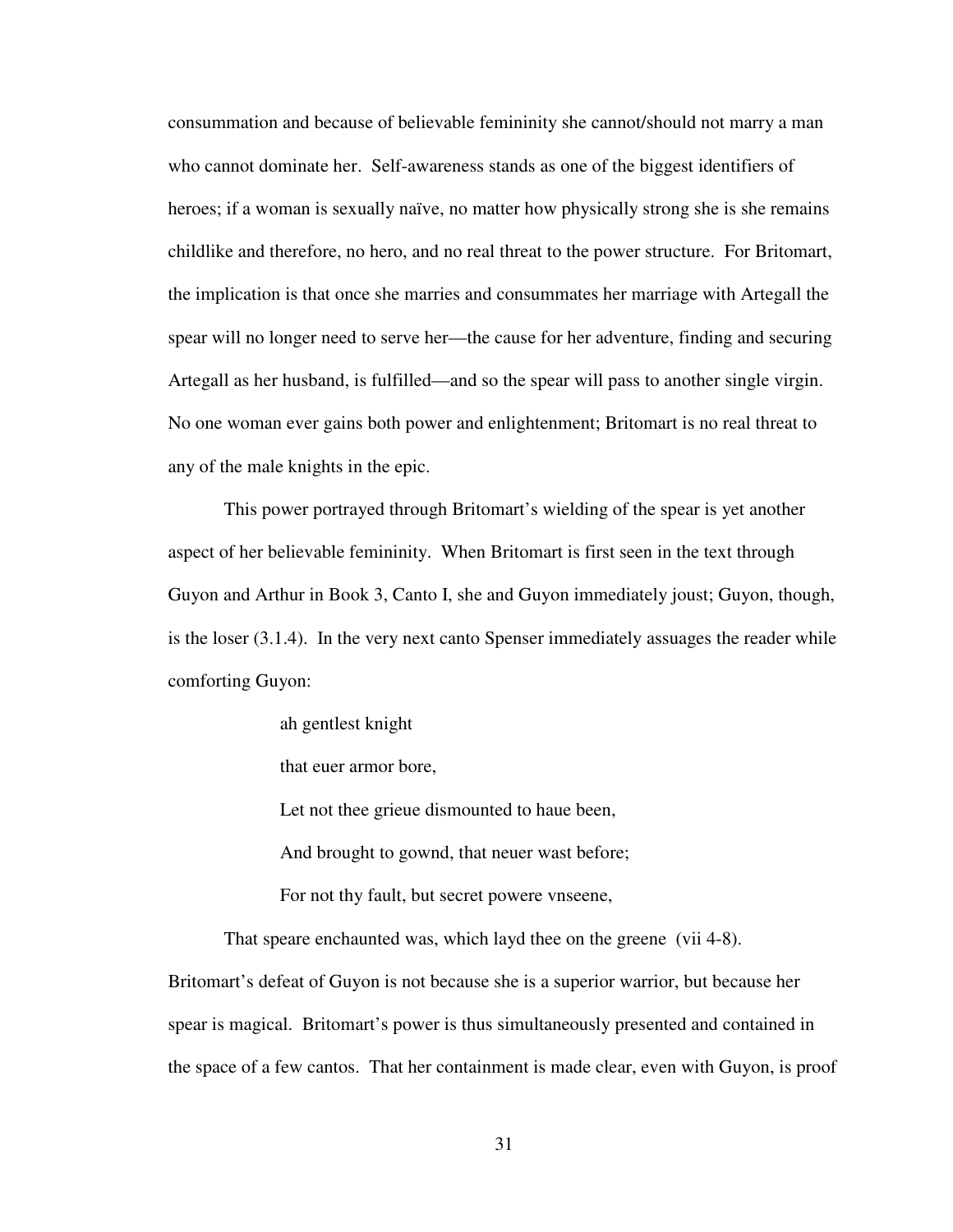consummation and because of believable femininity she cannot/should not marry a man who cannot dominate her. Self-awareness stands as one of the biggest identifiers of heroes; if a woman is sexually naïve, no matter how physically strong she is she remains childlike and therefore, no hero, and no real threat to the power structure. For Britomart, the implication is that once she marries and consummates her marriage with Artegall the spear will no longer need to serve her—the cause for her adventure, finding and securing Artegall as her husband, is fulfilled—and so the spear will pass to another single virgin. No one woman ever gains both power and enlightenment; Britomart is no real threat to any of the male knights in the epic.

This power portrayed through Britomart's wielding of the spear is yet another aspect of her believable femininity. When Britomart is first seen in the text through Guyon and Arthur in Book 3, Canto I, she and Guyon immediately joust; Guyon, though, is the loser (3.1.4). In the very next canto Spenser immediately assuages the reader while comforting Guyon:

> ah gentlest knight
>
> that euer armor bore,
>
> Let not thee grieue dismounted to haue been,
>
> And brought to gownd, that neuer wast before;
>
> For not thy fault, but secret powere vnseene,
>
> That speare enchaunted was, which layd thee on the greene (vii 4-8).

Britomart's defeat of Guyon is not because she is a superior warrior, but because her spear is magical. Britomart's power is thus simultaneously presented and contained in the space of a few cantos. That her containment is made clear, even with Guyon, is proof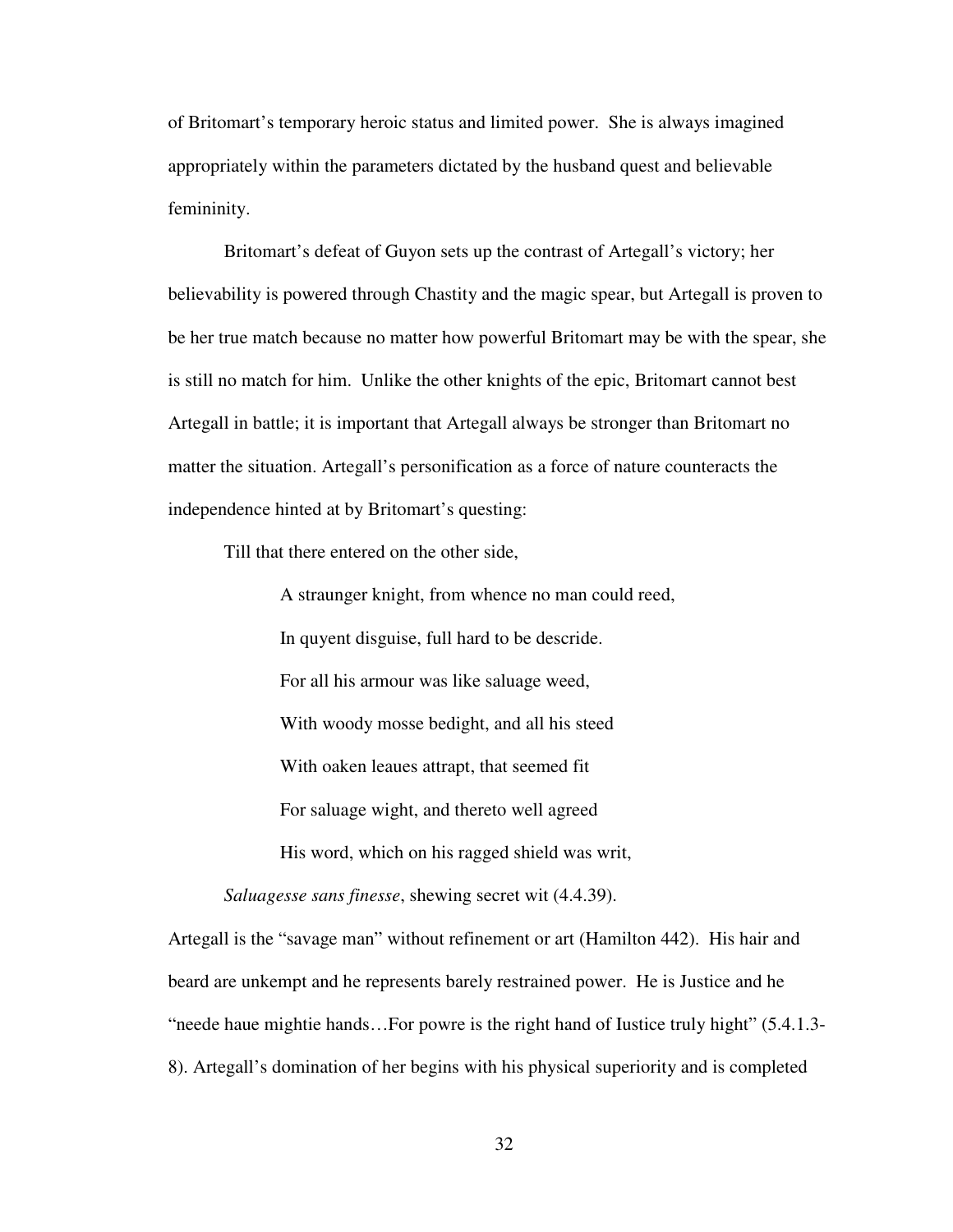of Britomart's temporary heroic status and limited power. She is always imagined appropriately within the parameters dictated by the husband quest and believable femininity.

Britomart's defeat of Guyon sets up the contrast of Artegall's victory; her believability is powered through Chastity and the magic spear, but Artegall is proven to be her true match because no matter how powerful Britomart may be with the spear, she is still no match for him. Unlike the other knights of the epic, Britomart cannot best Artegall in battle; it is important that Artegall always be stronger than Britomart no matter the situation. Artegall's personification as a force of nature counteracts the independence hinted at by Britomart's questing:

> Till that there entered on the other side,
>
> A straunger knight, from whence no man could reed,
>
> In quyent disguise, full hard to be descride.
>
> For all his armour was like saluage weed,
>
> With woody mosse bedight, and all his steed
>
> With oaken leaues attrapt, that seemed fit
>
> For saluage wight, and thereto well agreed
>
> His word, which on his ragged shield was writ,
>
> *Saluagesse sans finesse*, shewing secret wit (4.4.39).

Artegall is the "savage man" without refinement or art (Hamilton 442). His hair and beard are unkempt and he represents barely restrained power. He is Justice and he "neede haue mightie hands…For powre is the right hand of Iustice truly hight" (5.4.1.3-8). Artegall's domination of her begins with his physical superiority and is completed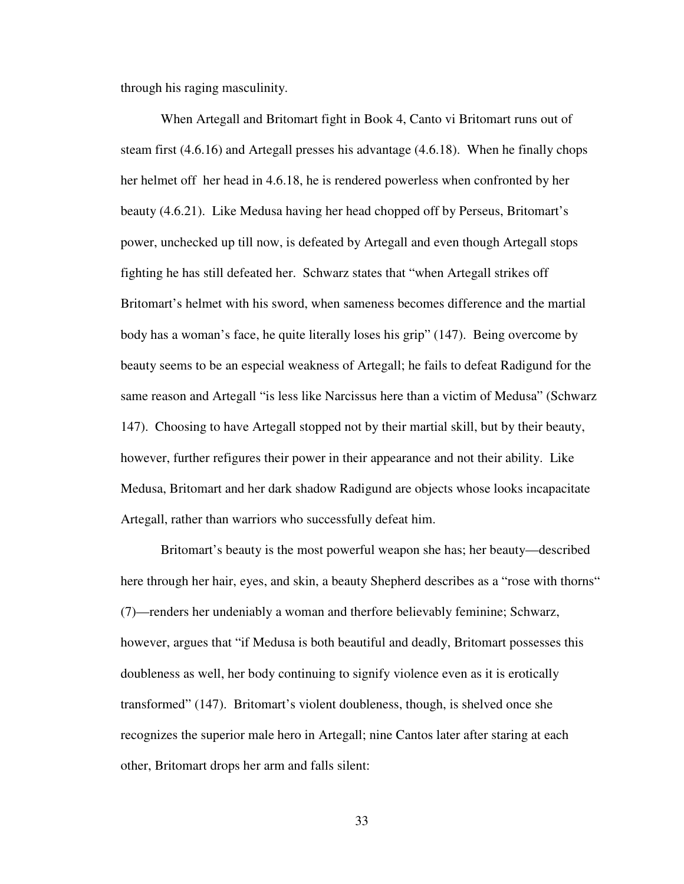through his raging masculinity.

When Artegall and Britomart fight in Book 4, Canto vi Britomart runs out of steam first (4.6.16) and Artegall presses his advantage (4.6.18). When he finally chops her helmet off her head in 4.6.18, he is rendered powerless when confronted by her beauty (4.6.21). Like Medusa having her head chopped off by Perseus, Britomart's power, unchecked up till now, is defeated by Artegall and even though Artegall stops fighting he has still defeated her. Schwarz states that "when Artegall strikes off Britomart's helmet with his sword, when sameness becomes difference and the martial body has a woman's face, he quite literally loses his grip" (147). Being overcome by beauty seems to be an especial weakness of Artegall; he fails to defeat Radigund for the same reason and Artegall "is less like Narcissus here than a victim of Medusa" (Schwarz 147). Choosing to have Artegall stopped not by their martial skill, but by their beauty, however, further refigures their power in their appearance and not their ability. Like Medusa, Britomart and her dark shadow Radigund are objects whose looks incapacitate Artegall, rather than warriors who successfully defeat him.

Britomart's beauty is the most powerful weapon she has; her beauty—described here through her hair, eyes, and skin, a beauty Shepherd describes as a "rose with thorns" (7)—renders her undeniably a woman and therfore believably feminine; Schwarz, however, argues that "if Medusa is both beautiful and deadly, Britomart possesses this doubleness as well, her body continuing to signify violence even as it is erotically transformed" (147). Britomart's violent doubleness, though, is shelved once she recognizes the superior male hero in Artegall; nine Cantos later after staring at each other, Britomart drops her arm and falls silent: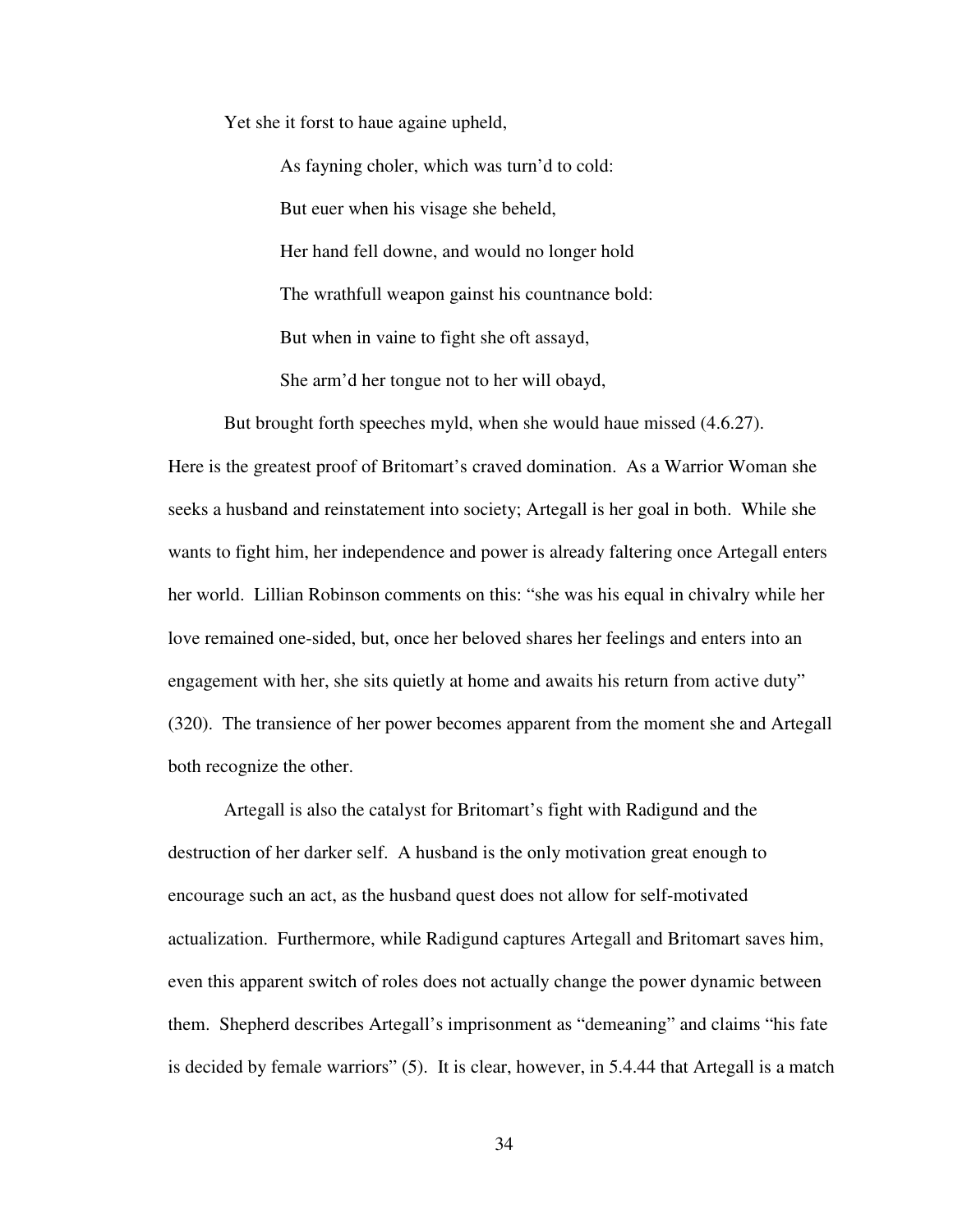Yet she it forst to haue againe upheld,

> As fayning choler, which was turn'd to cold:
>
> But euer when his visage she beheld,
>
> Her hand fell downe, and would no longer hold
>
> The wrathfull weapon gainst his countnance bold:
>
> But when in vaine to fight she oft assayd,
>
> She arm'd her tongue not to her will obayd,

But brought forth speeches myld, when she would haue missed (4.6.27).

Here is the greatest proof of Britomart's craved domination. As a Warrior Woman she seeks a husband and reinstatement into society; Artegall is her goal in both. While she wants to fight him, her independence and power is already faltering once Artegall enters her world. Lillian Robinson comments on this: "she was his equal in chivalry while her love remained one-sided, but, once her beloved shares her feelings and enters into an engagement with her, she sits quietly at home and awaits his return from active duty" (320). The transience of her power becomes apparent from the moment she and Artegall both recognize the other.

Artegall is also the catalyst for Britomart's fight with Radigund and the destruction of her darker self. A husband is the only motivation great enough to encourage such an act, as the husband quest does not allow for self-motivated actualization. Furthermore, while Radigund captures Artegall and Britomart saves him, even this apparent switch of roles does not actually change the power dynamic between them. Shepherd describes Artegall's imprisonment as "demeaning" and claims "his fate is decided by female warriors" (5). It is clear, however, in 5.4.44 that Artegall is a match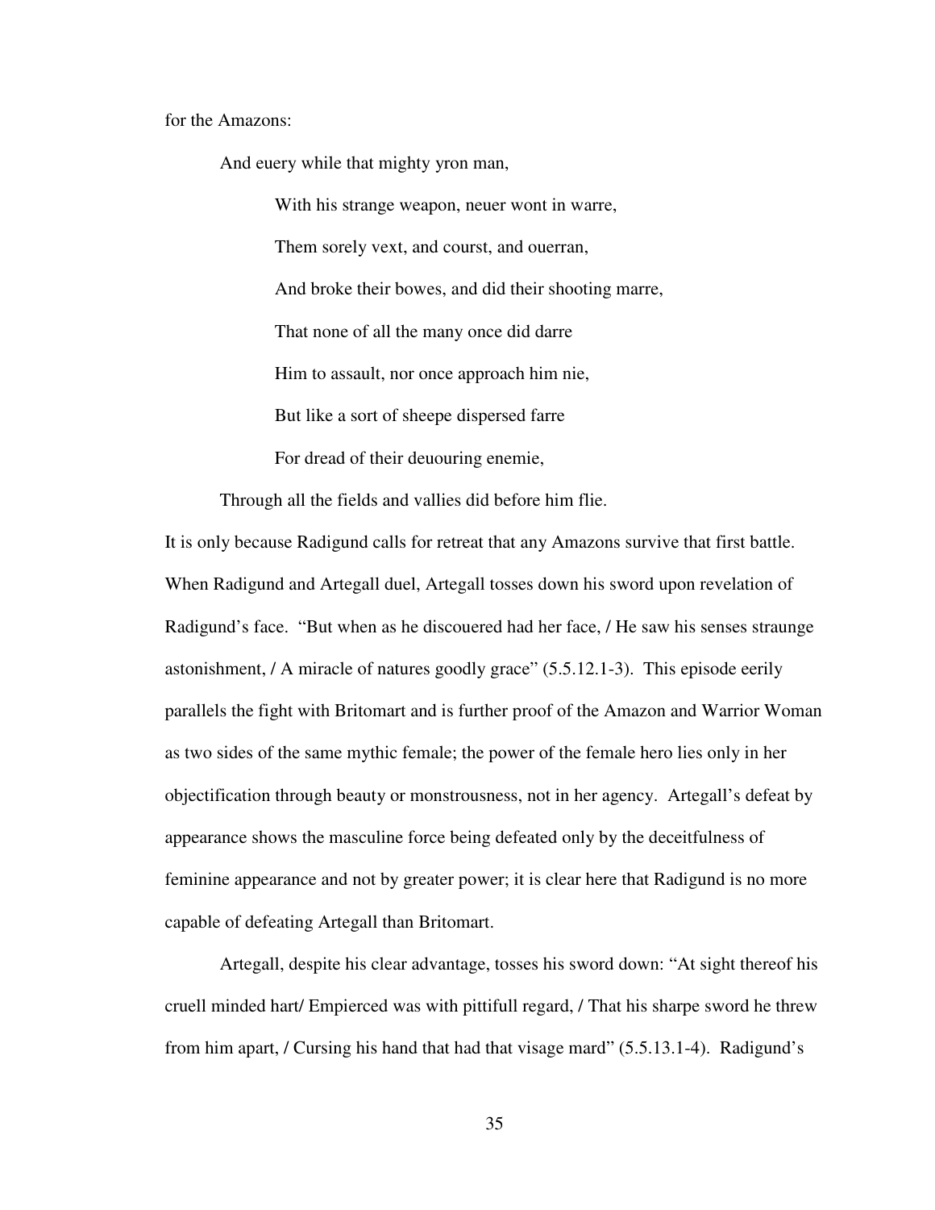for the Amazons:

> And euery while that mighty yron man,
>
> With his strange weapon, neuer wont in warre,
>
> Them sorely vext, and courst, and ouerran,
>
> And broke their bowes, and did their shooting marre,
>
> That none of all the many once did darre
>
> Him to assault, nor once approach him nie,
>
> But like a sort of sheepe dispersed farre
>
> For dread of their deuouring enemie,
>
> Through all the fields and vallies did before him flie.

It is only because Radigund calls for retreat that any Amazons survive that first battle. When Radigund and Artegall duel, Artegall tosses down his sword upon revelation of Radigund's face. "But when as he discouered had her face, / He saw his senses straunge astonishment, / A miracle of natures goodly grace" (5.5.12.1-3). This episode eerily parallels the fight with Britomart and is further proof of the Amazon and Warrior Woman as two sides of the same mythic female; the power of the female hero lies only in her objectification through beauty or monstrousness, not in her agency. Artegall's defeat by appearance shows the masculine force being defeated only by the deceitfulness of feminine appearance and not by greater power; it is clear here that Radigund is no more capable of defeating Artegall than Britomart.

Artegall, despite his clear advantage, tosses his sword down: "At sight thereof his cruell minded hart/ Empierced was with pittifull regard, / That his sharpe sword he threw from him apart, / Cursing his hand that had that visage mard" (5.5.13.1-4). Radigund's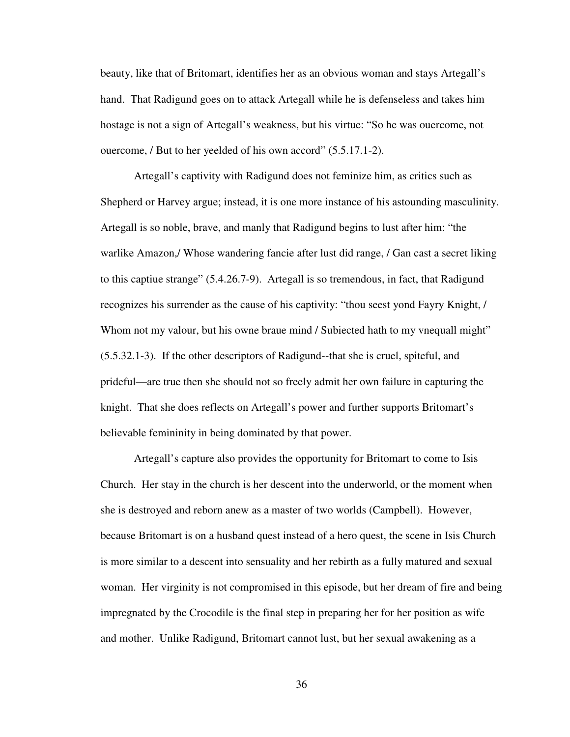beauty, like that of Britomart, identifies her as an obvious woman and stays Artegall's hand. That Radigund goes on to attack Artegall while he is defenseless and takes him hostage is not a sign of Artegall's weakness, but his virtue: "So he was ouercome, not ouercome, / But to her yeelded of his own accord" (5.5.17.1-2).

Artegall's captivity with Radigund does not feminize him, as critics such as Shepherd or Harvey argue; instead, it is one more instance of his astounding masculinity. Artegall is so noble, brave, and manly that Radigund begins to lust after him: "the warlike Amazon,/ Whose wandering fancie after lust did range, / Gan cast a secret liking to this captiue strange" (5.4.26.7-9). Artegall is so tremendous, in fact, that Radigund recognizes his surrender as the cause of his captivity: "thou seest yond Fayry Knight, / Whom not my valour, but his owne braue mind / Subiected hath to my vnequall might" (5.5.32.1-3). If the other descriptors of Radigund--that she is cruel, spiteful, and prideful—are true then she should not so freely admit her own failure in capturing the knight. That she does reflects on Artegall's power and further supports Britomart's believable femininity in being dominated by that power.

Artegall's capture also provides the opportunity for Britomart to come to Isis Church. Her stay in the church is her descent into the underworld, or the moment when she is destroyed and reborn anew as a master of two worlds (Campbell). However, because Britomart is on a husband quest instead of a hero quest, the scene in Isis Church is more similar to a descent into sensuality and her rebirth as a fully matured and sexual woman. Her virginity is not compromised in this episode, but her dream of fire and being impregnated by the Crocodile is the final step in preparing her for her position as wife and mother. Unlike Radigund, Britomart cannot lust, but her sexual awakening as a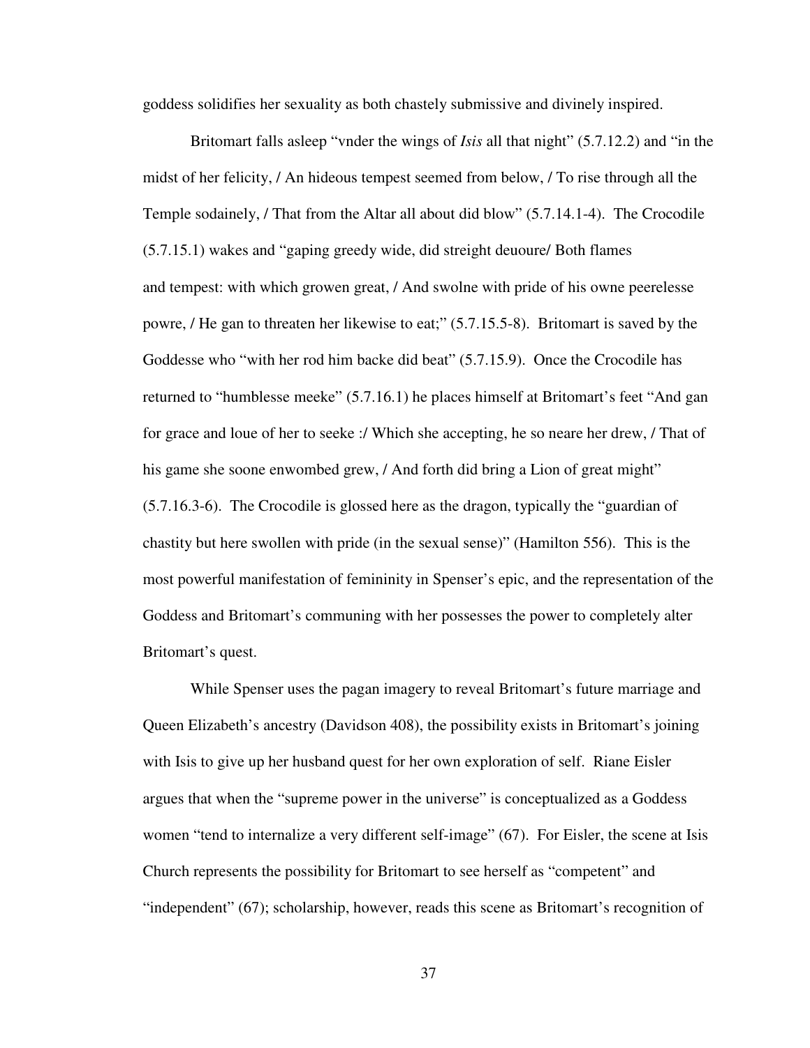goddess solidifies her sexuality as both chastely submissive and divinely inspired.

Britomart falls asleep "vnder the wings of *Isis* all that night" (5.7.12.2) and "in the midst of her felicity, / An hideous tempest seemed from below, / To rise through all the Temple sodainely, / That from the Altar all about did blow" (5.7.14.1-4). The Crocodile (5.7.15.1) wakes and "gaping greedy wide, did streight deuoure/ Both flames and tempest: with which growen great, / And swolne with pride of his owne peerelesse powre, / He gan to threaten her likewise to eat;" (5.7.15.5-8). Britomart is saved by the Goddesse who "with her rod him backe did beat" (5.7.15.9). Once the Crocodile has returned to "humblesse meeke" (5.7.16.1) he places himself at Britomart's feet "And gan for grace and loue of her to seeke :/ Which she accepting, he so neare her drew, / That of his game she soone enwombed grew, / And forth did bring a Lion of great might" (5.7.16.3-6). The Crocodile is glossed here as the dragon, typically the "guardian of chastity but here swollen with pride (in the sexual sense)" (Hamilton 556). This is the most powerful manifestation of femininity in Spenser's epic, and the representation of the Goddess and Britomart's communing with her possesses the power to completely alter Britomart's quest.

While Spenser uses the pagan imagery to reveal Britomart's future marriage and Queen Elizabeth's ancestry (Davidson 408), the possibility exists in Britomart's joining with Isis to give up her husband quest for her own exploration of self. Riane Eisler argues that when the "supreme power in the universe" is conceptualized as a Goddess women "tend to internalize a very different self-image" (67). For Eisler, the scene at Isis Church represents the possibility for Britomart to see herself as "competent" and "independent" (67); scholarship, however, reads this scene as Britomart's recognition of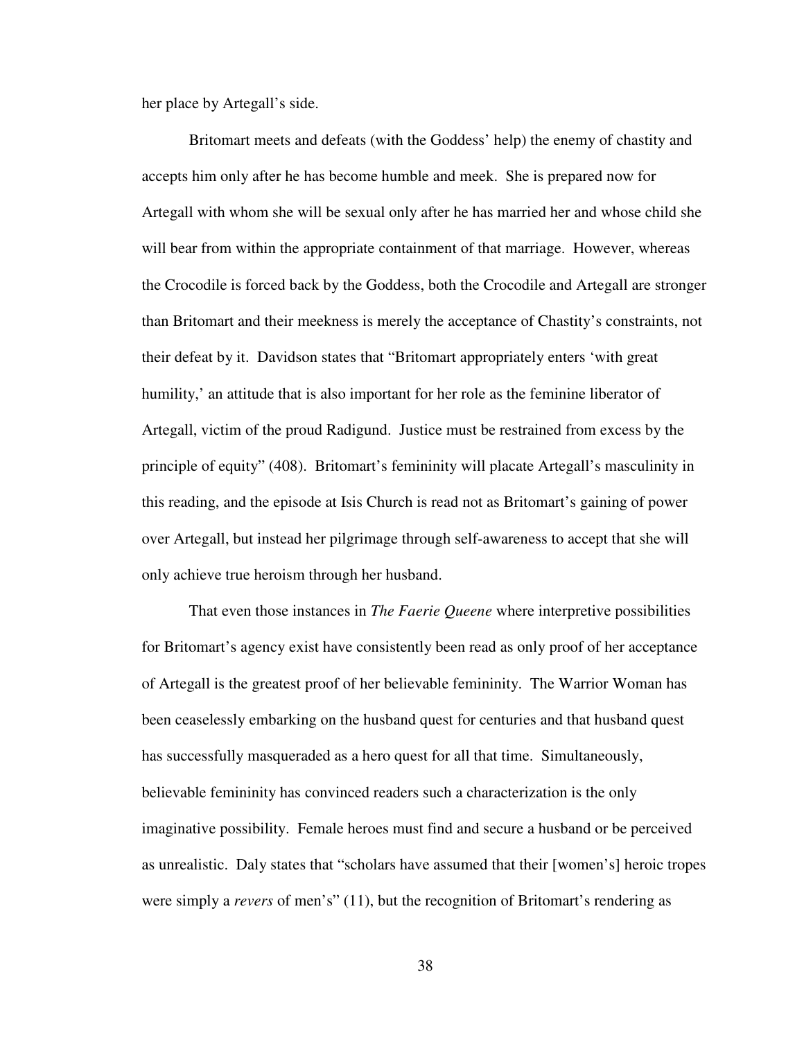her place by Artegall's side.

Britomart meets and defeats (with the Goddess' help) the enemy of chastity and accepts him only after he has become humble and meek. She is prepared now for Artegall with whom she will be sexual only after he has married her and whose child she will bear from within the appropriate containment of that marriage. However, whereas the Crocodile is forced back by the Goddess, both the Crocodile and Artegall are stronger than Britomart and their meekness is merely the acceptance of Chastity's constraints, not their defeat by it. Davidson states that "Britomart appropriately enters 'with great humility,' an attitude that is also important for her role as the feminine liberator of Artegall, victim of the proud Radigund. Justice must be restrained from excess by the principle of equity" (408). Britomart's femininity will placate Artegall's masculinity in this reading, and the episode at Isis Church is read not as Britomart's gaining of power over Artegall, but instead her pilgrimage through self-awareness to accept that she will only achieve true heroism through her husband.

That even those instances in *The Faerie Queene* where interpretive possibilities for Britomart's agency exist have consistently been read as only proof of her acceptance of Artegall is the greatest proof of her believable femininity. The Warrior Woman has been ceaselessly embarking on the husband quest for centuries and that husband quest has successfully masqueraded as a hero quest for all that time. Simultaneously, believable femininity has convinced readers such a characterization is the only imaginative possibility. Female heroes must find and secure a husband or be perceived as unrealistic. Daly states that "scholars have assumed that their [women's] heroic tropes were simply a *revers* of men's" (11), but the recognition of Britomart's rendering as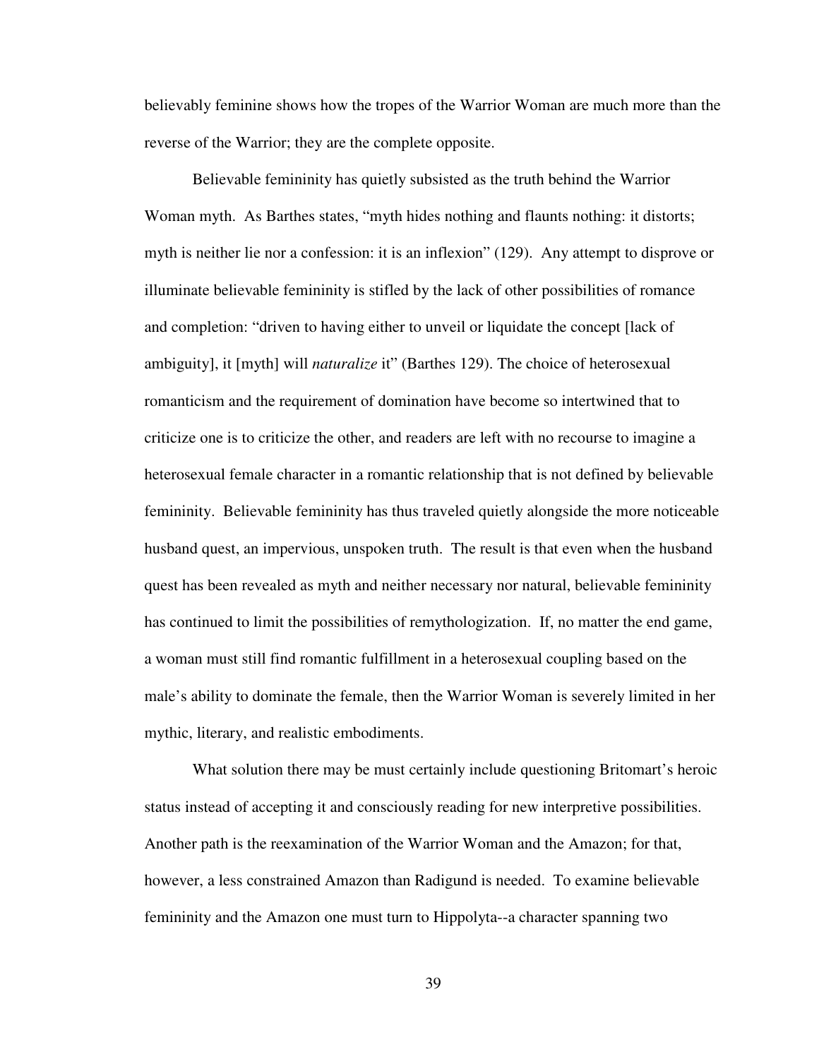believably feminine shows how the tropes of the Warrior Woman are much more than the reverse of the Warrior; they are the complete opposite.

Believable femininity has quietly subsisted as the truth behind the Warrior Woman myth. As Barthes states, "myth hides nothing and flaunts nothing: it distorts; myth is neither lie nor a confession: it is an inflexion" (129). Any attempt to disprove or illuminate believable femininity is stifled by the lack of other possibilities of romance and completion: "driven to having either to unveil or liquidate the concept [lack of ambiguity], it [myth] will *naturalize* it" (Barthes 129). The choice of heterosexual romanticism and the requirement of domination have become so intertwined that to criticize one is to criticize the other, and readers are left with no recourse to imagine a heterosexual female character in a romantic relationship that is not defined by believable femininity. Believable femininity has thus traveled quietly alongside the more noticeable husband quest, an impervious, unspoken truth. The result is that even when the husband quest has been revealed as myth and neither necessary nor natural, believable femininity has continued to limit the possibilities of remythologization. If, no matter the end game, a woman must still find romantic fulfillment in a heterosexual coupling based on the male's ability to dominate the female, then the Warrior Woman is severely limited in her mythic, literary, and realistic embodiments.

What solution there may be must certainly include questioning Britomart's heroic status instead of accepting it and consciously reading for new interpretive possibilities. Another path is the reexamination of the Warrior Woman and the Amazon; for that, however, a less constrained Amazon than Radigund is needed. To examine believable femininity and the Amazon one must turn to Hippolyta--a character spanning two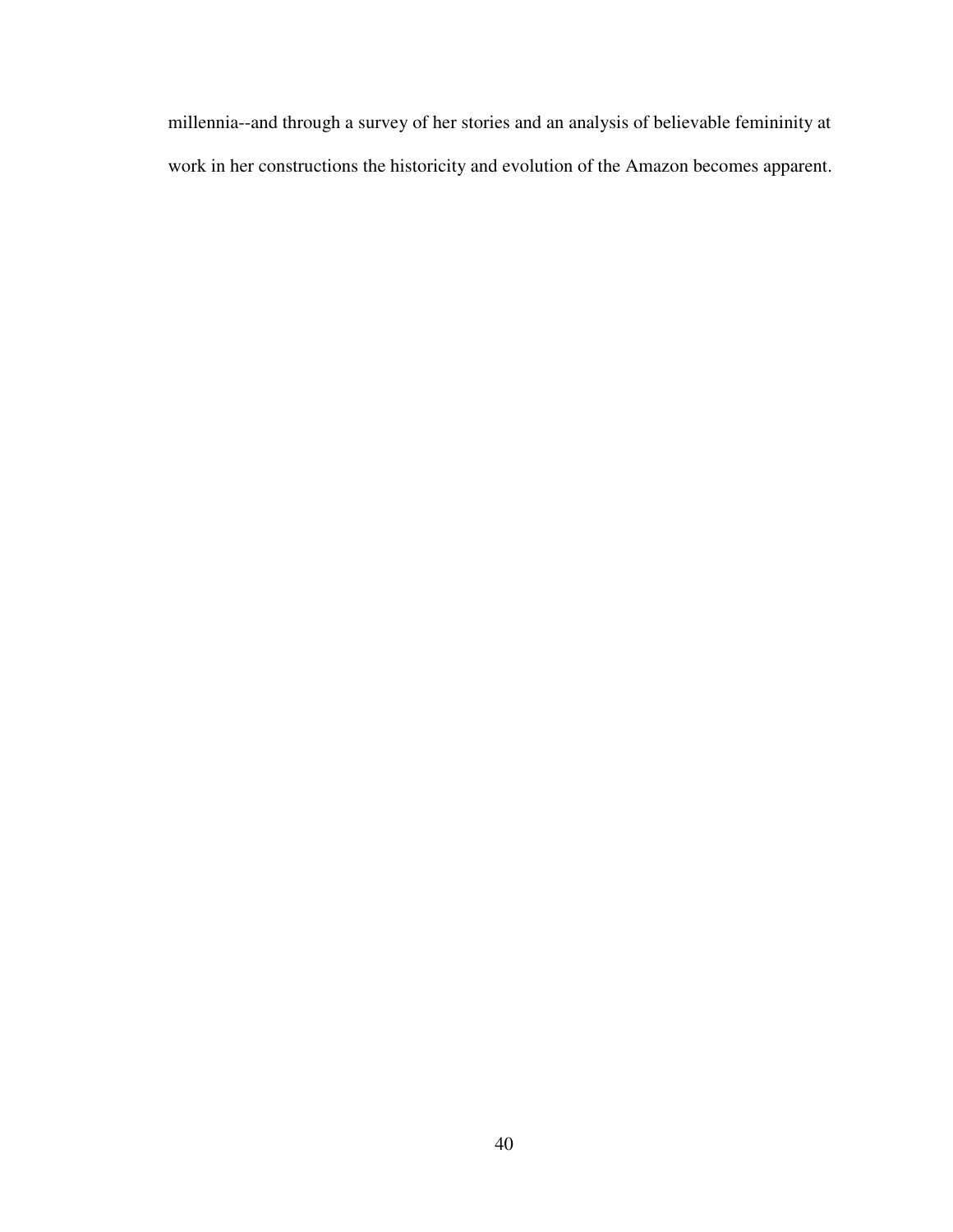millennia--and through a survey of her stories and an analysis of believable femininity at work in her constructions the historicity and evolution of the Amazon becomes apparent.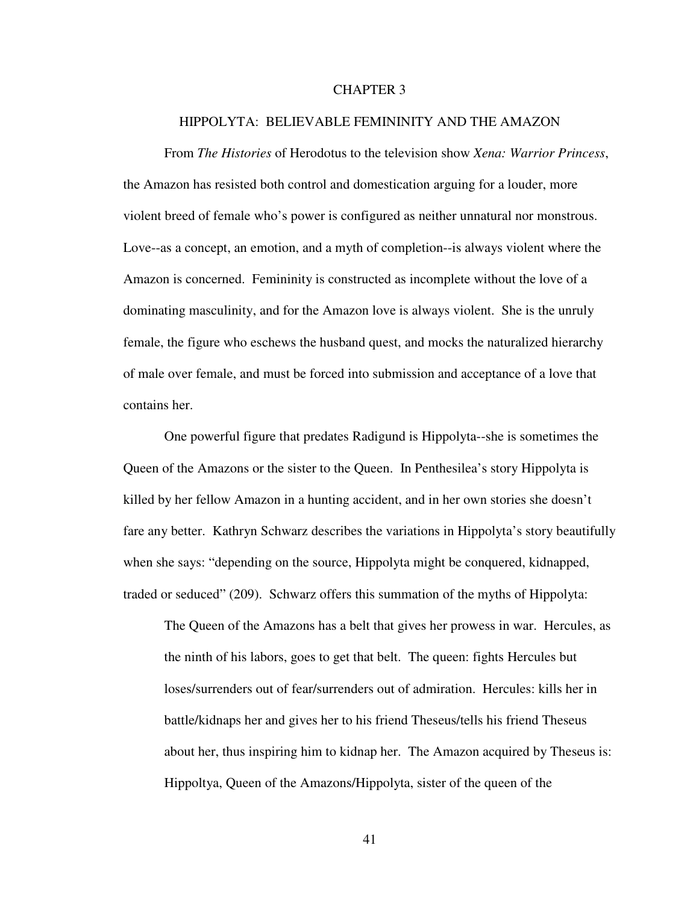# CHAPTER 3

## HIPPOLYTA: BELIEVABLE FEMININITY AND THE AMAZON

From *The Histories* of Herodotus to the television show *Xena: Warrior Princess*, the Amazon has resisted both control and domestication arguing for a louder, more violent breed of female who's power is configured as neither unnatural nor monstrous. Love--as a concept, an emotion, and a myth of completion--is always violent where the Amazon is concerned. Femininity is constructed as incomplete without the love of a dominating masculinity, and for the Amazon love is always violent. She is the unruly female, the figure who eschews the husband quest, and mocks the naturalized hierarchy of male over female, and must be forced into submission and acceptance of a love that contains her.

One powerful figure that predates Radigund is Hippolyta--she is sometimes the Queen of the Amazons or the sister to the Queen. In Penthesilea's story Hippolyta is killed by her fellow Amazon in a hunting accident, and in her own stories she doesn't fare any better. Kathryn Schwarz describes the variations in Hippolyta's story beautifully when she says: "depending on the source, Hippolyta might be conquered, kidnapped, traded or seduced" (209). Schwarz offers this summation of the myths of Hippolyta:

> The Queen of the Amazons has a belt that gives her prowess in war. Hercules, as the ninth of his labors, goes to get that belt. The queen: fights Hercules but loses/surrenders out of fear/surrenders out of admiration. Hercules: kills her in battle/kidnaps her and gives her to his friend Theseus/tells his friend Theseus about her, thus inspiring him to kidnap her. The Amazon acquired by Theseus is: Hippoltya, Queen of the Amazons/Hippolyta, sister of the queen of the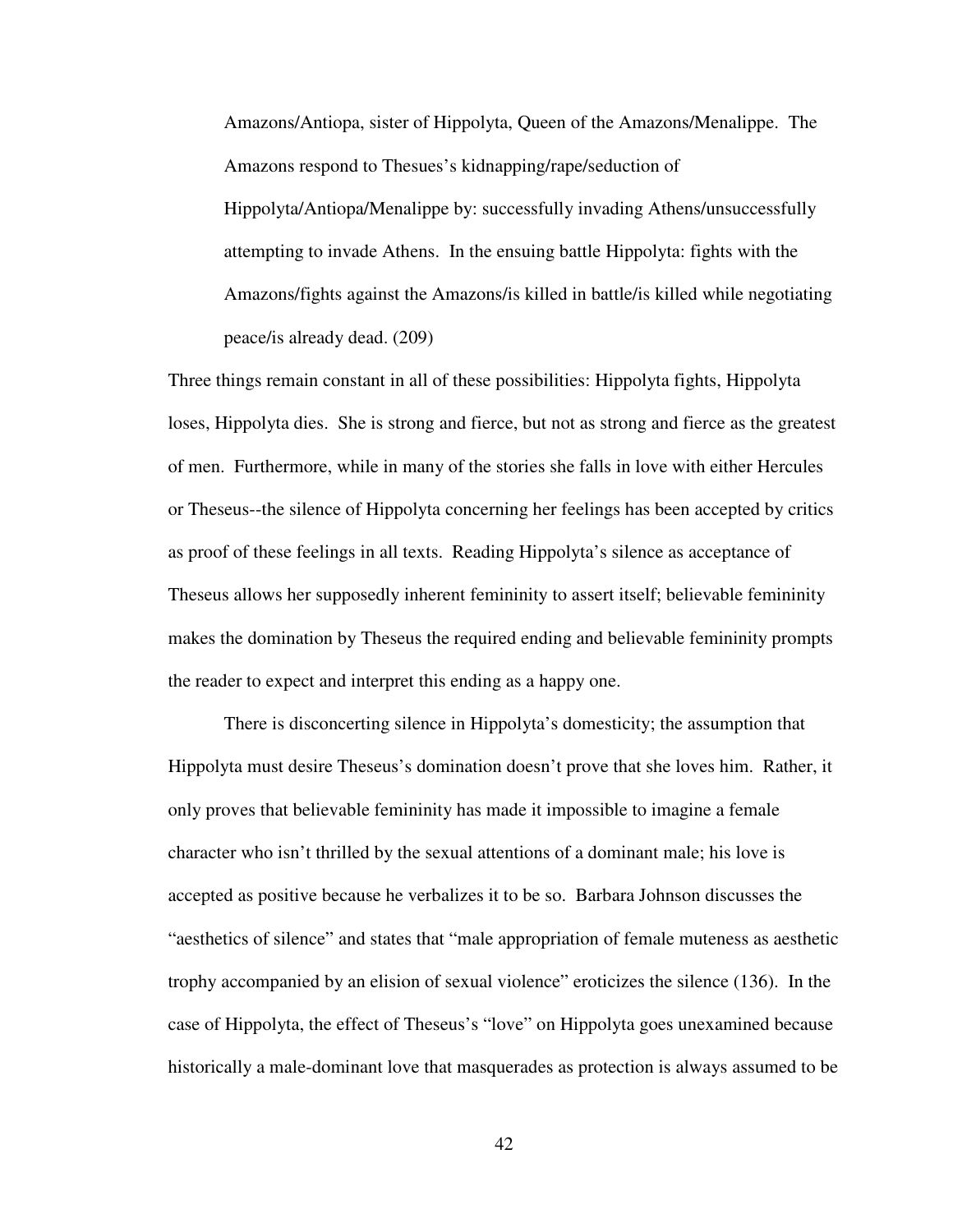> Amazons/Antiopa, sister of Hippolyta, Queen of the Amazons/Menalippe. The Amazons respond to Thesues's kidnapping/rape/seduction of Hippolyta/Antiopa/Menalippe by: successfully invading Athens/unsuccessfully attempting to invade Athens. In the ensuing battle Hippolyta: fights with the Amazons/fights against the Amazons/is killed in battle/is killed while negotiating peace/is already dead. (209)

Three things remain constant in all of these possibilities: Hippolyta fights, Hippolyta loses, Hippolyta dies. She is strong and fierce, but not as strong and fierce as the greatest of men. Furthermore, while in many of the stories she falls in love with either Hercules or Theseus--the silence of Hippolyta concerning her feelings has been accepted by critics as proof of these feelings in all texts. Reading Hippolyta's silence as acceptance of Theseus allows her supposedly inherent femininity to assert itself; believable femininity makes the domination by Theseus the required ending and believable femininity prompts the reader to expect and interpret this ending as a happy one.

There is disconcerting silence in Hippolyta's domesticity; the assumption that Hippolyta must desire Theseus's domination doesn't prove that she loves him. Rather, it only proves that believable femininity has made it impossible to imagine a female character who isn't thrilled by the sexual attentions of a dominant male; his love is accepted as positive because he verbalizes it to be so. Barbara Johnson discusses the "aesthetics of silence" and states that "male appropriation of female muteness as aesthetic trophy accompanied by an elision of sexual violence" eroticizes the silence (136). In the case of Hippolyta, the effect of Theseus's "love" on Hippolyta goes unexamined because historically a male-dominant love that masquerades as protection is always assumed to be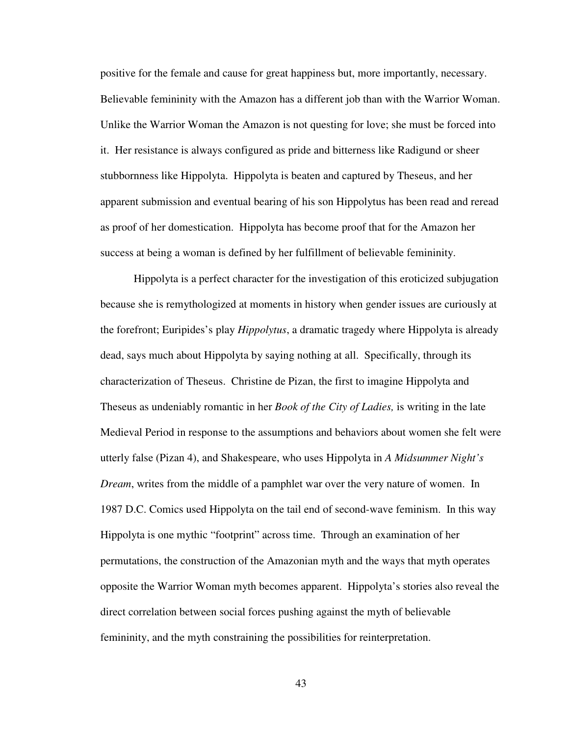positive for the female and cause for great happiness but, more importantly, necessary. Believable femininity with the Amazon has a different job than with the Warrior Woman. Unlike the Warrior Woman the Amazon is not questing for love; she must be forced into it. Her resistance is always configured as pride and bitterness like Radigund or sheer stubbornness like Hippolyta. Hippolyta is beaten and captured by Theseus, and her apparent submission and eventual bearing of his son Hippolytus has been read and reread as proof of her domestication. Hippolyta has become proof that for the Amazon her success at being a woman is defined by her fulfillment of believable femininity.

Hippolyta is a perfect character for the investigation of this eroticized subjugation because she is remythologized at moments in history when gender issues are curiously at the forefront; Euripides's play *Hippolytus*, a dramatic tragedy where Hippolyta is already dead, says much about Hippolyta by saying nothing at all. Specifically, through its characterization of Theseus. Christine de Pizan, the first to imagine Hippolyta and Theseus as undeniably romantic in her *Book of the City of Ladies,* is writing in the late Medieval Period in response to the assumptions and behaviors about women she felt were utterly false (Pizan 4), and Shakespeare, who uses Hippolyta in *A Midsummer Night's Dream*, writes from the middle of a pamphlet war over the very nature of women. In 1987 D.C. Comics used Hippolyta on the tail end of second-wave feminism. In this way Hippolyta is one mythic "footprint" across time. Through an examination of her permutations, the construction of the Amazonian myth and the ways that myth operates opposite the Warrior Woman myth becomes apparent. Hippolyta's stories also reveal the direct correlation between social forces pushing against the myth of believable femininity, and the myth constraining the possibilities for reinterpretation.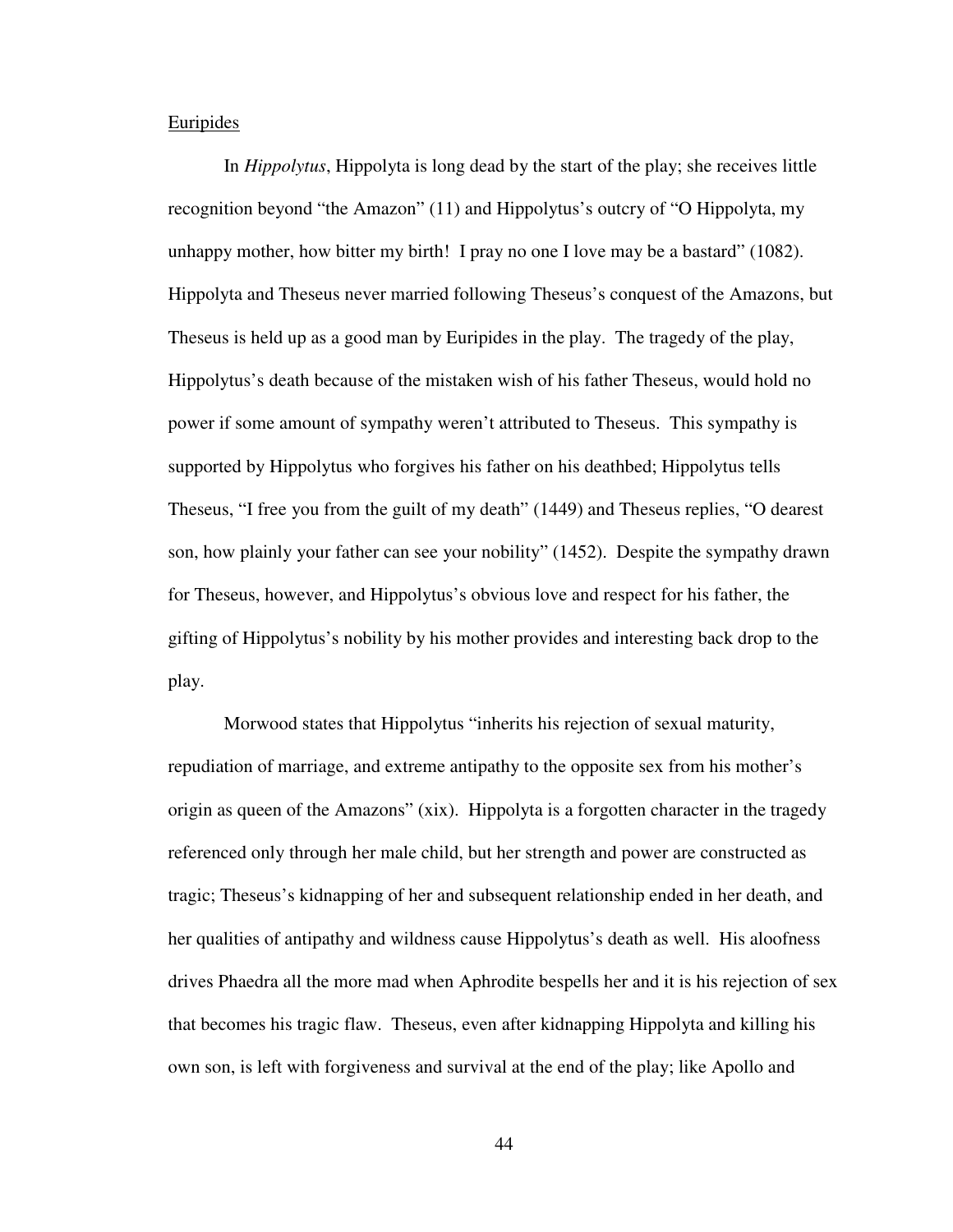Euripides

In *Hippolytus*, Hippolyta is long dead by the start of the play; she receives little recognition beyond "the Amazon" (11) and Hippolytus's outcry of "O Hippolyta, my unhappy mother, how bitter my birth! I pray no one I love may be a bastard" (1082). Hippolyta and Theseus never married following Theseus's conquest of the Amazons, but Theseus is held up as a good man by Euripides in the play. The tragedy of the play, Hippolytus's death because of the mistaken wish of his father Theseus, would hold no power if some amount of sympathy weren't attributed to Theseus. This sympathy is supported by Hippolytus who forgives his father on his deathbed; Hippolytus tells Theseus, "I free you from the guilt of my death" (1449) and Theseus replies, "O dearest son, how plainly your father can see your nobility" (1452). Despite the sympathy drawn for Theseus, however, and Hippolytus's obvious love and respect for his father, the gifting of Hippolytus's nobility by his mother provides and interesting back drop to the play.

Morwood states that Hippolytus "inherits his rejection of sexual maturity, repudiation of marriage, and extreme antipathy to the opposite sex from his mother's origin as queen of the Amazons" (xix). Hippolyta is a forgotten character in the tragedy referenced only through her male child, but her strength and power are constructed as tragic; Theseus's kidnapping of her and subsequent relationship ended in her death, and her qualities of antipathy and wildness cause Hippolytus's death as well. His aloofness drives Phaedra all the more mad when Aphrodite bespells her and it is his rejection of sex that becomes his tragic flaw. Theseus, even after kidnapping Hippolyta and killing his own son, is left with forgiveness and survival at the end of the play; like Apollo and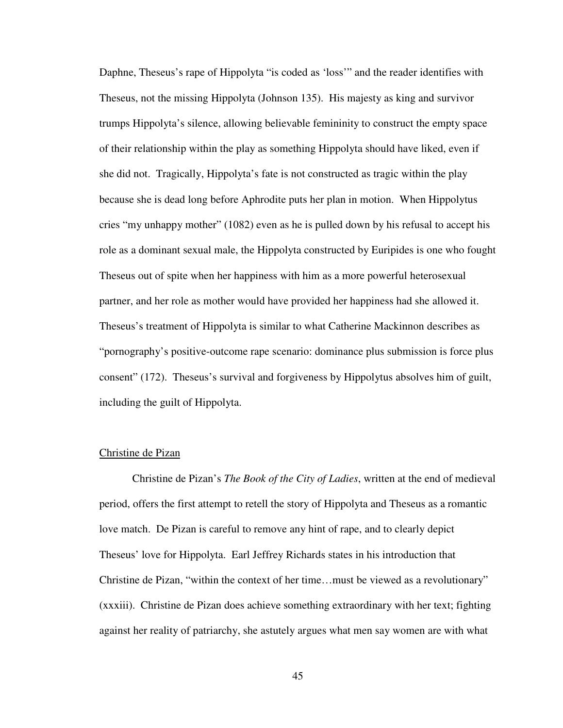Daphne, Theseus's rape of Hippolyta "is coded as 'loss'" and the reader identifies with Theseus, not the missing Hippolyta (Johnson 135). His majesty as king and survivor trumps Hippolyta's silence, allowing believable femininity to construct the empty space of their relationship within the play as something Hippolyta should have liked, even if she did not. Tragically, Hippolyta's fate is not constructed as tragic within the play because she is dead long before Aphrodite puts her plan in motion. When Hippolytus cries "my unhappy mother" (1082) even as he is pulled down by his refusal to accept his role as a dominant sexual male, the Hippolyta constructed by Euripides is one who fought Theseus out of spite when her happiness with him as a more powerful heterosexual partner, and her role as mother would have provided her happiness had she allowed it. Theseus's treatment of Hippolyta is similar to what Catherine Mackinnon describes as "pornography's positive-outcome rape scenario: dominance plus submission is force plus consent" (172). Theseus's survival and forgiveness by Hippolytus absolves him of guilt, including the guilt of Hippolyta.

## Christine de Pizan

Christine de Pizan's *The Book of the City of Ladies*, written at the end of medieval period, offers the first attempt to retell the story of Hippolyta and Theseus as a romantic love match. De Pizan is careful to remove any hint of rape, and to clearly depict Theseus' love for Hippolyta. Earl Jeffrey Richards states in his introduction that Christine de Pizan, "within the context of her time…must be viewed as a revolutionary" (xxxiii). Christine de Pizan does achieve something extraordinary with her text; fighting against her reality of patriarchy, she astutely argues what men say women are with what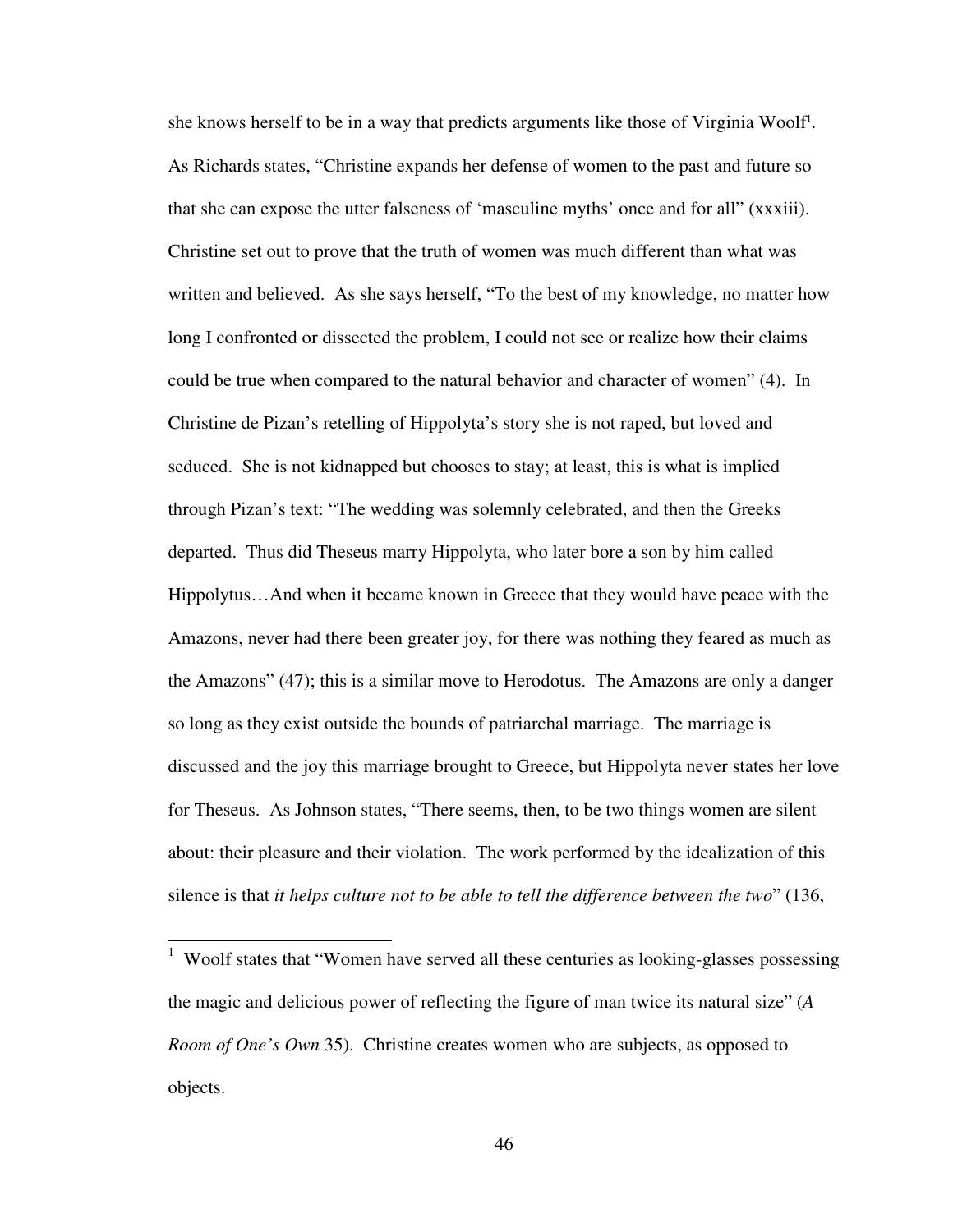she knows herself to be in a way that predicts arguments like those of Virginia Woolf[1]. As Richards states, "Christine expands her defense of women to the past and future so that she can expose the utter falseness of 'masculine myths' once and for all" (xxxiii). Christine set out to prove that the truth of women was much different than what was written and believed. As she says herself, "To the best of my knowledge, no matter how long I confronted or dissected the problem, I could not see or realize how their claims could be true when compared to the natural behavior and character of women" (4). In Christine de Pizan's retelling of Hippolyta's story she is not raped, but loved and seduced. She is not kidnapped but chooses to stay; at least, this is what is implied through Pizan's text: "The wedding was solemnly celebrated, and then the Greeks departed. Thus did Theseus marry Hippolyta, who later bore a son by him called Hippolytus…And when it became known in Greece that they would have peace with the Amazons, never had there been greater joy, for there was nothing they feared as much as the Amazons" (47); this is a similar move to Herodotus. The Amazons are only a danger so long as they exist outside the bounds of patriarchal marriage. The marriage is discussed and the joy this marriage brought to Greece, but Hippolyta never states her love for Theseus. As Johnson states, "There seems, then, to be two things women are silent about: their pleasure and their violation. The work performed by the idealization of this silence is that *it helps culture not to be able to tell the difference between the two*" (136,

---

[1] Woolf states that "Women have served all these centuries as looking-glasses possessing the magic and delicious power of reflecting the figure of man twice its natural size" (*A Room of One's Own* 35). Christine creates women who are subjects, as opposed to objects.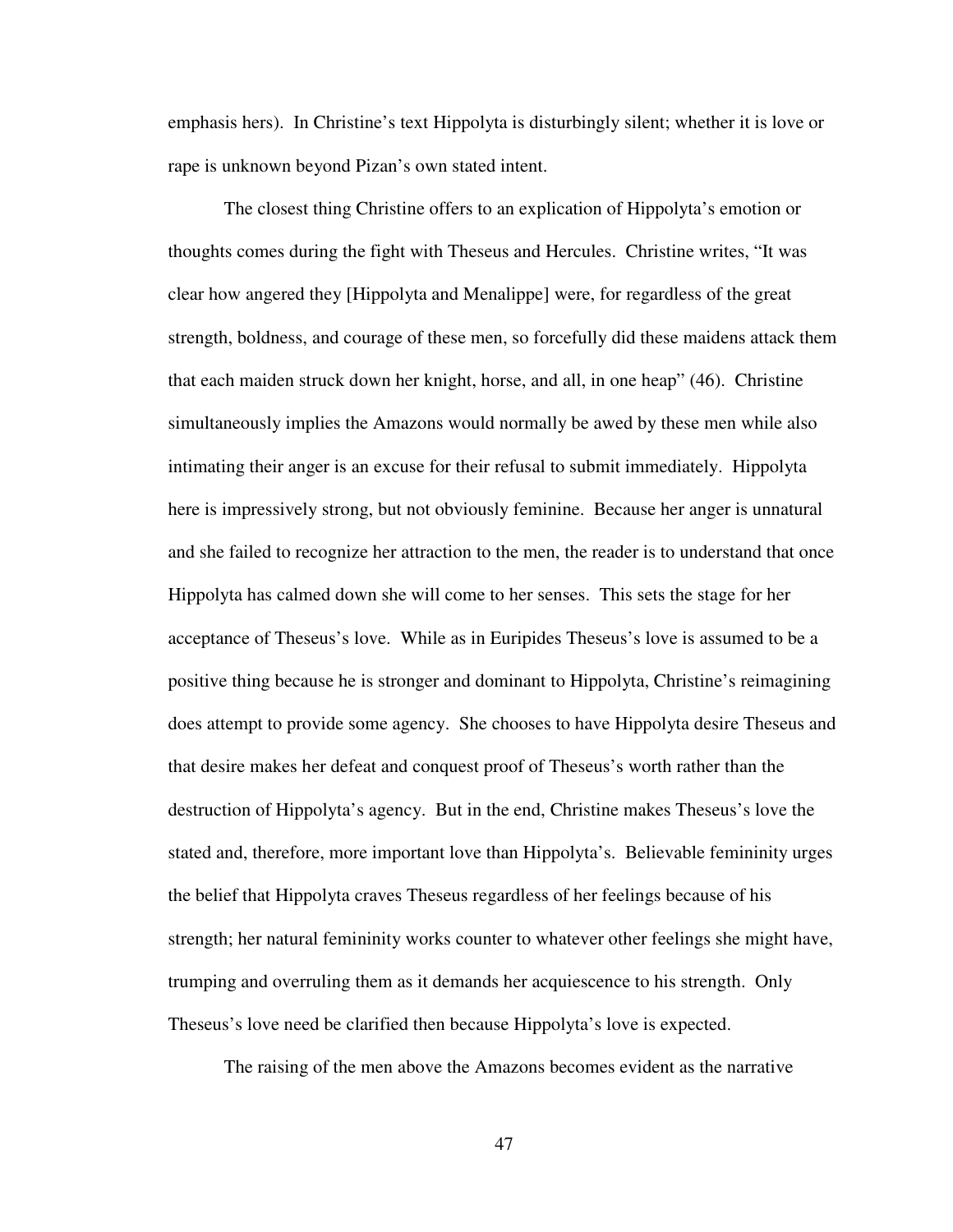emphasis hers). In Christine's text Hippolyta is disturbingly silent; whether it is love or rape is unknown beyond Pizan's own stated intent.

The closest thing Christine offers to an explication of Hippolyta's emotion or thoughts comes during the fight with Theseus and Hercules. Christine writes, "It was clear how angered they [Hippolyta and Menalippe] were, for regardless of the great strength, boldness, and courage of these men, so forcefully did these maidens attack them that each maiden struck down her knight, horse, and all, in one heap" (46). Christine simultaneously implies the Amazons would normally be awed by these men while also intimating their anger is an excuse for their refusal to submit immediately. Hippolyta here is impressively strong, but not obviously feminine. Because her anger is unnatural and she failed to recognize her attraction to the men, the reader is to understand that once Hippolyta has calmed down she will come to her senses. This sets the stage for her acceptance of Theseus's love. While as in Euripides Theseus's love is assumed to be a positive thing because he is stronger and dominant to Hippolyta, Christine's reimagining does attempt to provide some agency. She chooses to have Hippolyta desire Theseus and that desire makes her defeat and conquest proof of Theseus's worth rather than the destruction of Hippolyta's agency. But in the end, Christine makes Theseus's love the stated and, therefore, more important love than Hippolyta's. Believable femininity urges the belief that Hippolyta craves Theseus regardless of her feelings because of his strength; her natural femininity works counter to whatever other feelings she might have, trumping and overruling them as it demands her acquiescence to his strength. Only Theseus's love need be clarified then because Hippolyta's love is expected.

The raising of the men above the Amazons becomes evident as the narrative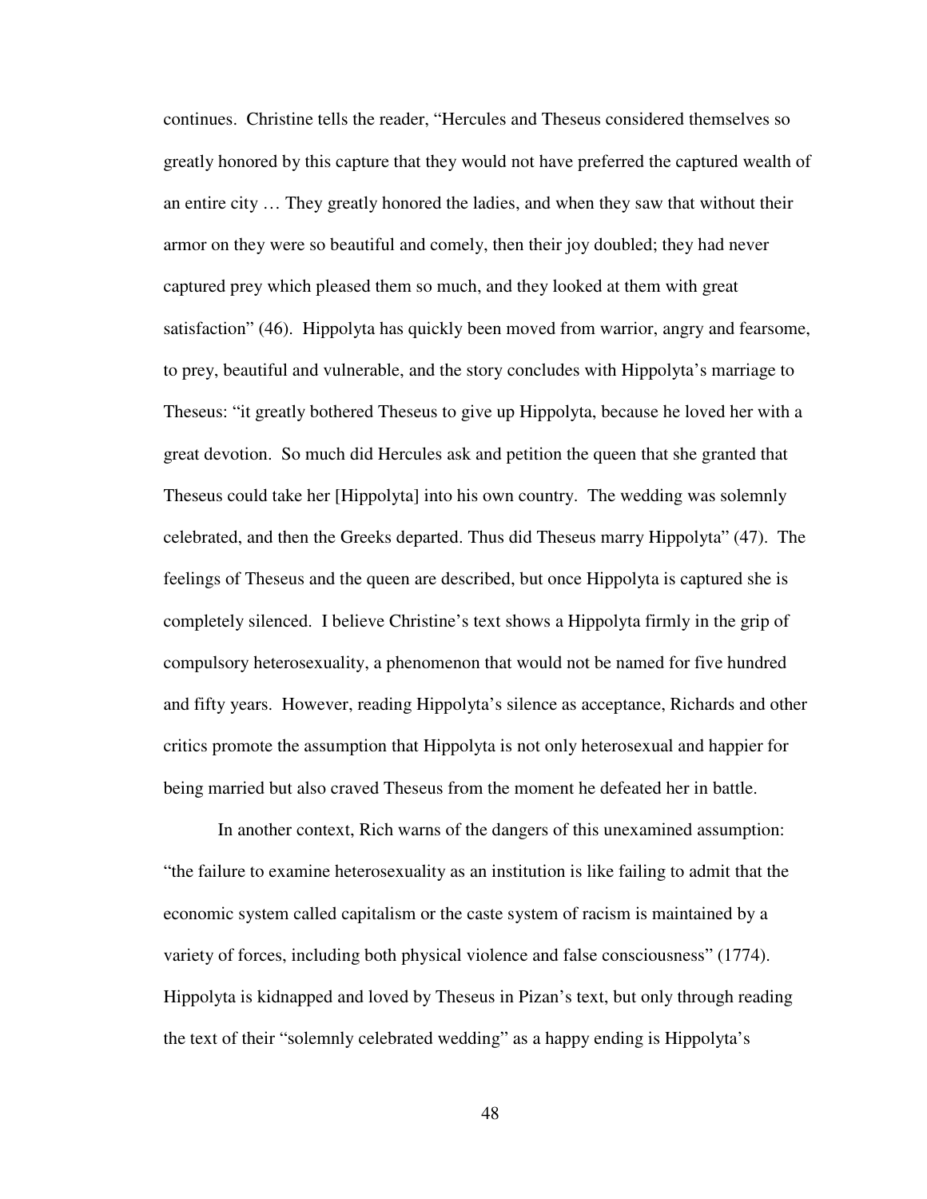continues. Christine tells the reader, "Hercules and Theseus considered themselves so greatly honored by this capture that they would not have preferred the captured wealth of an entire city … They greatly honored the ladies, and when they saw that without their armor on they were so beautiful and comely, then their joy doubled; they had never captured prey which pleased them so much, and they looked at them with great satisfaction" (46). Hippolyta has quickly been moved from warrior, angry and fearsome, to prey, beautiful and vulnerable, and the story concludes with Hippolyta's marriage to Theseus: "it greatly bothered Theseus to give up Hippolyta, because he loved her with a great devotion. So much did Hercules ask and petition the queen that she granted that Theseus could take her [Hippolyta] into his own country. The wedding was solemnly celebrated, and then the Greeks departed. Thus did Theseus marry Hippolyta" (47). The feelings of Theseus and the queen are described, but once Hippolyta is captured she is completely silenced. I believe Christine's text shows a Hippolyta firmly in the grip of compulsory heterosexuality, a phenomenon that would not be named for five hundred and fifty years. However, reading Hippolyta's silence as acceptance, Richards and other critics promote the assumption that Hippolyta is not only heterosexual and happier for being married but also craved Theseus from the moment he defeated her in battle.

In another context, Rich warns of the dangers of this unexamined assumption: "the failure to examine heterosexuality as an institution is like failing to admit that the economic system called capitalism or the caste system of racism is maintained by a variety of forces, including both physical violence and false consciousness" (1774). Hippolyta is kidnapped and loved by Theseus in Pizan's text, but only through reading the text of their "solemnly celebrated wedding" as a happy ending is Hippolyta's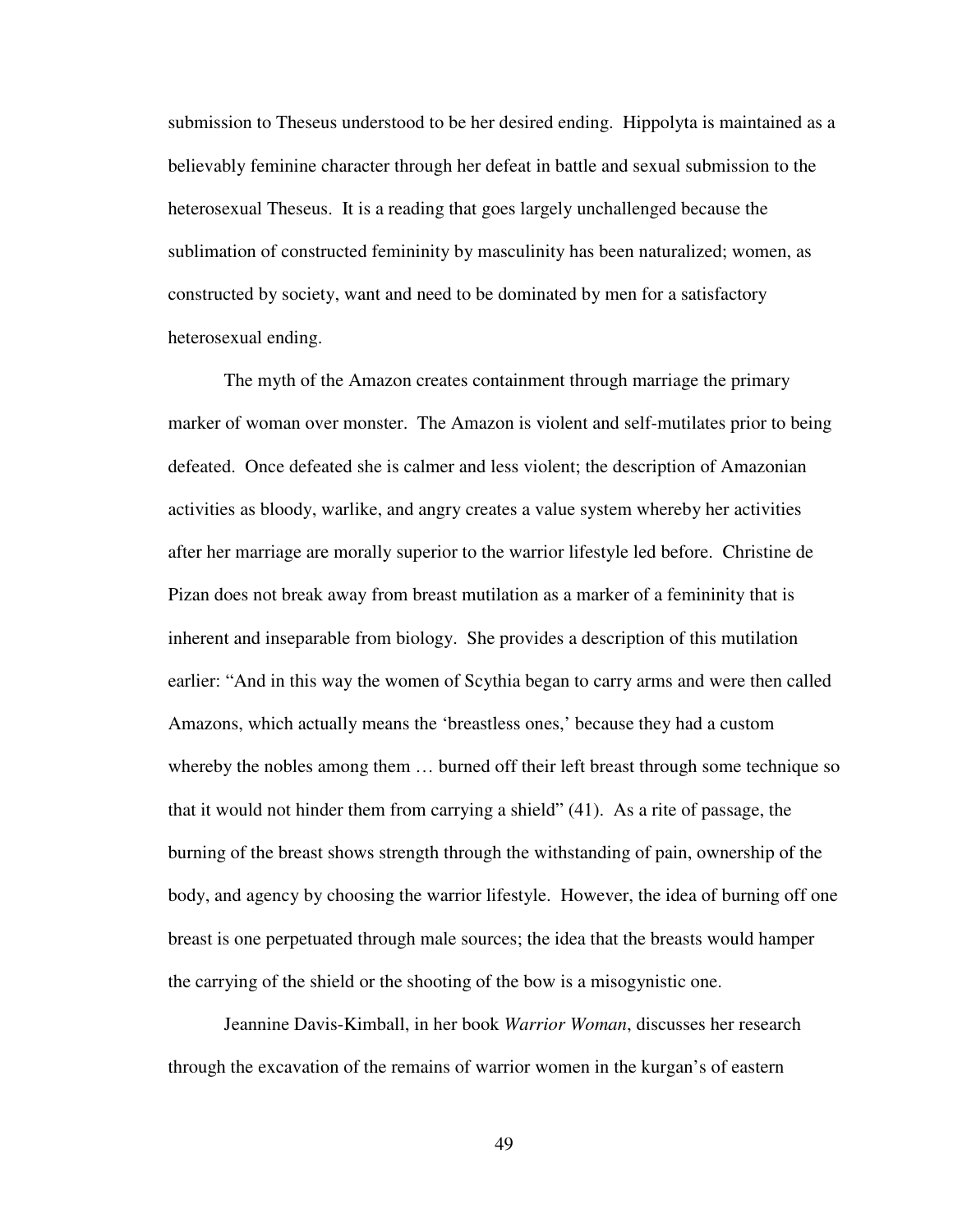submission to Theseus understood to be her desired ending. Hippolyta is maintained as a believably feminine character through her defeat in battle and sexual submission to the heterosexual Theseus. It is a reading that goes largely unchallenged because the sublimation of constructed femininity by masculinity has been naturalized; women, as constructed by society, want and need to be dominated by men for a satisfactory heterosexual ending.

The myth of the Amazon creates containment through marriage the primary marker of woman over monster. The Amazon is violent and self-mutilates prior to being defeated. Once defeated she is calmer and less violent; the description of Amazonian activities as bloody, warlike, and angry creates a value system whereby her activities after her marriage are morally superior to the warrior lifestyle led before. Christine de Pizan does not break away from breast mutilation as a marker of a femininity that is inherent and inseparable from biology. She provides a description of this mutilation earlier: "And in this way the women of Scythia began to carry arms and were then called Amazons, which actually means the 'breastless ones,' because they had a custom whereby the nobles among them … burned off their left breast through some technique so that it would not hinder them from carrying a shield" (41). As a rite of passage, the burning of the breast shows strength through the withstanding of pain, ownership of the body, and agency by choosing the warrior lifestyle. However, the idea of burning off one breast is one perpetuated through male sources; the idea that the breasts would hamper the carrying of the shield or the shooting of the bow is a misogynistic one.

Jeannine Davis-Kimball, in her book *Warrior Woman*, discusses her research through the excavation of the remains of warrior women in the kurgan's of eastern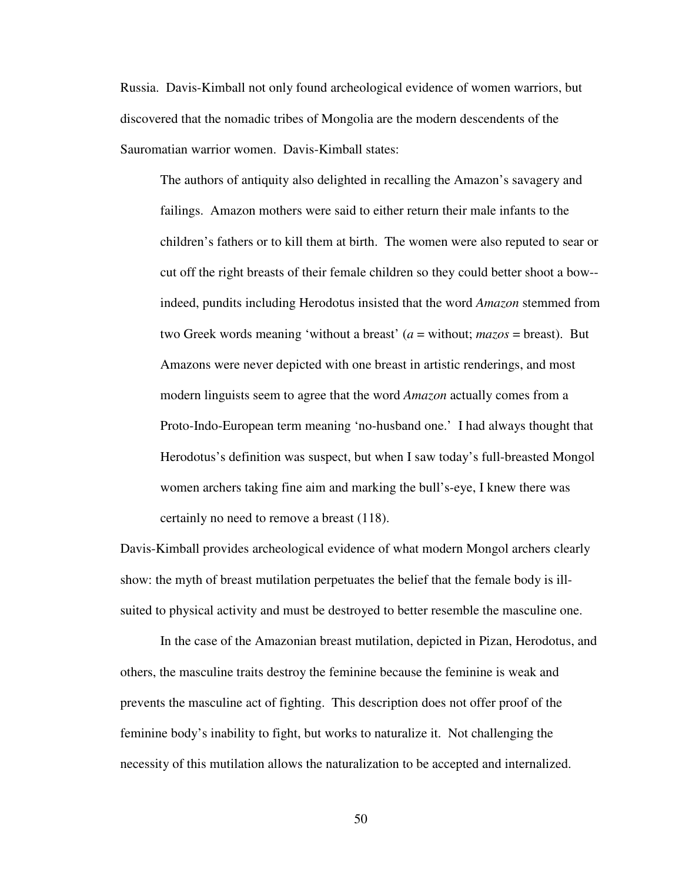Russia. Davis-Kimball not only found archeological evidence of women warriors, but discovered that the nomadic tribes of Mongolia are the modern descendents of the Sauromatian warrior women. Davis-Kimball states:

> The authors of antiquity also delighted in recalling the Amazon's savagery and failings. Amazon mothers were said to either return their male infants to the children's fathers or to kill them at birth. The women were also reputed to sear or cut off the right breasts of their female children so they could better shoot a bow--indeed, pundits including Herodotus insisted that the word *Amazon* stemmed from two Greek words meaning 'without a breast' (*a* = without; *mazos* = breast). But Amazons were never depicted with one breast in artistic renderings, and most modern linguists seem to agree that the word *Amazon* actually comes from a Proto-Indo-European term meaning 'no-husband one.' I had always thought that Herodotus's definition was suspect, but when I saw today's full-breasted Mongol women archers taking fine aim and marking the bull's-eye, I knew there was certainly no need to remove a breast (118).

Davis-Kimball provides archeological evidence of what modern Mongol archers clearly show: the myth of breast mutilation perpetuates the belief that the female body is ill-suited to physical activity and must be destroyed to better resemble the masculine one.

In the case of the Amazonian breast mutilation, depicted in Pizan, Herodotus, and others, the masculine traits destroy the feminine because the feminine is weak and prevents the masculine act of fighting. This description does not offer proof of the feminine body's inability to fight, but works to naturalize it. Not challenging the necessity of this mutilation allows the naturalization to be accepted and internalized.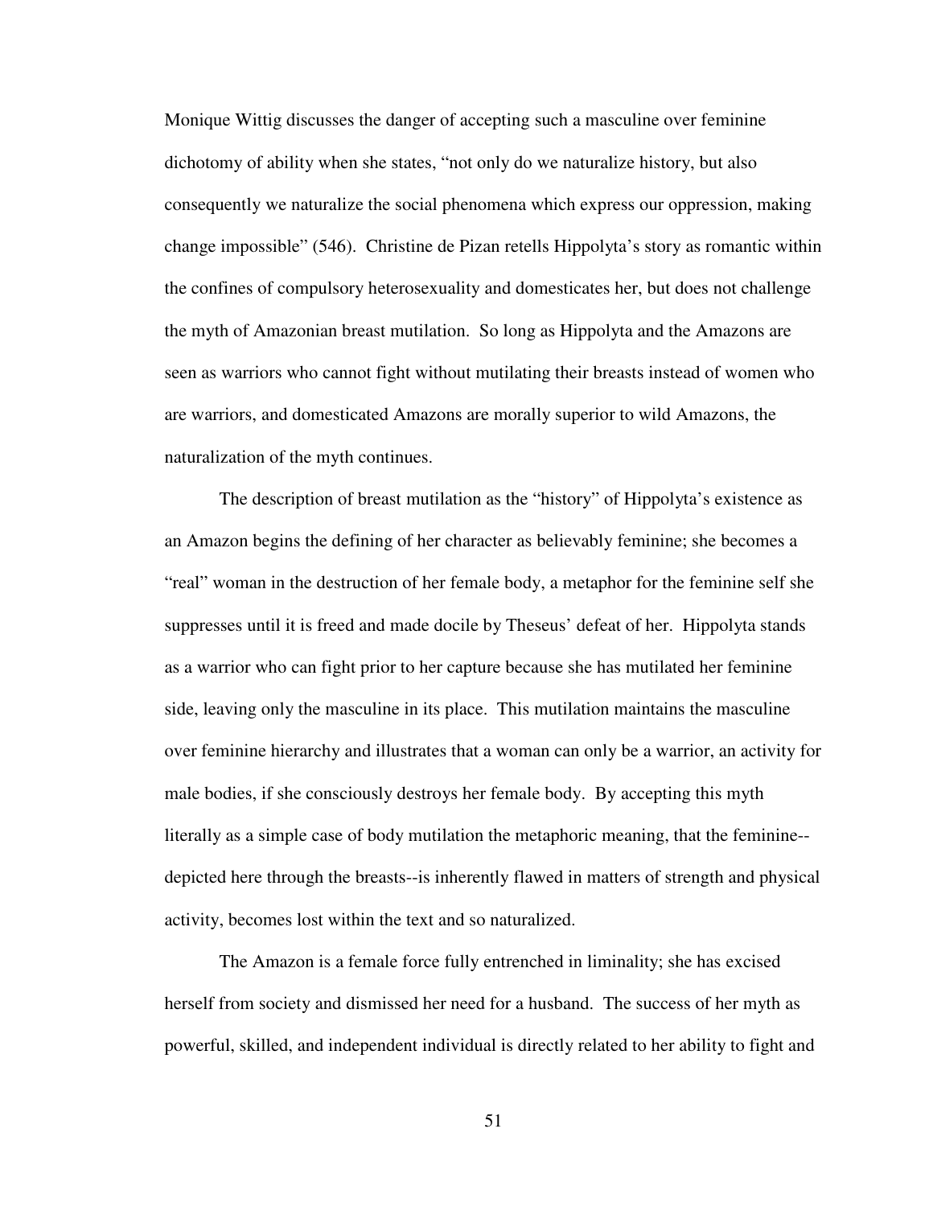Monique Wittig discusses the danger of accepting such a masculine over feminine dichotomy of ability when she states, "not only do we naturalize history, but also consequently we naturalize the social phenomena which express our oppression, making change impossible" (546). Christine de Pizan retells Hippolyta's story as romantic within the confines of compulsory heterosexuality and domesticates her, but does not challenge the myth of Amazonian breast mutilation. So long as Hippolyta and the Amazons are seen as warriors who cannot fight without mutilating their breasts instead of women who are warriors, and domesticated Amazons are morally superior to wild Amazons, the naturalization of the myth continues.

The description of breast mutilation as the "history" of Hippolyta's existence as an Amazon begins the defining of her character as believably feminine; she becomes a "real" woman in the destruction of her female body, a metaphor for the feminine self she suppresses until it is freed and made docile by Theseus' defeat of her. Hippolyta stands as a warrior who can fight prior to her capture because she has mutilated her feminine side, leaving only the masculine in its place. This mutilation maintains the masculine over feminine hierarchy and illustrates that a woman can only be a warrior, an activity for male bodies, if she consciously destroys her female body. By accepting this myth literally as a simple case of body mutilation the metaphoric meaning, that the feminine--depicted here through the breasts--is inherently flawed in matters of strength and physical activity, becomes lost within the text and so naturalized.

The Amazon is a female force fully entrenched in liminality; she has excised herself from society and dismissed her need for a husband. The success of her myth as powerful, skilled, and independent individual is directly related to her ability to fight and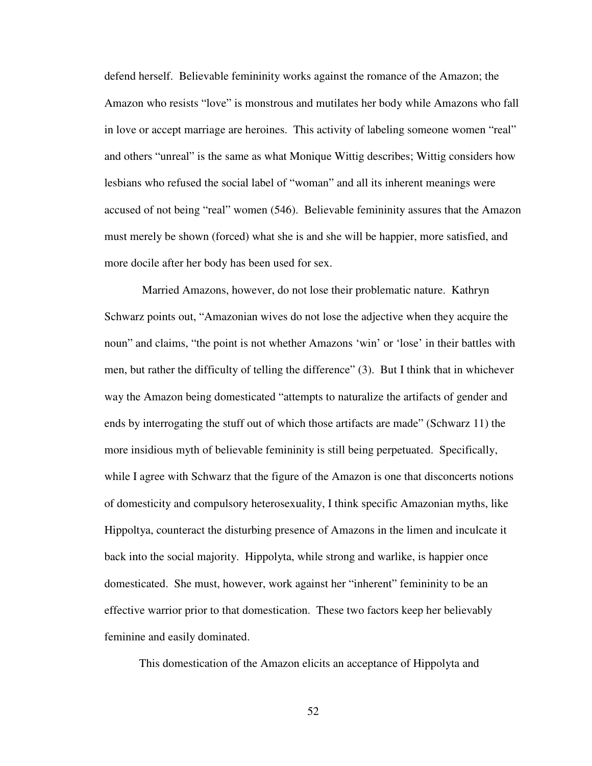defend herself. Believable femininity works against the romance of the Amazon; the Amazon who resists "love" is monstrous and mutilates her body while Amazons who fall in love or accept marriage are heroines. This activity of labeling someone women "real" and others "unreal" is the same as what Monique Wittig describes; Wittig considers how lesbians who refused the social label of "woman" and all its inherent meanings were accused of not being "real" women (546). Believable femininity assures that the Amazon must merely be shown (forced) what she is and she will be happier, more satisfied, and more docile after her body has been used for sex.

Married Amazons, however, do not lose their problematic nature. Kathryn Schwarz points out, "Amazonian wives do not lose the adjective when they acquire the noun" and claims, "the point is not whether Amazons 'win' or 'lose' in their battles with men, but rather the difficulty of telling the difference" (3). But I think that in whichever way the Amazon being domesticated "attempts to naturalize the artifacts of gender and ends by interrogating the stuff out of which those artifacts are made" (Schwarz 11) the more insidious myth of believable femininity is still being perpetuated. Specifically, while I agree with Schwarz that the figure of the Amazon is one that disconcerts notions of domesticity and compulsory heterosexuality, I think specific Amazonian myths, like Hippoltya, counteract the disturbing presence of Amazons in the limen and inculcate it back into the social majority. Hippolyta, while strong and warlike, is happier once domesticated. She must, however, work against her "inherent" femininity to be an effective warrior prior to that domestication. These two factors keep her believably feminine and easily dominated.

This domestication of the Amazon elicits an acceptance of Hippolyta and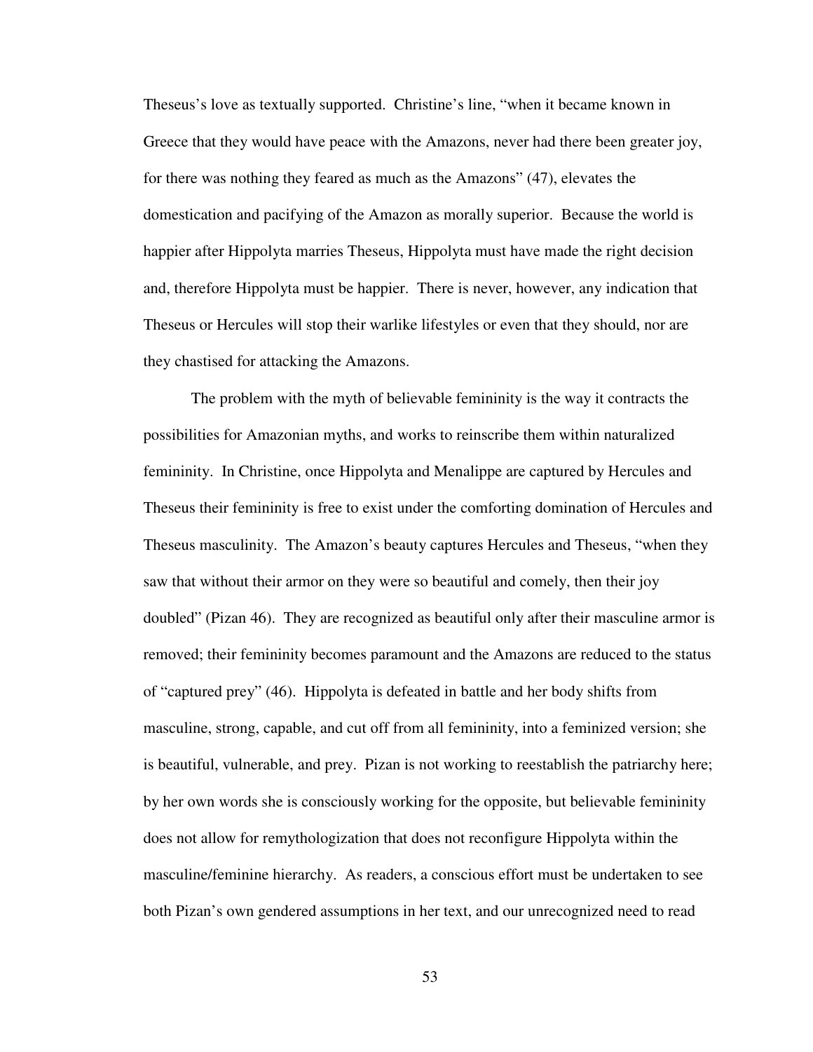Theseus's love as textually supported. Christine's line, "when it became known in Greece that they would have peace with the Amazons, never had there been greater joy, for there was nothing they feared as much as the Amazons" (47), elevates the domestication and pacifying of the Amazon as morally superior. Because the world is happier after Hippolyta marries Theseus, Hippolyta must have made the right decision and, therefore Hippolyta must be happier. There is never, however, any indication that Theseus or Hercules will stop their warlike lifestyles or even that they should, nor are they chastised for attacking the Amazons.

The problem with the myth of believable femininity is the way it contracts the possibilities for Amazonian myths, and works to reinscribe them within naturalized femininity. In Christine, once Hippolyta and Menalippe are captured by Hercules and Theseus their femininity is free to exist under the comforting domination of Hercules and Theseus masculinity. The Amazon's beauty captures Hercules and Theseus, "when they saw that without their armor on they were so beautiful and comely, then their joy doubled" (Pizan 46). They are recognized as beautiful only after their masculine armor is removed; their femininity becomes paramount and the Amazons are reduced to the status of "captured prey" (46). Hippolyta is defeated in battle and her body shifts from masculine, strong, capable, and cut off from all femininity, into a feminized version; she is beautiful, vulnerable, and prey. Pizan is not working to reestablish the patriarchy here; by her own words she is consciously working for the opposite, but believable femininity does not allow for remythologization that does not reconfigure Hippolyta within the masculine/feminine hierarchy. As readers, a conscious effort must be undertaken to see both Pizan's own gendered assumptions in her text, and our unrecognized need to read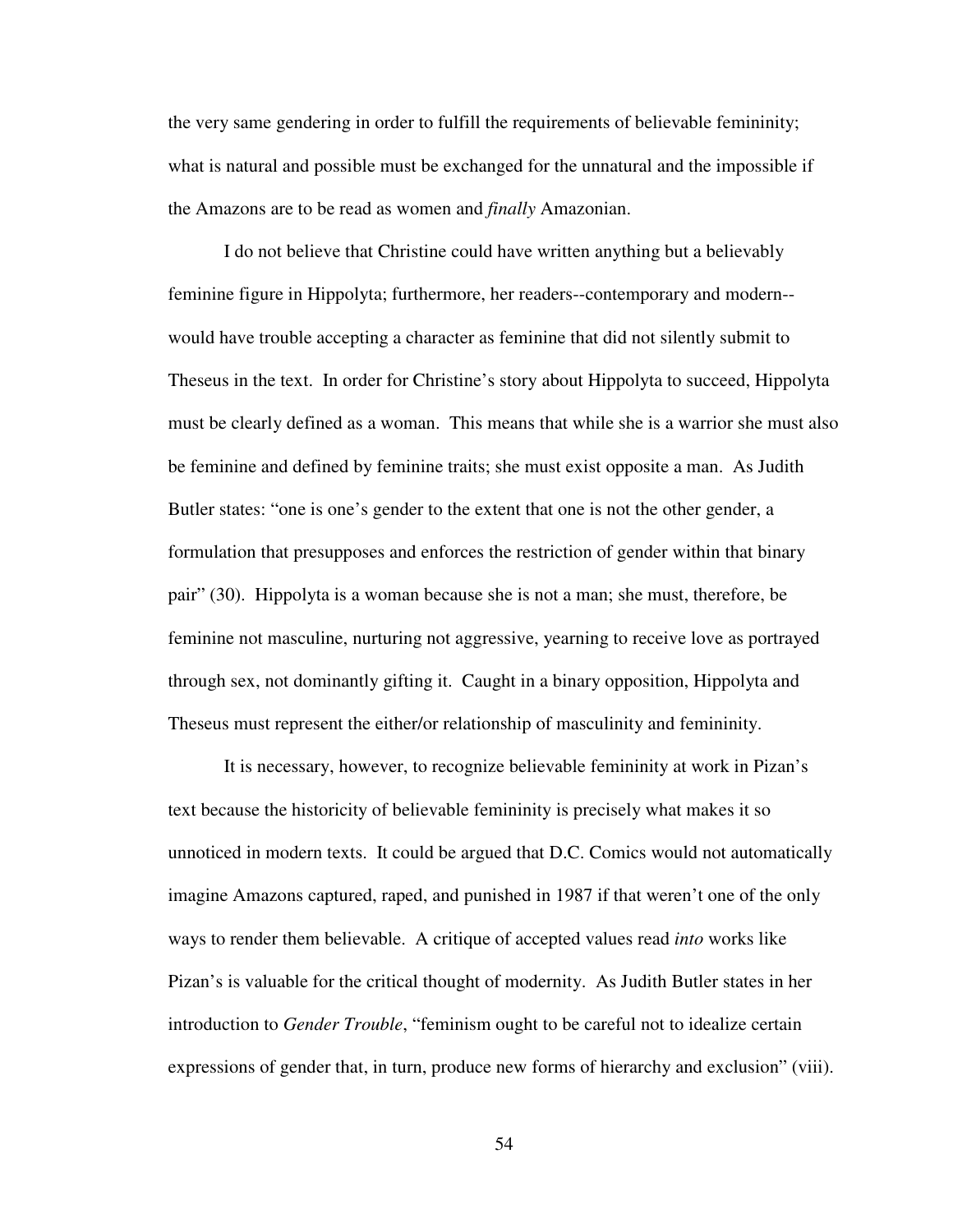the very same gendering in order to fulfill the requirements of believable femininity; what is natural and possible must be exchanged for the unnatural and the impossible if the Amazons are to be read as women and *finally* Amazonian.

I do not believe that Christine could have written anything but a believably feminine figure in Hippolyta; furthermore, her readers--contemporary and modern--would have trouble accepting a character as feminine that did not silently submit to Theseus in the text. In order for Christine's story about Hippolyta to succeed, Hippolyta must be clearly defined as a woman. This means that while she is a warrior she must also be feminine and defined by feminine traits; she must exist opposite a man. As Judith Butler states: "one is one's gender to the extent that one is not the other gender, a formulation that presupposes and enforces the restriction of gender within that binary pair" (30). Hippolyta is a woman because she is not a man; she must, therefore, be feminine not masculine, nurturing not aggressive, yearning to receive love as portrayed through sex, not dominantly gifting it. Caught in a binary opposition, Hippolyta and Theseus must represent the either/or relationship of masculinity and femininity.

It is necessary, however, to recognize believable femininity at work in Pizan's text because the historicity of believable femininity is precisely what makes it so unnoticed in modern texts. It could be argued that D.C. Comics would not automatically imagine Amazons captured, raped, and punished in 1987 if that weren't one of the only ways to render them believable. A critique of accepted values read *into* works like Pizan's is valuable for the critical thought of modernity. As Judith Butler states in her introduction to *Gender Trouble*, "feminism ought to be careful not to idealize certain expressions of gender that, in turn, produce new forms of hierarchy and exclusion" (viii).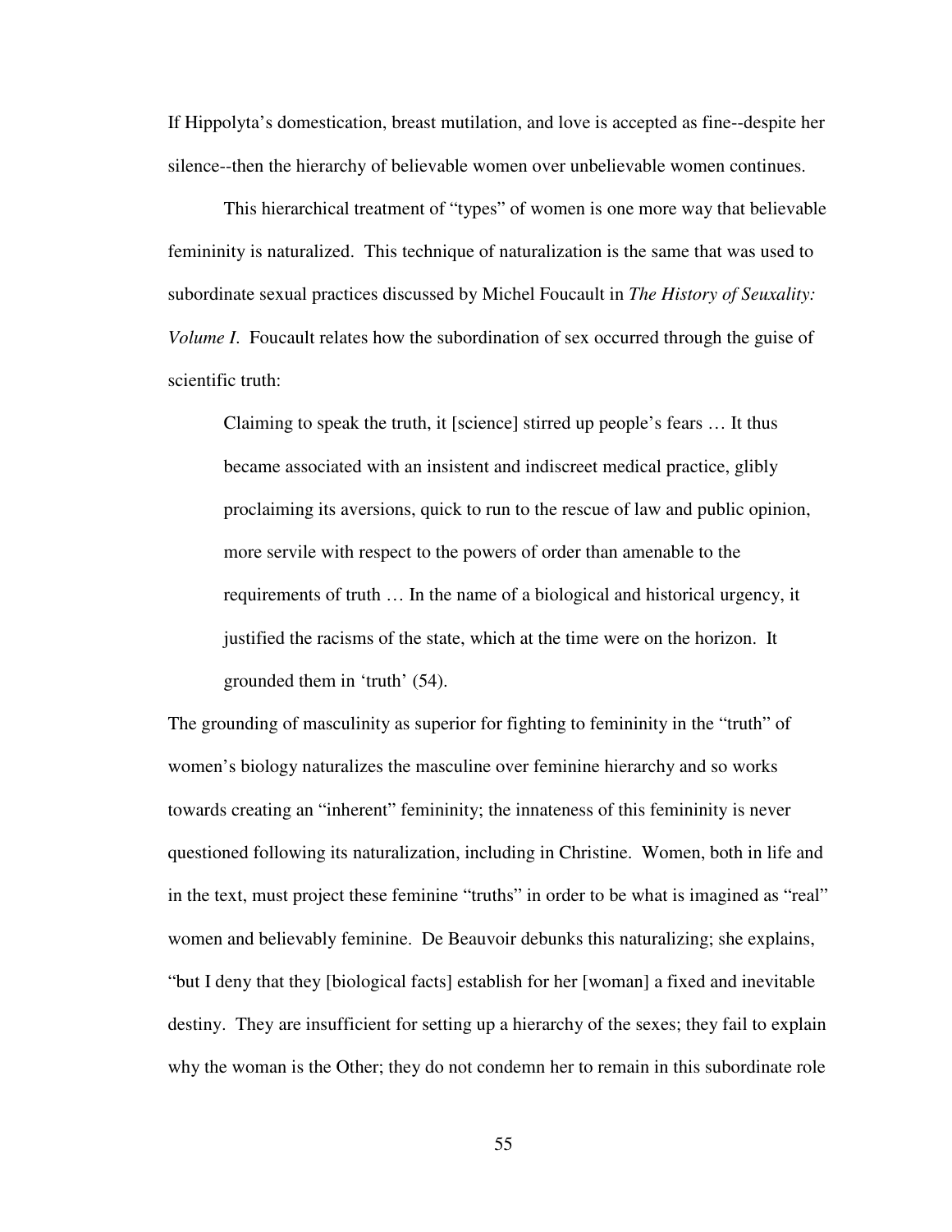If Hippolyta's domestication, breast mutilation, and love is accepted as fine--despite her silence--then the hierarchy of believable women over unbelievable women continues.

This hierarchical treatment of "types" of women is one more way that believable femininity is naturalized. This technique of naturalization is the same that was used to subordinate sexual practices discussed by Michel Foucault in *The History of Seuxality: Volume I*. Foucault relates how the subordination of sex occurred through the guise of scientific truth:

> Claiming to speak the truth, it [science] stirred up people's fears … It thus became associated with an insistent and indiscreet medical practice, glibly proclaiming its aversions, quick to run to the rescue of law and public opinion, more servile with respect to the powers of order than amenable to the requirements of truth … In the name of a biological and historical urgency, it justified the racisms of the state, which at the time were on the horizon. It grounded them in 'truth' (54).

The grounding of masculinity as superior for fighting to femininity in the "truth" of women's biology naturalizes the masculine over feminine hierarchy and so works towards creating an "inherent" femininity; the innateness of this femininity is never questioned following its naturalization, including in Christine. Women, both in life and in the text, must project these feminine "truths" in order to be what is imagined as "real" women and believably feminine. De Beauvoir debunks this naturalizing; she explains, "but I deny that they [biological facts] establish for her [woman] a fixed and inevitable destiny. They are insufficient for setting up a hierarchy of the sexes; they fail to explain why the woman is the Other; they do not condemn her to remain in this subordinate role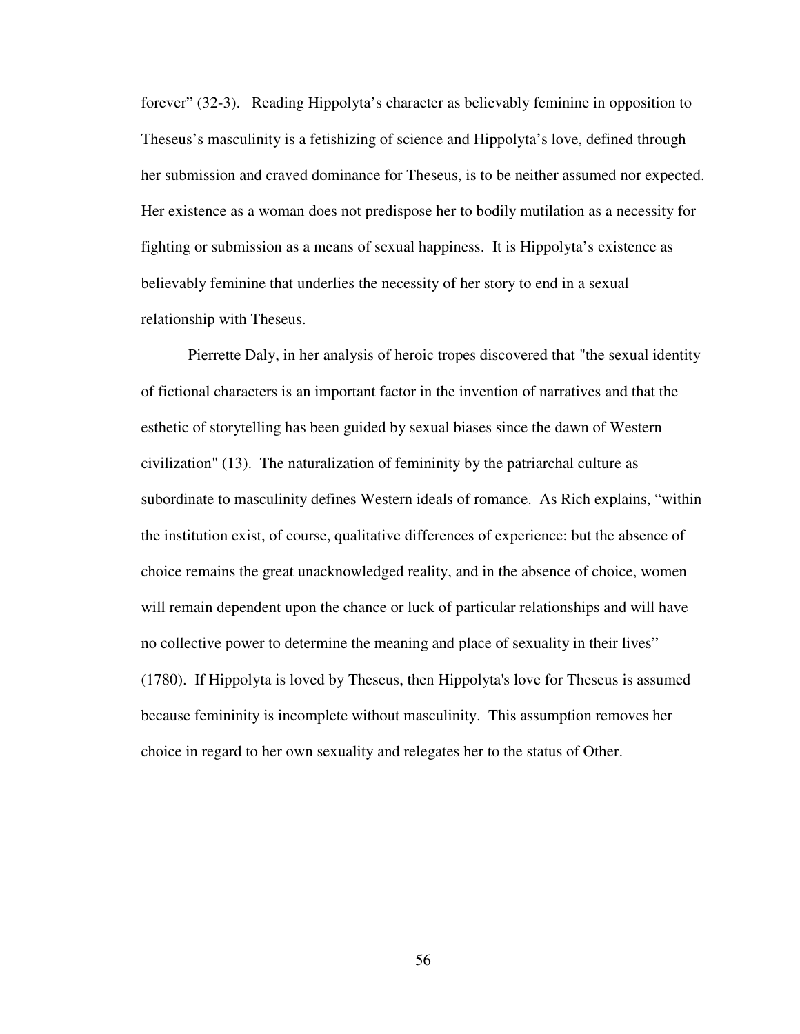forever" (32-3). Reading Hippolyta's character as believably feminine in opposition to Theseus's masculinity is a fetishizing of science and Hippolyta's love, defined through her submission and craved dominance for Theseus, is to be neither assumed nor expected. Her existence as a woman does not predispose her to bodily mutilation as a necessity for fighting or submission as a means of sexual happiness. It is Hippolyta's existence as believably feminine that underlies the necessity of her story to end in a sexual relationship with Theseus.

Pierrette Daly, in her analysis of heroic tropes discovered that "the sexual identity of fictional characters is an important factor in the invention of narratives and that the esthetic of storytelling has been guided by sexual biases since the dawn of Western civilization" (13). The naturalization of femininity by the patriarchal culture as subordinate to masculinity defines Western ideals of romance. As Rich explains, "within the institution exist, of course, qualitative differences of experience: but the absence of choice remains the great unacknowledged reality, and in the absence of choice, women will remain dependent upon the chance or luck of particular relationships and will have no collective power to determine the meaning and place of sexuality in their lives" (1780). If Hippolyta is loved by Theseus, then Hippolyta's love for Theseus is assumed because femininity is incomplete without masculinity. This assumption removes her choice in regard to her own sexuality and relegates her to the status of Other.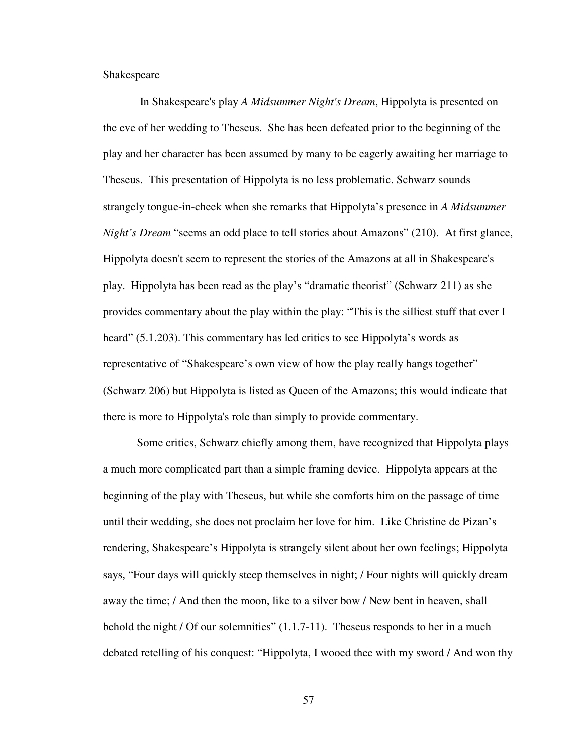Shakespeare

In Shakespeare's play *A Midsummer Night's Dream*, Hippolyta is presented on the eve of her wedding to Theseus. She has been defeated prior to the beginning of the play and her character has been assumed by many to be eagerly awaiting her marriage to Theseus. This presentation of Hippolyta is no less problematic. Schwarz sounds strangely tongue-in-cheek when she remarks that Hippolyta's presence in *A Midsummer Night's Dream* "seems an odd place to tell stories about Amazons" (210). At first glance, Hippolyta doesn't seem to represent the stories of the Amazons at all in Shakespeare's play. Hippolyta has been read as the play's "dramatic theorist" (Schwarz 211) as she provides commentary about the play within the play: "This is the silliest stuff that ever I heard" (5.1.203). This commentary has led critics to see Hippolyta's words as representative of "Shakespeare's own view of how the play really hangs together" (Schwarz 206) but Hippolyta is listed as Queen of the Amazons; this would indicate that there is more to Hippolyta's role than simply to provide commentary.

Some critics, Schwarz chiefly among them, have recognized that Hippolyta plays a much more complicated part than a simple framing device. Hippolyta appears at the beginning of the play with Theseus, but while she comforts him on the passage of time until their wedding, she does not proclaim her love for him. Like Christine de Pizan's rendering, Shakespeare's Hippolyta is strangely silent about her own feelings; Hippolyta says, "Four days will quickly steep themselves in night; / Four nights will quickly dream away the time; / And then the moon, like to a silver bow / New bent in heaven, shall behold the night / Of our solemnities" (1.1.7-11). Theseus responds to her in a much debated retelling of his conquest: "Hippolyta, I wooed thee with my sword / And won thy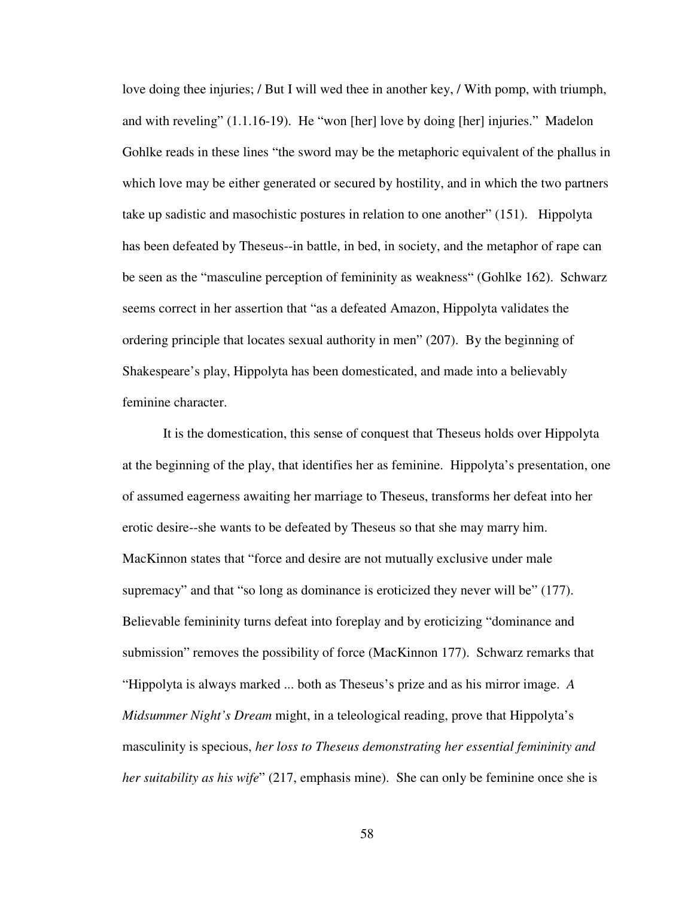love doing thee injuries; / But I will wed thee in another key, / With pomp, with triumph, and with reveling" (1.1.16-19). He "won [her] love by doing [her] injuries." Madelon Gohlke reads in these lines "the sword may be the metaphoric equivalent of the phallus in which love may be either generated or secured by hostility, and in which the two partners take up sadistic and masochistic postures in relation to one another" (151). Hippolyta has been defeated by Theseus--in battle, in bed, in society, and the metaphor of rape can be seen as the "masculine perception of femininity as weakness" (Gohlke 162). Schwarz seems correct in her assertion that "as a defeated Amazon, Hippolyta validates the ordering principle that locates sexual authority in men" (207). By the beginning of Shakespeare's play, Hippolyta has been domesticated, and made into a believably feminine character.

It is the domestication, this sense of conquest that Theseus holds over Hippolyta at the beginning of the play, that identifies her as feminine. Hippolyta's presentation, one of assumed eagerness awaiting her marriage to Theseus, transforms her defeat into her erotic desire--she wants to be defeated by Theseus so that she may marry him. MacKinnon states that "force and desire are not mutually exclusive under male supremacy" and that "so long as dominance is eroticized they never will be" (177). Believable femininity turns defeat into foreplay and by eroticizing "dominance and submission" removes the possibility of force (MacKinnon 177). Schwarz remarks that "Hippolyta is always marked ... both as Theseus's prize and as his mirror image. *A Midsummer Night's Dream* might, in a teleological reading, prove that Hippolyta's masculinity is specious, *her loss to Theseus demonstrating her essential femininity and her suitability as his wife*" (217, emphasis mine). She can only be feminine once she is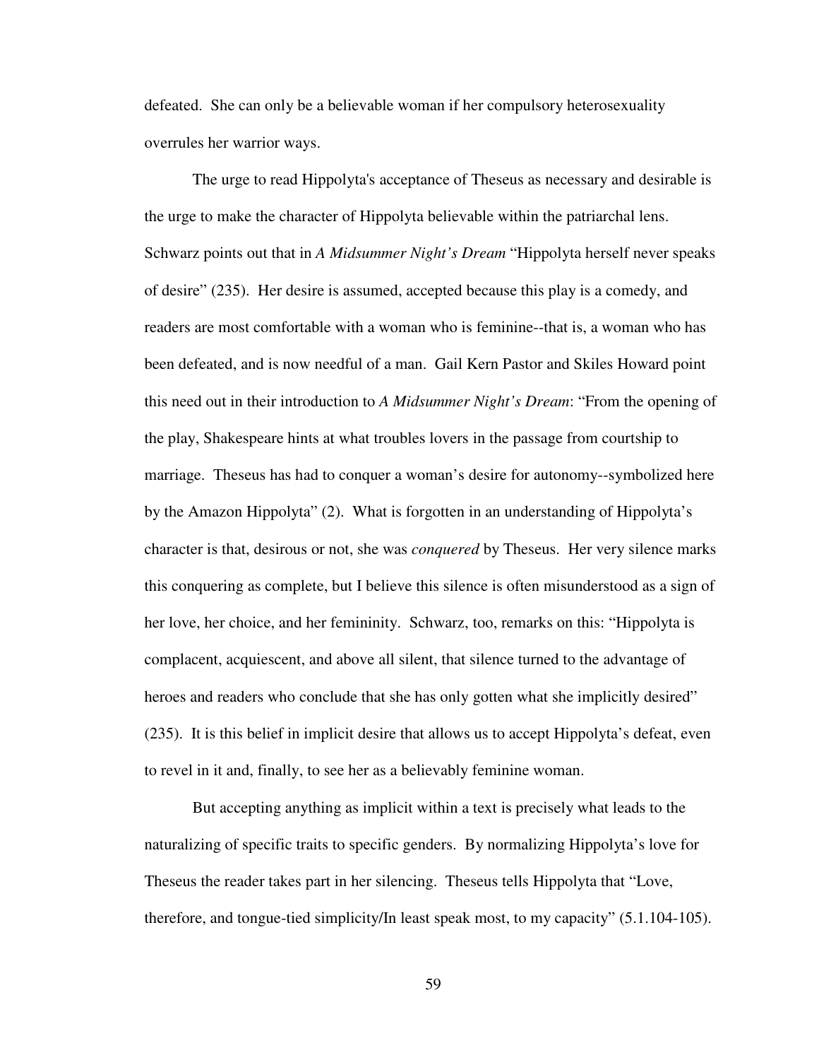defeated. She can only be a believable woman if her compulsory heterosexuality overrules her warrior ways.

The urge to read Hippolyta's acceptance of Theseus as necessary and desirable is the urge to make the character of Hippolyta believable within the patriarchal lens. Schwarz points out that in *A Midsummer Night's Dream* "Hippolyta herself never speaks of desire" (235). Her desire is assumed, accepted because this play is a comedy, and readers are most comfortable with a woman who is feminine--that is, a woman who has been defeated, and is now needful of a man. Gail Kern Pastor and Skiles Howard point this need out in their introduction to *A Midsummer Night's Dream*: "From the opening of the play, Shakespeare hints at what troubles lovers in the passage from courtship to marriage. Theseus has had to conquer a woman's desire for autonomy--symbolized here by the Amazon Hippolyta" (2). What is forgotten in an understanding of Hippolyta's character is that, desirous or not, she was *conquered* by Theseus. Her very silence marks this conquering as complete, but I believe this silence is often misunderstood as a sign of her love, her choice, and her femininity. Schwarz, too, remarks on this: "Hippolyta is complacent, acquiescent, and above all silent, that silence turned to the advantage of heroes and readers who conclude that she has only gotten what she implicitly desired" (235). It is this belief in implicit desire that allows us to accept Hippolyta's defeat, even to revel in it and, finally, to see her as a believably feminine woman.

But accepting anything as implicit within a text is precisely what leads to the naturalizing of specific traits to specific genders. By normalizing Hippolyta's love for Theseus the reader takes part in her silencing. Theseus tells Hippolyta that "Love, therefore, and tongue-tied simplicity/In least speak most, to my capacity" (5.1.104-105).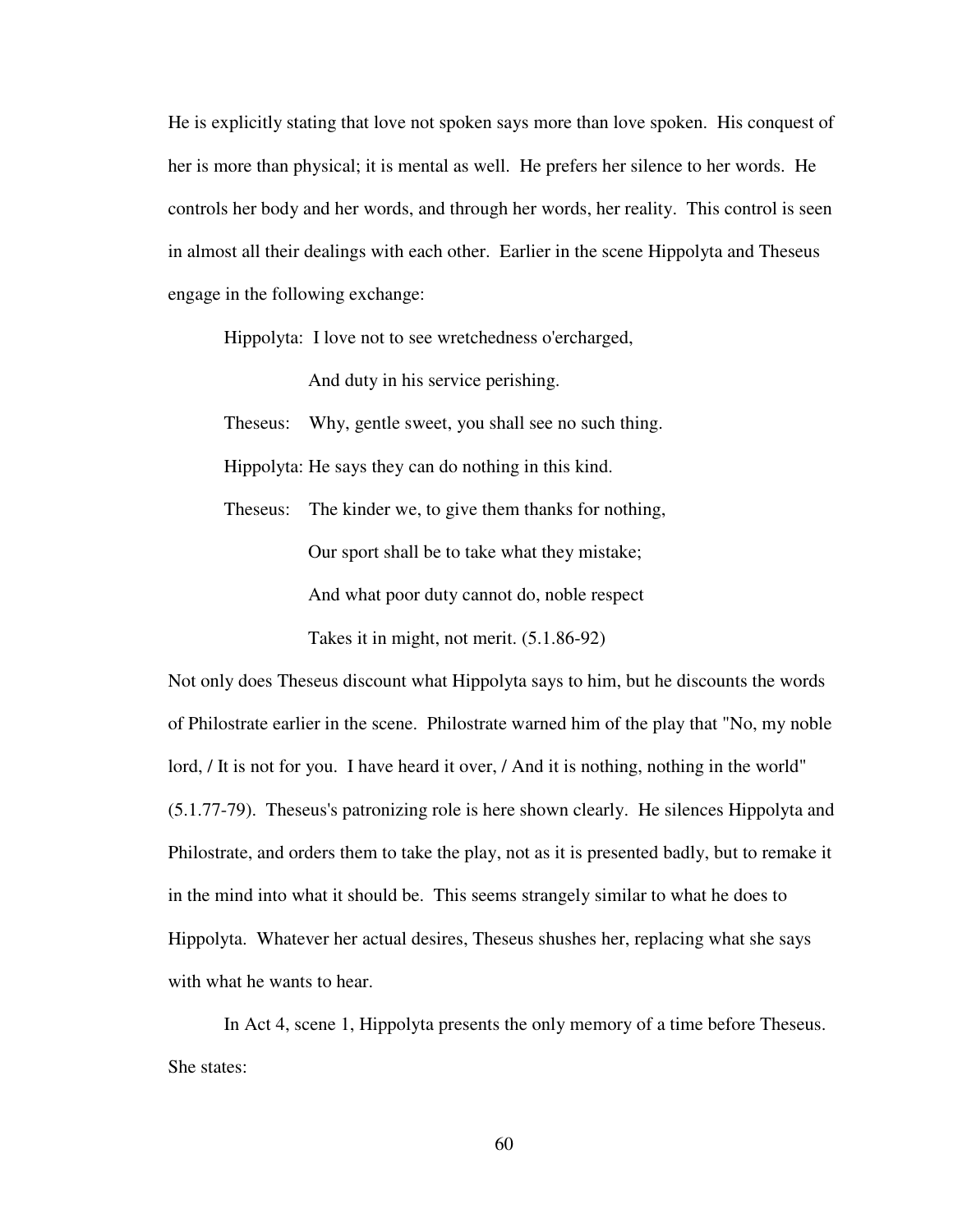He is explicitly stating that love not spoken says more than love spoken. His conquest of her is more than physical; it is mental as well. He prefers her silence to her words. He controls her body and her words, and through her words, her reality. This control is seen in almost all their dealings with each other. Earlier in the scene Hippolyta and Theseus engage in the following exchange:

> Hippolyta: I love not to see wretchedness o'ercharged,
>
> And duty in his service perishing.
>
> Theseus: Why, gentle sweet, you shall see no such thing.
>
> Hippolyta: He says they can do nothing in this kind.
>
> Theseus: The kinder we, to give them thanks for nothing,
>
> Our sport shall be to take what they mistake;
>
> And what poor duty cannot do, noble respect
>
> Takes it in might, not merit. (5.1.86-92)

Not only does Theseus discount what Hippolyta says to him, but he discounts the words of Philostrate earlier in the scene. Philostrate warned him of the play that "No, my noble lord, / It is not for you. I have heard it over, / And it is nothing, nothing in the world" (5.1.77-79). Theseus's patronizing role is here shown clearly. He silences Hippolyta and Philostrate, and orders them to take the play, not as it is presented badly, but to remake it in the mind into what it should be. This seems strangely similar to what he does to Hippolyta. Whatever her actual desires, Theseus shushes her, replacing what she says with what he wants to hear.

In Act 4, scene 1, Hippolyta presents the only memory of a time before Theseus. She states: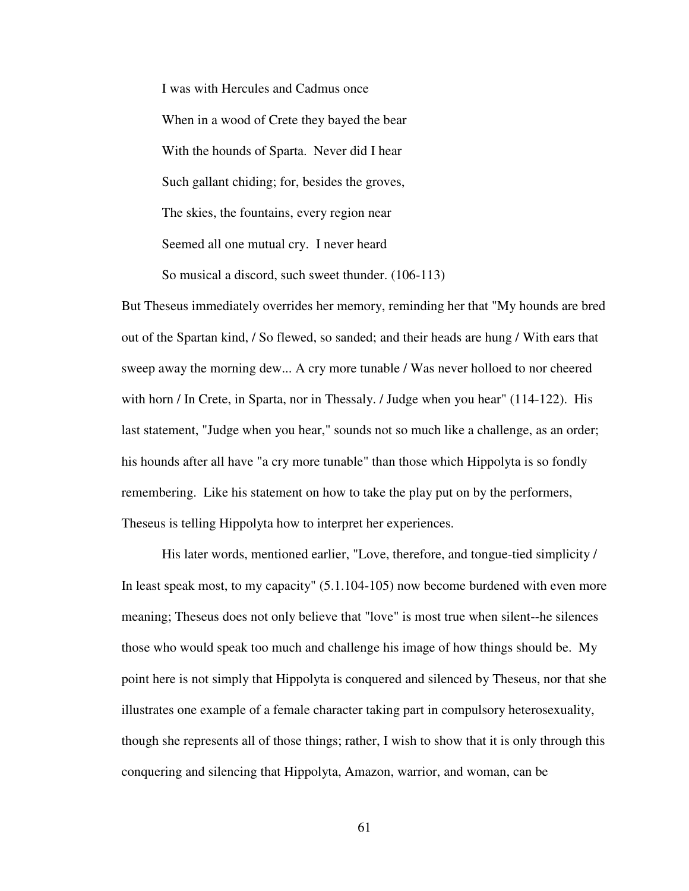> I was with Hercules and Cadmus once
>
> When in a wood of Crete they bayed the bear
>
> With the hounds of Sparta. Never did I hear
>
> Such gallant chiding; for, besides the groves,
>
> The skies, the fountains, every region near
>
> Seemed all one mutual cry. I never heard
>
> So musical a discord, such sweet thunder. (106-113)

But Theseus immediately overrides her memory, reminding her that "My hounds are bred out of the Spartan kind, / So flewed, so sanded; and their heads are hung / With ears that sweep away the morning dew... A cry more tunable / Was never holloed to nor cheered with horn / In Crete, in Sparta, nor in Thessaly. / Judge when you hear" (114-122). His last statement, "Judge when you hear," sounds not so much like a challenge, as an order; his hounds after all have "a cry more tunable" than those which Hippolyta is so fondly remembering. Like his statement on how to take the play put on by the performers, Theseus is telling Hippolyta how to interpret her experiences.

His later words, mentioned earlier, "Love, therefore, and tongue-tied simplicity / In least speak most, to my capacity" (5.1.104-105) now become burdened with even more meaning; Theseus does not only believe that "love" is most true when silent--he silences those who would speak too much and challenge his image of how things should be. My point here is not simply that Hippolyta is conquered and silenced by Theseus, nor that she illustrates one example of a female character taking part in compulsory heterosexuality, though she represents all of those things; rather, I wish to show that it is only through this conquering and silencing that Hippolyta, Amazon, warrior, and woman, can be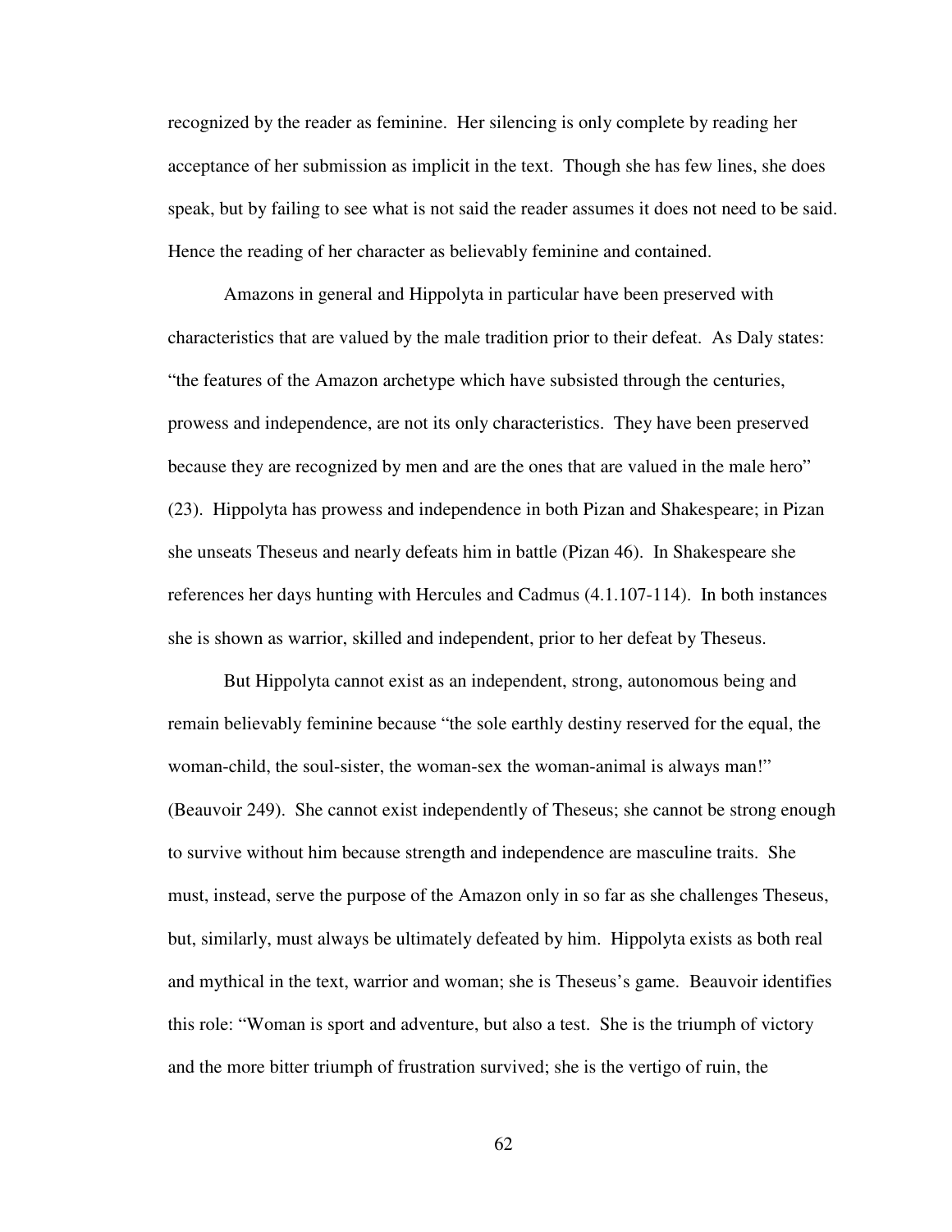recognized by the reader as feminine. Her silencing is only complete by reading her acceptance of her submission as implicit in the text. Though she has few lines, she does speak, but by failing to see what is not said the reader assumes it does not need to be said. Hence the reading of her character as believably feminine and contained.

Amazons in general and Hippolyta in particular have been preserved with characteristics that are valued by the male tradition prior to their defeat. As Daly states: "the features of the Amazon archetype which have subsisted through the centuries, prowess and independence, are not its only characteristics. They have been preserved because they are recognized by men and are the ones that are valued in the male hero" (23). Hippolyta has prowess and independence in both Pizan and Shakespeare; in Pizan she unseats Theseus and nearly defeats him in battle (Pizan 46). In Shakespeare she references her days hunting with Hercules and Cadmus (4.1.107-114). In both instances she is shown as warrior, skilled and independent, prior to her defeat by Theseus.

But Hippolyta cannot exist as an independent, strong, autonomous being and remain believably feminine because "the sole earthly destiny reserved for the equal, the woman-child, the soul-sister, the woman-sex the woman-animal is always man!" (Beauvoir 249). She cannot exist independently of Theseus; she cannot be strong enough to survive without him because strength and independence are masculine traits. She must, instead, serve the purpose of the Amazon only in so far as she challenges Theseus, but, similarly, must always be ultimately defeated by him. Hippolyta exists as both real and mythical in the text, warrior and woman; she is Theseus's game. Beauvoir identifies this role: "Woman is sport and adventure, but also a test. She is the triumph of victory and the more bitter triumph of frustration survived; she is the vertigo of ruin, the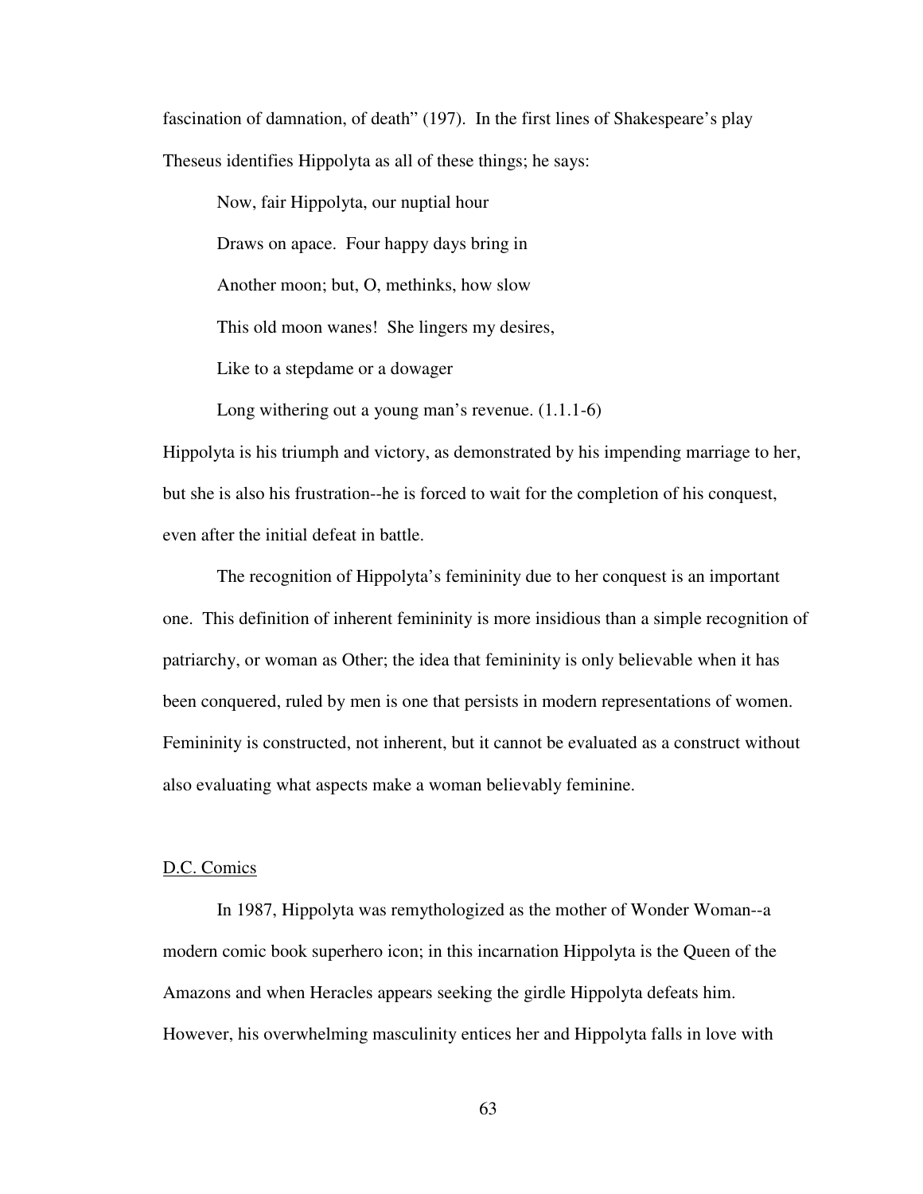fascination of damnation, of death" (197). In the first lines of Shakespeare's play Theseus identifies Hippolyta as all of these things; he says:

> Now, fair Hippolyta, our nuptial hour
>
> Draws on apace. Four happy days bring in
>
> Another moon; but, O, methinks, how slow
>
> This old moon wanes! She lingers my desires,
>
> Like to a stepdame or a dowager
>
> Long withering out a young man's revenue. (1.1.1-6)

Hippolyta is his triumph and victory, as demonstrated by his impending marriage to her, but she is also his frustration--he is forced to wait for the completion of his conquest, even after the initial defeat in battle.

The recognition of Hippolyta's femininity due to her conquest is an important one. This definition of inherent femininity is more insidious than a simple recognition of patriarchy, or woman as Other; the idea that femininity is only believable when it has been conquered, ruled by men is one that persists in modern representations of women. Femininity is constructed, not inherent, but it cannot be evaluated as a construct without also evaluating what aspects make a woman believably feminine.

## D.C. Comics

In 1987, Hippolyta was remythologized as the mother of Wonder Woman--a modern comic book superhero icon; in this incarnation Hippolyta is the Queen of the Amazons and when Heracles appears seeking the girdle Hippolyta defeats him. However, his overwhelming masculinity entices her and Hippolyta falls in love with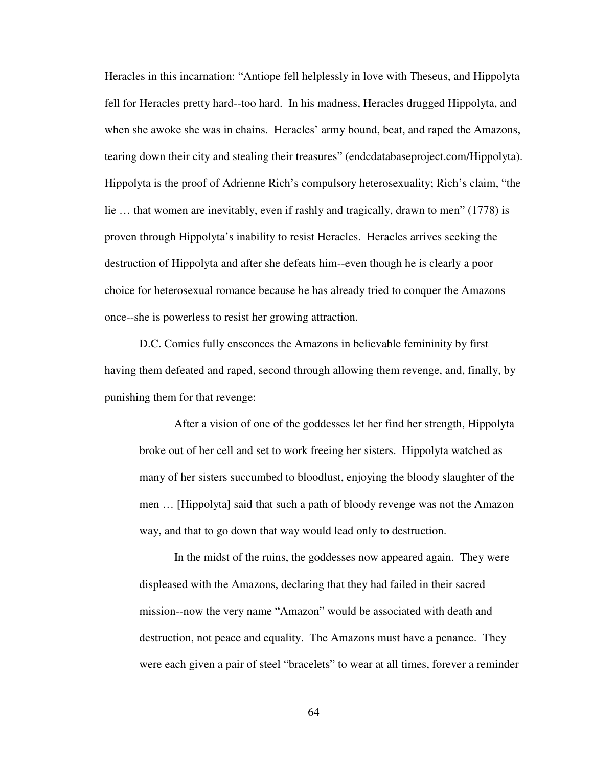Heracles in this incarnation: "Antiope fell helplessly in love with Theseus, and Hippolyta fell for Heracles pretty hard--too hard. In his madness, Heracles drugged Hippolyta, and when she awoke she was in chains. Heracles' army bound, beat, and raped the Amazons, tearing down their city and stealing their treasures" (endcdatabaseproject.com/Hippolyta). Hippolyta is the proof of Adrienne Rich's compulsory heterosexuality; Rich's claim, "the lie … that women are inevitably, even if rashly and tragically, drawn to men" (1778) is proven through Hippolyta's inability to resist Heracles. Heracles arrives seeking the destruction of Hippolyta and after she defeats him--even though he is clearly a poor choice for heterosexual romance because he has already tried to conquer the Amazons once--she is powerless to resist her growing attraction.

D.C. Comics fully ensconces the Amazons in believable femininity by first having them defeated and raped, second through allowing them revenge, and, finally, by punishing them for that revenge:

> After a vision of one of the goddesses let her find her strength, Hippolyta broke out of her cell and set to work freeing her sisters. Hippolyta watched as many of her sisters succumbed to bloodlust, enjoying the bloody slaughter of the men … [Hippolyta] said that such a path of bloody revenge was not the Amazon way, and that to go down that way would lead only to destruction.
>
> In the midst of the ruins, the goddesses now appeared again. They were displeased with the Amazons, declaring that they had failed in their sacred mission--now the very name "Amazon" would be associated with death and destruction, not peace and equality. The Amazons must have a penance. They were each given a pair of steel "bracelets" to wear at all times, forever a reminder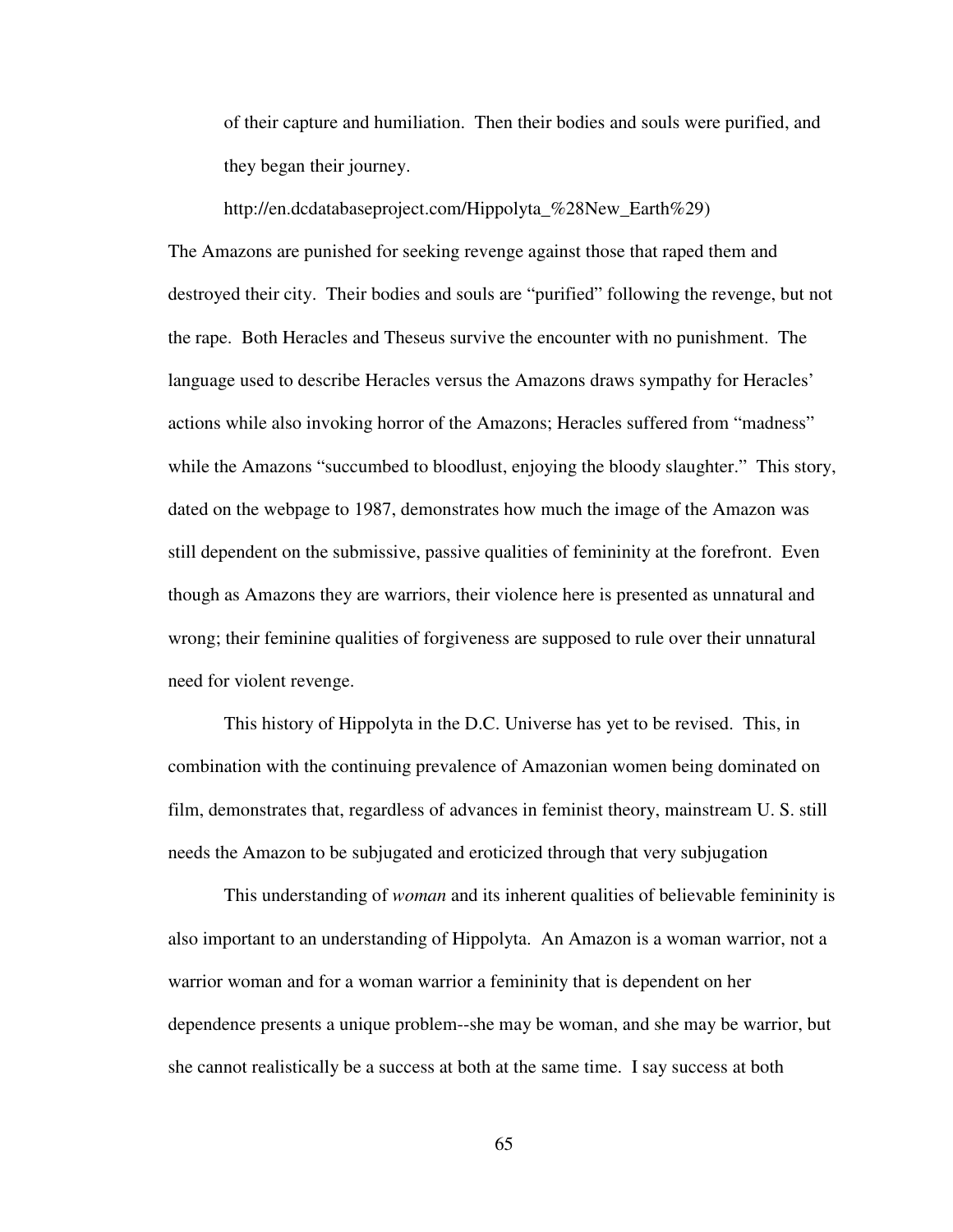> of their capture and humiliation. Then their bodies and souls were purified, and they began their journey.
>
> http://en.dcdatabaseproject.com/Hippolyta_%28New_Earth%29)

The Amazons are punished for seeking revenge against those that raped them and destroyed their city. Their bodies and souls are "purified" following the revenge, but not the rape. Both Heracles and Theseus survive the encounter with no punishment. The language used to describe Heracles versus the Amazons draws sympathy for Heracles' actions while also invoking horror of the Amazons; Heracles suffered from "madness" while the Amazons "succumbed to bloodlust, enjoying the bloody slaughter." This story, dated on the webpage to 1987, demonstrates how much the image of the Amazon was still dependent on the submissive, passive qualities of femininity at the forefront. Even though as Amazons they are warriors, their violence here is presented as unnatural and wrong; their feminine qualities of forgiveness are supposed to rule over their unnatural need for violent revenge.

This history of Hippolyta in the D.C. Universe has yet to be revised. This, in combination with the continuing prevalence of Amazonian women being dominated on film, demonstrates that, regardless of advances in feminist theory, mainstream U. S. still needs the Amazon to be subjugated and eroticized through that very subjugation

This understanding of *woman* and its inherent qualities of believable femininity is also important to an understanding of Hippolyta. An Amazon is a woman warrior, not a warrior woman and for a woman warrior a femininity that is dependent on her dependence presents a unique problem--she may be woman, and she may be warrior, but she cannot realistically be a success at both at the same time. I say success at both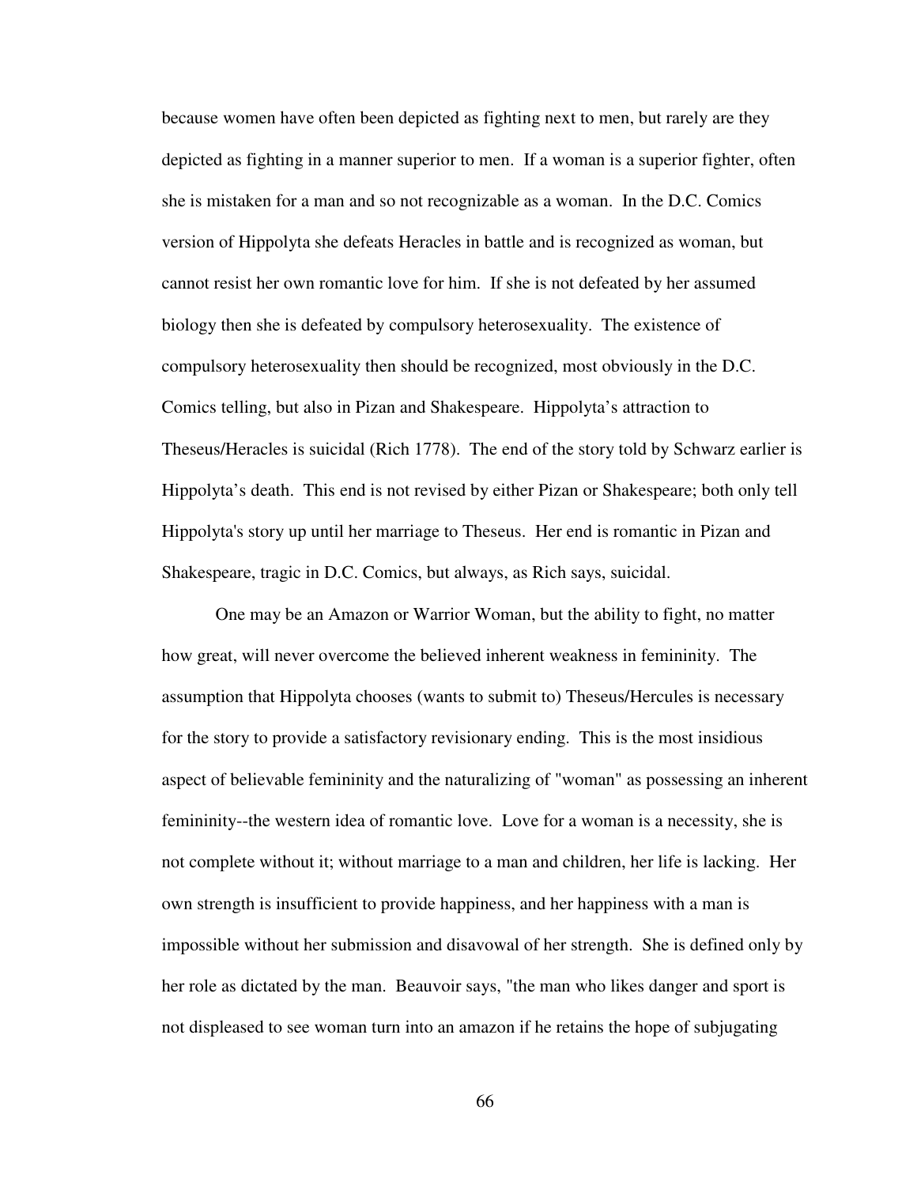because women have often been depicted as fighting next to men, but rarely are they depicted as fighting in a manner superior to men. If a woman is a superior fighter, often she is mistaken for a man and so not recognizable as a woman. In the D.C. Comics version of Hippolyta she defeats Heracles in battle and is recognized as woman, but cannot resist her own romantic love for him. If she is not defeated by her assumed biology then she is defeated by compulsory heterosexuality. The existence of compulsory heterosexuality then should be recognized, most obviously in the D.C. Comics telling, but also in Pizan and Shakespeare. Hippolyta's attraction to Theseus/Heracles is suicidal (Rich 1778). The end of the story told by Schwarz earlier is Hippolyta's death. This end is not revised by either Pizan or Shakespeare; both only tell Hippolyta's story up until her marriage to Theseus. Her end is romantic in Pizan and Shakespeare, tragic in D.C. Comics, but always, as Rich says, suicidal.

One may be an Amazon or Warrior Woman, but the ability to fight, no matter how great, will never overcome the believed inherent weakness in femininity. The assumption that Hippolyta chooses (wants to submit to) Theseus/Hercules is necessary for the story to provide a satisfactory revisionary ending. This is the most insidious aspect of believable femininity and the naturalizing of "woman" as possessing an inherent femininity--the western idea of romantic love. Love for a woman is a necessity, she is not complete without it; without marriage to a man and children, her life is lacking. Her own strength is insufficient to provide happiness, and her happiness with a man is impossible without her submission and disavowal of her strength. She is defined only by her role as dictated by the man. Beauvoir says, "the man who likes danger and sport is not displeased to see woman turn into an amazon if he retains the hope of subjugating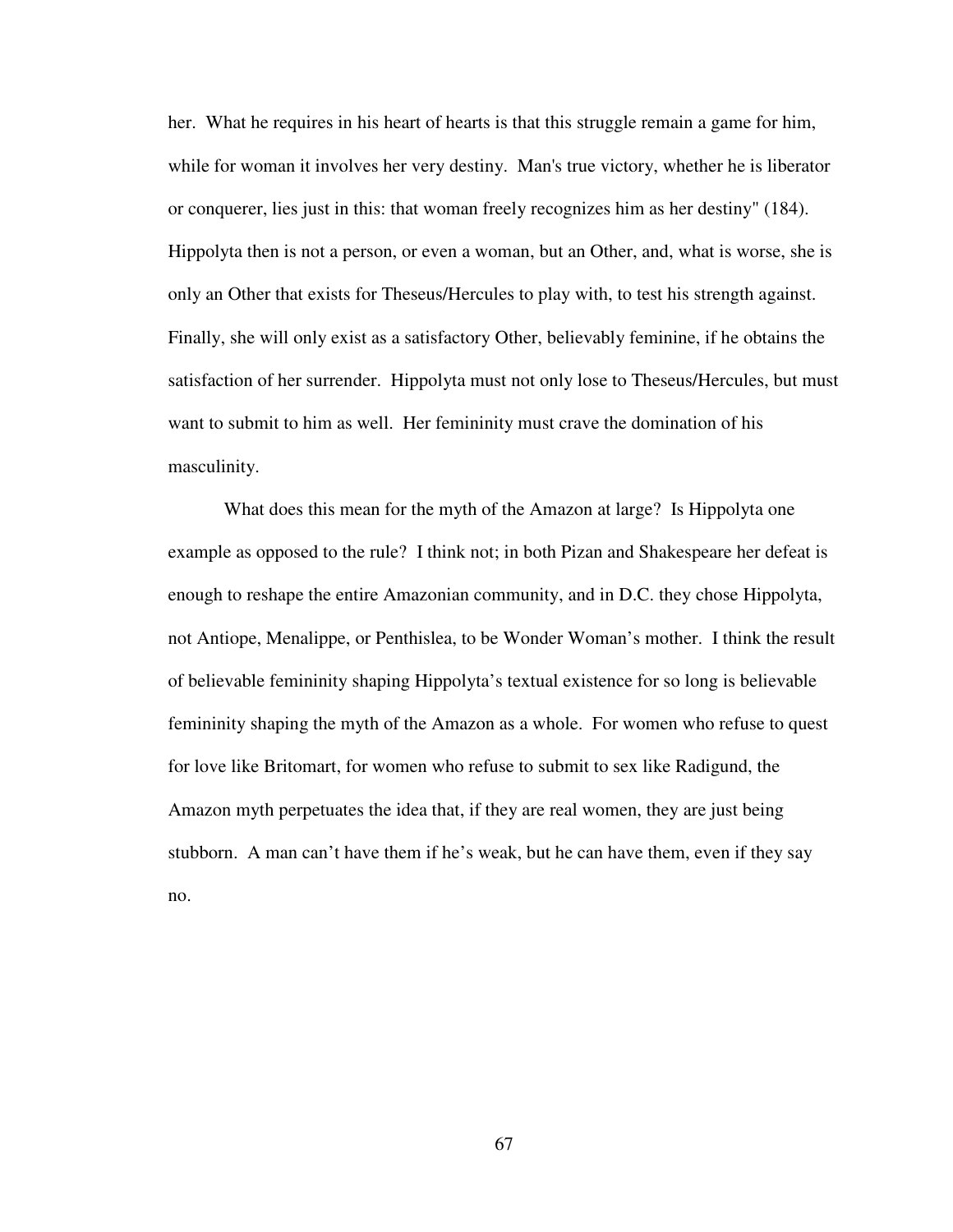her. What he requires in his heart of hearts is that this struggle remain a game for him, while for woman it involves her very destiny. Man's true victory, whether he is liberator or conquerer, lies just in this: that woman freely recognizes him as her destiny" (184). Hippolyta then is not a person, or even a woman, but an Other, and, what is worse, she is only an Other that exists for Theseus/Hercules to play with, to test his strength against. Finally, she will only exist as a satisfactory Other, believably feminine, if he obtains the satisfaction of her surrender. Hippolyta must not only lose to Theseus/Hercules, but must want to submit to him as well. Her femininity must crave the domination of his masculinity.

What does this mean for the myth of the Amazon at large? Is Hippolyta one example as opposed to the rule? I think not; in both Pizan and Shakespeare her defeat is enough to reshape the entire Amazonian community, and in D.C. they chose Hippolyta, not Antiope, Menalippe, or Penthislea, to be Wonder Woman's mother. I think the result of believable femininity shaping Hippolyta's textual existence for so long is believable femininity shaping the myth of the Amazon as a whole. For women who refuse to quest for love like Britomart, for women who refuse to submit to sex like Radigund, the Amazon myth perpetuates the idea that, if they are real women, they are just being stubborn. A man can't have them if he's weak, but he can have them, even if they say no.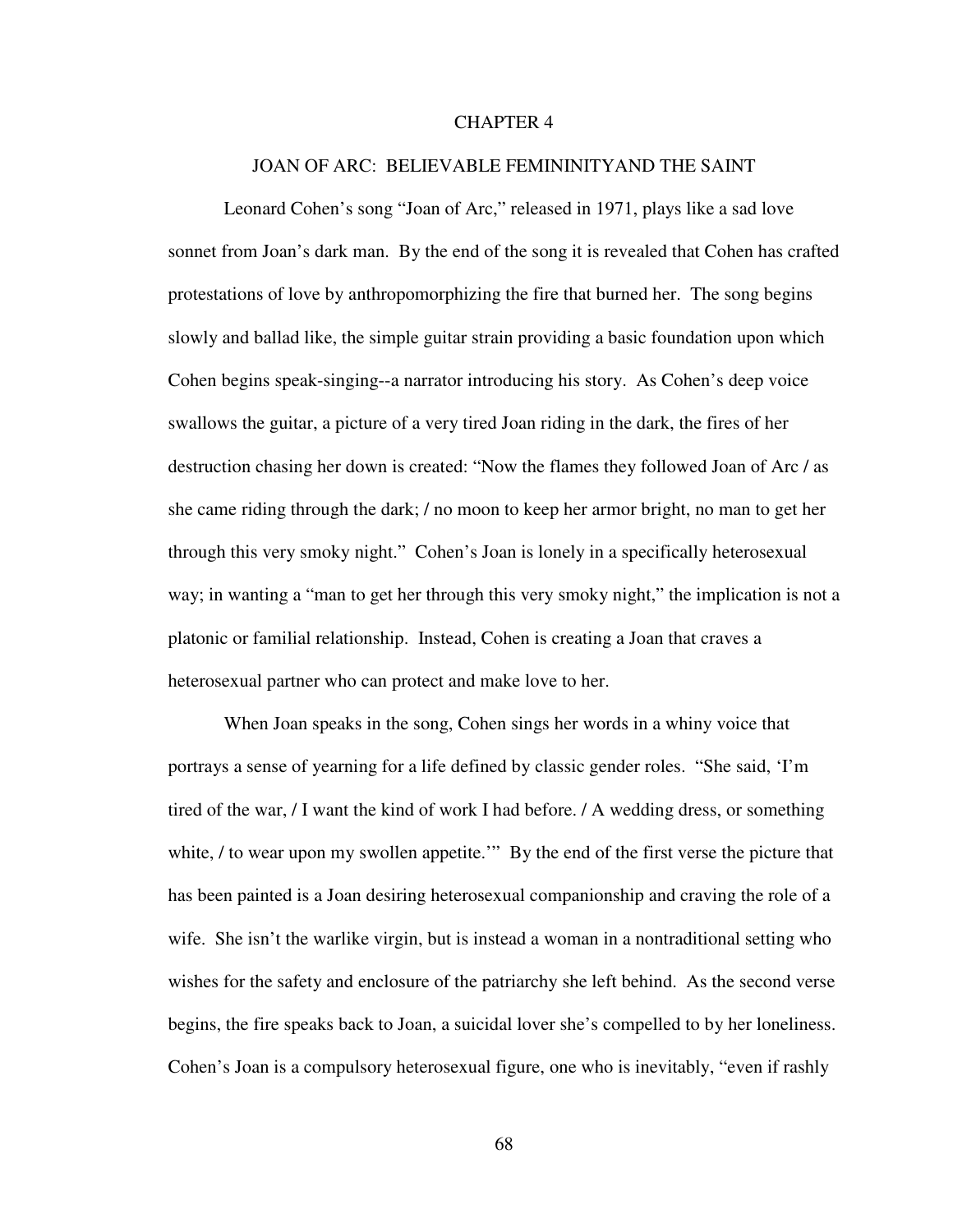# CHAPTER 4

## JOAN OF ARC: BELIEVABLE FEMININITYAND THE SAINT

Leonard Cohen's song "Joan of Arc," released in 1971, plays like a sad love sonnet from Joan's dark man. By the end of the song it is revealed that Cohen has crafted protestations of love by anthropomorphizing the fire that burned her. The song begins slowly and ballad like, the simple guitar strain providing a basic foundation upon which Cohen begins speak-singing--a narrator introducing his story. As Cohen's deep voice swallows the guitar, a picture of a very tired Joan riding in the dark, the fires of her destruction chasing her down is created: "Now the flames they followed Joan of Arc / as she came riding through the dark; / no moon to keep her armor bright, no man to get her through this very smoky night." Cohen's Joan is lonely in a specifically heterosexual way; in wanting a "man to get her through this very smoky night," the implication is not a platonic or familial relationship. Instead, Cohen is creating a Joan that craves a heterosexual partner who can protect and make love to her.

When Joan speaks in the song, Cohen sings her words in a whiny voice that portrays a sense of yearning for a life defined by classic gender roles. "She said, 'I'm tired of the war, / I want the kind of work I had before. / A wedding dress, or something white, / to wear upon my swollen appetite.'" By the end of the first verse the picture that has been painted is a Joan desiring heterosexual companionship and craving the role of a wife. She isn't the warlike virgin, but is instead a woman in a nontraditional setting who wishes for the safety and enclosure of the patriarchy she left behind. As the second verse begins, the fire speaks back to Joan, a suicidal lover she's compelled to by her loneliness. Cohen's Joan is a compulsory heterosexual figure, one who is inevitably, "even if rashly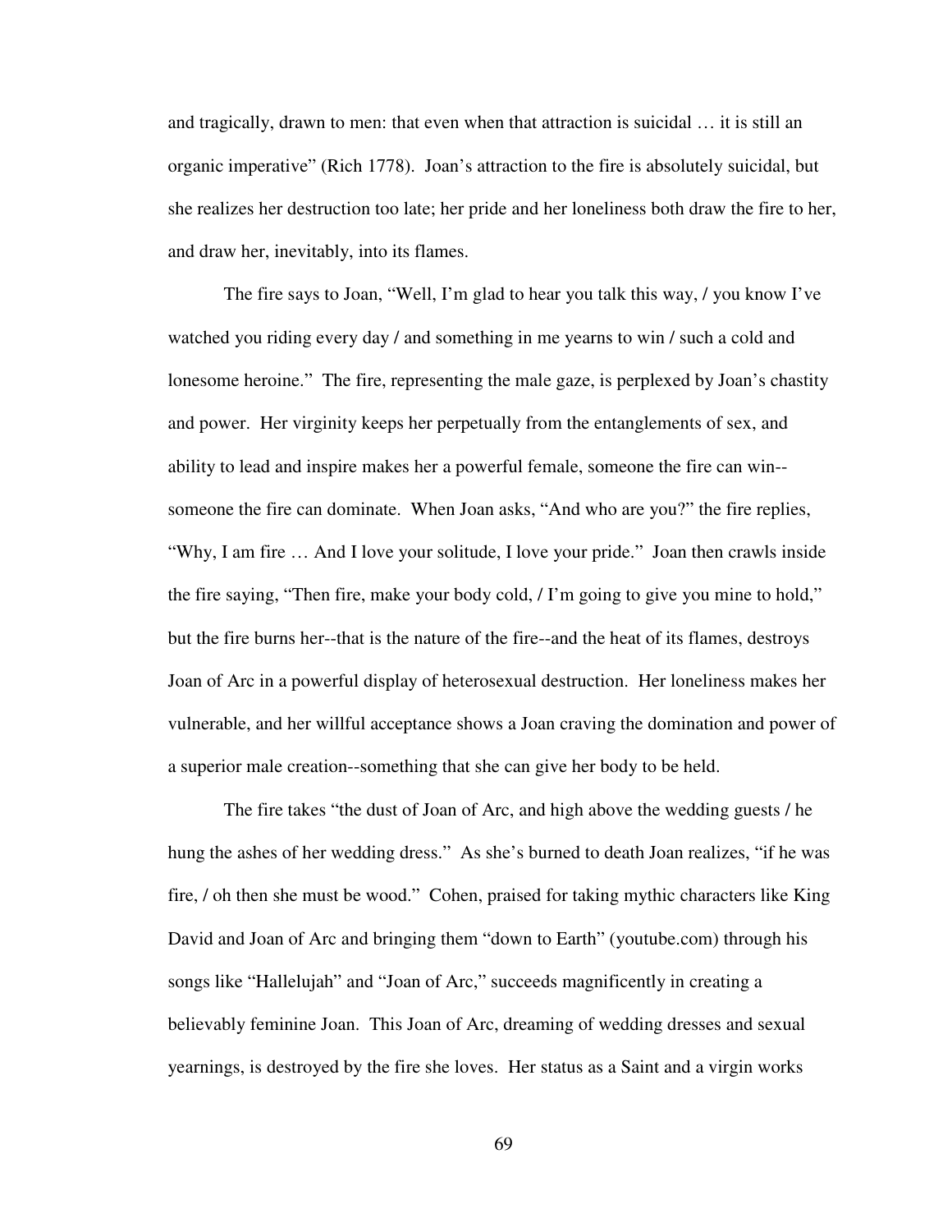and tragically, drawn to men: that even when that attraction is suicidal … it is still an organic imperative" (Rich 1778). Joan's attraction to the fire is absolutely suicidal, but she realizes her destruction too late; her pride and her loneliness both draw the fire to her, and draw her, inevitably, into its flames.

The fire says to Joan, "Well, I'm glad to hear you talk this way, / you know I've watched you riding every day / and something in me yearns to win / such a cold and lonesome heroine." The fire, representing the male gaze, is perplexed by Joan's chastity and power. Her virginity keeps her perpetually from the entanglements of sex, and ability to lead and inspire makes her a powerful female, someone the fire can win--someone the fire can dominate. When Joan asks, "And who are you?" the fire replies, "Why, I am fire … And I love your solitude, I love your pride." Joan then crawls inside the fire saying, "Then fire, make your body cold, / I'm going to give you mine to hold," but the fire burns her--that is the nature of the fire--and the heat of its flames, destroys Joan of Arc in a powerful display of heterosexual destruction. Her loneliness makes her vulnerable, and her willful acceptance shows a Joan craving the domination and power of a superior male creation--something that she can give her body to be held.

The fire takes "the dust of Joan of Arc, and high above the wedding guests / he hung the ashes of her wedding dress." As she's burned to death Joan realizes, "if he was fire, / oh then she must be wood." Cohen, praised for taking mythic characters like King David and Joan of Arc and bringing them "down to Earth" (youtube.com) through his songs like "Hallelujah" and "Joan of Arc," succeeds magnificently in creating a believably feminine Joan. This Joan of Arc, dreaming of wedding dresses and sexual yearnings, is destroyed by the fire she loves. Her status as a Saint and a virgin works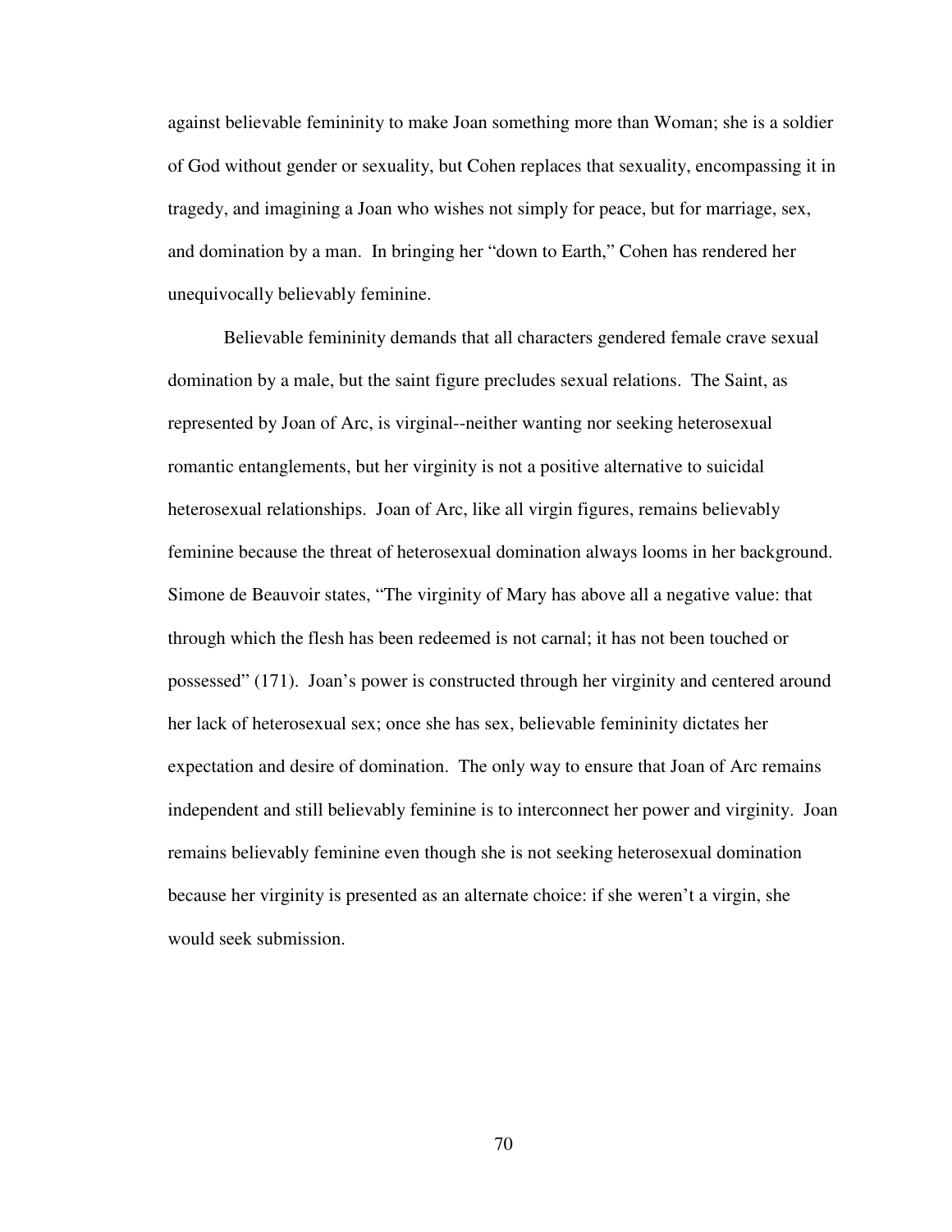against believable femininity to make Joan something more than Woman; she is a soldier of God without gender or sexuality, but Cohen replaces that sexuality, encompassing it in tragedy, and imagining a Joan who wishes not simply for peace, but for marriage, sex, and domination by a man. In bringing her "down to Earth," Cohen has rendered her unequivocally believably feminine.

Believable femininity demands that all characters gendered female crave sexual domination by a male, but the saint figure precludes sexual relations. The Saint, as represented by Joan of Arc, is virginal--neither wanting nor seeking heterosexual romantic entanglements, but her virginity is not a positive alternative to suicidal heterosexual relationships. Joan of Arc, like all virgin figures, remains believably feminine because the threat of heterosexual domination always looms in her background. Simone de Beauvoir states, "The virginity of Mary has above all a negative value: that through which the flesh has been redeemed is not carnal; it has not been touched or possessed" (171). Joan's power is constructed through her virginity and centered around her lack of heterosexual sex; once she has sex, believable femininity dictates her expectation and desire of domination. The only way to ensure that Joan of Arc remains independent and still believably feminine is to interconnect her power and virginity. Joan remains believably feminine even though she is not seeking heterosexual domination because her virginity is presented as an alternate choice: if she weren't a virgin, she would seek submission.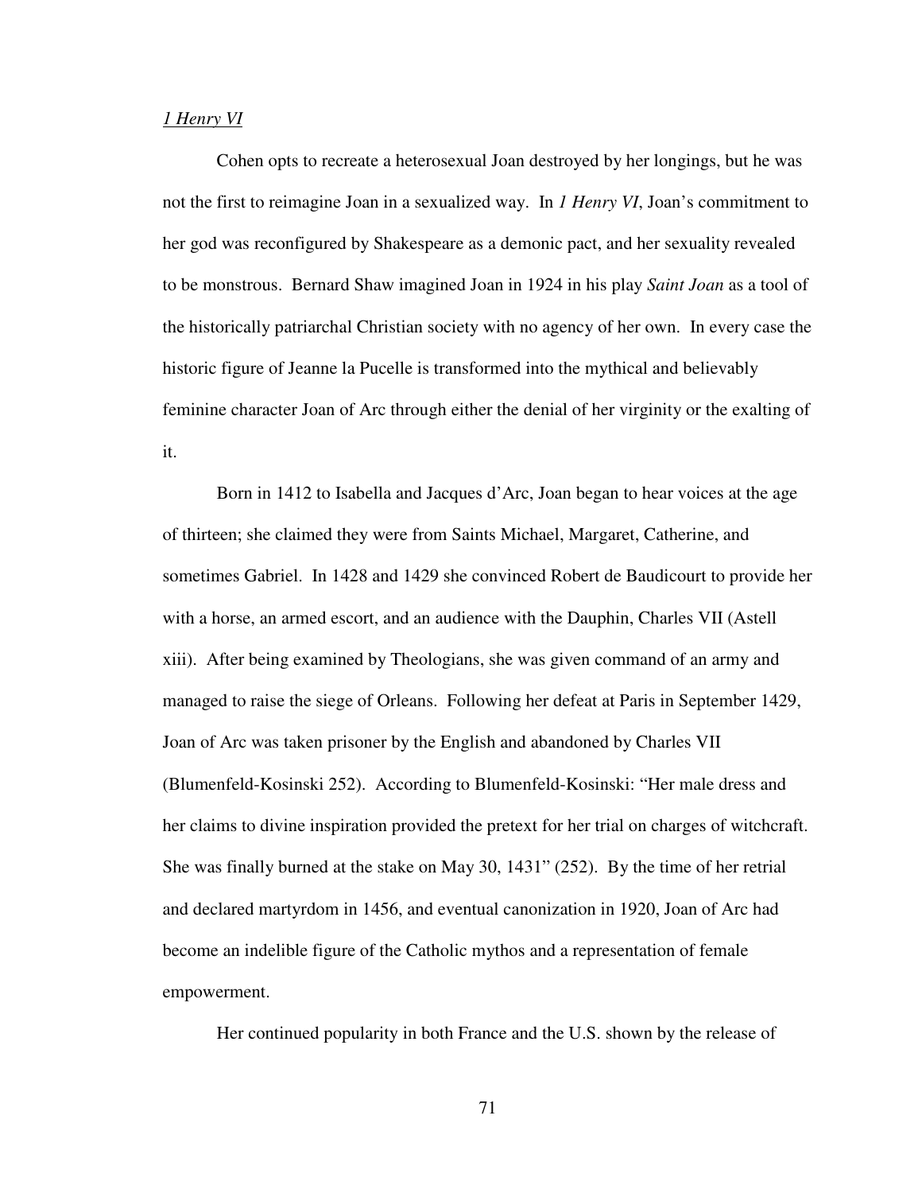*1 Henry VI*

Cohen opts to recreate a heterosexual Joan destroyed by her longings, but he was not the first to reimagine Joan in a sexualized way. In *1 Henry VI*, Joan's commitment to her god was reconfigured by Shakespeare as a demonic pact, and her sexuality revealed to be monstrous. Bernard Shaw imagined Joan in 1924 in his play *Saint Joan* as a tool of the historically patriarchal Christian society with no agency of her own. In every case the historic figure of Jeanne la Pucelle is transformed into the mythical and believably feminine character Joan of Arc through either the denial of her virginity or the exalting of it.

Born in 1412 to Isabella and Jacques d'Arc, Joan began to hear voices at the age of thirteen; she claimed they were from Saints Michael, Margaret, Catherine, and sometimes Gabriel. In 1428 and 1429 she convinced Robert de Baudicourt to provide her with a horse, an armed escort, and an audience with the Dauphin, Charles VII (Astell xiii). After being examined by Theologians, she was given command of an army and managed to raise the siege of Orleans. Following her defeat at Paris in September 1429, Joan of Arc was taken prisoner by the English and abandoned by Charles VII (Blumenfeld-Kosinski 252). According to Blumenfeld-Kosinski: "Her male dress and her claims to divine inspiration provided the pretext for her trial on charges of witchcraft. She was finally burned at the stake on May 30, 1431" (252). By the time of her retrial and declared martyrdom in 1456, and eventual canonization in 1920, Joan of Arc had become an indelible figure of the Catholic mythos and a representation of female empowerment.

Her continued popularity in both France and the U.S. shown by the release of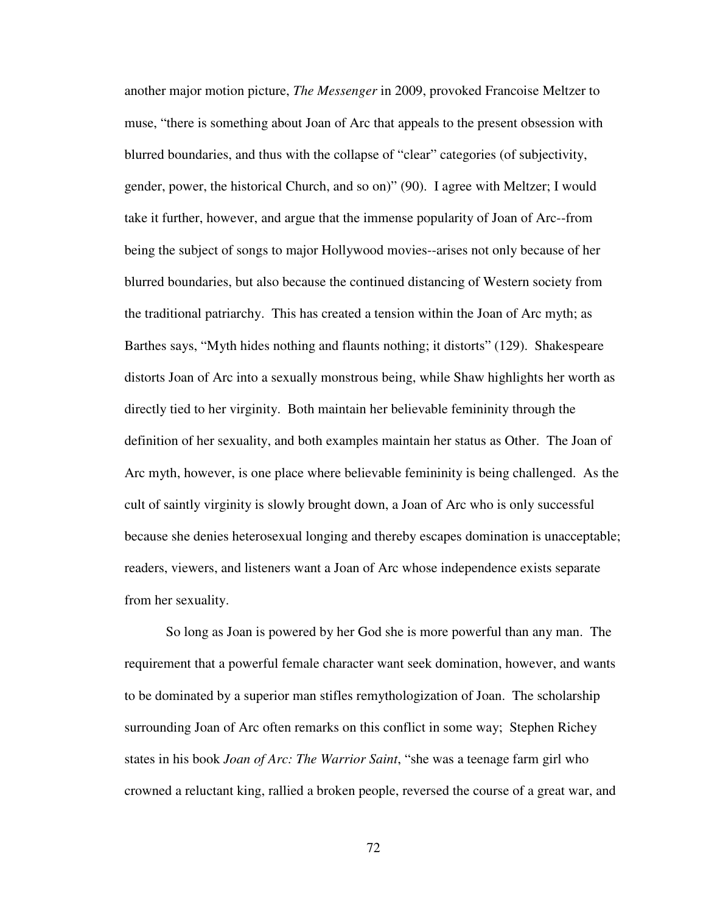another major motion picture, *The Messenger* in 2009, provoked Francoise Meltzer to muse, "there is something about Joan of Arc that appeals to the present obsession with blurred boundaries, and thus with the collapse of "clear" categories (of subjectivity, gender, power, the historical Church, and so on)" (90). I agree with Meltzer; I would take it further, however, and argue that the immense popularity of Joan of Arc--from being the subject of songs to major Hollywood movies--arises not only because of her blurred boundaries, but also because the continued distancing of Western society from the traditional patriarchy. This has created a tension within the Joan of Arc myth; as Barthes says, "Myth hides nothing and flaunts nothing; it distorts" (129). Shakespeare distorts Joan of Arc into a sexually monstrous being, while Shaw highlights her worth as directly tied to her virginity. Both maintain her believable femininity through the definition of her sexuality, and both examples maintain her status as Other. The Joan of Arc myth, however, is one place where believable femininity is being challenged. As the cult of saintly virginity is slowly brought down, a Joan of Arc who is only successful because she denies heterosexual longing and thereby escapes domination is unacceptable; readers, viewers, and listeners want a Joan of Arc whose independence exists separate from her sexuality.

So long as Joan is powered by her God she is more powerful than any man. The requirement that a powerful female character want seek domination, however, and wants to be dominated by a superior man stifles remythologization of Joan. The scholarship surrounding Joan of Arc often remarks on this conflict in some way; Stephen Richey states in his book *Joan of Arc: The Warrior Saint*, "she was a teenage farm girl who crowned a reluctant king, rallied a broken people, reversed the course of a great war, and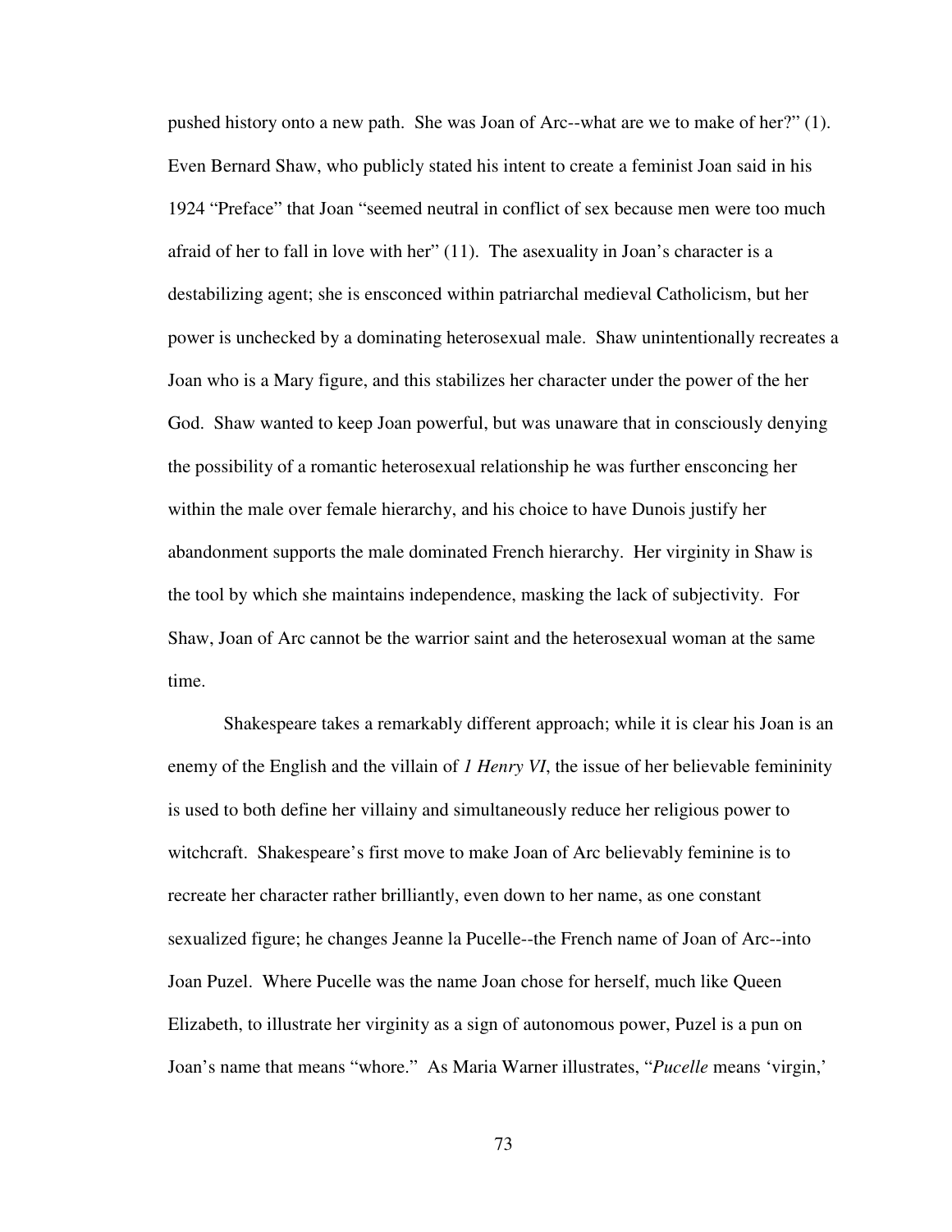pushed history onto a new path. She was Joan of Arc--what are we to make of her?" (1). Even Bernard Shaw, who publicly stated his intent to create a feminist Joan said in his 1924 "Preface" that Joan "seemed neutral in conflict of sex because men were too much afraid of her to fall in love with her" (11). The asexuality in Joan's character is a destabilizing agent; she is ensconced within patriarchal medieval Catholicism, but her power is unchecked by a dominating heterosexual male. Shaw unintentionally recreates a Joan who is a Mary figure, and this stabilizes her character under the power of the her God. Shaw wanted to keep Joan powerful, but was unaware that in consciously denying the possibility of a romantic heterosexual relationship he was further ensconcing her within the male over female hierarchy, and his choice to have Dunois justify her abandonment supports the male dominated French hierarchy. Her virginity in Shaw is the tool by which she maintains independence, masking the lack of subjectivity. For Shaw, Joan of Arc cannot be the warrior saint and the heterosexual woman at the same time.

Shakespeare takes a remarkably different approach; while it is clear his Joan is an enemy of the English and the villain of *1 Henry VI*, the issue of her believable femininity is used to both define her villainy and simultaneously reduce her religious power to witchcraft. Shakespeare's first move to make Joan of Arc believably feminine is to recreate her character rather brilliantly, even down to her name, as one constant sexualized figure; he changes Jeanne la Pucelle--the French name of Joan of Arc--into Joan Puzel. Where Pucelle was the name Joan chose for herself, much like Queen Elizabeth, to illustrate her virginity as a sign of autonomous power, Puzel is a pun on Joan's name that means "whore." As Maria Warner illustrates, "*Pucelle* means 'virgin,'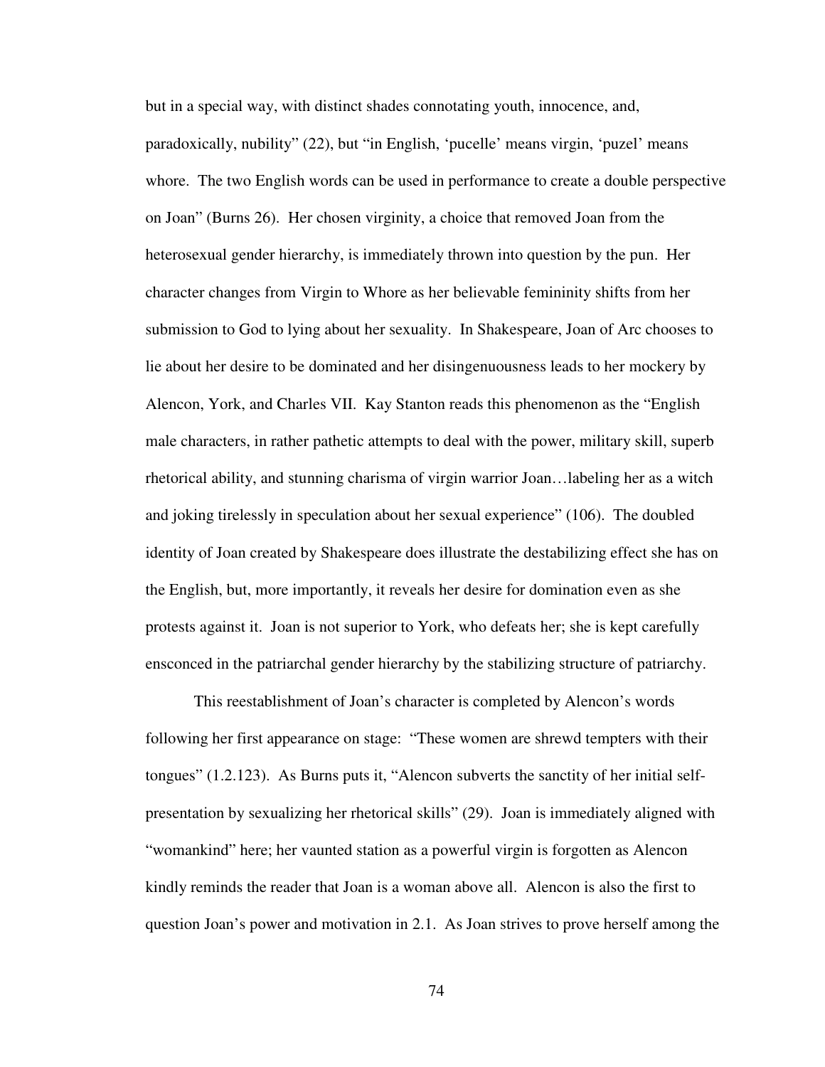but in a special way, with distinct shades connotating youth, innocence, and, paradoxically, nubility" (22), but "in English, 'pucelle' means virgin, 'puzel' means whore. The two English words can be used in performance to create a double perspective on Joan" (Burns 26). Her chosen virginity, a choice that removed Joan from the heterosexual gender hierarchy, is immediately thrown into question by the pun. Her character changes from Virgin to Whore as her believable femininity shifts from her submission to God to lying about her sexuality. In Shakespeare, Joan of Arc chooses to lie about her desire to be dominated and her disingenuousness leads to her mockery by Alencon, York, and Charles VII. Kay Stanton reads this phenomenon as the "English male characters, in rather pathetic attempts to deal with the power, military skill, superb rhetorical ability, and stunning charisma of virgin warrior Joan…labeling her as a witch and joking tirelessly in speculation about her sexual experience" (106). The doubled identity of Joan created by Shakespeare does illustrate the destabilizing effect she has on the English, but, more importantly, it reveals her desire for domination even as she protests against it. Joan is not superior to York, who defeats her; she is kept carefully ensconced in the patriarchal gender hierarchy by the stabilizing structure of patriarchy.

This reestablishment of Joan's character is completed by Alencon's words following her first appearance on stage: "These women are shrewd tempters with their tongues" (1.2.123). As Burns puts it, "Alencon subverts the sanctity of her initial self-presentation by sexualizing her rhetorical skills" (29). Joan is immediately aligned with "womankind" here; her vaunted station as a powerful virgin is forgotten as Alencon kindly reminds the reader that Joan is a woman above all. Alencon is also the first to question Joan's power and motivation in 2.1. As Joan strives to prove herself among the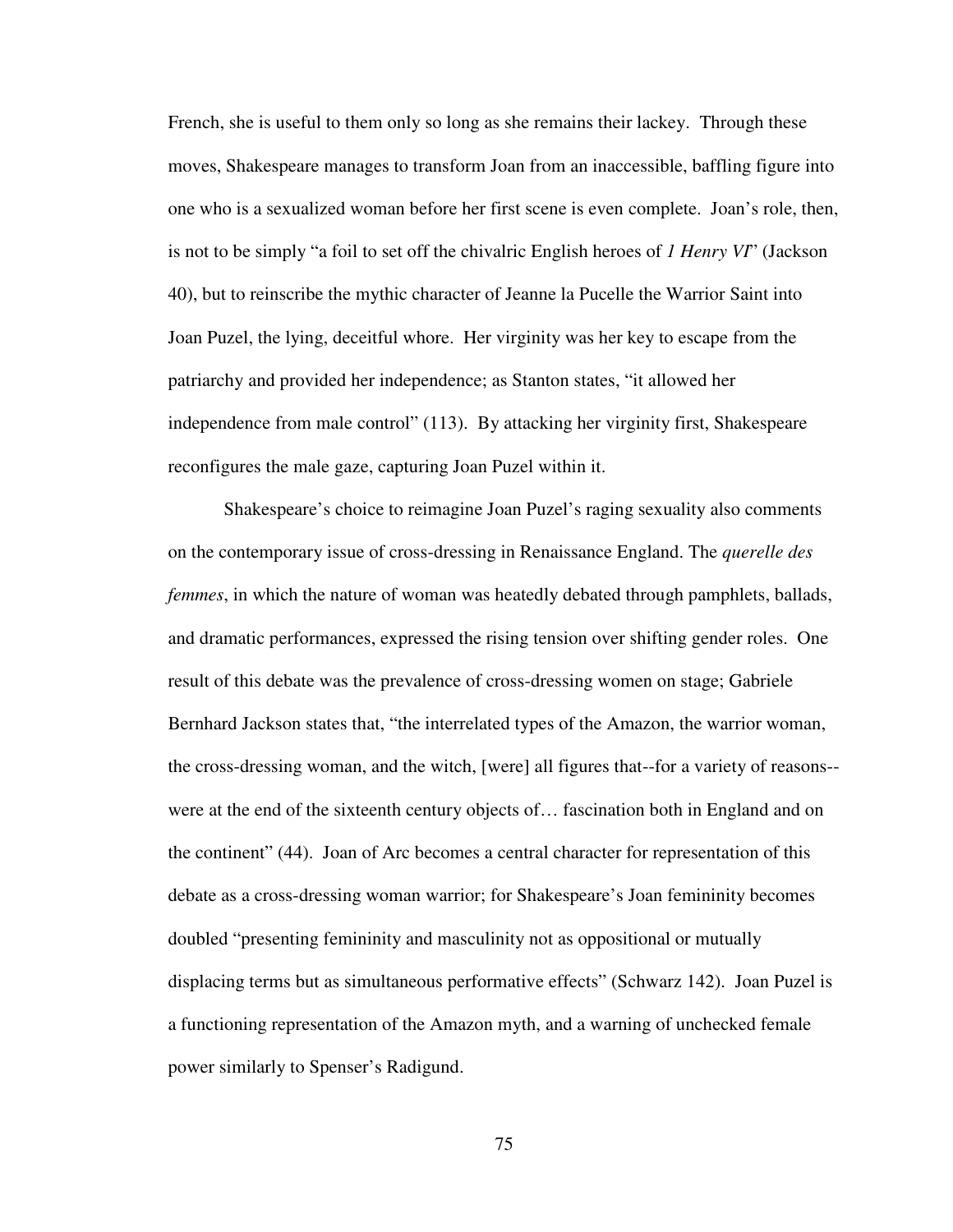French, she is useful to them only so long as she remains their lackey. Through these moves, Shakespeare manages to transform Joan from an inaccessible, baffling figure into one who is a sexualized woman before her first scene is even complete. Joan's role, then, is not to be simply "a foil to set off the chivalric English heroes of *1 Henry VI*" (Jackson 40), but to reinscribe the mythic character of Jeanne la Pucelle the Warrior Saint into Joan Puzel, the lying, deceitful whore. Her virginity was her key to escape from the patriarchy and provided her independence; as Stanton states, "it allowed her independence from male control" (113). By attacking her virginity first, Shakespeare reconfigures the male gaze, capturing Joan Puzel within it.

Shakespeare's choice to reimagine Joan Puzel's raging sexuality also comments on the contemporary issue of cross-dressing in Renaissance England. The *querelle des femmes*, in which the nature of woman was heatedly debated through pamphlets, ballads, and dramatic performances, expressed the rising tension over shifting gender roles. One result of this debate was the prevalence of cross-dressing women on stage; Gabriele Bernhard Jackson states that, "the interrelated types of the Amazon, the warrior woman, the cross-dressing woman, and the witch, [were] all figures that--for a variety of reasons--were at the end of the sixteenth century objects of… fascination both in England and on the continent" (44). Joan of Arc becomes a central character for representation of this debate as a cross-dressing woman warrior; for Shakespeare's Joan femininity becomes doubled "presenting femininity and masculinity not as oppositional or mutually displacing terms but as simultaneous performative effects" (Schwarz 142). Joan Puzel is a functioning representation of the Amazon myth, and a warning of unchecked female power similarly to Spenser's Radigund.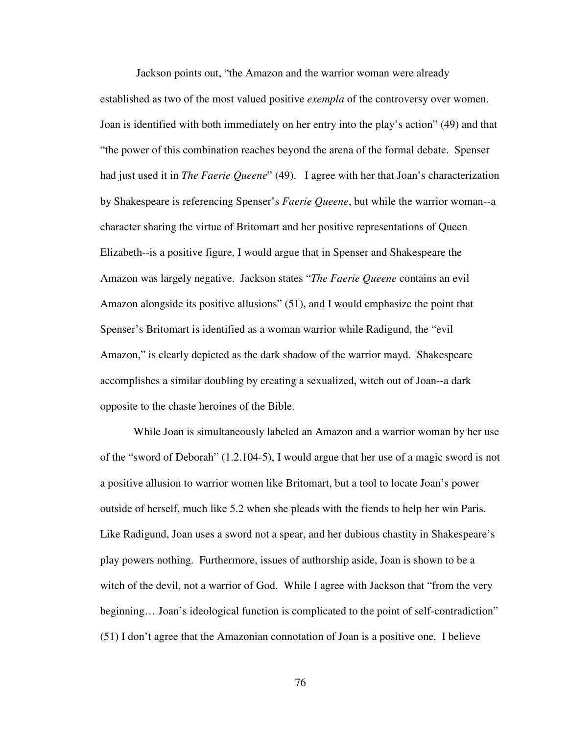Jackson points out, "the Amazon and the warrior woman were already established as two of the most valued positive *exempla* of the controversy over women. Joan is identified with both immediately on her entry into the play's action" (49) and that "the power of this combination reaches beyond the arena of the formal debate. Spenser had just used it in *The Faerie Queene*" (49). I agree with her that Joan's characterization by Shakespeare is referencing Spenser's *Faerie Queene*, but while the warrior woman--a character sharing the virtue of Britomart and her positive representations of Queen Elizabeth--is a positive figure, I would argue that in Spenser and Shakespeare the Amazon was largely negative. Jackson states "*The Faerie Queene* contains an evil Amazon alongside its positive allusions" (51), and I would emphasize the point that Spenser's Britomart is identified as a woman warrior while Radigund, the "evil Amazon," is clearly depicted as the dark shadow of the warrior mayd. Shakespeare accomplishes a similar doubling by creating a sexualized, witch out of Joan--a dark opposite to the chaste heroines of the Bible.

While Joan is simultaneously labeled an Amazon and a warrior woman by her use of the "sword of Deborah" (1.2.104-5), I would argue that her use of a magic sword is not a positive allusion to warrior women like Britomart, but a tool to locate Joan's power outside of herself, much like 5.2 when she pleads with the fiends to help her win Paris. Like Radigund, Joan uses a sword not a spear, and her dubious chastity in Shakespeare's play powers nothing. Furthermore, issues of authorship aside, Joan is shown to be a witch of the devil, not a warrior of God. While I agree with Jackson that "from the very beginning… Joan's ideological function is complicated to the point of self-contradiction" (51) I don't agree that the Amazonian connotation of Joan is a positive one. I believe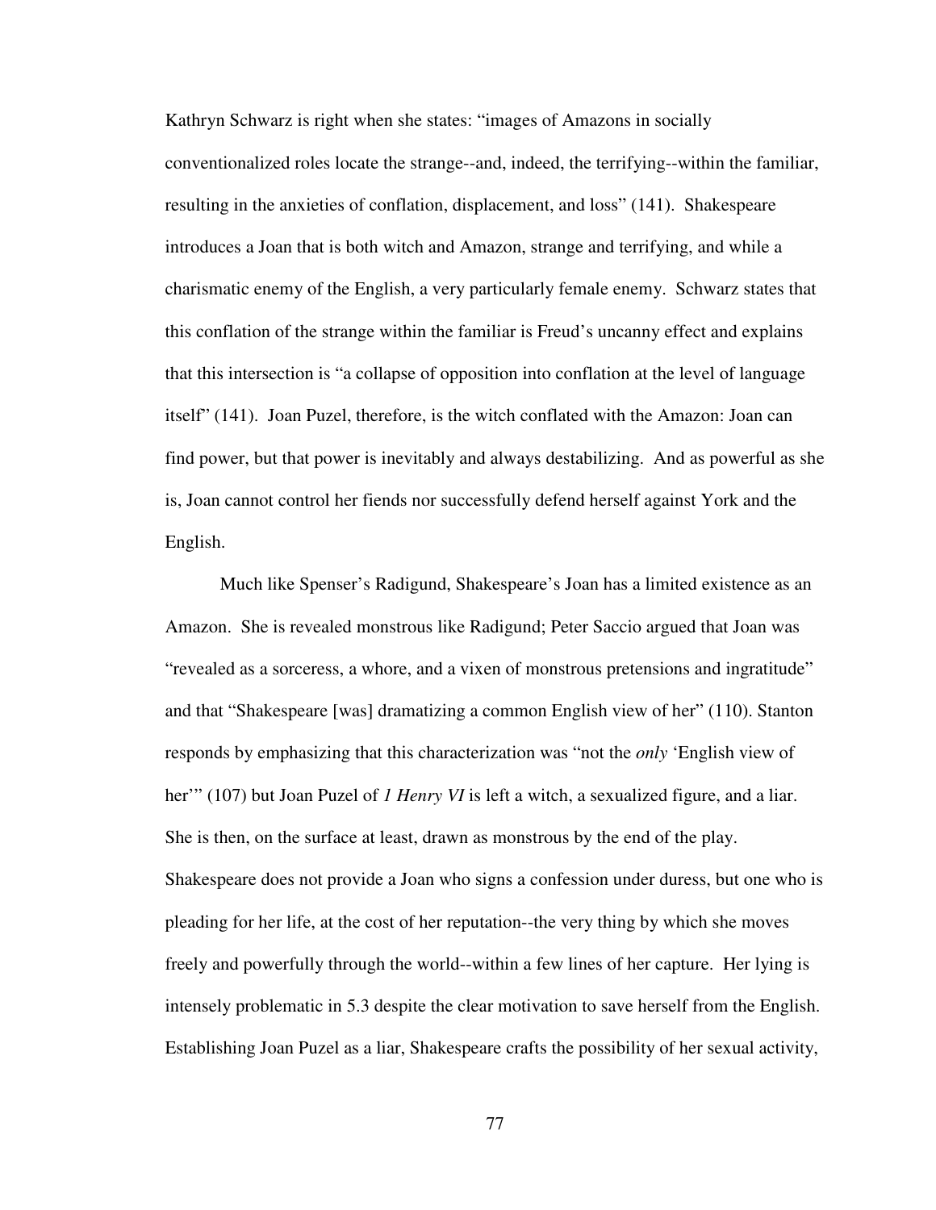Kathryn Schwarz is right when she states: "images of Amazons in socially conventionalized roles locate the strange--and, indeed, the terrifying--within the familiar, resulting in the anxieties of conflation, displacement, and loss" (141). Shakespeare introduces a Joan that is both witch and Amazon, strange and terrifying, and while a charismatic enemy of the English, a very particularly female enemy. Schwarz states that this conflation of the strange within the familiar is Freud's uncanny effect and explains that this intersection is "a collapse of opposition into conflation at the level of language itself" (141). Joan Puzel, therefore, is the witch conflated with the Amazon: Joan can find power, but that power is inevitably and always destabilizing. And as powerful as she is, Joan cannot control her fiends nor successfully defend herself against York and the English.

Much like Spenser's Radigund, Shakespeare's Joan has a limited existence as an Amazon. She is revealed monstrous like Radigund; Peter Saccio argued that Joan was "revealed as a sorceress, a whore, and a vixen of monstrous pretensions and ingratitude" and that "Shakespeare [was] dramatizing a common English view of her" (110). Stanton responds by emphasizing that this characterization was "not the *only* 'English view of her'" (107) but Joan Puzel of *1 Henry VI* is left a witch, a sexualized figure, and a liar. She is then, on the surface at least, drawn as monstrous by the end of the play. Shakespeare does not provide a Joan who signs a confession under duress, but one who is pleading for her life, at the cost of her reputation--the very thing by which she moves freely and powerfully through the world--within a few lines of her capture. Her lying is intensely problematic in 5.3 despite the clear motivation to save herself from the English. Establishing Joan Puzel as a liar, Shakespeare crafts the possibility of her sexual activity,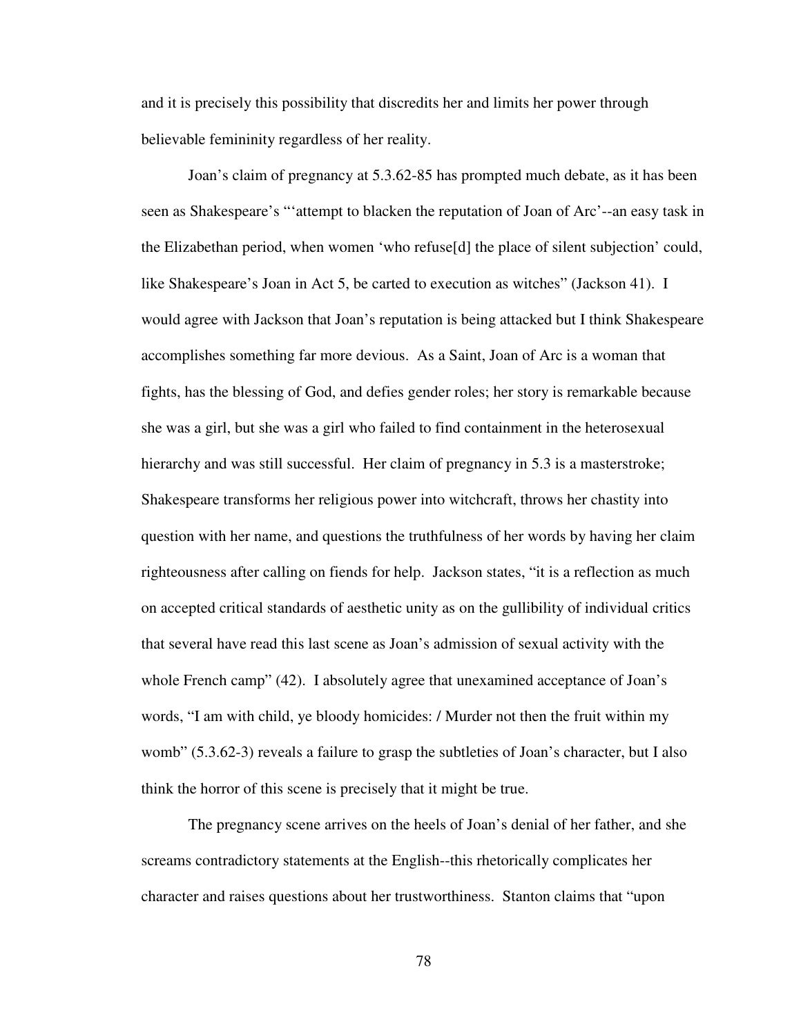and it is precisely this possibility that discredits her and limits her power through believable femininity regardless of her reality.

Joan's claim of pregnancy at 5.3.62-85 has prompted much debate, as it has been seen as Shakespeare's "'attempt to blacken the reputation of Joan of Arc'--an easy task in the Elizabethan period, when women 'who refuse[d] the place of silent subjection' could, like Shakespeare's Joan in Act 5, be carted to execution as witches" (Jackson 41). I would agree with Jackson that Joan's reputation is being attacked but I think Shakespeare accomplishes something far more devious. As a Saint, Joan of Arc is a woman that fights, has the blessing of God, and defies gender roles; her story is remarkable because she was a girl, but she was a girl who failed to find containment in the heterosexual hierarchy and was still successful. Her claim of pregnancy in 5.3 is a masterstroke; Shakespeare transforms her religious power into witchcraft, throws her chastity into question with her name, and questions the truthfulness of her words by having her claim righteousness after calling on fiends for help. Jackson states, "it is a reflection as much on accepted critical standards of aesthetic unity as on the gullibility of individual critics that several have read this last scene as Joan's admission of sexual activity with the whole French camp" (42). I absolutely agree that unexamined acceptance of Joan's words, "I am with child, ye bloody homicides: / Murder not then the fruit within my womb" (5.3.62-3) reveals a failure to grasp the subtleties of Joan's character, but I also think the horror of this scene is precisely that it might be true.

The pregnancy scene arrives on the heels of Joan's denial of her father, and she screams contradictory statements at the English--this rhetorically complicates her character and raises questions about her trustworthiness. Stanton claims that "upon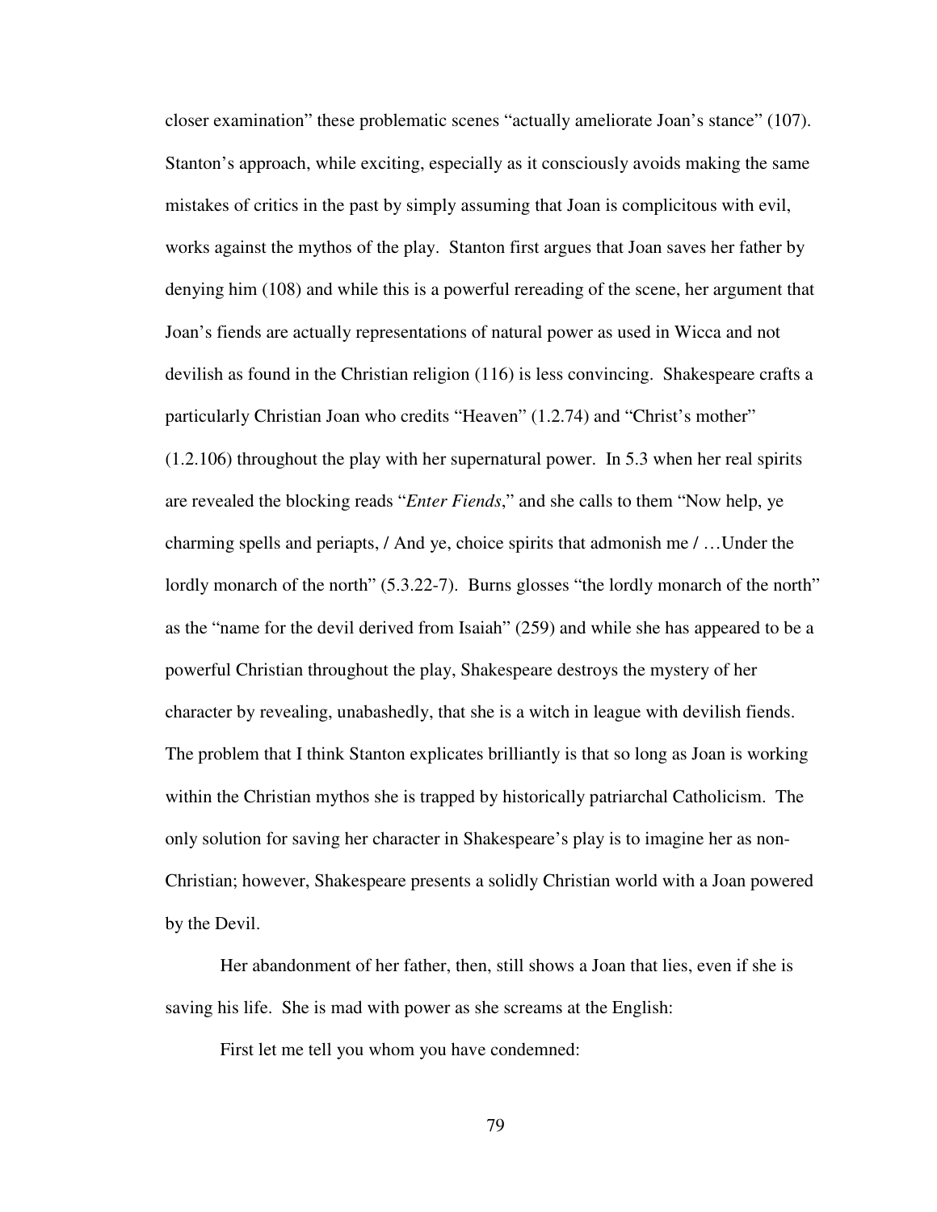closer examination" these problematic scenes "actually ameliorate Joan's stance" (107). Stanton's approach, while exciting, especially as it consciously avoids making the same mistakes of critics in the past by simply assuming that Joan is complicitous with evil, works against the mythos of the play. Stanton first argues that Joan saves her father by denying him (108) and while this is a powerful rereading of the scene, her argument that Joan's fiends are actually representations of natural power as used in Wicca and not devilish as found in the Christian religion (116) is less convincing. Shakespeare crafts a particularly Christian Joan who credits "Heaven" (1.2.74) and "Christ's mother" (1.2.106) throughout the play with her supernatural power. In 5.3 when her real spirits are revealed the blocking reads "*Enter Fiends*," and she calls to them "Now help, ye charming spells and periapts, / And ye, choice spirits that admonish me / …Under the lordly monarch of the north" (5.3.22-7). Burns glosses "the lordly monarch of the north" as the "name for the devil derived from Isaiah" (259) and while she has appeared to be a powerful Christian throughout the play, Shakespeare destroys the mystery of her character by revealing, unabashedly, that she is a witch in league with devilish fiends. The problem that I think Stanton explicates brilliantly is that so long as Joan is working within the Christian mythos she is trapped by historically patriarchal Catholicism. The only solution for saving her character in Shakespeare's play is to imagine her as non-Christian; however, Shakespeare presents a solidly Christian world with a Joan powered by the Devil.

Her abandonment of her father, then, still shows a Joan that lies, even if she is saving his life. She is mad with power as she screams at the English:

> First let me tell you whom you have condemned: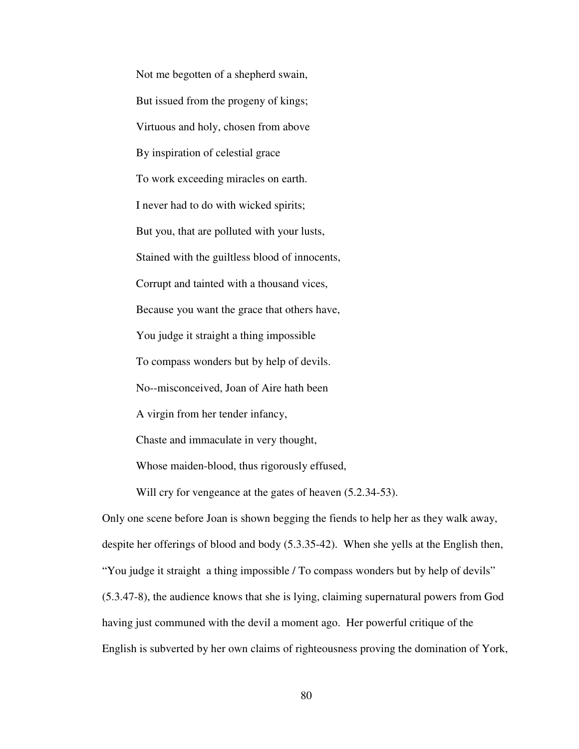> Not me begotten of a shepherd swain,
>
> But issued from the progeny of kings;
>
> Virtuous and holy, chosen from above
>
> By inspiration of celestial grace
>
> To work exceeding miracles on earth.
>
> I never had to do with wicked spirits;
>
> But you, that are polluted with your lusts,
>
> Stained with the guiltless blood of innocents,
>
> Corrupt and tainted with a thousand vices,
>
> Because you want the grace that others have,
>
> You judge it straight a thing impossible
>
> To compass wonders but by help of devils.
>
> No--misconceived, Joan of Aire hath been
>
> A virgin from her tender infancy,
>
> Chaste and immaculate in very thought,
>
> Whose maiden-blood, thus rigorously effused,
>
> Will cry for vengeance at the gates of heaven (5.2.34-53).

Only one scene before Joan is shown begging the fiends to help her as they walk away, despite her offerings of blood and body (5.3.35-42). When she yells at the English then, "You judge it straight a thing impossible / To compass wonders but by help of devils" (5.3.47-8), the audience knows that she is lying, claiming supernatural powers from God having just communed with the devil a moment ago. Her powerful critique of the English is subverted by her own claims of righteousness proving the domination of York,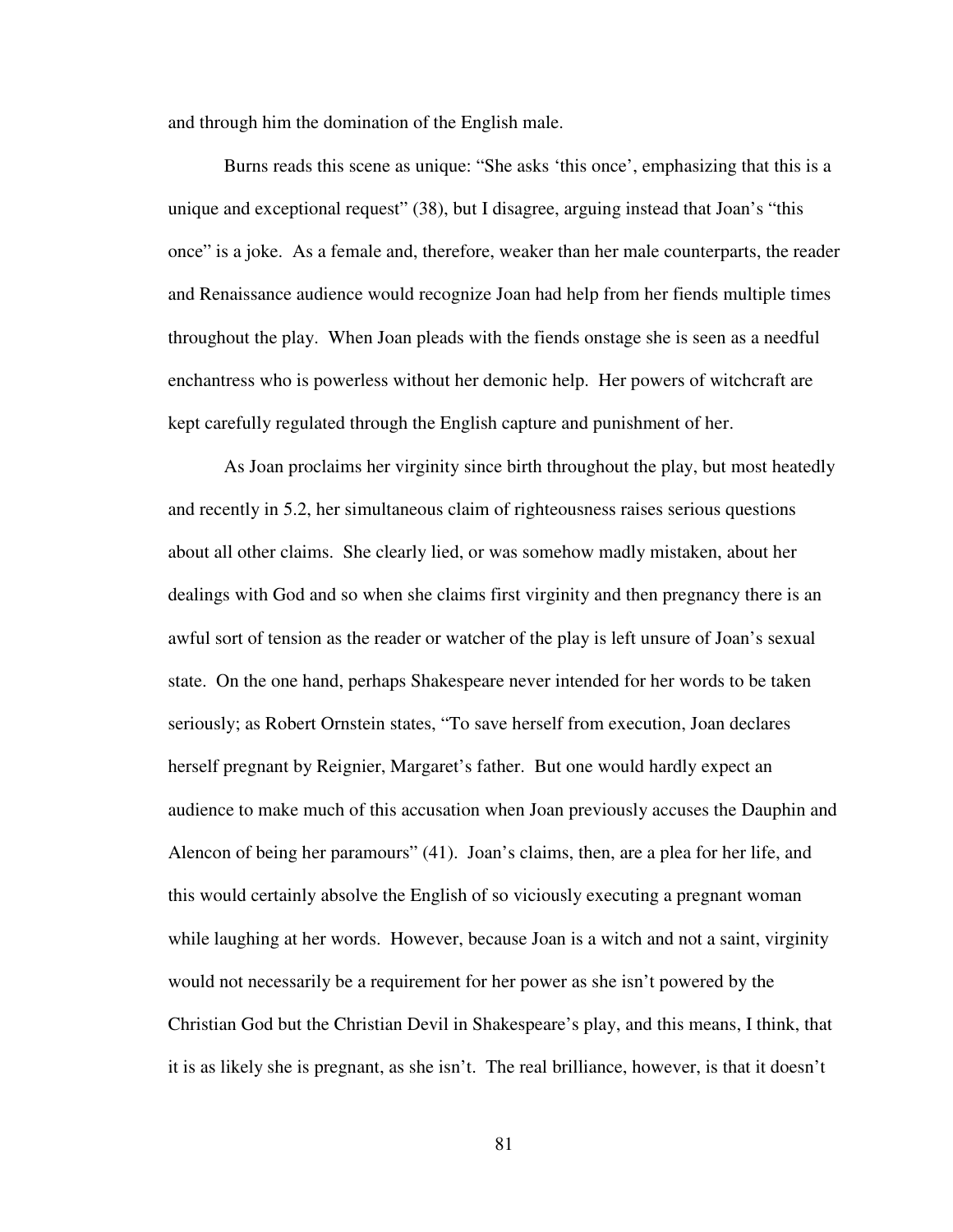and through him the domination of the English male.

Burns reads this scene as unique: "She asks 'this once', emphasizing that this is a unique and exceptional request" (38), but I disagree, arguing instead that Joan's "this once" is a joke. As a female and, therefore, weaker than her male counterparts, the reader and Renaissance audience would recognize Joan had help from her fiends multiple times throughout the play. When Joan pleads with the fiends onstage she is seen as a needful enchantress who is powerless without her demonic help. Her powers of witchcraft are kept carefully regulated through the English capture and punishment of her.

As Joan proclaims her virginity since birth throughout the play, but most heatedly and recently in 5.2, her simultaneous claim of righteousness raises serious questions about all other claims. She clearly lied, or was somehow madly mistaken, about her dealings with God and so when she claims first virginity and then pregnancy there is an awful sort of tension as the reader or watcher of the play is left unsure of Joan's sexual state. On the one hand, perhaps Shakespeare never intended for her words to be taken seriously; as Robert Ornstein states, "To save herself from execution, Joan declares herself pregnant by Reignier, Margaret's father. But one would hardly expect an audience to make much of this accusation when Joan previously accuses the Dauphin and Alencon of being her paramours" (41). Joan's claims, then, are a plea for her life, and this would certainly absolve the English of so viciously executing a pregnant woman while laughing at her words. However, because Joan is a witch and not a saint, virginity would not necessarily be a requirement for her power as she isn't powered by the Christian God but the Christian Devil in Shakespeare's play, and this means, I think, that it is as likely she is pregnant, as she isn't. The real brilliance, however, is that it doesn't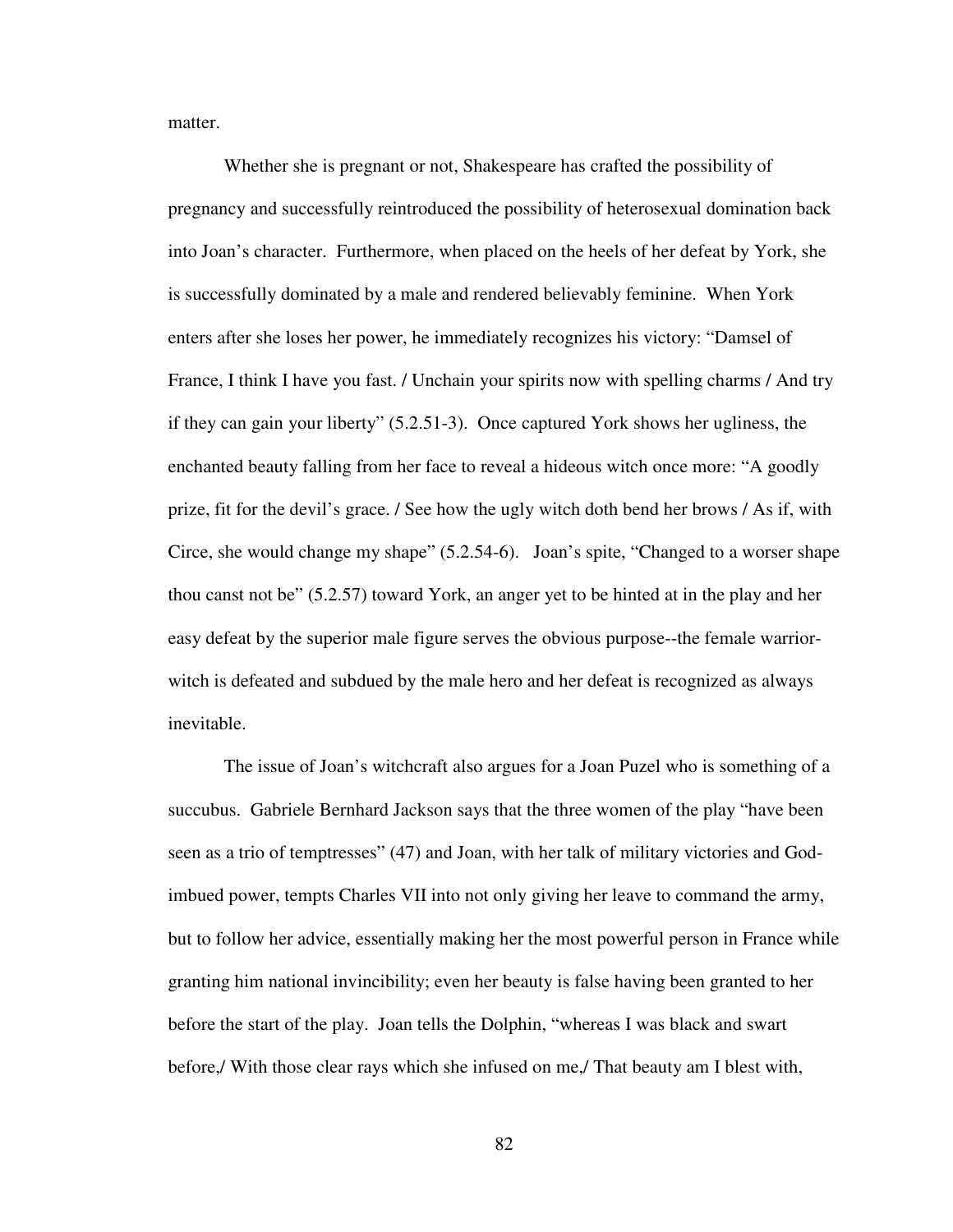matter.

Whether she is pregnant or not, Shakespeare has crafted the possibility of pregnancy and successfully reintroduced the possibility of heterosexual domination back into Joan's character. Furthermore, when placed on the heels of her defeat by York, she is successfully dominated by a male and rendered believably feminine. When York enters after she loses her power, he immediately recognizes his victory: "Damsel of France, I think I have you fast. / Unchain your spirits now with spelling charms / And try if they can gain your liberty" (5.2.51-3). Once captured York shows her ugliness, the enchanted beauty falling from her face to reveal a hideous witch once more: "A goodly prize, fit for the devil's grace. / See how the ugly witch doth bend her brows / As if, with Circe, she would change my shape" (5.2.54-6). Joan's spite, "Changed to a worser shape thou canst not be" (5.2.57) toward York, an anger yet to be hinted at in the play and her easy defeat by the superior male figure serves the obvious purpose--the female warrior-witch is defeated and subdued by the male hero and her defeat is recognized as always inevitable.

The issue of Joan's witchcraft also argues for a Joan Puzel who is something of a succubus. Gabriele Bernhard Jackson says that the three women of the play "have been seen as a trio of temptresses" (47) and Joan, with her talk of military victories and God-imbued power, tempts Charles VII into not only giving her leave to command the army, but to follow her advice, essentially making her the most powerful person in France while granting him national invincibility; even her beauty is false having been granted to her before the start of the play. Joan tells the Dolphin, "whereas I was black and swart before,/ With those clear rays which she infused on me,/ That beauty am I blest with,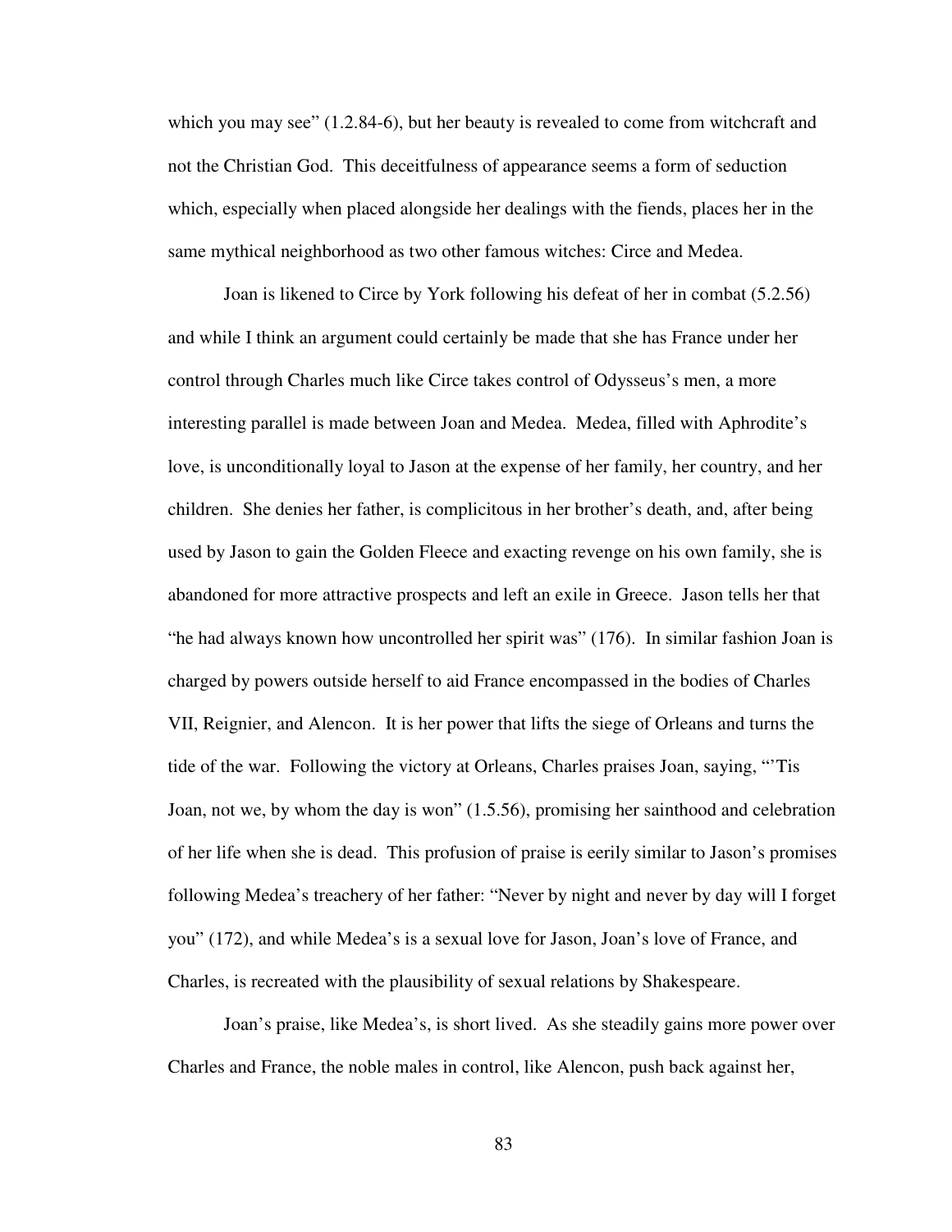which you may see" (1.2.84-6), but her beauty is revealed to come from witchcraft and not the Christian God. This deceitfulness of appearance seems a form of seduction which, especially when placed alongside her dealings with the fiends, places her in the same mythical neighborhood as two other famous witches: Circe and Medea.

Joan is likened to Circe by York following his defeat of her in combat (5.2.56) and while I think an argument could certainly be made that she has France under her control through Charles much like Circe takes control of Odysseus's men, a more interesting parallel is made between Joan and Medea. Medea, filled with Aphrodite's love, is unconditionally loyal to Jason at the expense of her family, her country, and her children. She denies her father, is complicitous in her brother's death, and, after being used by Jason to gain the Golden Fleece and exacting revenge on his own family, she is abandoned for more attractive prospects and left an exile in Greece. Jason tells her that "he had always known how uncontrolled her spirit was" (176). In similar fashion Joan is charged by powers outside herself to aid France encompassed in the bodies of Charles VII, Reignier, and Alencon. It is her power that lifts the siege of Orleans and turns the tide of the war. Following the victory at Orleans, Charles praises Joan, saying, "'Tis Joan, not we, by whom the day is won" (1.5.56), promising her sainthood and celebration of her life when she is dead. This profusion of praise is eerily similar to Jason's promises following Medea's treachery of her father: "Never by night and never by day will I forget you" (172), and while Medea's is a sexual love for Jason, Joan's love of France, and Charles, is recreated with the plausibility of sexual relations by Shakespeare.

Joan's praise, like Medea's, is short lived. As she steadily gains more power over Charles and France, the noble males in control, like Alencon, push back against her,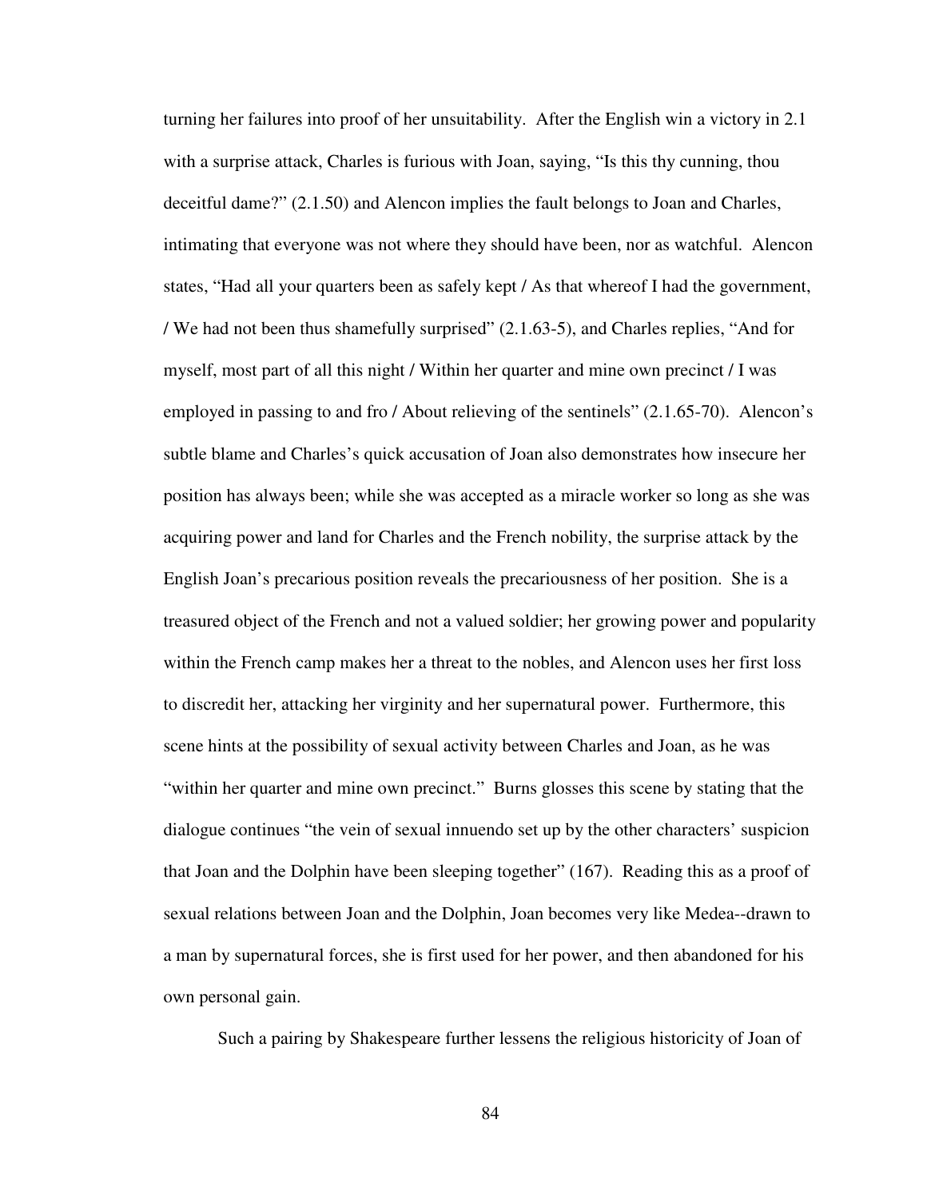turning her failures into proof of her unsuitability. After the English win a victory in 2.1 with a surprise attack, Charles is furious with Joan, saying, "Is this thy cunning, thou deceitful dame?" (2.1.50) and Alencon implies the fault belongs to Joan and Charles, intimating that everyone was not where they should have been, nor as watchful. Alencon states, "Had all your quarters been as safely kept / As that whereof I had the government, / We had not been thus shamefully surprised" (2.1.63-5), and Charles replies, "And for myself, most part of all this night / Within her quarter and mine own precinct / I was employed in passing to and fro / About relieving of the sentinels" (2.1.65-70). Alencon's subtle blame and Charles's quick accusation of Joan also demonstrates how insecure her position has always been; while she was accepted as a miracle worker so long as she was acquiring power and land for Charles and the French nobility, the surprise attack by the English Joan's precarious position reveals the precariousness of her position. She is a treasured object of the French and not a valued soldier; her growing power and popularity within the French camp makes her a threat to the nobles, and Alencon uses her first loss to discredit her, attacking her virginity and her supernatural power. Furthermore, this scene hints at the possibility of sexual activity between Charles and Joan, as he was "within her quarter and mine own precinct." Burns glosses this scene by stating that the dialogue continues "the vein of sexual innuendo set up by the other characters' suspicion that Joan and the Dolphin have been sleeping together" (167). Reading this as a proof of sexual relations between Joan and the Dolphin, Joan becomes very like Medea--drawn to a man by supernatural forces, she is first used for her power, and then abandoned for his own personal gain.

Such a pairing by Shakespeare further lessens the religious historicity of Joan of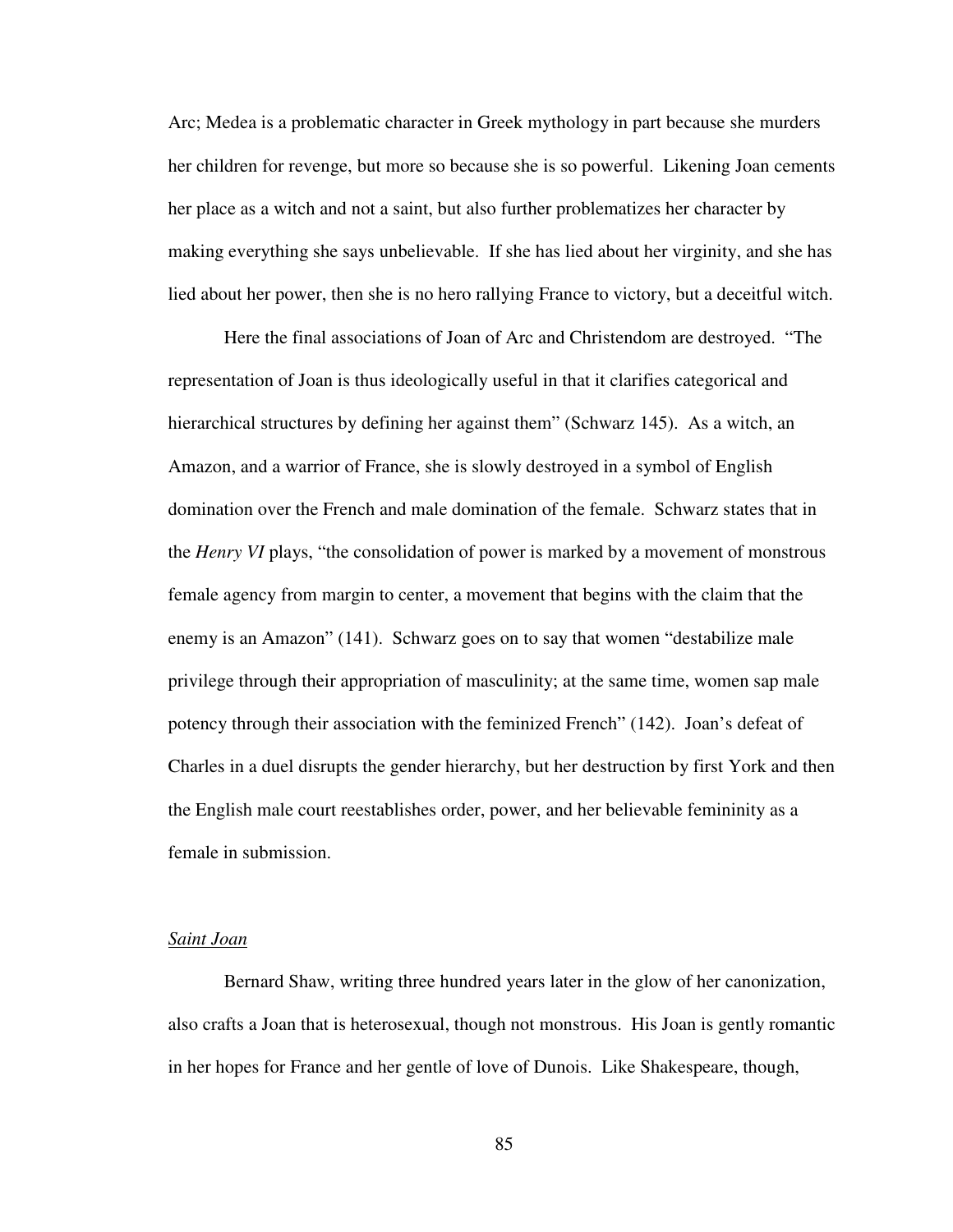Arc; Medea is a problematic character in Greek mythology in part because she murders her children for revenge, but more so because she is so powerful. Likening Joan cements her place as a witch and not a saint, but also further problematizes her character by making everything she says unbelievable. If she has lied about her virginity, and she has lied about her power, then she is no hero rallying France to victory, but a deceitful witch.

Here the final associations of Joan of Arc and Christendom are destroyed. "The representation of Joan is thus ideologically useful in that it clarifies categorical and hierarchical structures by defining her against them" (Schwarz 145). As a witch, an Amazon, and a warrior of France, she is slowly destroyed in a symbol of English domination over the French and male domination of the female. Schwarz states that in the *Henry VI* plays, "the consolidation of power is marked by a movement of monstrous female agency from margin to center, a movement that begins with the claim that the enemy is an Amazon" (141). Schwarz goes on to say that women "destabilize male privilege through their appropriation of masculinity; at the same time, women sap male potency through their association with the feminized French" (142). Joan's defeat of Charles in a duel disrupts the gender hierarchy, but her destruction by first York and then the English male court reestablishes order, power, and her believable femininity as a female in submission.

## *Saint Joan*

Bernard Shaw, writing three hundred years later in the glow of her canonization, also crafts a Joan that is heterosexual, though not monstrous. His Joan is gently romantic in her hopes for France and her gentle of love of Dunois. Like Shakespeare, though,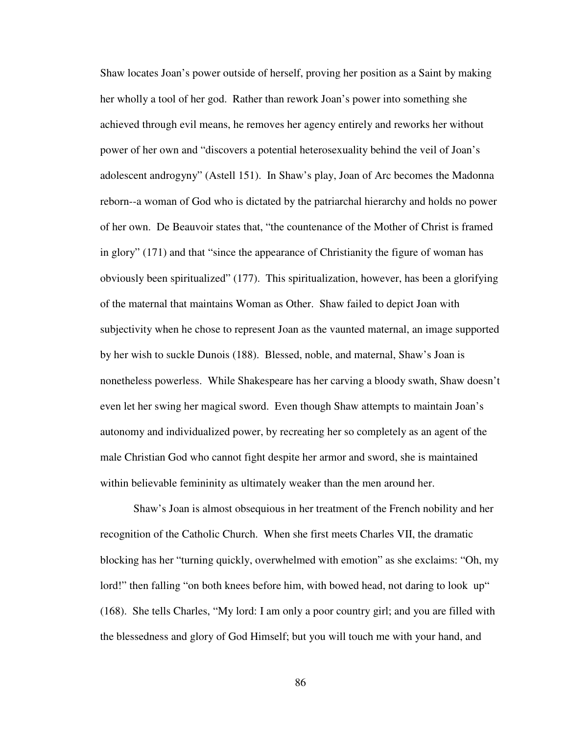Shaw locates Joan's power outside of herself, proving her position as a Saint by making her wholly a tool of her god. Rather than rework Joan's power into something she achieved through evil means, he removes her agency entirely and reworks her without power of her own and "discovers a potential heterosexuality behind the veil of Joan's adolescent androgyny" (Astell 151). In Shaw's play, Joan of Arc becomes the Madonna reborn--a woman of God who is dictated by the patriarchal hierarchy and holds no power of her own. De Beauvoir states that, "the countenance of the Mother of Christ is framed in glory" (171) and that "since the appearance of Christianity the figure of woman has obviously been spiritualized" (177). This spiritualization, however, has been a glorifying of the maternal that maintains Woman as Other. Shaw failed to depict Joan with subjectivity when he chose to represent Joan as the vaunted maternal, an image supported by her wish to suckle Dunois (188). Blessed, noble, and maternal, Shaw's Joan is nonetheless powerless. While Shakespeare has her carving a bloody swath, Shaw doesn't even let her swing her magical sword. Even though Shaw attempts to maintain Joan's autonomy and individualized power, by recreating her so completely as an agent of the male Christian God who cannot fight despite her armor and sword, she is maintained within believable femininity as ultimately weaker than the men around her.

Shaw's Joan is almost obsequious in her treatment of the French nobility and her recognition of the Catholic Church. When she first meets Charles VII, the dramatic blocking has her "turning quickly, overwhelmed with emotion" as she exclaims: "Oh, my lord!" then falling "on both knees before him, with bowed head, not daring to look up" (168). She tells Charles, "My lord: I am only a poor country girl; and you are filled with the blessedness and glory of God Himself; but you will touch me with your hand, and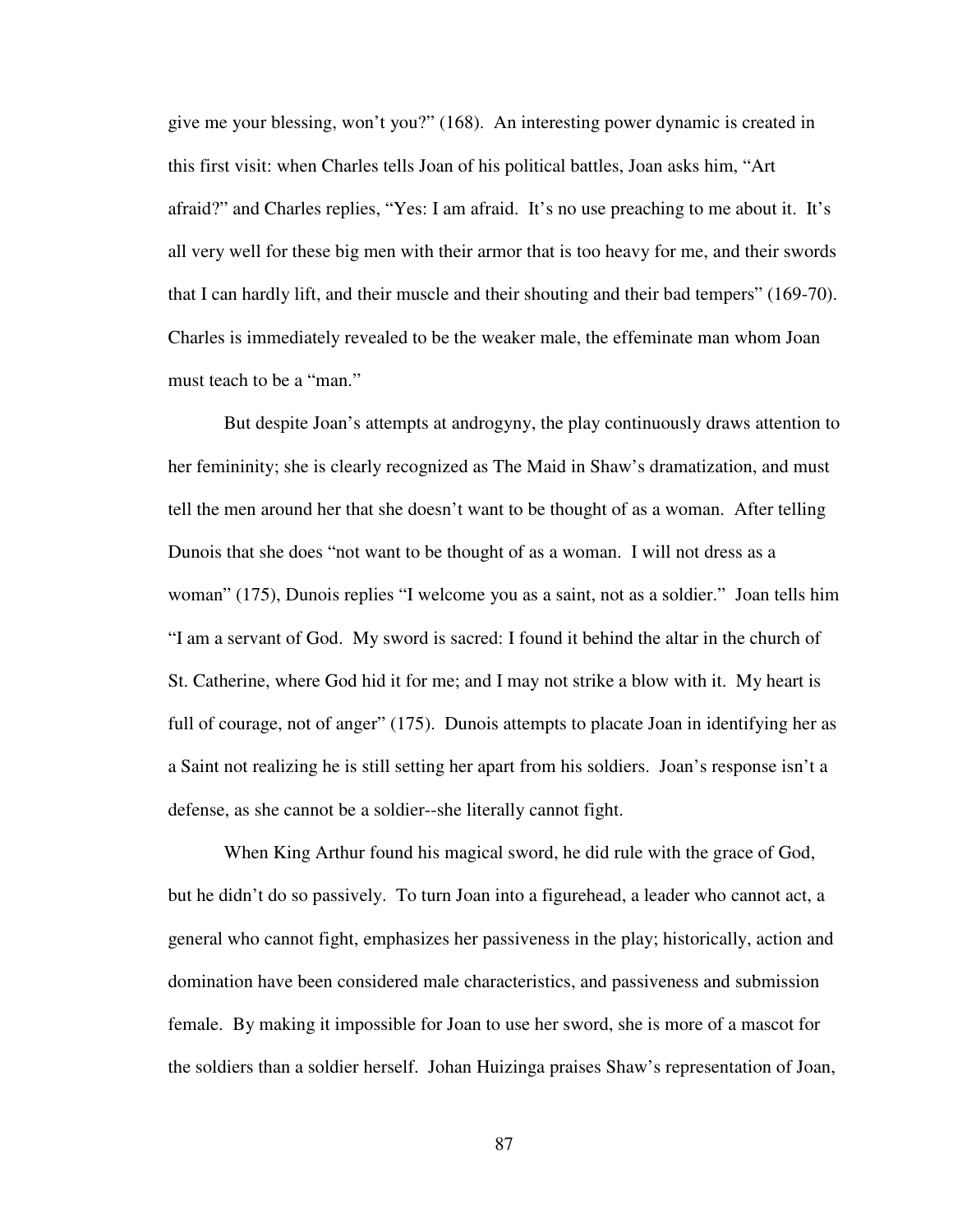give me your blessing, won't you?" (168). An interesting power dynamic is created in this first visit: when Charles tells Joan of his political battles, Joan asks him, "Art afraid?" and Charles replies, "Yes: I am afraid. It's no use preaching to me about it. It's all very well for these big men with their armor that is too heavy for me, and their swords that I can hardly lift, and their muscle and their shouting and their bad tempers" (169-70). Charles is immediately revealed to be the weaker male, the effeminate man whom Joan must teach to be a "man."

But despite Joan's attempts at androgyny, the play continuously draws attention to her femininity; she is clearly recognized as The Maid in Shaw's dramatization, and must tell the men around her that she doesn't want to be thought of as a woman. After telling Dunois that she does "not want to be thought of as a woman. I will not dress as a woman" (175), Dunois replies "I welcome you as a saint, not as a soldier." Joan tells him "I am a servant of God. My sword is sacred: I found it behind the altar in the church of St. Catherine, where God hid it for me; and I may not strike a blow with it. My heart is full of courage, not of anger" (175). Dunois attempts to placate Joan in identifying her as a Saint not realizing he is still setting her apart from his soldiers. Joan's response isn't a defense, as she cannot be a soldier--she literally cannot fight.

When King Arthur found his magical sword, he did rule with the grace of God, but he didn't do so passively. To turn Joan into a figurehead, a leader who cannot act, a general who cannot fight, emphasizes her passiveness in the play; historically, action and domination have been considered male characteristics, and passiveness and submission female. By making it impossible for Joan to use her sword, she is more of a mascot for the soldiers than a soldier herself. Johan Huizinga praises Shaw's representation of Joan,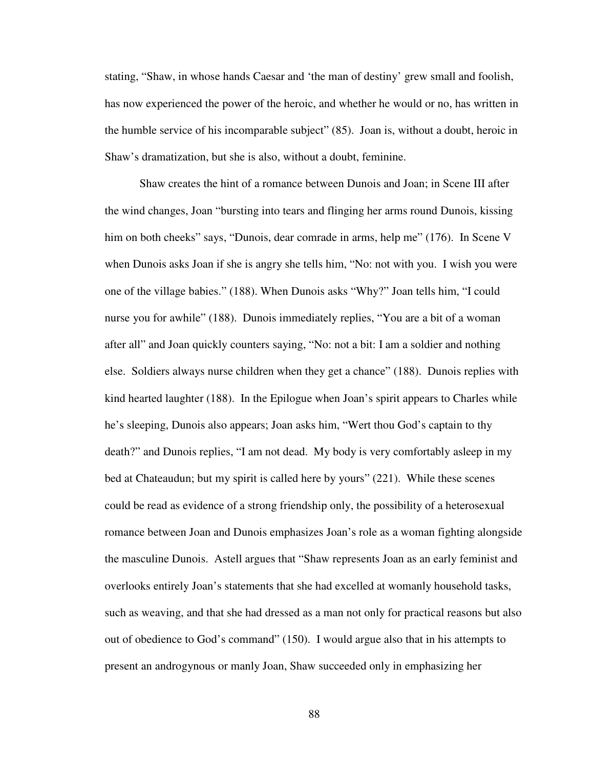stating, "Shaw, in whose hands Caesar and 'the man of destiny' grew small and foolish, has now experienced the power of the heroic, and whether he would or no, has written in the humble service of his incomparable subject" (85). Joan is, without a doubt, heroic in Shaw's dramatization, but she is also, without a doubt, feminine.

Shaw creates the hint of a romance between Dunois and Joan; in Scene III after the wind changes, Joan "bursting into tears and flinging her arms round Dunois, kissing him on both cheeks" says, "Dunois, dear comrade in arms, help me" (176). In Scene V when Dunois asks Joan if she is angry she tells him, "No: not with you. I wish you were one of the village babies." (188). When Dunois asks "Why?" Joan tells him, "I could nurse you for awhile" (188). Dunois immediately replies, "You are a bit of a woman after all" and Joan quickly counters saying, "No: not a bit: I am a soldier and nothing else. Soldiers always nurse children when they get a chance" (188). Dunois replies with kind hearted laughter (188). In the Epilogue when Joan's spirit appears to Charles while he's sleeping, Dunois also appears; Joan asks him, "Wert thou God's captain to thy death?" and Dunois replies, "I am not dead. My body is very comfortably asleep in my bed at Chateaudun; but my spirit is called here by yours" (221). While these scenes could be read as evidence of a strong friendship only, the possibility of a heterosexual romance between Joan and Dunois emphasizes Joan's role as a woman fighting alongside the masculine Dunois. Astell argues that "Shaw represents Joan as an early feminist and overlooks entirely Joan's statements that she had excelled at womanly household tasks, such as weaving, and that she had dressed as a man not only for practical reasons but also out of obedience to God's command" (150). I would argue also that in his attempts to present an androgynous or manly Joan, Shaw succeeded only in emphasizing her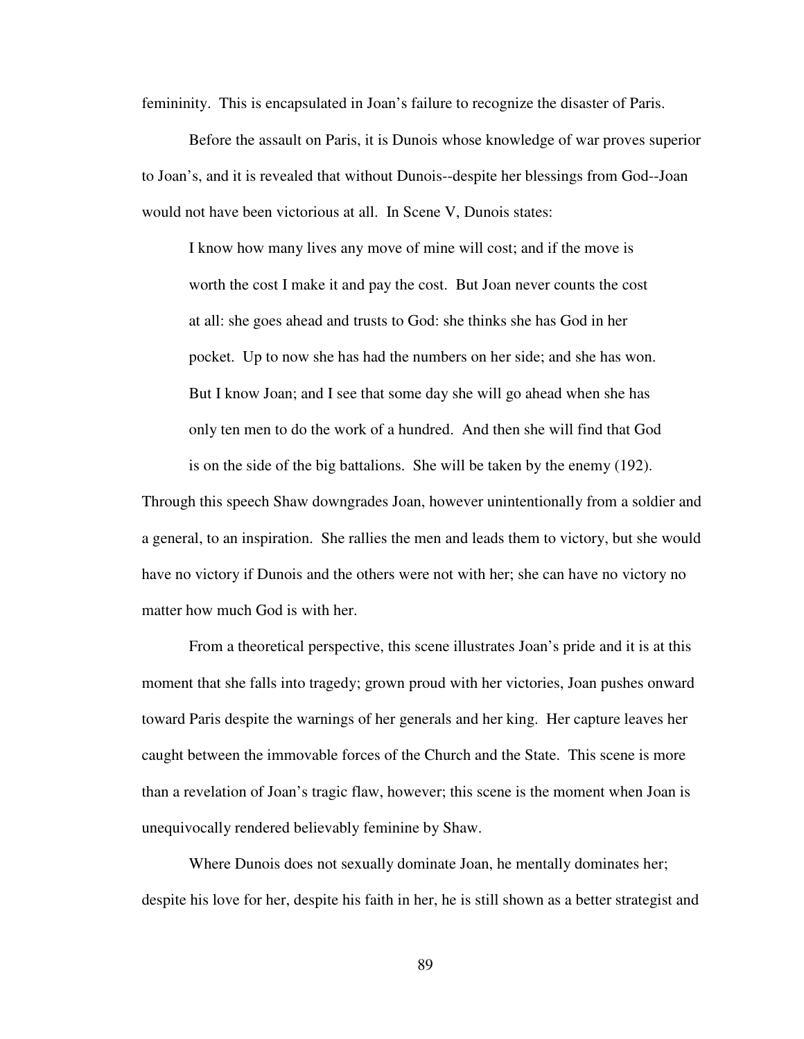femininity. This is encapsulated in Joan's failure to recognize the disaster of Paris.

Before the assault on Paris, it is Dunois whose knowledge of war proves superior to Joan's, and it is revealed that without Dunois--despite her blessings from God--Joan would not have been victorious at all. In Scene V, Dunois states:

> I know how many lives any move of mine will cost; and if the move is worth the cost I make it and pay the cost. But Joan never counts the cost at all: she goes ahead and trusts to God: she thinks she has God in her pocket. Up to now she has had the numbers on her side; and she has won. But I know Joan; and I see that some day she will go ahead when she has only ten men to do the work of a hundred. And then she will find that God is on the side of the big battalions. She will be taken by the enemy (192).

Through this speech Shaw downgrades Joan, however unintentionally from a soldier and a general, to an inspiration. She rallies the men and leads them to victory, but she would have no victory if Dunois and the others were not with her; she can have no victory no matter how much God is with her.

From a theoretical perspective, this scene illustrates Joan's pride and it is at this moment that she falls into tragedy; grown proud with her victories, Joan pushes onward toward Paris despite the warnings of her generals and her king. Her capture leaves her caught between the immovable forces of the Church and the State. This scene is more than a revelation of Joan's tragic flaw, however; this scene is the moment when Joan is unequivocally rendered believably feminine by Shaw.

Where Dunois does not sexually dominate Joan, he mentally dominates her; despite his love for her, despite his faith in her, he is still shown as a better strategist and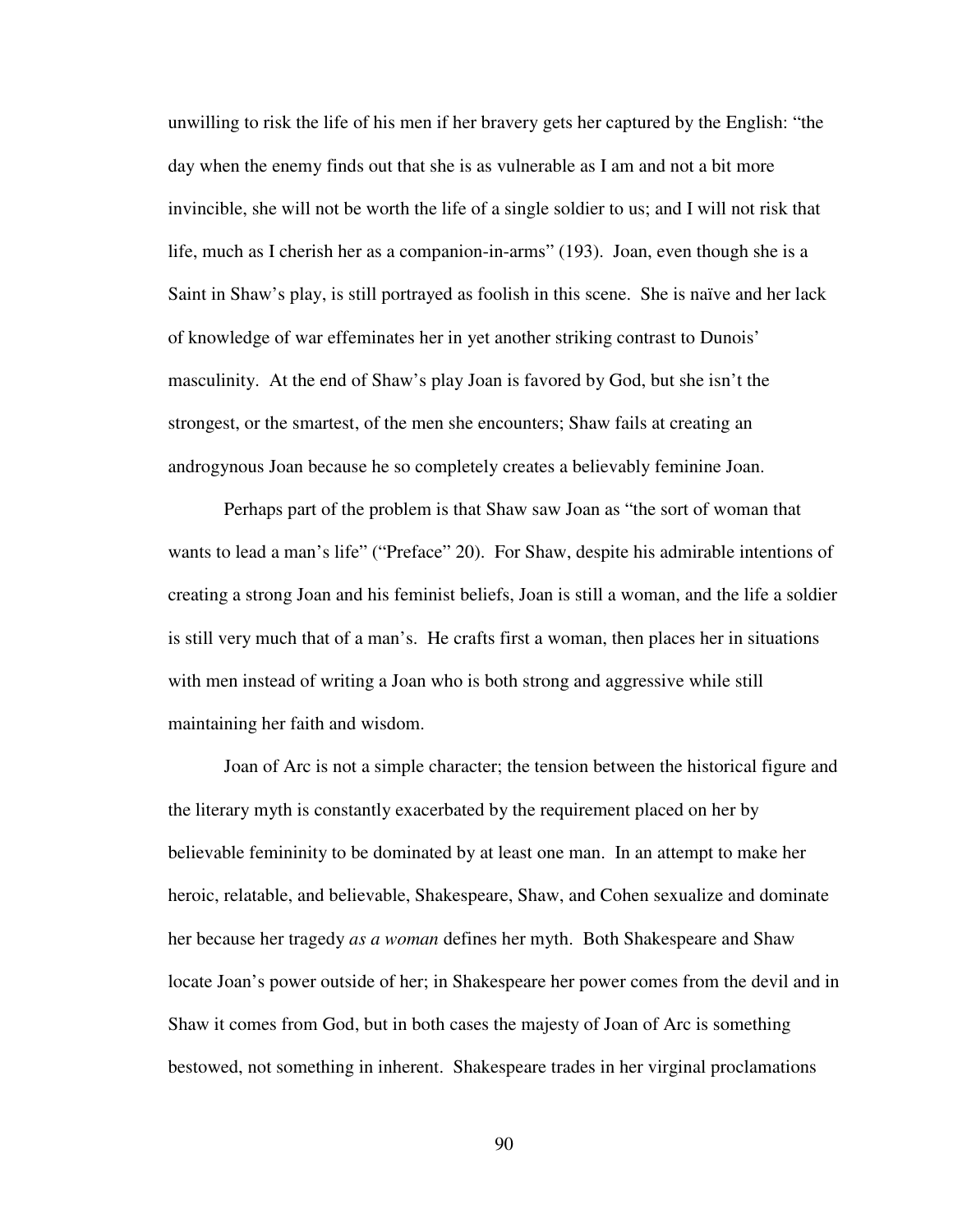unwilling to risk the life of his men if her bravery gets her captured by the English: "the day when the enemy finds out that she is as vulnerable as I am and not a bit more invincible, she will not be worth the life of a single soldier to us; and I will not risk that life, much as I cherish her as a companion-in-arms" (193). Joan, even though she is a Saint in Shaw's play, is still portrayed as foolish in this scene. She is naïve and her lack of knowledge of war effeminates her in yet another striking contrast to Dunois' masculinity. At the end of Shaw's play Joan is favored by God, but she isn't the strongest, or the smartest, of the men she encounters; Shaw fails at creating an androgynous Joan because he so completely creates a believably feminine Joan.

Perhaps part of the problem is that Shaw saw Joan as "the sort of woman that wants to lead a man's life" ("Preface" 20). For Shaw, despite his admirable intentions of creating a strong Joan and his feminist beliefs, Joan is still a woman, and the life a soldier is still very much that of a man's. He crafts first a woman, then places her in situations with men instead of writing a Joan who is both strong and aggressive while still maintaining her faith and wisdom.

Joan of Arc is not a simple character; the tension between the historical figure and the literary myth is constantly exacerbated by the requirement placed on her by believable femininity to be dominated by at least one man. In an attempt to make her heroic, relatable, and believable, Shakespeare, Shaw, and Cohen sexualize and dominate her because her tragedy *as a woman* defines her myth. Both Shakespeare and Shaw locate Joan's power outside of her; in Shakespeare her power comes from the devil and in Shaw it comes from God, but in both cases the majesty of Joan of Arc is something bestowed, not something in inherent. Shakespeare trades in her virginal proclamations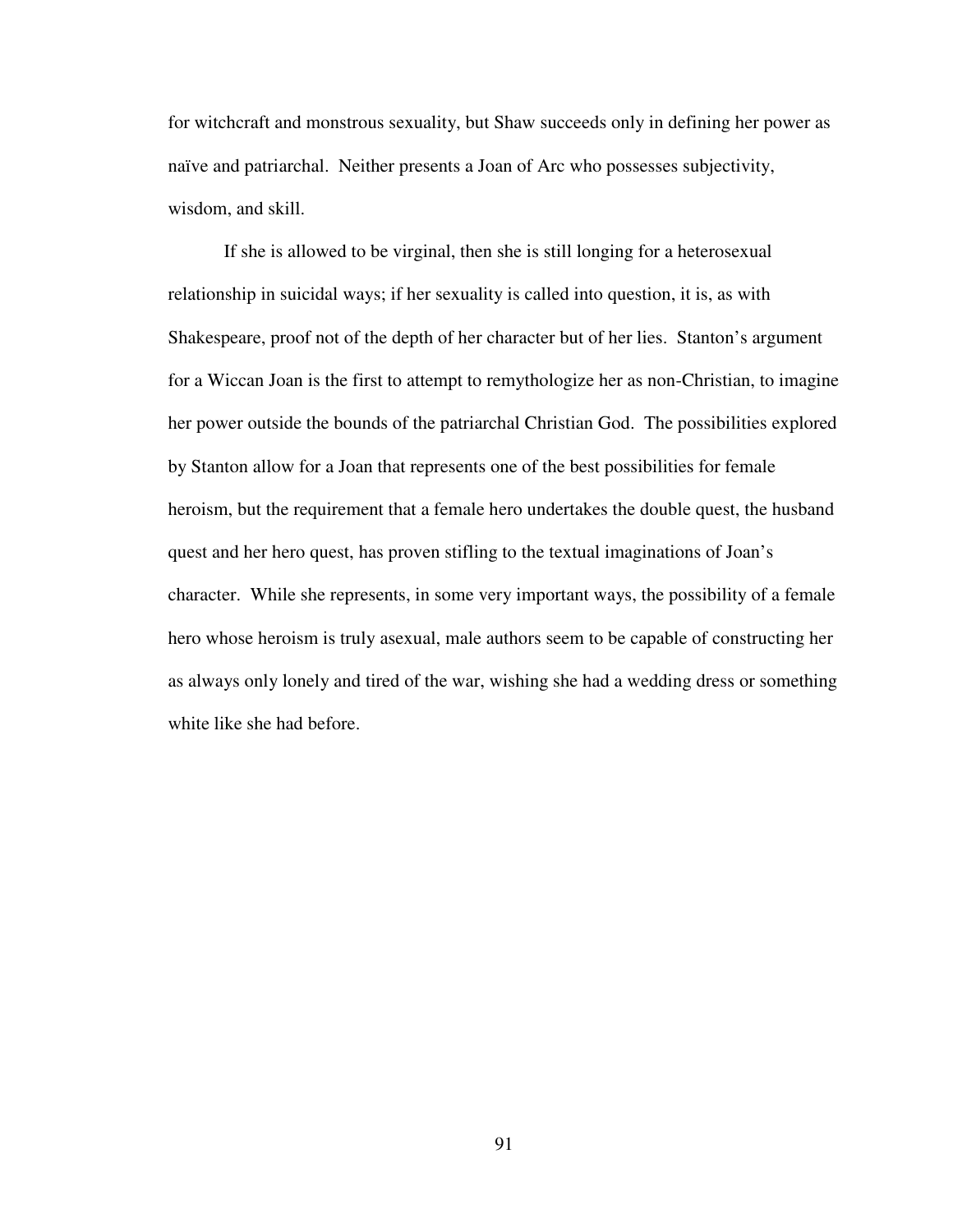for witchcraft and monstrous sexuality, but Shaw succeeds only in defining her power as naïve and patriarchal. Neither presents a Joan of Arc who possesses subjectivity, wisdom, and skill.

If she is allowed to be virginal, then she is still longing for a heterosexual relationship in suicidal ways; if her sexuality is called into question, it is, as with Shakespeare, proof not of the depth of her character but of her lies. Stanton's argument for a Wiccan Joan is the first to attempt to remythologize her as non-Christian, to imagine her power outside the bounds of the patriarchal Christian God. The possibilities explored by Stanton allow for a Joan that represents one of the best possibilities for female heroism, but the requirement that a female hero undertakes the double quest, the husband quest and her hero quest, has proven stifling to the textual imaginations of Joan's character. While she represents, in some very important ways, the possibility of a female hero whose heroism is truly asexual, male authors seem to be capable of constructing her as always only lonely and tired of the war, wishing she had a wedding dress or something white like she had before.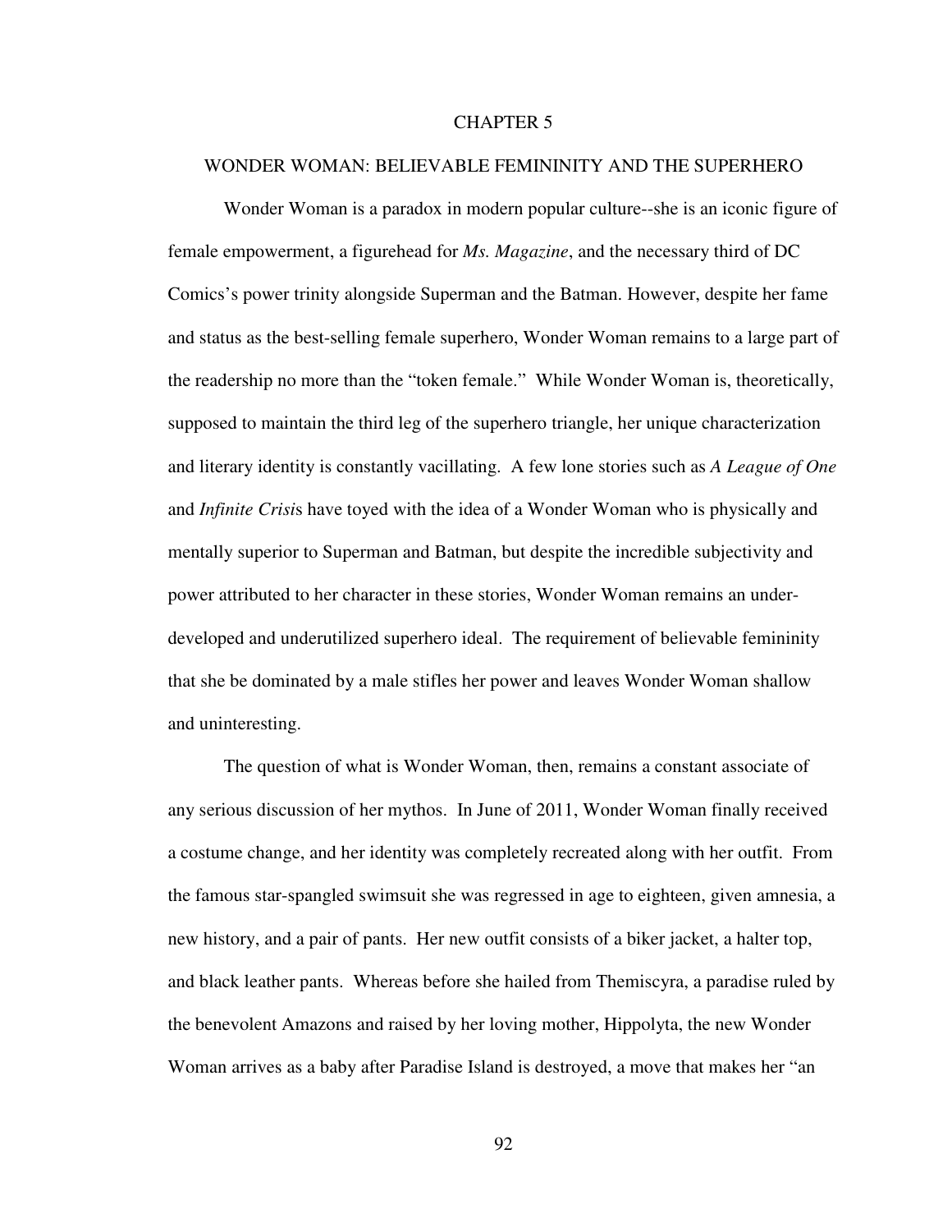# CHAPTER 5

## WONDER WOMAN: BELIEVABLE FEMININITY AND THE SUPERHERO

Wonder Woman is a paradox in modern popular culture--she is an iconic figure of female empowerment, a figurehead for *Ms. Magazine*, and the necessary third of DC Comics's power trinity alongside Superman and the Batman. However, despite her fame and status as the best-selling female superhero, Wonder Woman remains to a large part of the readership no more than the "token female." While Wonder Woman is, theoretically, supposed to maintain the third leg of the superhero triangle, her unique characterization and literary identity is constantly vacillating. A few lone stories such as *A League of One* and *Infinite Crisi*s have toyed with the idea of a Wonder Woman who is physically and mentally superior to Superman and Batman, but despite the incredible subjectivity and power attributed to her character in these stories, Wonder Woman remains an under-developed and underutilized superhero ideal. The requirement of believable femininity that she be dominated by a male stifles her power and leaves Wonder Woman shallow and uninteresting.

The question of what is Wonder Woman, then, remains a constant associate of any serious discussion of her mythos. In June of 2011, Wonder Woman finally received a costume change, and her identity was completely recreated along with her outfit. From the famous star-spangled swimsuit she was regressed in age to eighteen, given amnesia, a new history, and a pair of pants. Her new outfit consists of a biker jacket, a halter top, and black leather pants. Whereas before she hailed from Themiscyra, a paradise ruled by the benevolent Amazons and raised by her loving mother, Hippolyta, the new Wonder Woman arrives as a baby after Paradise Island is destroyed, a move that makes her "an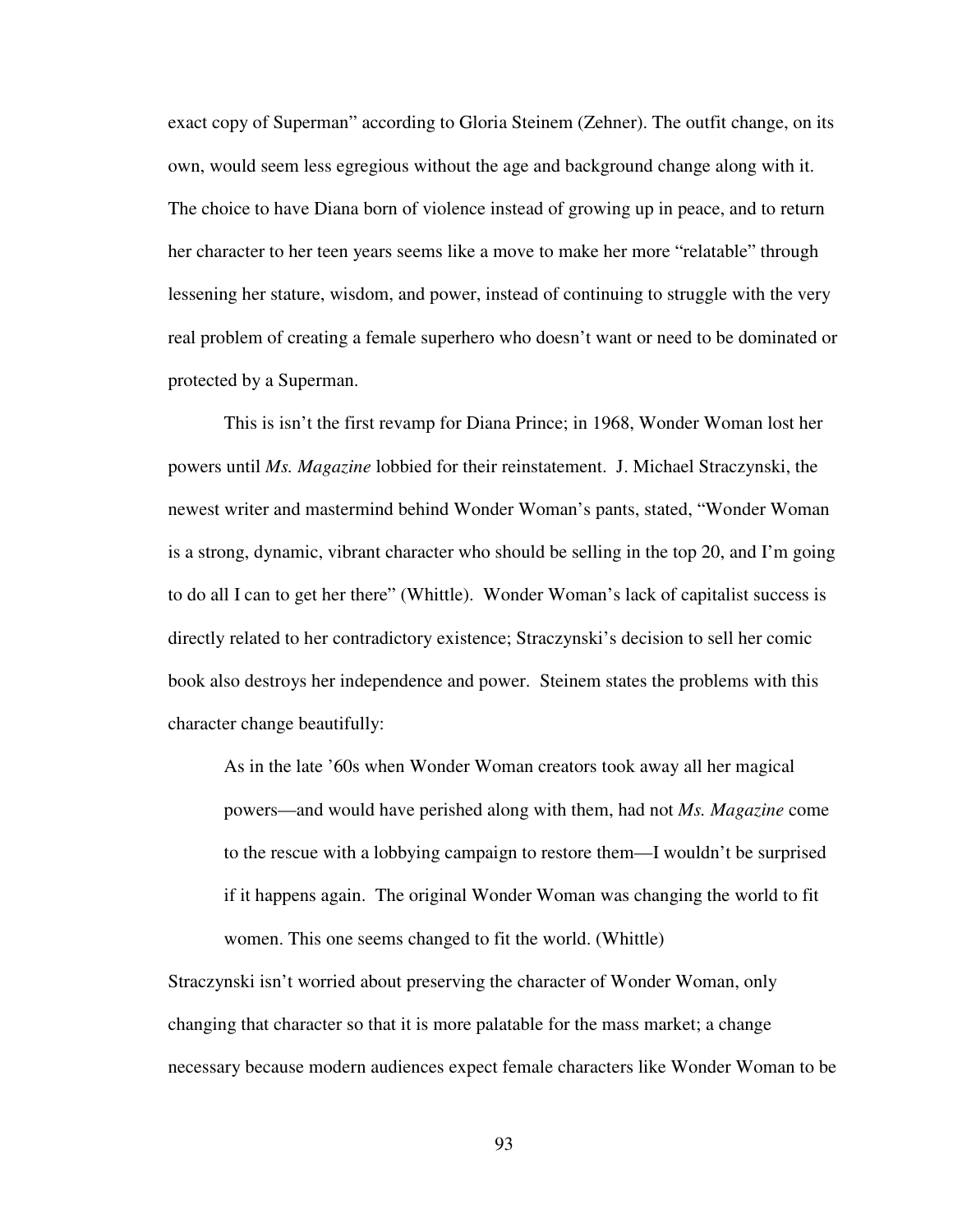exact copy of Superman" according to Gloria Steinem (Zehner). The outfit change, on its own, would seem less egregious without the age and background change along with it. The choice to have Diana born of violence instead of growing up in peace, and to return her character to her teen years seems like a move to make her more "relatable" through lessening her stature, wisdom, and power, instead of continuing to struggle with the very real problem of creating a female superhero who doesn't want or need to be dominated or protected by a Superman.

This is isn't the first revamp for Diana Prince; in 1968, Wonder Woman lost her powers until *Ms. Magazine* lobbied for their reinstatement. J. Michael Straczynski, the newest writer and mastermind behind Wonder Woman's pants, stated, "Wonder Woman is a strong, dynamic, vibrant character who should be selling in the top 20, and I'm going to do all I can to get her there" (Whittle). Wonder Woman's lack of capitalist success is directly related to her contradictory existence; Straczynski's decision to sell her comic book also destroys her independence and power. Steinem states the problems with this character change beautifully:

> As in the late '60s when Wonder Woman creators took away all her magical powers—and would have perished along with them, had not *Ms. Magazine* come to the rescue with a lobbying campaign to restore them—I wouldn't be surprised if it happens again. The original Wonder Woman was changing the world to fit women. This one seems changed to fit the world. (Whittle)

Straczynski isn't worried about preserving the character of Wonder Woman, only changing that character so that it is more palatable for the mass market; a change necessary because modern audiences expect female characters like Wonder Woman to be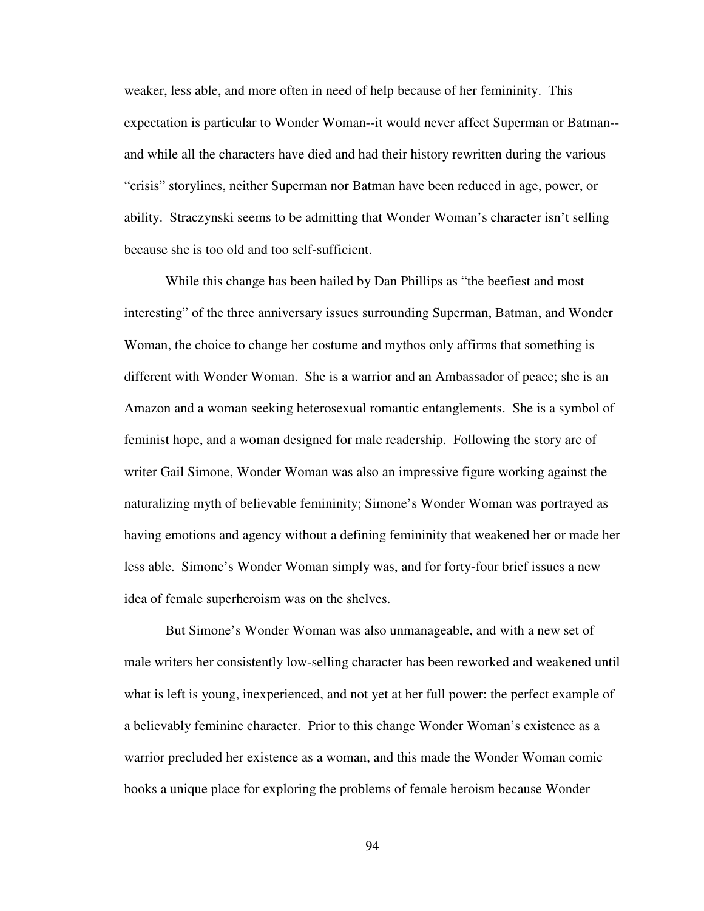weaker, less able, and more often in need of help because of her femininity. This expectation is particular to Wonder Woman--it would never affect Superman or Batman--and while all the characters have died and had their history rewritten during the various "crisis" storylines, neither Superman nor Batman have been reduced in age, power, or ability. Straczynski seems to be admitting that Wonder Woman's character isn't selling because she is too old and too self-sufficient.

While this change has been hailed by Dan Phillips as "the beefiest and most interesting" of the three anniversary issues surrounding Superman, Batman, and Wonder Woman, the choice to change her costume and mythos only affirms that something is different with Wonder Woman. She is a warrior and an Ambassador of peace; she is an Amazon and a woman seeking heterosexual romantic entanglements. She is a symbol of feminist hope, and a woman designed for male readership. Following the story arc of writer Gail Simone, Wonder Woman was also an impressive figure working against the naturalizing myth of believable femininity; Simone's Wonder Woman was portrayed as having emotions and agency without a defining femininity that weakened her or made her less able. Simone's Wonder Woman simply was, and for forty-four brief issues a new idea of female superheroism was on the shelves.

But Simone's Wonder Woman was also unmanageable, and with a new set of male writers her consistently low-selling character has been reworked and weakened until what is left is young, inexperienced, and not yet at her full power: the perfect example of a believably feminine character. Prior to this change Wonder Woman's existence as a warrior precluded her existence as a woman, and this made the Wonder Woman comic books a unique place for exploring the problems of female heroism because Wonder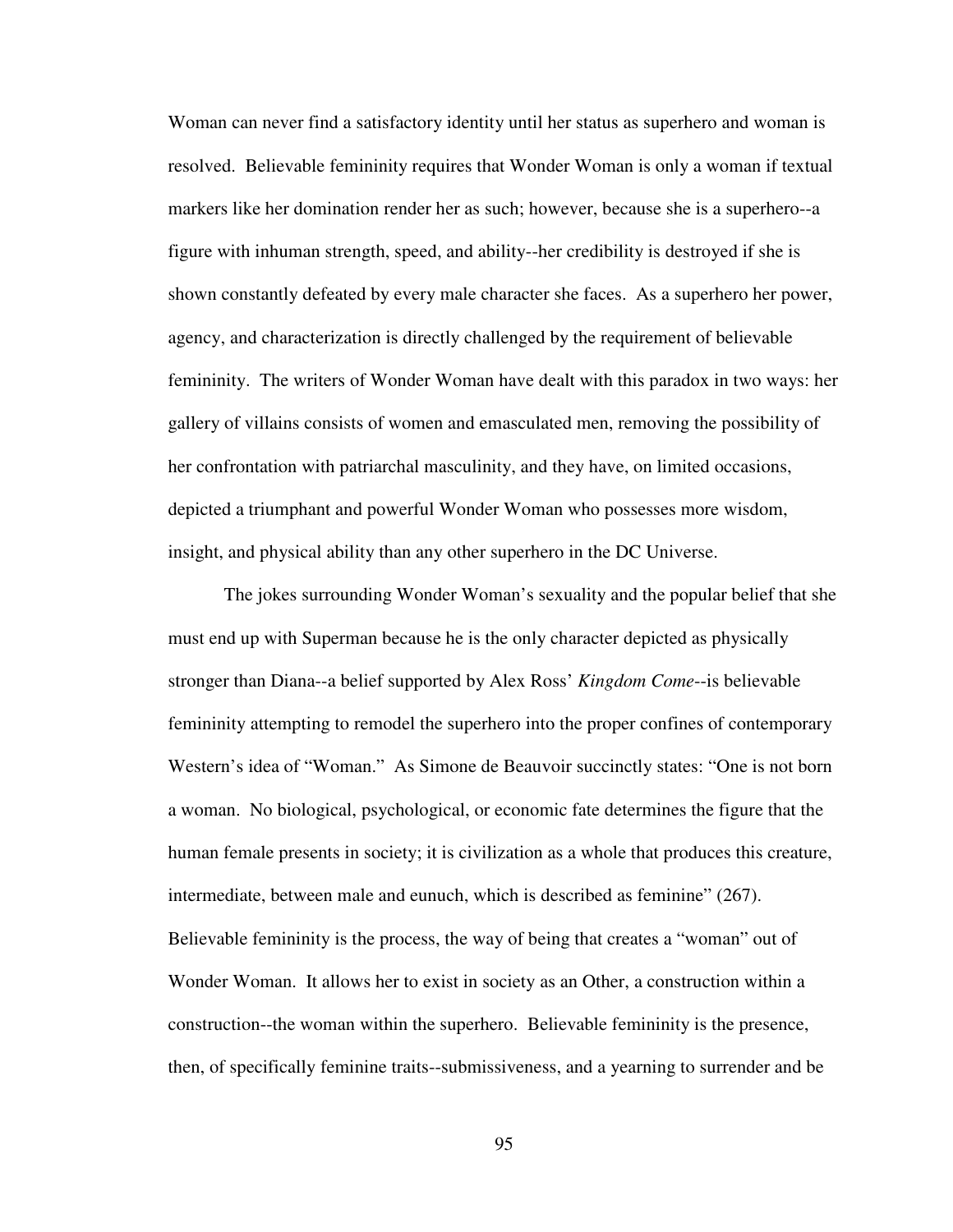Woman can never find a satisfactory identity until her status as superhero and woman is resolved. Believable femininity requires that Wonder Woman is only a woman if textual markers like her domination render her as such; however, because she is a superhero--a figure with inhuman strength, speed, and ability--her credibility is destroyed if she is shown constantly defeated by every male character she faces. As a superhero her power, agency, and characterization is directly challenged by the requirement of believable femininity. The writers of Wonder Woman have dealt with this paradox in two ways: her gallery of villains consists of women and emasculated men, removing the possibility of her confrontation with patriarchal masculinity, and they have, on limited occasions, depicted a triumphant and powerful Wonder Woman who possesses more wisdom, insight, and physical ability than any other superhero in the DC Universe.

The jokes surrounding Wonder Woman's sexuality and the popular belief that she must end up with Superman because he is the only character depicted as physically stronger than Diana--a belief supported by Alex Ross' *Kingdom Come*--is believable femininity attempting to remodel the superhero into the proper confines of contemporary Western's idea of "Woman." As Simone de Beauvoir succinctly states: "One is not born a woman. No biological, psychological, or economic fate determines the figure that the human female presents in society; it is civilization as a whole that produces this creature, intermediate, between male and eunuch, which is described as feminine" (267). Believable femininity is the process, the way of being that creates a "woman" out of Wonder Woman. It allows her to exist in society as an Other, a construction within a construction--the woman within the superhero. Believable femininity is the presence, then, of specifically feminine traits--submissiveness, and a yearning to surrender and be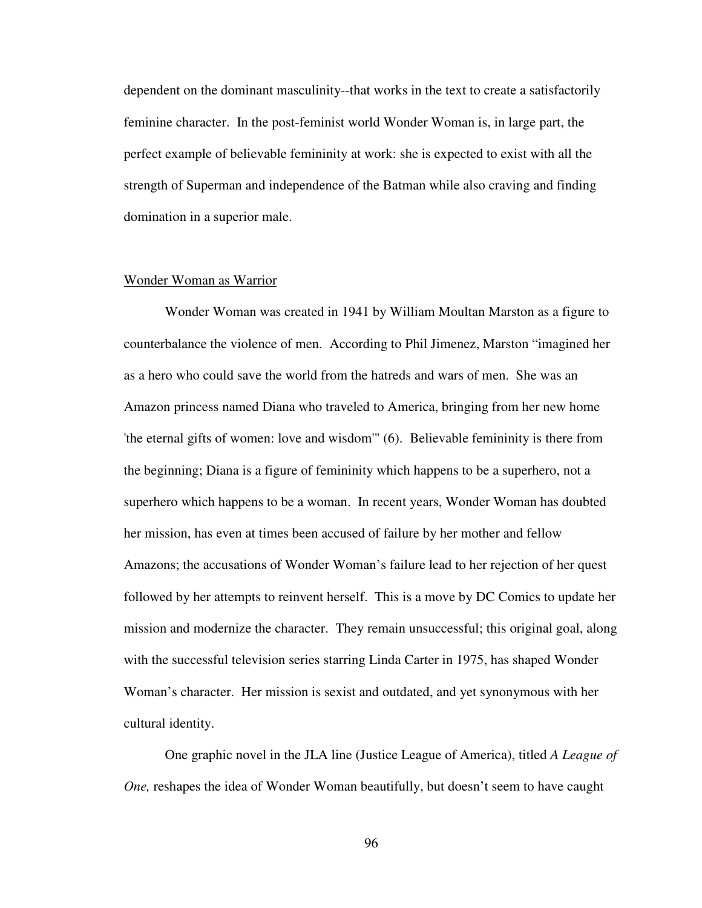dependent on the dominant masculinity--that works in the text to create a satisfactorily feminine character. In the post-feminist world Wonder Woman is, in large part, the perfect example of believable femininity at work: she is expected to exist with all the strength of Superman and independence of the Batman while also craving and finding domination in a superior male.

## Wonder Woman as Warrior

Wonder Woman was created in 1941 by William Moultan Marston as a figure to counterbalance the violence of men. According to Phil Jimenez, Marston "imagined her as a hero who could save the world from the hatreds and wars of men. She was an Amazon princess named Diana who traveled to America, bringing from her new home 'the eternal gifts of women: love and wisdom'" (6). Believable femininity is there from the beginning; Diana is a figure of femininity which happens to be a superhero, not a superhero which happens to be a woman. In recent years, Wonder Woman has doubted her mission, has even at times been accused of failure by her mother and fellow Amazons; the accusations of Wonder Woman's failure lead to her rejection of her quest followed by her attempts to reinvent herself. This is a move by DC Comics to update her mission and modernize the character. They remain unsuccessful; this original goal, along with the successful television series starring Linda Carter in 1975, has shaped Wonder Woman's character. Her mission is sexist and outdated, and yet synonymous with her cultural identity.

One graphic novel in the JLA line (Justice League of America), titled *A League of One,* reshapes the idea of Wonder Woman beautifully, but doesn't seem to have caught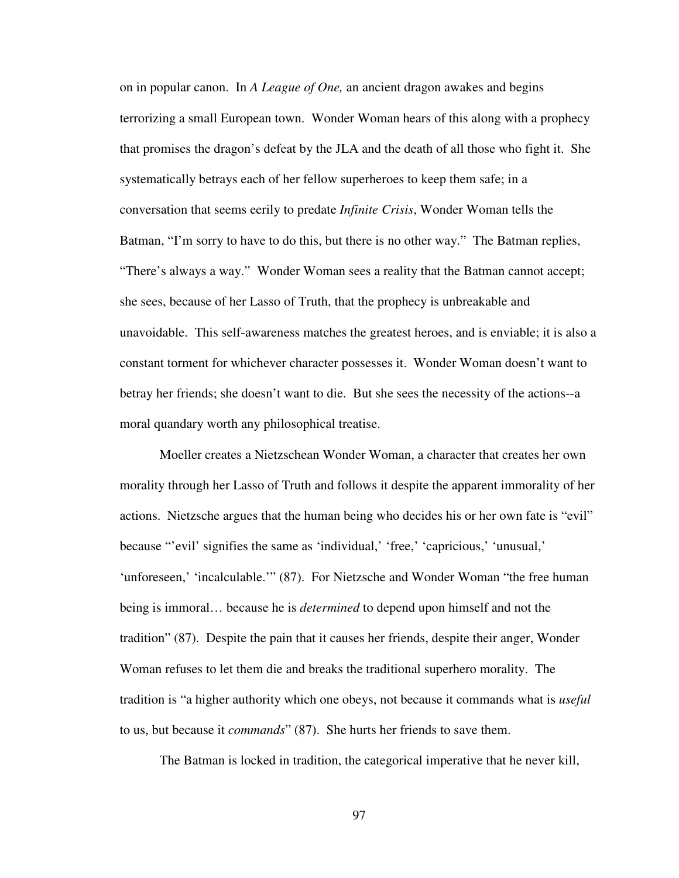on in popular canon. In *A League of One,* an ancient dragon awakes and begins terrorizing a small European town. Wonder Woman hears of this along with a prophecy that promises the dragon's defeat by the JLA and the death of all those who fight it. She systematically betrays each of her fellow superheroes to keep them safe; in a conversation that seems eerily to predate *Infinite Crisis*, Wonder Woman tells the Batman, "I'm sorry to have to do this, but there is no other way." The Batman replies, "There's always a way." Wonder Woman sees a reality that the Batman cannot accept; she sees, because of her Lasso of Truth, that the prophecy is unbreakable and unavoidable. This self-awareness matches the greatest heroes, and is enviable; it is also a constant torment for whichever character possesses it. Wonder Woman doesn't want to betray her friends; she doesn't want to die. But she sees the necessity of the actions--a moral quandary worth any philosophical treatise.

Moeller creates a Nietzschean Wonder Woman, a character that creates her own morality through her Lasso of Truth and follows it despite the apparent immorality of her actions. Nietzsche argues that the human being who decides his or her own fate is "evil" because "'evil' signifies the same as 'individual,' 'free,' 'capricious,' 'unusual,' 'unforeseen,' 'incalculable.'" (87). For Nietzsche and Wonder Woman "the free human being is immoral… because he is *determined* to depend upon himself and not the tradition" (87). Despite the pain that it causes her friends, despite their anger, Wonder Woman refuses to let them die and breaks the traditional superhero morality. The tradition is "a higher authority which one obeys, not because it commands what is *useful* to us, but because it *commands*" (87). She hurts her friends to save them.

The Batman is locked in tradition, the categorical imperative that he never kill,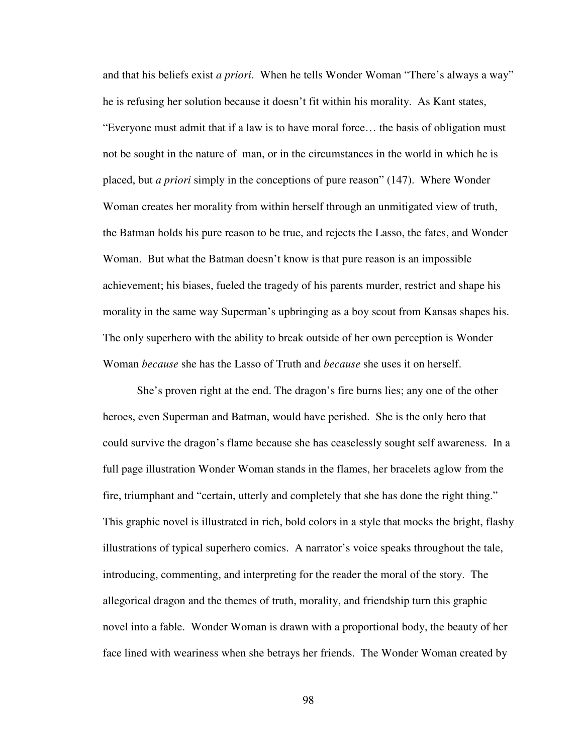and that his beliefs exist *a priori*. When he tells Wonder Woman "There's always a way" he is refusing her solution because it doesn't fit within his morality. As Kant states, "Everyone must admit that if a law is to have moral force… the basis of obligation must not be sought in the nature of man, or in the circumstances in the world in which he is placed, but *a priori* simply in the conceptions of pure reason" (147). Where Wonder Woman creates her morality from within herself through an unmitigated view of truth, the Batman holds his pure reason to be true, and rejects the Lasso, the fates, and Wonder Woman. But what the Batman doesn't know is that pure reason is an impossible achievement; his biases, fueled the tragedy of his parents murder, restrict and shape his morality in the same way Superman's upbringing as a boy scout from Kansas shapes his. The only superhero with the ability to break outside of her own perception is Wonder Woman *because* she has the Lasso of Truth and *because* she uses it on herself.

She's proven right at the end. The dragon's fire burns lies; any one of the other heroes, even Superman and Batman, would have perished. She is the only hero that could survive the dragon's flame because she has ceaselessly sought self awareness. In a full page illustration Wonder Woman stands in the flames, her bracelets aglow from the fire, triumphant and "certain, utterly and completely that she has done the right thing." This graphic novel is illustrated in rich, bold colors in a style that mocks the bright, flashy illustrations of typical superhero comics. A narrator's voice speaks throughout the tale, introducing, commenting, and interpreting for the reader the moral of the story. The allegorical dragon and the themes of truth, morality, and friendship turn this graphic novel into a fable. Wonder Woman is drawn with a proportional body, the beauty of her face lined with weariness when she betrays her friends. The Wonder Woman created by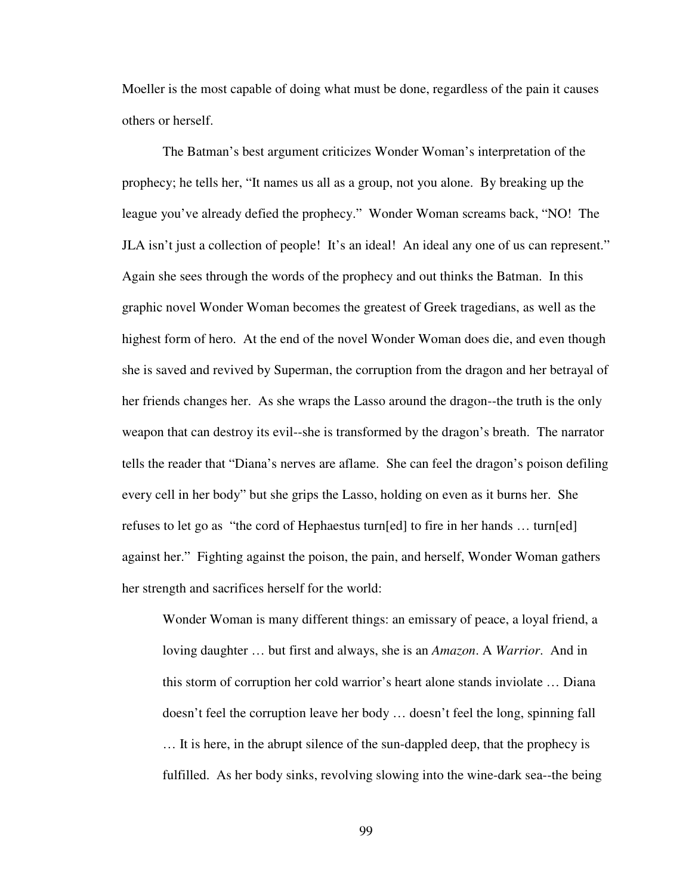Moeller is the most capable of doing what must be done, regardless of the pain it causes others or herself.

The Batman's best argument criticizes Wonder Woman's interpretation of the prophecy; he tells her, "It names us all as a group, not you alone. By breaking up the league you've already defied the prophecy." Wonder Woman screams back, "NO! The JLA isn't just a collection of people! It's an ideal! An ideal any one of us can represent." Again she sees through the words of the prophecy and out thinks the Batman. In this graphic novel Wonder Woman becomes the greatest of Greek tragedians, as well as the highest form of hero. At the end of the novel Wonder Woman does die, and even though she is saved and revived by Superman, the corruption from the dragon and her betrayal of her friends changes her. As she wraps the Lasso around the dragon--the truth is the only weapon that can destroy its evil--she is transformed by the dragon's breath. The narrator tells the reader that "Diana's nerves are aflame. She can feel the dragon's poison defiling every cell in her body" but she grips the Lasso, holding on even as it burns her. She refuses to let go as "the cord of Hephaestus turn[ed] to fire in her hands … turn[ed] against her." Fighting against the poison, the pain, and herself, Wonder Woman gathers her strength and sacrifices herself for the world:

> Wonder Woman is many different things: an emissary of peace, a loyal friend, a loving daughter … but first and always, she is an *Amazon*. A *Warrior*. And in this storm of corruption her cold warrior's heart alone stands inviolate … Diana doesn't feel the corruption leave her body … doesn't feel the long, spinning fall … It is here, in the abrupt silence of the sun-dappled deep, that the prophecy is fulfilled. As her body sinks, revolving slowing into the wine-dark sea--the being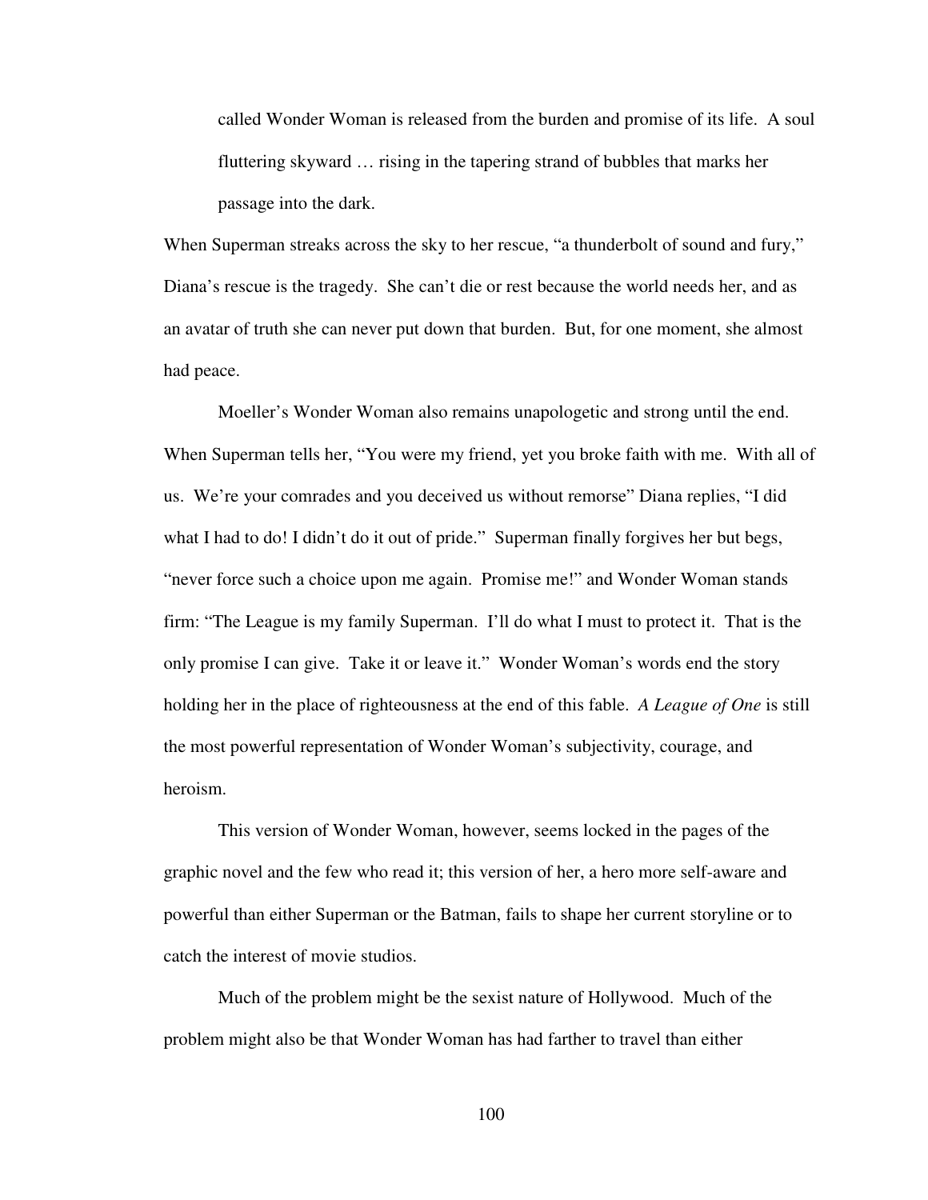> called Wonder Woman is released from the burden and promise of its life. A soul fluttering skyward … rising in the tapering strand of bubbles that marks her passage into the dark.

When Superman streaks across the sky to her rescue, "a thunderbolt of sound and fury," Diana's rescue is the tragedy. She can't die or rest because the world needs her, and as an avatar of truth she can never put down that burden. But, for one moment, she almost had peace.

Moeller's Wonder Woman also remains unapologetic and strong until the end. When Superman tells her, "You were my friend, yet you broke faith with me. With all of us. We're your comrades and you deceived us without remorse" Diana replies, "I did what I had to do! I didn't do it out of pride." Superman finally forgives her but begs, "never force such a choice upon me again. Promise me!" and Wonder Woman stands firm: "The League is my family Superman. I'll do what I must to protect it. That is the only promise I can give. Take it or leave it." Wonder Woman's words end the story holding her in the place of righteousness at the end of this fable. *A League of One* is still the most powerful representation of Wonder Woman's subjectivity, courage, and heroism.

This version of Wonder Woman, however, seems locked in the pages of the graphic novel and the few who read it; this version of her, a hero more self-aware and powerful than either Superman or the Batman, fails to shape her current storyline or to catch the interest of movie studios.

Much of the problem might be the sexist nature of Hollywood. Much of the problem might also be that Wonder Woman has had farther to travel than either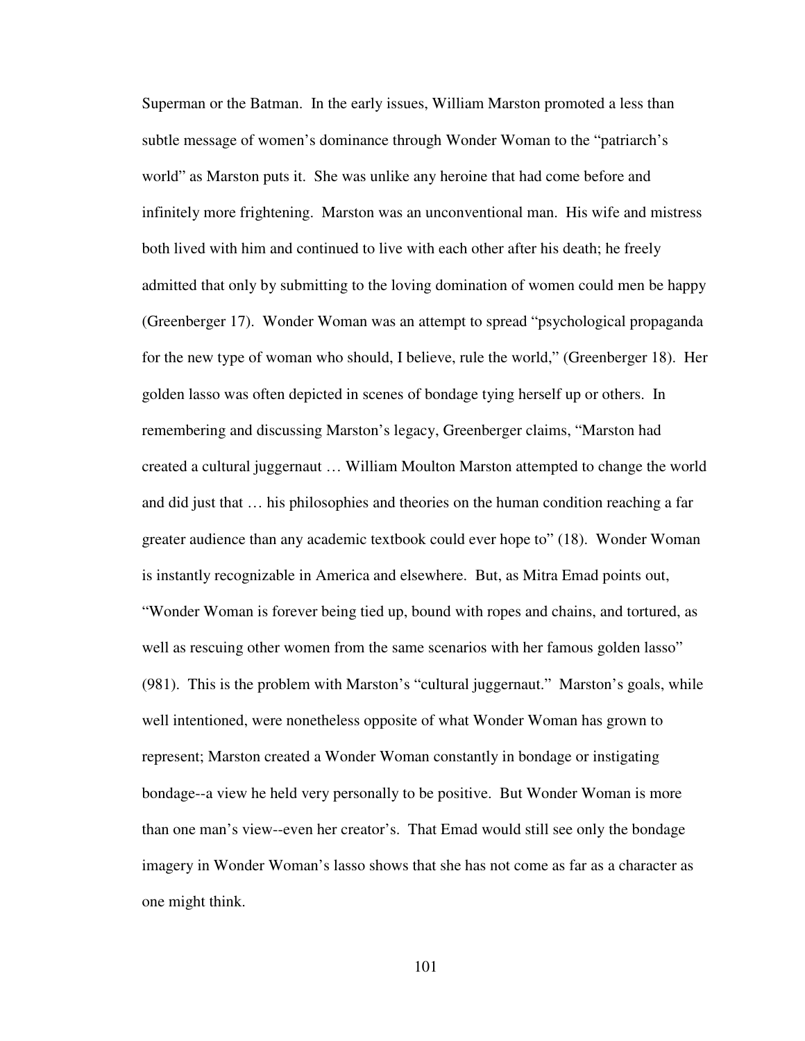Superman or the Batman. In the early issues, William Marston promoted a less than subtle message of women's dominance through Wonder Woman to the "patriarch's world" as Marston puts it. She was unlike any heroine that had come before and infinitely more frightening. Marston was an unconventional man. His wife and mistress both lived with him and continued to live with each other after his death; he freely admitted that only by submitting to the loving domination of women could men be happy (Greenberger 17). Wonder Woman was an attempt to spread "psychological propaganda for the new type of woman who should, I believe, rule the world," (Greenberger 18). Her golden lasso was often depicted in scenes of bondage tying herself up or others. In remembering and discussing Marston's legacy, Greenberger claims, "Marston had created a cultural juggernaut … William Moulton Marston attempted to change the world and did just that … his philosophies and theories on the human condition reaching a far greater audience than any academic textbook could ever hope to" (18). Wonder Woman is instantly recognizable in America and elsewhere. But, as Mitra Emad points out, "Wonder Woman is forever being tied up, bound with ropes and chains, and tortured, as well as rescuing other women from the same scenarios with her famous golden lasso" (981). This is the problem with Marston's "cultural juggernaut." Marston's goals, while well intentioned, were nonetheless opposite of what Wonder Woman has grown to represent; Marston created a Wonder Woman constantly in bondage or instigating bondage--a view he held very personally to be positive. But Wonder Woman is more than one man's view--even her creator's. That Emad would still see only the bondage imagery in Wonder Woman's lasso shows that she has not come as far as a character as one might think.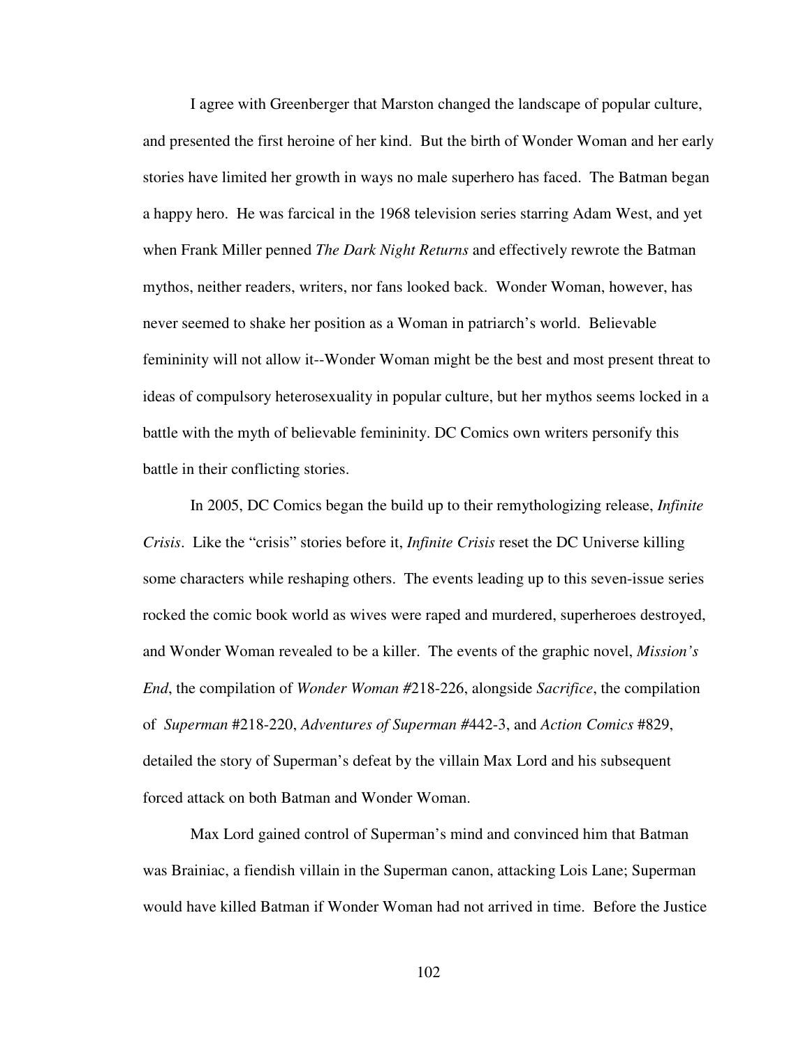I agree with Greenberger that Marston changed the landscape of popular culture, and presented the first heroine of her kind. But the birth of Wonder Woman and her early stories have limited her growth in ways no male superhero has faced. The Batman began a happy hero. He was farcical in the 1968 television series starring Adam West, and yet when Frank Miller penned *The Dark Night Returns* and effectively rewrote the Batman mythos, neither readers, writers, nor fans looked back. Wonder Woman, however, has never seemed to shake her position as a Woman in patriarch's world. Believable femininity will not allow it--Wonder Woman might be the best and most present threat to ideas of compulsory heterosexuality in popular culture, but her mythos seems locked in a battle with the myth of believable femininity. DC Comics own writers personify this battle in their conflicting stories.

In 2005, DC Comics began the build up to their remythologizing release, *Infinite Crisis*. Like the "crisis" stories before it, *Infinite Crisis* reset the DC Universe killing some characters while reshaping others. The events leading up to this seven-issue series rocked the comic book world as wives were raped and murdered, superheroes destroyed, and Wonder Woman revealed to be a killer. The events of the graphic novel, *Mission's End*, the compilation of *Wonder Woman #*218-226, alongside *Sacrifice*, the compilation of *Superman* #218-220, *Adventures of Superman #*442-3, and *Action Comics* #829, detailed the story of Superman's defeat by the villain Max Lord and his subsequent forced attack on both Batman and Wonder Woman.

Max Lord gained control of Superman's mind and convinced him that Batman was Brainiac, a fiendish villain in the Superman canon, attacking Lois Lane; Superman would have killed Batman if Wonder Woman had not arrived in time. Before the Justice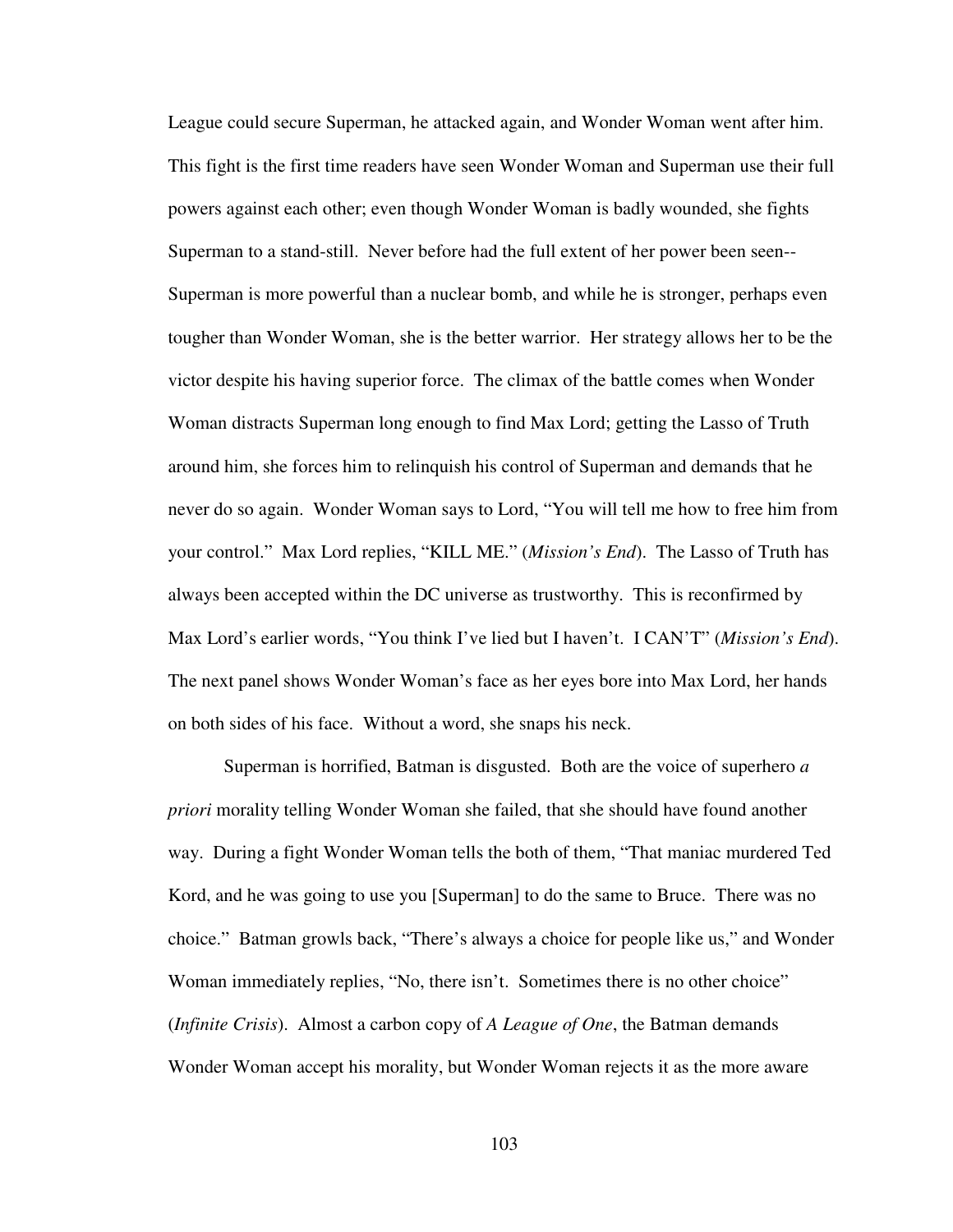League could secure Superman, he attacked again, and Wonder Woman went after him. This fight is the first time readers have seen Wonder Woman and Superman use their full powers against each other; even though Wonder Woman is badly wounded, she fights Superman to a stand-still. Never before had the full extent of her power been seen--Superman is more powerful than a nuclear bomb, and while he is stronger, perhaps even tougher than Wonder Woman, she is the better warrior. Her strategy allows her to be the victor despite his having superior force. The climax of the battle comes when Wonder Woman distracts Superman long enough to find Max Lord; getting the Lasso of Truth around him, she forces him to relinquish his control of Superman and demands that he never do so again. Wonder Woman says to Lord, "You will tell me how to free him from your control." Max Lord replies, "KILL ME." (*Mission's End*). The Lasso of Truth has always been accepted within the DC universe as trustworthy. This is reconfirmed by Max Lord's earlier words, "You think I've lied but I haven't. I CAN'T" (*Mission's End*). The next panel shows Wonder Woman's face as her eyes bore into Max Lord, her hands on both sides of his face. Without a word, she snaps his neck.

Superman is horrified, Batman is disgusted. Both are the voice of superhero *a priori* morality telling Wonder Woman she failed, that she should have found another way. During a fight Wonder Woman tells the both of them, "That maniac murdered Ted Kord, and he was going to use you [Superman] to do the same to Bruce. There was no choice." Batman growls back, "There's always a choice for people like us," and Wonder Woman immediately replies, "No, there isn't. Sometimes there is no other choice" (*Infinite Crisis*). Almost a carbon copy of *A League of One*, the Batman demands Wonder Woman accept his morality, but Wonder Woman rejects it as the more aware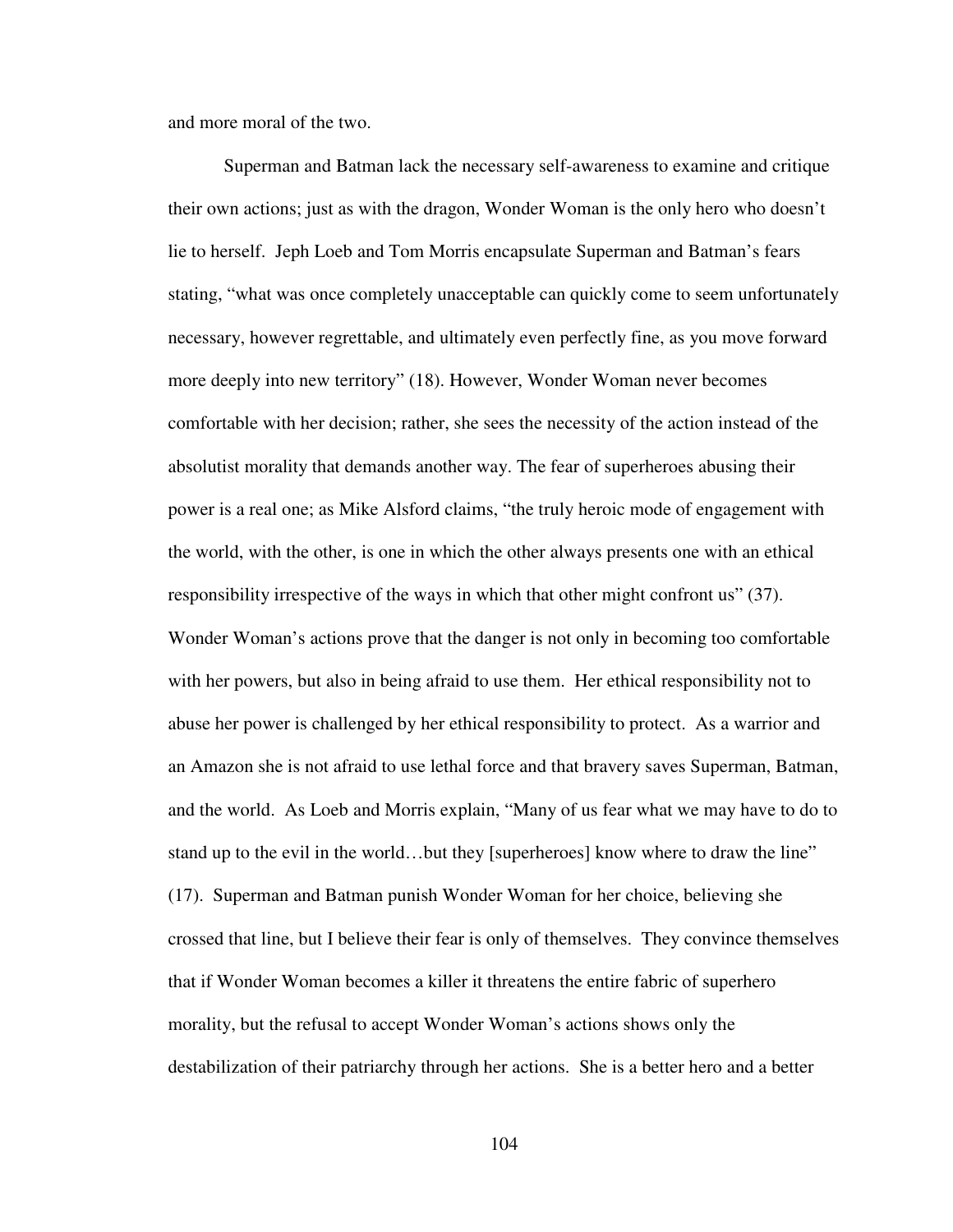and more moral of the two.

Superman and Batman lack the necessary self-awareness to examine and critique their own actions; just as with the dragon, Wonder Woman is the only hero who doesn't lie to herself. Jeph Loeb and Tom Morris encapsulate Superman and Batman's fears stating, "what was once completely unacceptable can quickly come to seem unfortunately necessary, however regrettable, and ultimately even perfectly fine, as you move forward more deeply into new territory" (18). However, Wonder Woman never becomes comfortable with her decision; rather, she sees the necessity of the action instead of the absolutist morality that demands another way. The fear of superheroes abusing their power is a real one; as Mike Alsford claims, "the truly heroic mode of engagement with the world, with the other, is one in which the other always presents one with an ethical responsibility irrespective of the ways in which that other might confront us" (37). Wonder Woman's actions prove that the danger is not only in becoming too comfortable with her powers, but also in being afraid to use them. Her ethical responsibility not to abuse her power is challenged by her ethical responsibility to protect. As a warrior and an Amazon she is not afraid to use lethal force and that bravery saves Superman, Batman, and the world. As Loeb and Morris explain, "Many of us fear what we may have to do to stand up to the evil in the world…but they [superheroes] know where to draw the line" (17). Superman and Batman punish Wonder Woman for her choice, believing she crossed that line, but I believe their fear is only of themselves. They convince themselves that if Wonder Woman becomes a killer it threatens the entire fabric of superhero morality, but the refusal to accept Wonder Woman's actions shows only the destabilization of their patriarchy through her actions. She is a better hero and a better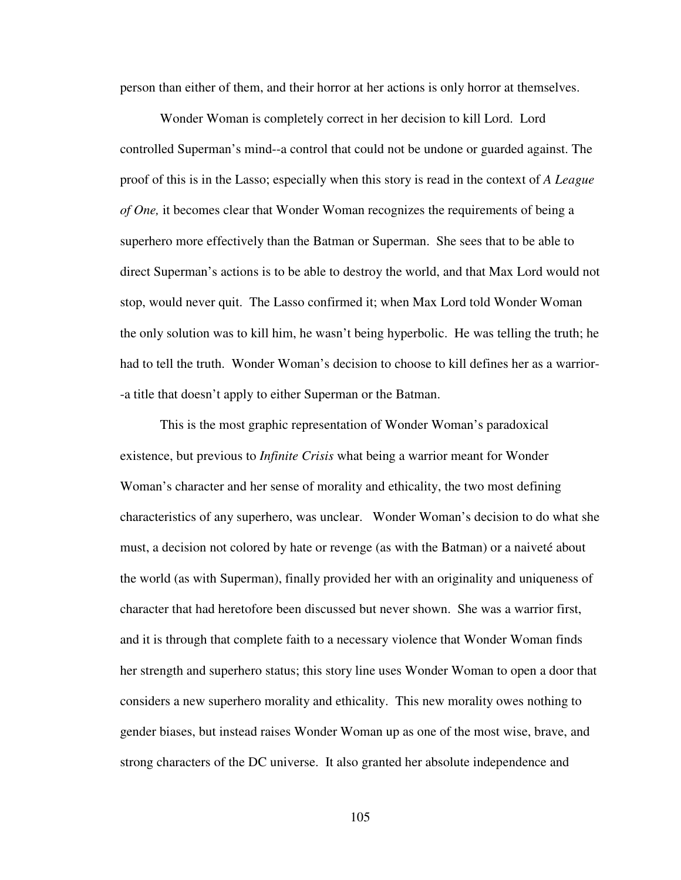person than either of them, and their horror at her actions is only horror at themselves.

Wonder Woman is completely correct in her decision to kill Lord. Lord controlled Superman's mind--a control that could not be undone or guarded against. The proof of this is in the Lasso; especially when this story is read in the context of *A League of One,* it becomes clear that Wonder Woman recognizes the requirements of being a superhero more effectively than the Batman or Superman. She sees that to be able to direct Superman's actions is to be able to destroy the world, and that Max Lord would not stop, would never quit. The Lasso confirmed it; when Max Lord told Wonder Woman the only solution was to kill him, he wasn't being hyperbolic. He was telling the truth; he had to tell the truth. Wonder Woman's decision to choose to kill defines her as a warrior--a title that doesn't apply to either Superman or the Batman.

This is the most graphic representation of Wonder Woman's paradoxical existence, but previous to *Infinite Crisis* what being a warrior meant for Wonder Woman's character and her sense of morality and ethicality, the two most defining characteristics of any superhero, was unclear. Wonder Woman's decision to do what she must, a decision not colored by hate or revenge (as with the Batman) or a naiveté about the world (as with Superman), finally provided her with an originality and uniqueness of character that had heretofore been discussed but never shown. She was a warrior first, and it is through that complete faith to a necessary violence that Wonder Woman finds her strength and superhero status; this story line uses Wonder Woman to open a door that considers a new superhero morality and ethicality. This new morality owes nothing to gender biases, but instead raises Wonder Woman up as one of the most wise, brave, and strong characters of the DC universe. It also granted her absolute independence and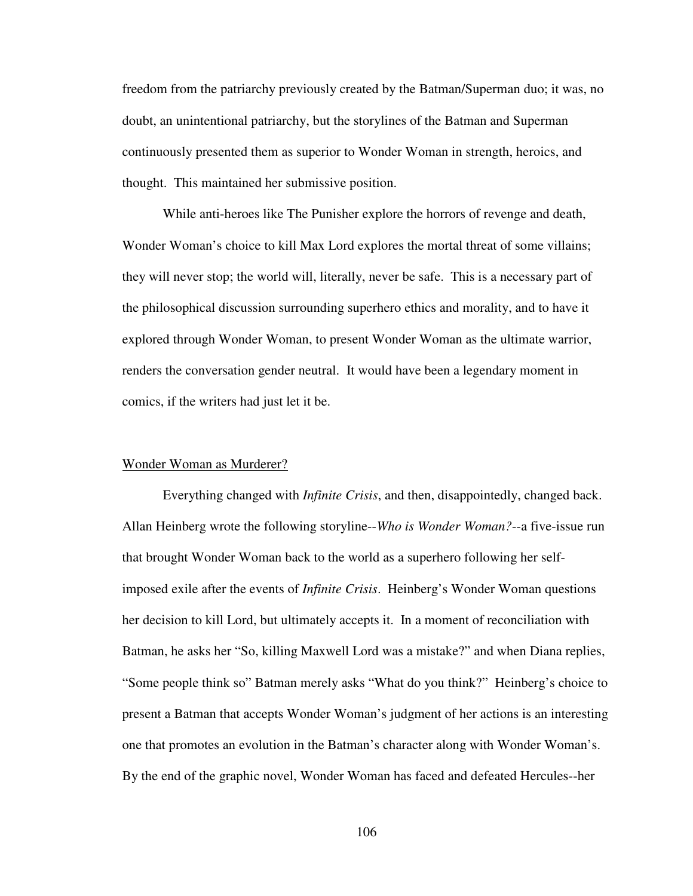freedom from the patriarchy previously created by the Batman/Superman duo; it was, no doubt, an unintentional patriarchy, but the storylines of the Batman and Superman continuously presented them as superior to Wonder Woman in strength, heroics, and thought. This maintained her submissive position.

While anti-heroes like The Punisher explore the horrors of revenge and death, Wonder Woman's choice to kill Max Lord explores the mortal threat of some villains; they will never stop; the world will, literally, never be safe. This is a necessary part of the philosophical discussion surrounding superhero ethics and morality, and to have it explored through Wonder Woman, to present Wonder Woman as the ultimate warrior, renders the conversation gender neutral. It would have been a legendary moment in comics, if the writers had just let it be.

<u>Wonder Woman as Murderer?</u>

Everything changed with *Infinite Crisis*, and then, disappointedly, changed back. Allan Heinberg wrote the following storyline--*Who is Wonder Woman?*--a five-issue run that brought Wonder Woman back to the world as a superhero following her self-imposed exile after the events of *Infinite Crisis*. Heinberg's Wonder Woman questions her decision to kill Lord, but ultimately accepts it. In a moment of reconciliation with Batman, he asks her "So, killing Maxwell Lord was a mistake?" and when Diana replies, "Some people think so" Batman merely asks "What do you think?" Heinberg's choice to present a Batman that accepts Wonder Woman's judgment of her actions is an interesting one that promotes an evolution in the Batman's character along with Wonder Woman's. By the end of the graphic novel, Wonder Woman has faced and defeated Hercules--her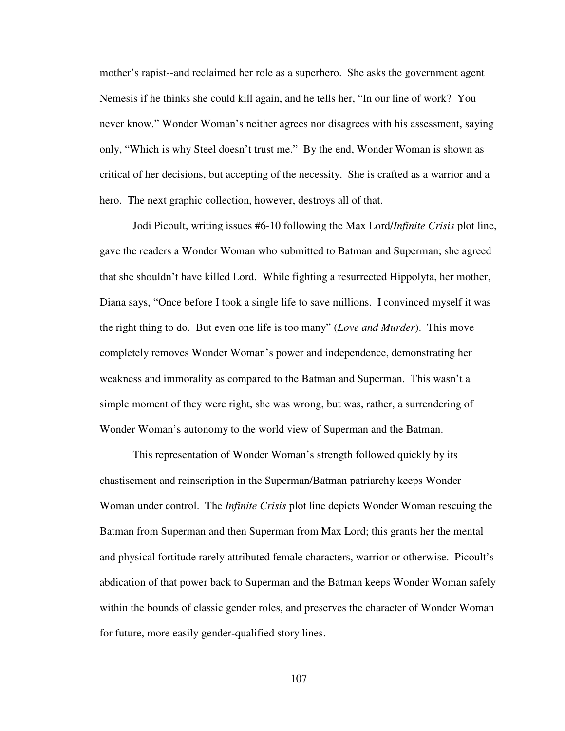mother's rapist--and reclaimed her role as a superhero. She asks the government agent Nemesis if he thinks she could kill again, and he tells her, "In our line of work? You never know." Wonder Woman's neither agrees nor disagrees with his assessment, saying only, "Which is why Steel doesn't trust me." By the end, Wonder Woman is shown as critical of her decisions, but accepting of the necessity. She is crafted as a warrior and a hero. The next graphic collection, however, destroys all of that.

Jodi Picoult, writing issues #6-10 following the Max Lord/*Infinite Crisis* plot line, gave the readers a Wonder Woman who submitted to Batman and Superman; she agreed that she shouldn't have killed Lord. While fighting a resurrected Hippolyta, her mother, Diana says, "Once before I took a single life to save millions. I convinced myself it was the right thing to do. But even one life is too many" (*Love and Murder*). This move completely removes Wonder Woman's power and independence, demonstrating her weakness and immorality as compared to the Batman and Superman. This wasn't a simple moment of they were right, she was wrong, but was, rather, a surrendering of Wonder Woman's autonomy to the world view of Superman and the Batman.

This representation of Wonder Woman's strength followed quickly by its chastisement and reinscription in the Superman/Batman patriarchy keeps Wonder Woman under control. The *Infinite Crisis* plot line depicts Wonder Woman rescuing the Batman from Superman and then Superman from Max Lord; this grants her the mental and physical fortitude rarely attributed female characters, warrior or otherwise. Picoult's abdication of that power back to Superman and the Batman keeps Wonder Woman safely within the bounds of classic gender roles, and preserves the character of Wonder Woman for future, more easily gender-qualified story lines.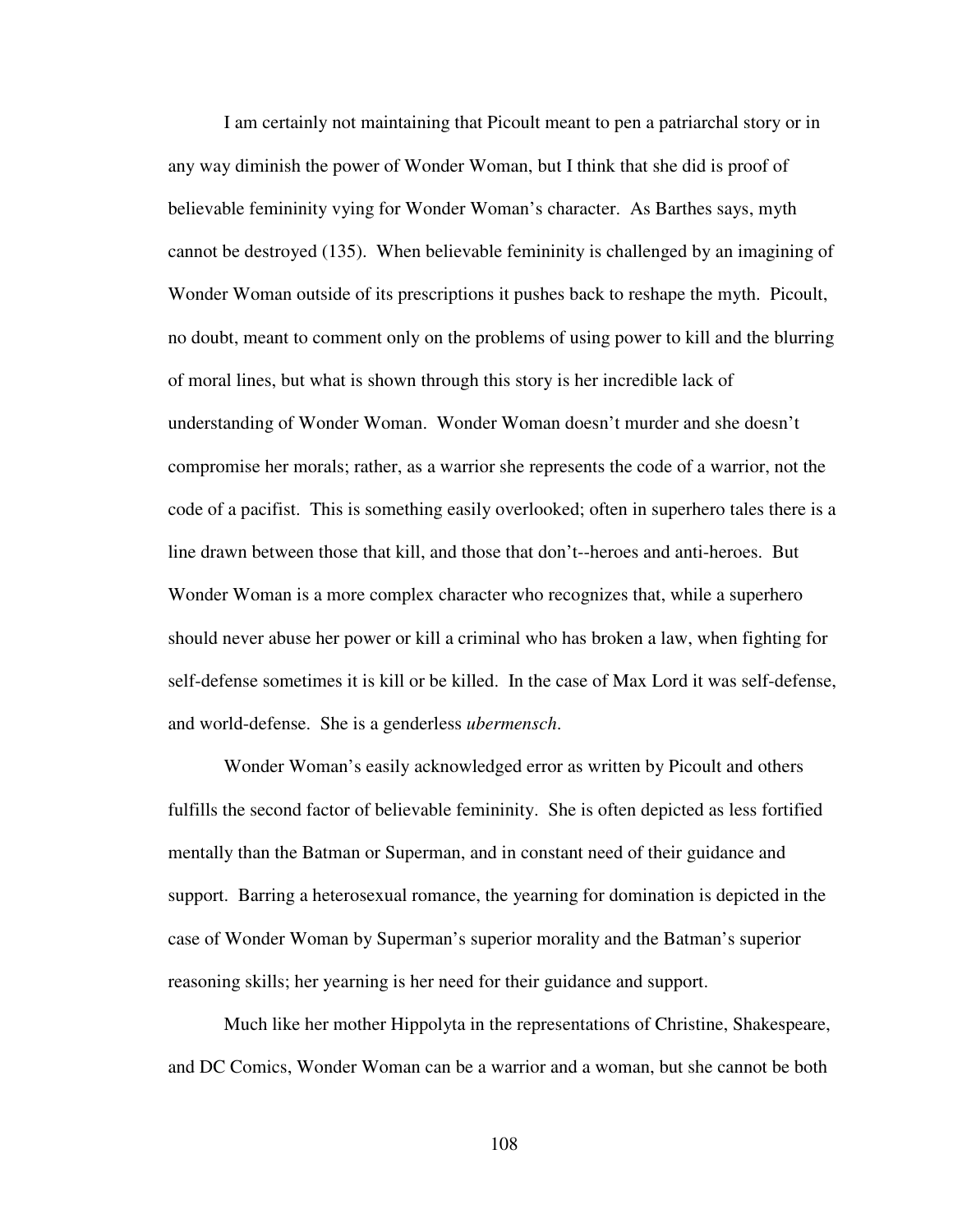I am certainly not maintaining that Picoult meant to pen a patriarchal story or in any way diminish the power of Wonder Woman, but I think that she did is proof of believable femininity vying for Wonder Woman's character. As Barthes says, myth cannot be destroyed (135). When believable femininity is challenged by an imagining of Wonder Woman outside of its prescriptions it pushes back to reshape the myth. Picoult, no doubt, meant to comment only on the problems of using power to kill and the blurring of moral lines, but what is shown through this story is her incredible lack of understanding of Wonder Woman. Wonder Woman doesn't murder and she doesn't compromise her morals; rather, as a warrior she represents the code of a warrior, not the code of a pacifist. This is something easily overlooked; often in superhero tales there is a line drawn between those that kill, and those that don't--heroes and anti-heroes. But Wonder Woman is a more complex character who recognizes that, while a superhero should never abuse her power or kill a criminal who has broken a law, when fighting for self-defense sometimes it is kill or be killed. In the case of Max Lord it was self-defense, and world-defense. She is a genderless *ubermensch*.

Wonder Woman's easily acknowledged error as written by Picoult and others fulfills the second factor of believable femininity. She is often depicted as less fortified mentally than the Batman or Superman, and in constant need of their guidance and support. Barring a heterosexual romance, the yearning for domination is depicted in the case of Wonder Woman by Superman's superior morality and the Batman's superior reasoning skills; her yearning is her need for their guidance and support.

Much like her mother Hippolyta in the representations of Christine, Shakespeare, and DC Comics, Wonder Woman can be a warrior and a woman, but she cannot be both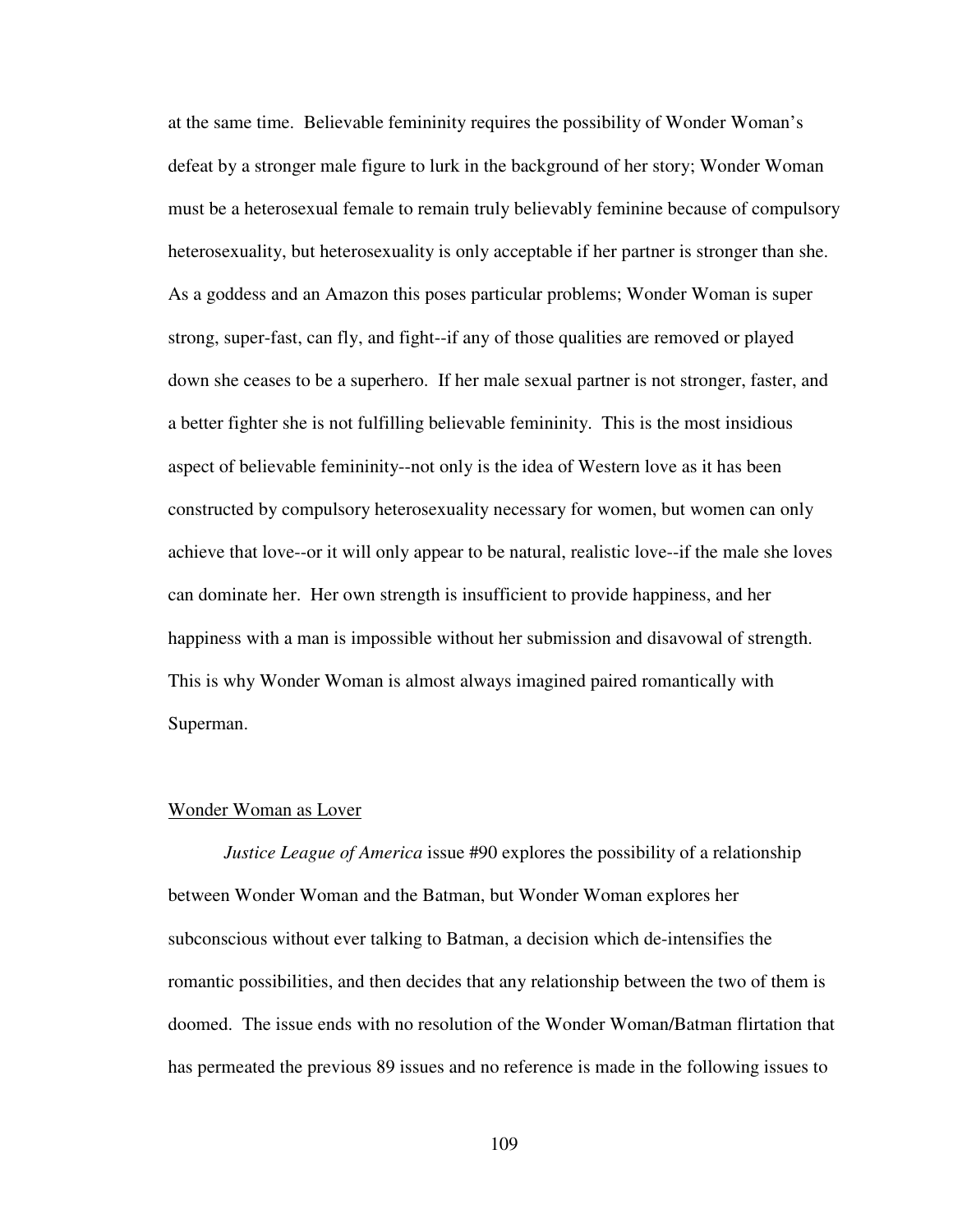at the same time. Believable femininity requires the possibility of Wonder Woman's defeat by a stronger male figure to lurk in the background of her story; Wonder Woman must be a heterosexual female to remain truly believably feminine because of compulsory heterosexuality, but heterosexuality is only acceptable if her partner is stronger than she. As a goddess and an Amazon this poses particular problems; Wonder Woman is super strong, super-fast, can fly, and fight--if any of those qualities are removed or played down she ceases to be a superhero. If her male sexual partner is not stronger, faster, and a better fighter she is not fulfilling believable femininity. This is the most insidious aspect of believable femininity--not only is the idea of Western love as it has been constructed by compulsory heterosexuality necessary for women, but women can only achieve that love--or it will only appear to be natural, realistic love--if the male she loves can dominate her. Her own strength is insufficient to provide happiness, and her happiness with a man is impossible without her submission and disavowal of strength. This is why Wonder Woman is almost always imagined paired romantically with Superman.

## Wonder Woman as Lover

*Justice League of America* issue #90 explores the possibility of a relationship between Wonder Woman and the Batman, but Wonder Woman explores her subconscious without ever talking to Batman, a decision which de-intensifies the romantic possibilities, and then decides that any relationship between the two of them is doomed. The issue ends with no resolution of the Wonder Woman/Batman flirtation that has permeated the previous 89 issues and no reference is made in the following issues to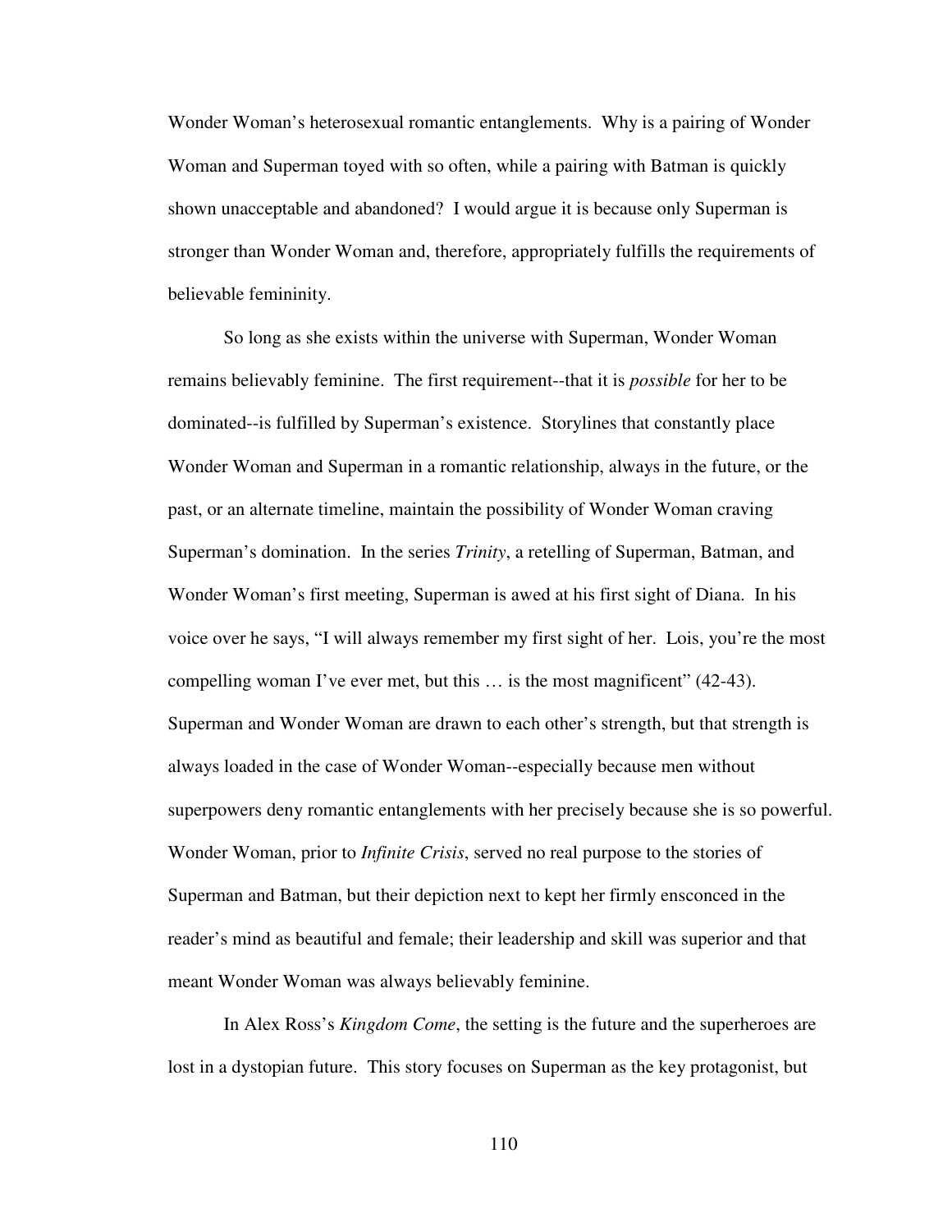Wonder Woman's heterosexual romantic entanglements. Why is a pairing of Wonder Woman and Superman toyed with so often, while a pairing with Batman is quickly shown unacceptable and abandoned? I would argue it is because only Superman is stronger than Wonder Woman and, therefore, appropriately fulfills the requirements of believable femininity.

So long as she exists within the universe with Superman, Wonder Woman remains believably feminine. The first requirement--that it is *possible* for her to be dominated--is fulfilled by Superman's existence. Storylines that constantly place Wonder Woman and Superman in a romantic relationship, always in the future, or the past, or an alternate timeline, maintain the possibility of Wonder Woman craving Superman's domination. In the series *Trinity*, a retelling of Superman, Batman, and Wonder Woman's first meeting, Superman is awed at his first sight of Diana. In his voice over he says, "I will always remember my first sight of her. Lois, you're the most compelling woman I've ever met, but this … is the most magnificent" (42-43). Superman and Wonder Woman are drawn to each other's strength, but that strength is always loaded in the case of Wonder Woman--especially because men without superpowers deny romantic entanglements with her precisely because she is so powerful. Wonder Woman, prior to *Infinite Crisis*, served no real purpose to the stories of Superman and Batman, but their depiction next to kept her firmly ensconced in the reader's mind as beautiful and female; their leadership and skill was superior and that meant Wonder Woman was always believably feminine.

In Alex Ross's *Kingdom Come*, the setting is the future and the superheroes are lost in a dystopian future. This story focuses on Superman as the key protagonist, but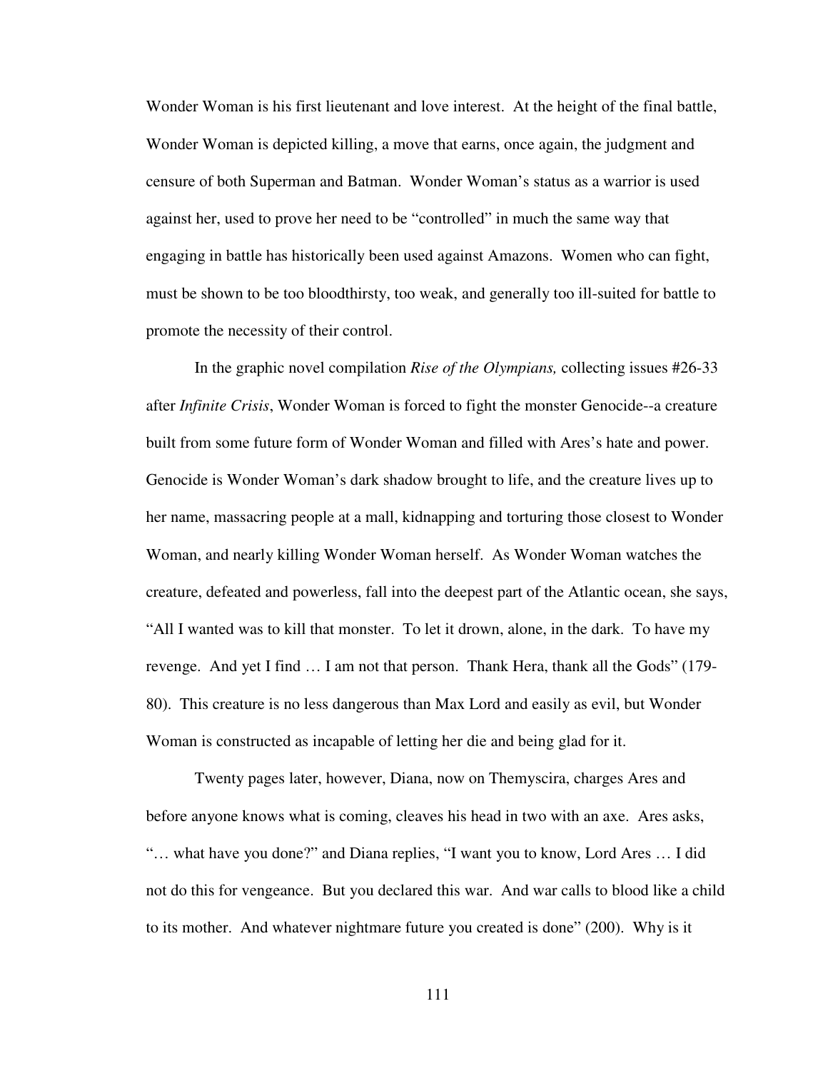Wonder Woman is his first lieutenant and love interest. At the height of the final battle, Wonder Woman is depicted killing, a move that earns, once again, the judgment and censure of both Superman and Batman. Wonder Woman's status as a warrior is used against her, used to prove her need to be "controlled" in much the same way that engaging in battle has historically been used against Amazons. Women who can fight, must be shown to be too bloodthirsty, too weak, and generally too ill-suited for battle to promote the necessity of their control.

In the graphic novel compilation *Rise of the Olympians,* collecting issues #26-33 after *Infinite Crisis*, Wonder Woman is forced to fight the monster Genocide--a creature built from some future form of Wonder Woman and filled with Ares's hate and power. Genocide is Wonder Woman's dark shadow brought to life, and the creature lives up to her name, massacring people at a mall, kidnapping and torturing those closest to Wonder Woman, and nearly killing Wonder Woman herself. As Wonder Woman watches the creature, defeated and powerless, fall into the deepest part of the Atlantic ocean, she says, "All I wanted was to kill that monster. To let it drown, alone, in the dark. To have my revenge. And yet I find … I am not that person. Thank Hera, thank all the Gods" (179-80). This creature is no less dangerous than Max Lord and easily as evil, but Wonder Woman is constructed as incapable of letting her die and being glad for it.

Twenty pages later, however, Diana, now on Themyscira, charges Ares and before anyone knows what is coming, cleaves his head in two with an axe. Ares asks, "… what have you done?" and Diana replies, "I want you to know, Lord Ares … I did not do this for vengeance. But you declared this war. And war calls to blood like a child to its mother. And whatever nightmare future you created is done" (200). Why is it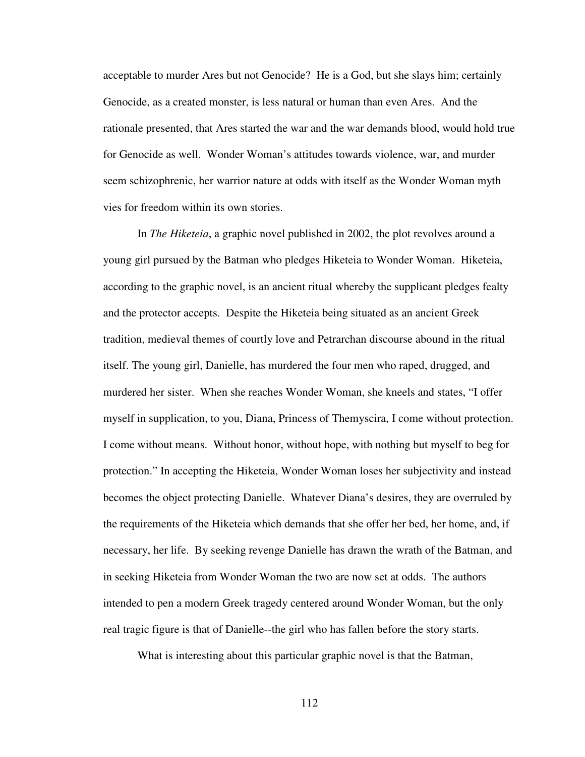acceptable to murder Ares but not Genocide? He is a God, but she slays him; certainly Genocide, as a created monster, is less natural or human than even Ares. And the rationale presented, that Ares started the war and the war demands blood, would hold true for Genocide as well. Wonder Woman's attitudes towards violence, war, and murder seem schizophrenic, her warrior nature at odds with itself as the Wonder Woman myth vies for freedom within its own stories.

In *The Hiketeia*, a graphic novel published in 2002, the plot revolves around a young girl pursued by the Batman who pledges Hiketeia to Wonder Woman. Hiketeia, according to the graphic novel, is an ancient ritual whereby the supplicant pledges fealty and the protector accepts. Despite the Hiketeia being situated as an ancient Greek tradition, medieval themes of courtly love and Petrarchan discourse abound in the ritual itself. The young girl, Danielle, has murdered the four men who raped, drugged, and murdered her sister. When she reaches Wonder Woman, she kneels and states, "I offer myself in supplication, to you, Diana, Princess of Themyscira, I come without protection. I come without means. Without honor, without hope, with nothing but myself to beg for protection." In accepting the Hiketeia, Wonder Woman loses her subjectivity and instead becomes the object protecting Danielle. Whatever Diana's desires, they are overruled by the requirements of the Hiketeia which demands that she offer her bed, her home, and, if necessary, her life. By seeking revenge Danielle has drawn the wrath of the Batman, and in seeking Hiketeia from Wonder Woman the two are now set at odds. The authors intended to pen a modern Greek tragedy centered around Wonder Woman, but the only real tragic figure is that of Danielle--the girl who has fallen before the story starts.

What is interesting about this particular graphic novel is that the Batman,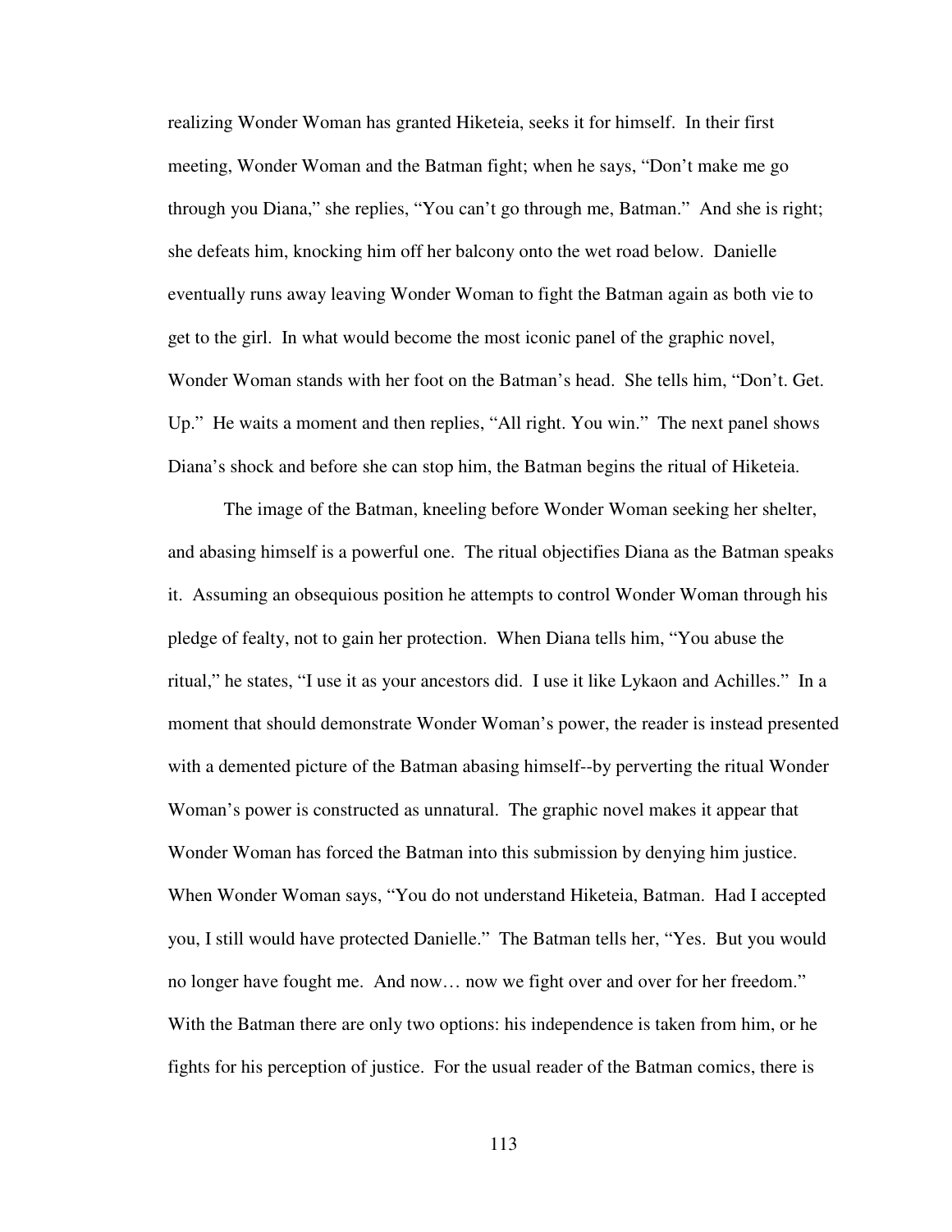realizing Wonder Woman has granted Hiketeia, seeks it for himself. In their first meeting, Wonder Woman and the Batman fight; when he says, "Don't make me go through you Diana," she replies, "You can't go through me, Batman." And she is right; she defeats him, knocking him off her balcony onto the wet road below. Danielle eventually runs away leaving Wonder Woman to fight the Batman again as both vie to get to the girl. In what would become the most iconic panel of the graphic novel, Wonder Woman stands with her foot on the Batman's head. She tells him, "Don't. Get. Up." He waits a moment and then replies, "All right. You win." The next panel shows Diana's shock and before she can stop him, the Batman begins the ritual of Hiketeia.

The image of the Batman, kneeling before Wonder Woman seeking her shelter, and abasing himself is a powerful one. The ritual objectifies Diana as the Batman speaks it. Assuming an obsequious position he attempts to control Wonder Woman through his pledge of fealty, not to gain her protection. When Diana tells him, "You abuse the ritual," he states, "I use it as your ancestors did. I use it like Lykaon and Achilles." In a moment that should demonstrate Wonder Woman's power, the reader is instead presented with a demented picture of the Batman abasing himself--by perverting the ritual Wonder Woman's power is constructed as unnatural. The graphic novel makes it appear that Wonder Woman has forced the Batman into this submission by denying him justice. When Wonder Woman says, "You do not understand Hiketeia, Batman. Had I accepted you, I still would have protected Danielle." The Batman tells her, "Yes. But you would no longer have fought me. And now… now we fight over and over for her freedom." With the Batman there are only two options: his independence is taken from him, or he fights for his perception of justice. For the usual reader of the Batman comics, there is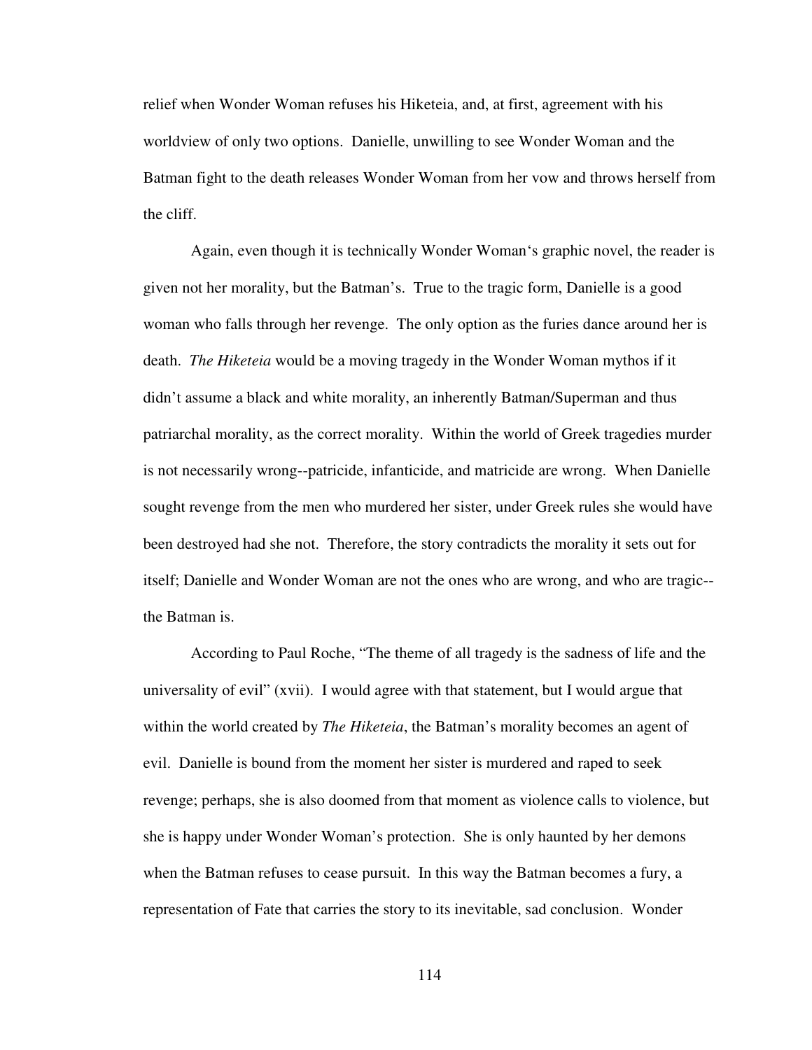relief when Wonder Woman refuses his Hiketeia, and, at first, agreement with his worldview of only two options. Danielle, unwilling to see Wonder Woman and the Batman fight to the death releases Wonder Woman from her vow and throws herself from the cliff.

Again, even though it is technically Wonder Woman's graphic novel, the reader is given not her morality, but the Batman's. True to the tragic form, Danielle is a good woman who falls through her revenge. The only option as the furies dance around her is death. *The Hiketeia* would be a moving tragedy in the Wonder Woman mythos if it didn't assume a black and white morality, an inherently Batman/Superman and thus patriarchal morality, as the correct morality. Within the world of Greek tragedies murder is not necessarily wrong--patricide, infanticide, and matricide are wrong. When Danielle sought revenge from the men who murdered her sister, under Greek rules she would have been destroyed had she not. Therefore, the story contradicts the morality it sets out for itself; Danielle and Wonder Woman are not the ones who are wrong, and who are tragic--the Batman is.

According to Paul Roche, "The theme of all tragedy is the sadness of life and the universality of evil" (xvii). I would agree with that statement, but I would argue that within the world created by *The Hiketeia*, the Batman's morality becomes an agent of evil. Danielle is bound from the moment her sister is murdered and raped to seek revenge; perhaps, she is also doomed from that moment as violence calls to violence, but she is happy under Wonder Woman's protection. She is only haunted by her demons when the Batman refuses to cease pursuit. In this way the Batman becomes a fury, a representation of Fate that carries the story to its inevitable, sad conclusion. Wonder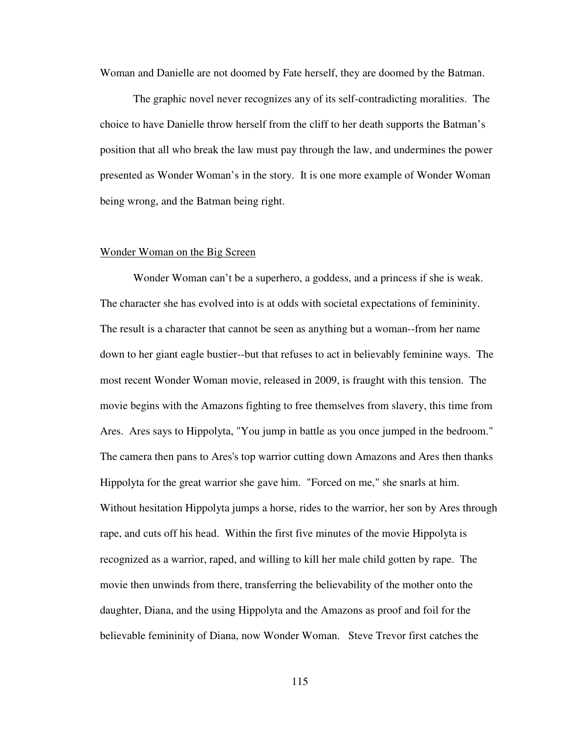Woman and Danielle are not doomed by Fate herself, they are doomed by the Batman.

The graphic novel never recognizes any of its self-contradicting moralities. The choice to have Danielle throw herself from the cliff to her death supports the Batman's position that all who break the law must pay through the law, and undermines the power presented as Wonder Woman's in the story. It is one more example of Wonder Woman being wrong, and the Batman being right.

## Wonder Woman on the Big Screen

Wonder Woman can't be a superhero, a goddess, and a princess if she is weak. The character she has evolved into is at odds with societal expectations of femininity. The result is a character that cannot be seen as anything but a woman--from her name down to her giant eagle bustier--but that refuses to act in believably feminine ways. The most recent Wonder Woman movie, released in 2009, is fraught with this tension. The movie begins with the Amazons fighting to free themselves from slavery, this time from Ares. Ares says to Hippolyta, "You jump in battle as you once jumped in the bedroom." The camera then pans to Ares's top warrior cutting down Amazons and Ares then thanks Hippolyta for the great warrior she gave him. "Forced on me," she snarls at him. Without hesitation Hippolyta jumps a horse, rides to the warrior, her son by Ares through rape, and cuts off his head. Within the first five minutes of the movie Hippolyta is recognized as a warrior, raped, and willing to kill her male child gotten by rape. The movie then unwinds from there, transferring the believability of the mother onto the daughter, Diana, and the using Hippolyta and the Amazons as proof and foil for the believable femininity of Diana, now Wonder Woman. Steve Trevor first catches the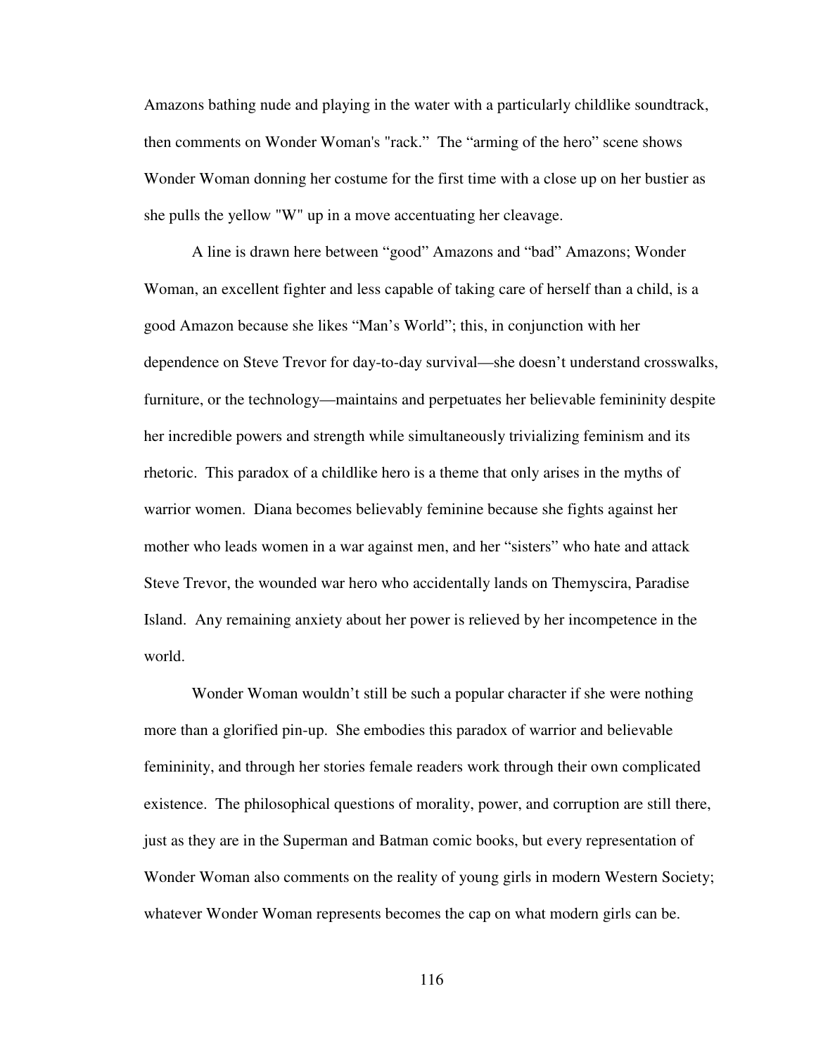Amazons bathing nude and playing in the water with a particularly childlike soundtrack, then comments on Wonder Woman's "rack." The "arming of the hero" scene shows Wonder Woman donning her costume for the first time with a close up on her bustier as she pulls the yellow "W" up in a move accentuating her cleavage.

A line is drawn here between "good" Amazons and "bad" Amazons; Wonder Woman, an excellent fighter and less capable of taking care of herself than a child, is a good Amazon because she likes "Man's World"; this, in conjunction with her dependence on Steve Trevor for day-to-day survival—she doesn't understand crosswalks, furniture, or the technology—maintains and perpetuates her believable femininity despite her incredible powers and strength while simultaneously trivializing feminism and its rhetoric. This paradox of a childlike hero is a theme that only arises in the myths of warrior women. Diana becomes believably feminine because she fights against her mother who leads women in a war against men, and her "sisters" who hate and attack Steve Trevor, the wounded war hero who accidentally lands on Themyscira, Paradise Island. Any remaining anxiety about her power is relieved by her incompetence in the world.

Wonder Woman wouldn't still be such a popular character if she were nothing more than a glorified pin-up. She embodies this paradox of warrior and believable femininity, and through her stories female readers work through their own complicated existence. The philosophical questions of morality, power, and corruption are still there, just as they are in the Superman and Batman comic books, but every representation of Wonder Woman also comments on the reality of young girls in modern Western Society; whatever Wonder Woman represents becomes the cap on what modern girls can be.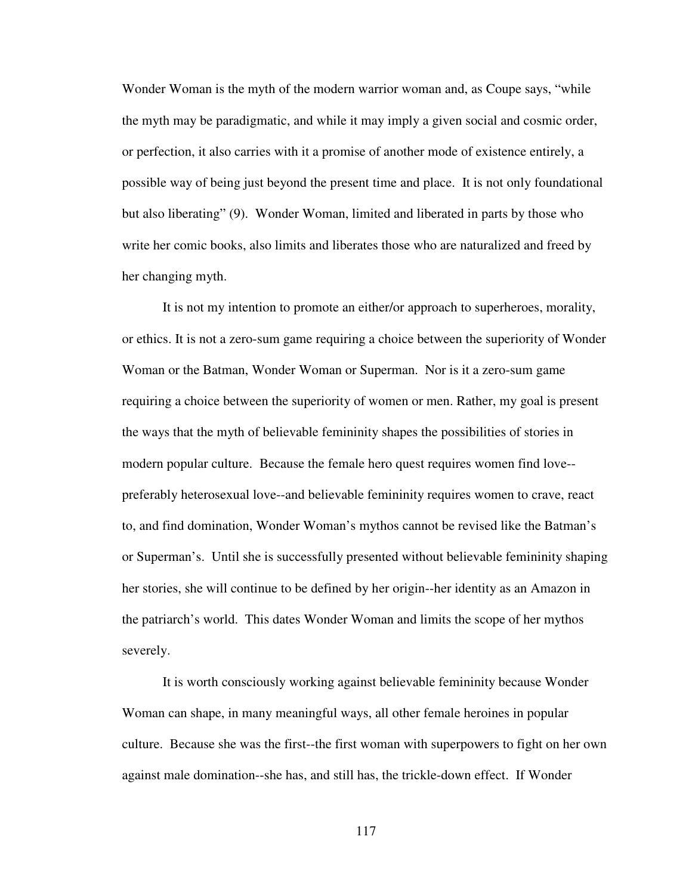Wonder Woman is the myth of the modern warrior woman and, as Coupe says, "while the myth may be paradigmatic, and while it may imply a given social and cosmic order, or perfection, it also carries with it a promise of another mode of existence entirely, a possible way of being just beyond the present time and place. It is not only foundational but also liberating" (9). Wonder Woman, limited and liberated in parts by those who write her comic books, also limits and liberates those who are naturalized and freed by her changing myth.

It is not my intention to promote an either/or approach to superheroes, morality, or ethics. It is not a zero-sum game requiring a choice between the superiority of Wonder Woman or the Batman, Wonder Woman or Superman. Nor is it a zero-sum game requiring a choice between the superiority of women or men. Rather, my goal is present the ways that the myth of believable femininity shapes the possibilities of stories in modern popular culture. Because the female hero quest requires women find love--preferably heterosexual love--and believable femininity requires women to crave, react to, and find domination, Wonder Woman's mythos cannot be revised like the Batman's or Superman's. Until she is successfully presented without believable femininity shaping her stories, she will continue to be defined by her origin--her identity as an Amazon in the patriarch's world. This dates Wonder Woman and limits the scope of her mythos severely.

It is worth consciously working against believable femininity because Wonder Woman can shape, in many meaningful ways, all other female heroines in popular culture. Because she was the first--the first woman with superpowers to fight on her own against male domination--she has, and still has, the trickle-down effect. If Wonder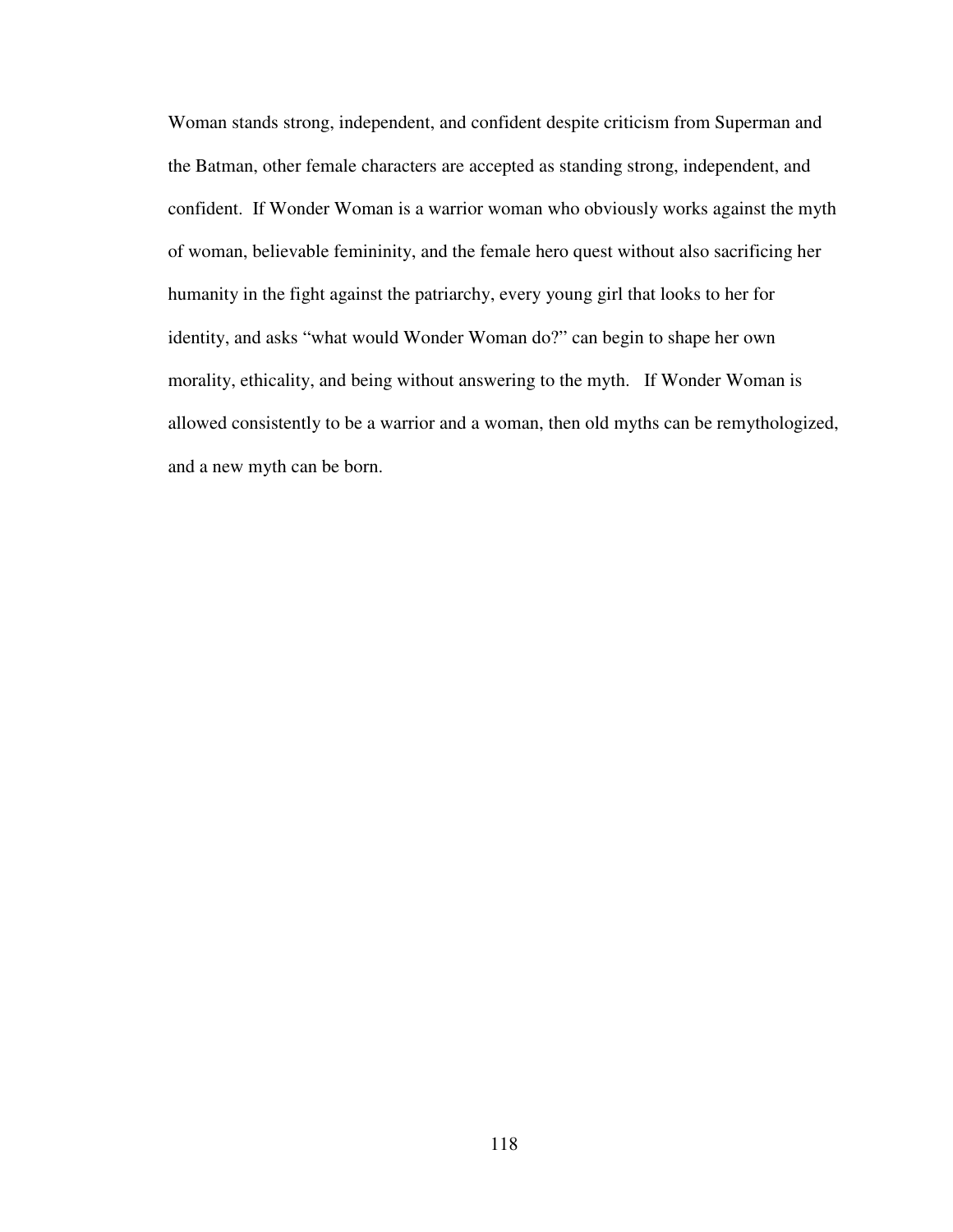Woman stands strong, independent, and confident despite criticism from Superman and the Batman, other female characters are accepted as standing strong, independent, and confident. If Wonder Woman is a warrior woman who obviously works against the myth of woman, believable femininity, and the female hero quest without also sacrificing her humanity in the fight against the patriarchy, every young girl that looks to her for identity, and asks "what would Wonder Woman do?" can begin to shape her own morality, ethicality, and being without answering to the myth. If Wonder Woman is allowed consistently to be a warrior and a woman, then old myths can be remythologized, and a new myth can be born.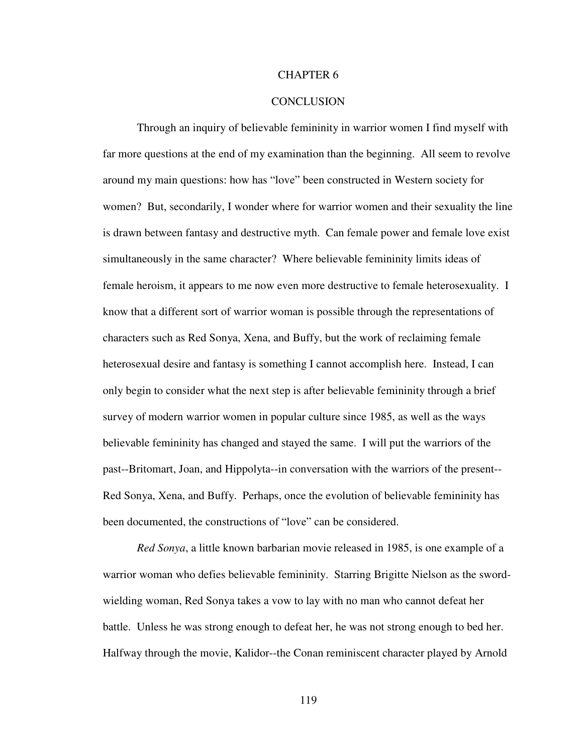# CHAPTER 6

# CONCLUSION

Through an inquiry of believable femininity in warrior women I find myself with far more questions at the end of my examination than the beginning. All seem to revolve around my main questions: how has "love" been constructed in Western society for women? But, secondarily, I wonder where for warrior women and their sexuality the line is drawn between fantasy and destructive myth. Can female power and female love exist simultaneously in the same character? Where believable femininity limits ideas of female heroism, it appears to me now even more destructive to female heterosexuality. I know that a different sort of warrior woman is possible through the representations of characters such as Red Sonya, Xena, and Buffy, but the work of reclaiming female heterosexual desire and fantasy is something I cannot accomplish here. Instead, I can only begin to consider what the next step is after believable femininity through a brief survey of modern warrior women in popular culture since 1985, as well as the ways believable femininity has changed and stayed the same. I will put the warriors of the past--Britomart, Joan, and Hippolyta--in conversation with the warriors of the present--Red Sonya, Xena, and Buffy. Perhaps, once the evolution of believable femininity has been documented, the constructions of "love" can be considered.

*Red Sonya*, a little known barbarian movie released in 1985, is one example of a warrior woman who defies believable femininity. Starring Brigitte Nielson as the sword-wielding woman, Red Sonya takes a vow to lay with no man who cannot defeat her battle. Unless he was strong enough to defeat her, he was not strong enough to bed her. Halfway through the movie, Kalidor--the Conan reminiscent character played by Arnold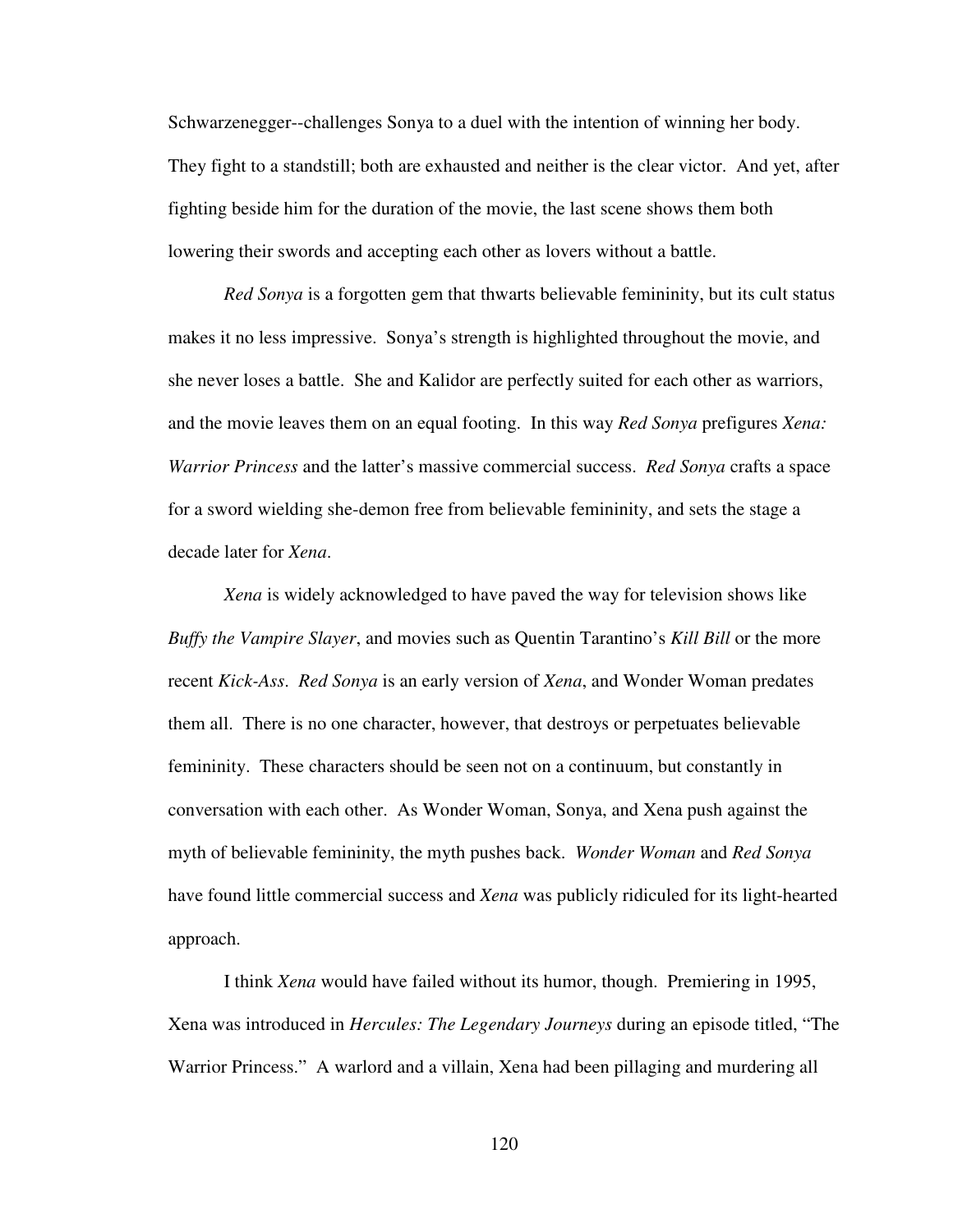Schwarzenegger--challenges Sonya to a duel with the intention of winning her body. They fight to a standstill; both are exhausted and neither is the clear victor. And yet, after fighting beside him for the duration of the movie, the last scene shows them both lowering their swords and accepting each other as lovers without a battle.

*Red Sonya* is a forgotten gem that thwarts believable femininity, but its cult status makes it no less impressive. Sonya's strength is highlighted throughout the movie, and she never loses a battle. She and Kalidor are perfectly suited for each other as warriors, and the movie leaves them on an equal footing. In this way *Red Sonya* prefigures *Xena: Warrior Princess* and the latter's massive commercial success. *Red Sonya* crafts a space for a sword wielding she-demon free from believable femininity, and sets the stage a decade later for *Xena*.

*Xena* is widely acknowledged to have paved the way for television shows like *Buffy the Vampire Slayer*, and movies such as Quentin Tarantino's *Kill Bill* or the more recent *Kick-Ass*. *Red Sonya* is an early version of *Xena*, and Wonder Woman predates them all. There is no one character, however, that destroys or perpetuates believable femininity. These characters should be seen not on a continuum, but constantly in conversation with each other. As Wonder Woman, Sonya, and Xena push against the myth of believable femininity, the myth pushes back. *Wonder Woman* and *Red Sonya* have found little commercial success and *Xena* was publicly ridiculed for its light-hearted approach.

I think *Xena* would have failed without its humor, though. Premiering in 1995, Xena was introduced in *Hercules: The Legendary Journeys* during an episode titled, "The Warrior Princess." A warlord and a villain, Xena had been pillaging and murdering all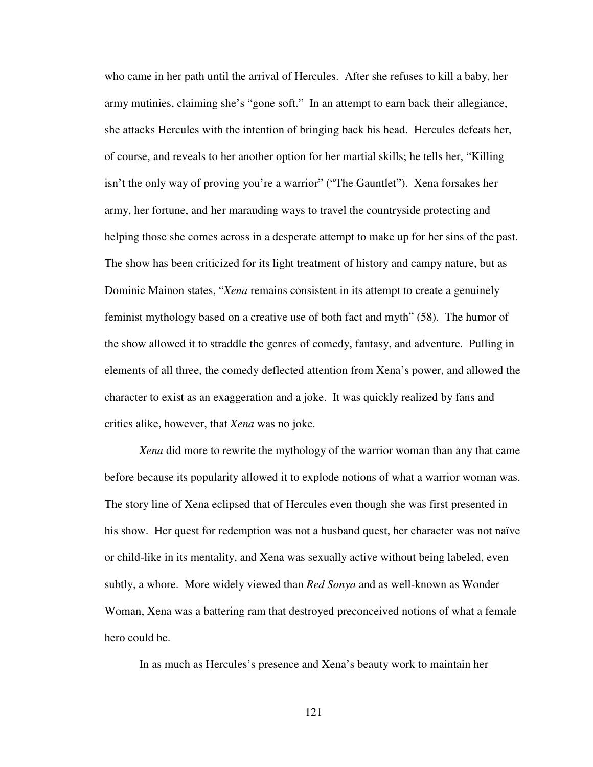who came in her path until the arrival of Hercules. After she refuses to kill a baby, her army mutinies, claiming she's "gone soft." In an attempt to earn back their allegiance, she attacks Hercules with the intention of bringing back his head. Hercules defeats her, of course, and reveals to her another option for her martial skills; he tells her, "Killing isn't the only way of proving you're a warrior" ("The Gauntlet"). Xena forsakes her army, her fortune, and her marauding ways to travel the countryside protecting and helping those she comes across in a desperate attempt to make up for her sins of the past. The show has been criticized for its light treatment of history and campy nature, but as Dominic Mainon states, "*Xena* remains consistent in its attempt to create a genuinely feminist mythology based on a creative use of both fact and myth" (58). The humor of the show allowed it to straddle the genres of comedy, fantasy, and adventure. Pulling in elements of all three, the comedy deflected attention from Xena's power, and allowed the character to exist as an exaggeration and a joke. It was quickly realized by fans and critics alike, however, that *Xena* was no joke.

*Xena* did more to rewrite the mythology of the warrior woman than any that came before because its popularity allowed it to explode notions of what a warrior woman was. The story line of Xena eclipsed that of Hercules even though she was first presented in his show. Her quest for redemption was not a husband quest, her character was not naïve or child-like in its mentality, and Xena was sexually active without being labeled, even subtly, a whore. More widely viewed than *Red Sonya* and as well-known as Wonder Woman, Xena was a battering ram that destroyed preconceived notions of what a female hero could be.

In as much as Hercules's presence and Xena's beauty work to maintain her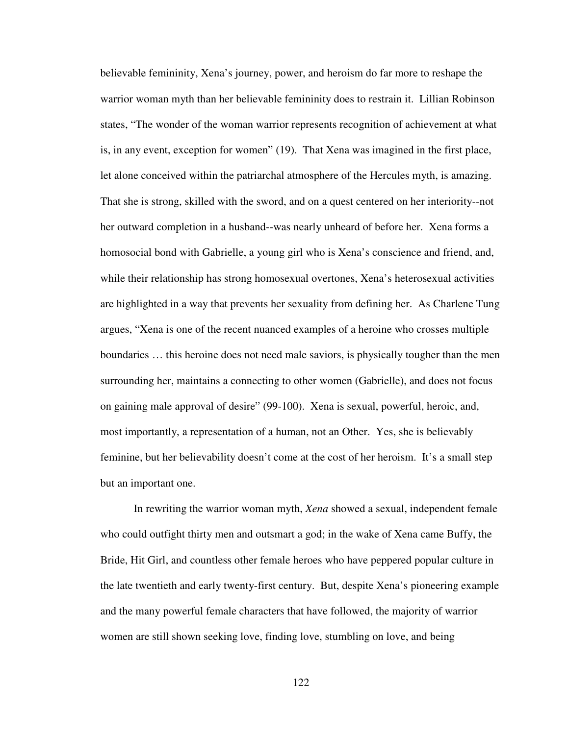believable femininity, Xena's journey, power, and heroism do far more to reshape the warrior woman myth than her believable femininity does to restrain it. Lillian Robinson states, "The wonder of the woman warrior represents recognition of achievement at what is, in any event, exception for women" (19). That Xena was imagined in the first place, let alone conceived within the patriarchal atmosphere of the Hercules myth, is amazing. That she is strong, skilled with the sword, and on a quest centered on her interiority--not her outward completion in a husband--was nearly unheard of before her. Xena forms a homosocial bond with Gabrielle, a young girl who is Xena's conscience and friend, and, while their relationship has strong homosexual overtones, Xena's heterosexual activities are highlighted in a way that prevents her sexuality from defining her. As Charlene Tung argues, "Xena is one of the recent nuanced examples of a heroine who crosses multiple boundaries … this heroine does not need male saviors, is physically tougher than the men surrounding her, maintains a connecting to other women (Gabrielle), and does not focus on gaining male approval of desire" (99-100). Xena is sexual, powerful, heroic, and, most importantly, a representation of a human, not an Other. Yes, she is believably feminine, but her believability doesn't come at the cost of her heroism. It's a small step but an important one.

In rewriting the warrior woman myth, *Xena* showed a sexual, independent female who could outfight thirty men and outsmart a god; in the wake of Xena came Buffy, the Bride, Hit Girl, and countless other female heroes who have peppered popular culture in the late twentieth and early twenty-first century. But, despite Xena's pioneering example and the many powerful female characters that have followed, the majority of warrior women are still shown seeking love, finding love, stumbling on love, and being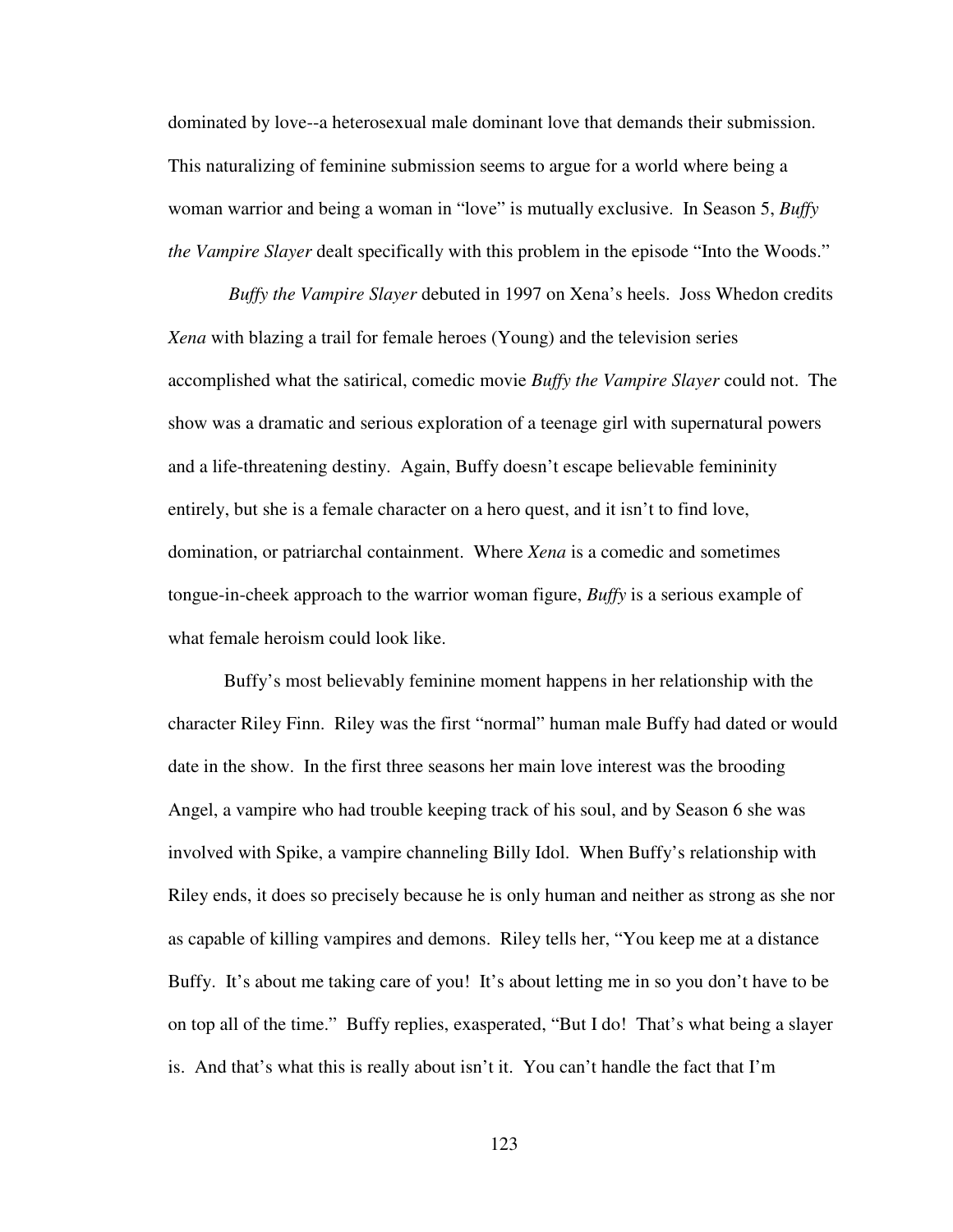dominated by love--a heterosexual male dominant love that demands their submission. This naturalizing of feminine submission seems to argue for a world where being a woman warrior and being a woman in "love" is mutually exclusive. In Season 5, *Buffy the Vampire Slayer* dealt specifically with this problem in the episode "Into the Woods."

*Buffy the Vampire Slayer* debuted in 1997 on Xena's heels. Joss Whedon credits *Xena* with blazing a trail for female heroes (Young) and the television series accomplished what the satirical, comedic movie *Buffy the Vampire Slayer* could not. The show was a dramatic and serious exploration of a teenage girl with supernatural powers and a life-threatening destiny. Again, Buffy doesn't escape believable femininity entirely, but she is a female character on a hero quest, and it isn't to find love, domination, or patriarchal containment. Where *Xena* is a comedic and sometimes tongue-in-cheek approach to the warrior woman figure, *Buffy* is a serious example of what female heroism could look like.

Buffy's most believably feminine moment happens in her relationship with the character Riley Finn. Riley was the first "normal" human male Buffy had dated or would date in the show. In the first three seasons her main love interest was the brooding Angel, a vampire who had trouble keeping track of his soul, and by Season 6 she was involved with Spike, a vampire channeling Billy Idol. When Buffy's relationship with Riley ends, it does so precisely because he is only human and neither as strong as she nor as capable of killing vampires and demons. Riley tells her, "You keep me at a distance Buffy. It's about me taking care of you! It's about letting me in so you don't have to be on top all of the time." Buffy replies, exasperated, "But I do! That's what being a slayer is. And that's what this is really about isn't it. You can't handle the fact that I'm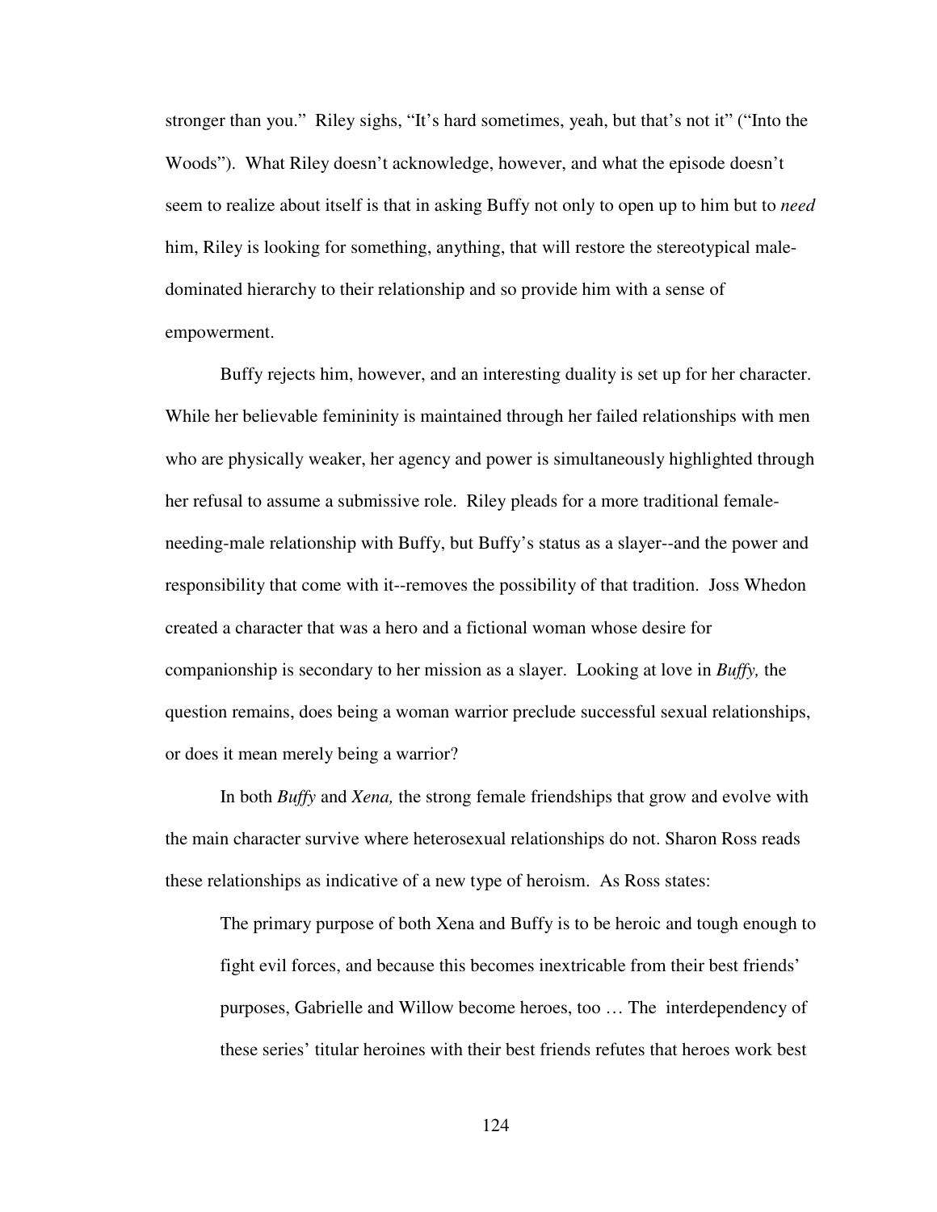stronger than you." Riley sighs, "It's hard sometimes, yeah, but that's not it" ("Into the Woods"). What Riley doesn't acknowledge, however, and what the episode doesn't seem to realize about itself is that in asking Buffy not only to open up to him but to *need* him, Riley is looking for something, anything, that will restore the stereotypical male-dominated hierarchy to their relationship and so provide him with a sense of empowerment.

Buffy rejects him, however, and an interesting duality is set up for her character. While her believable femininity is maintained through her failed relationships with men who are physically weaker, her agency and power is simultaneously highlighted through her refusal to assume a submissive role. Riley pleads for a more traditional female-needing-male relationship with Buffy, but Buffy's status as a slayer--and the power and responsibility that come with it--removes the possibility of that tradition. Joss Whedon created a character that was a hero and a fictional woman whose desire for companionship is secondary to her mission as a slayer. Looking at love in *Buffy,* the question remains, does being a woman warrior preclude successful sexual relationships, or does it mean merely being a warrior?

In both *Buffy* and *Xena,* the strong female friendships that grow and evolve with the main character survive where heterosexual relationships do not. Sharon Ross reads these relationships as indicative of a new type of heroism. As Ross states:

> The primary purpose of both Xena and Buffy is to be heroic and tough enough to fight evil forces, and because this becomes inextricable from their best friends' purposes, Gabrielle and Willow become heroes, too … The interdependency of these series' titular heroines with their best friends refutes that heroes work best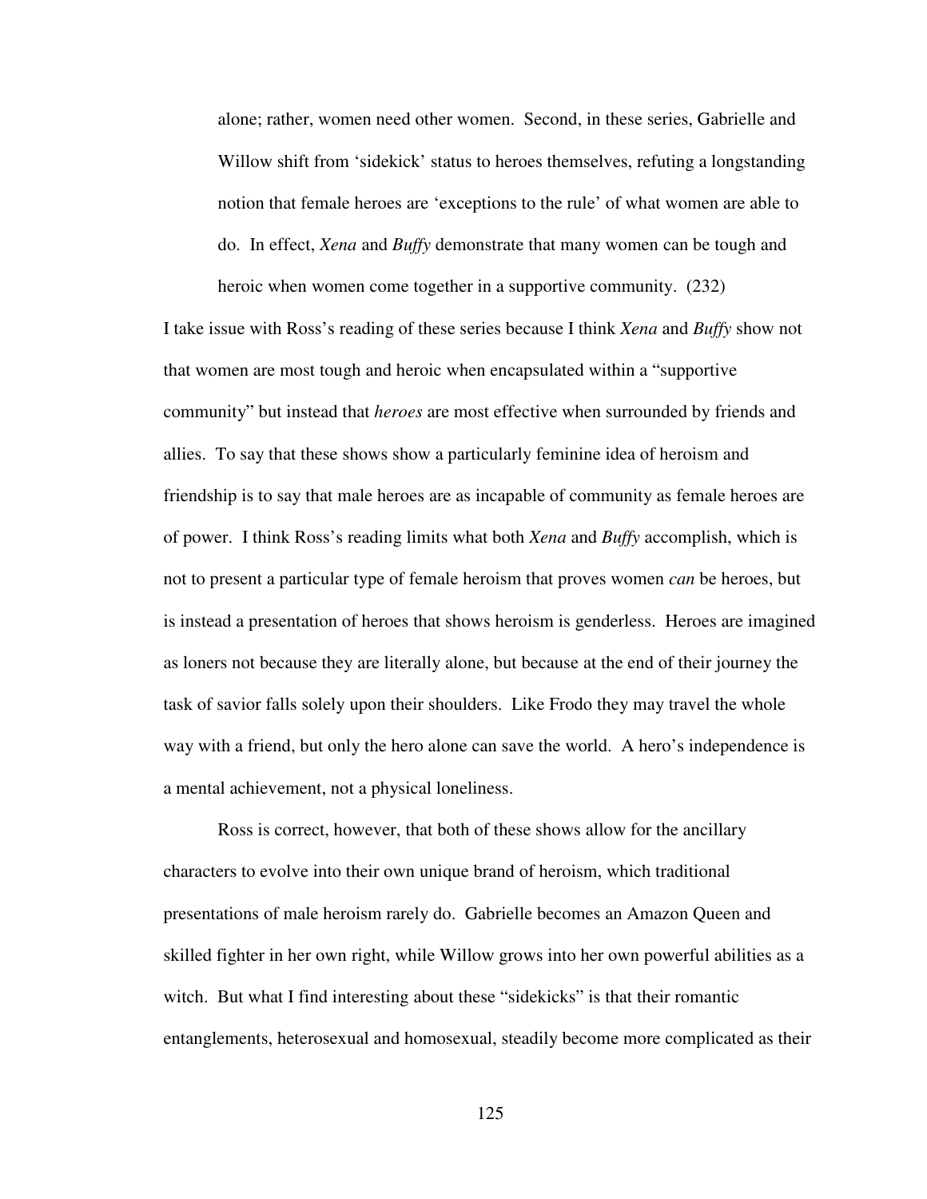> alone; rather, women need other women. Second, in these series, Gabrielle and Willow shift from 'sidekick' status to heroes themselves, refuting a longstanding notion that female heroes are 'exceptions to the rule' of what women are able to do. In effect, *Xena* and *Buffy* demonstrate that many women can be tough and heroic when women come together in a supportive community. (232)

I take issue with Ross's reading of these series because I think *Xena* and *Buffy* show not that women are most tough and heroic when encapsulated within a "supportive community" but instead that *heroes* are most effective when surrounded by friends and allies. To say that these shows show a particularly feminine idea of heroism and friendship is to say that male heroes are as incapable of community as female heroes are of power. I think Ross's reading limits what both *Xena* and *Buffy* accomplish, which is not to present a particular type of female heroism that proves women *can* be heroes, but is instead a presentation of heroes that shows heroism is genderless. Heroes are imagined as loners not because they are literally alone, but because at the end of their journey the task of savior falls solely upon their shoulders. Like Frodo they may travel the whole way with a friend, but only the hero alone can save the world. A hero's independence is a mental achievement, not a physical loneliness.

Ross is correct, however, that both of these shows allow for the ancillary characters to evolve into their own unique brand of heroism, which traditional presentations of male heroism rarely do. Gabrielle becomes an Amazon Queen and skilled fighter in her own right, while Willow grows into her own powerful abilities as a witch. But what I find interesting about these "sidekicks" is that their romantic entanglements, heterosexual and homosexual, steadily become more complicated as their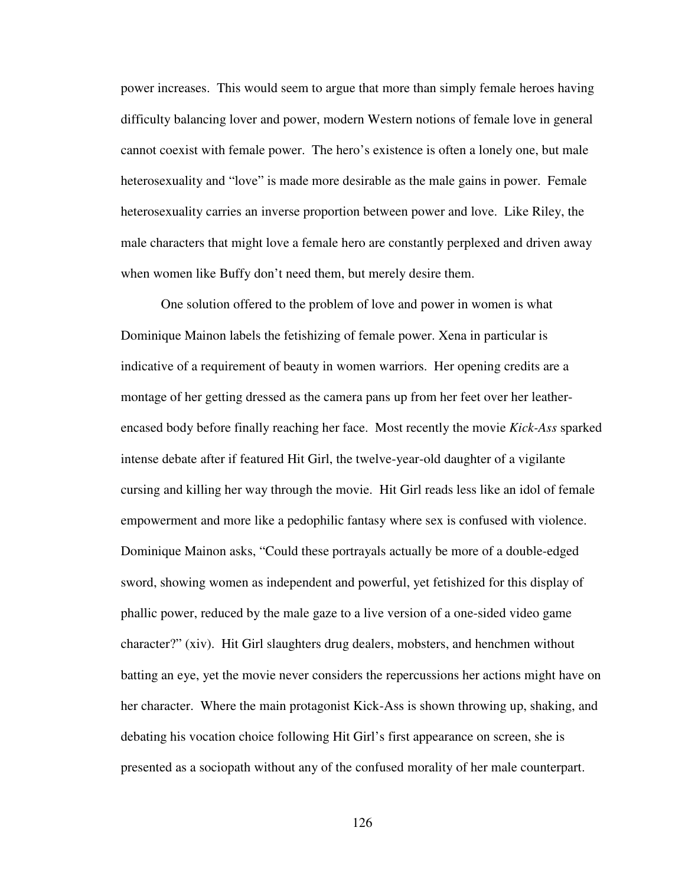power increases. This would seem to argue that more than simply female heroes having difficulty balancing lover and power, modern Western notions of female love in general cannot coexist with female power. The hero's existence is often a lonely one, but male heterosexuality and "love" is made more desirable as the male gains in power. Female heterosexuality carries an inverse proportion between power and love. Like Riley, the male characters that might love a female hero are constantly perplexed and driven away when women like Buffy don't need them, but merely desire them.

One solution offered to the problem of love and power in women is what Dominique Mainon labels the fetishizing of female power. Xena in particular is indicative of a requirement of beauty in women warriors. Her opening credits are a montage of her getting dressed as the camera pans up from her feet over her leather-encased body before finally reaching her face. Most recently the movie *Kick-Ass* sparked intense debate after if featured Hit Girl, the twelve-year-old daughter of a vigilante cursing and killing her way through the movie. Hit Girl reads less like an idol of female empowerment and more like a pedophilic fantasy where sex is confused with violence. Dominique Mainon asks, "Could these portrayals actually be more of a double-edged sword, showing women as independent and powerful, yet fetishized for this display of phallic power, reduced by the male gaze to a live version of a one-sided video game character?" (xiv). Hit Girl slaughters drug dealers, mobsters, and henchmen without batting an eye, yet the movie never considers the repercussions her actions might have on her character. Where the main protagonist Kick-Ass is shown throwing up, shaking, and debating his vocation choice following Hit Girl's first appearance on screen, she is presented as a sociopath without any of the confused morality of her male counterpart.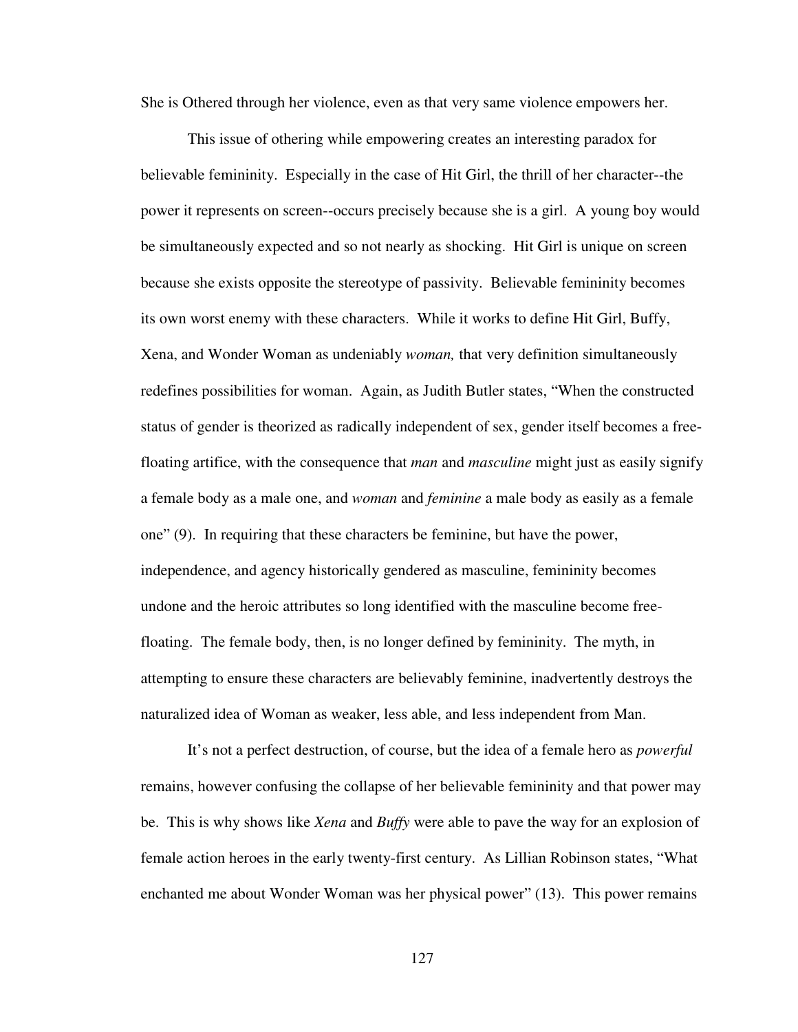She is Othered through her violence, even as that very same violence empowers her.

This issue of othering while empowering creates an interesting paradox for believable femininity. Especially in the case of Hit Girl, the thrill of her character--the power it represents on screen--occurs precisely because she is a girl. A young boy would be simultaneously expected and so not nearly as shocking. Hit Girl is unique on screen because she exists opposite the stereotype of passivity. Believable femininity becomes its own worst enemy with these characters. While it works to define Hit Girl, Buffy, Xena, and Wonder Woman as undeniably *woman,* that very definition simultaneously redefines possibilities for woman. Again, as Judith Butler states, "When the constructed status of gender is theorized as radically independent of sex, gender itself becomes a free-floating artifice, with the consequence that *man* and *masculine* might just as easily signify a female body as a male one, and *woman* and *feminine* a male body as easily as a female one" (9). In requiring that these characters be feminine, but have the power, independence, and agency historically gendered as masculine, femininity becomes undone and the heroic attributes so long identified with the masculine become free-floating. The female body, then, is no longer defined by femininity. The myth, in attempting to ensure these characters are believably feminine, inadvertently destroys the naturalized idea of Woman as weaker, less able, and less independent from Man.

It's not a perfect destruction, of course, but the idea of a female hero as *powerful* remains, however confusing the collapse of her believable femininity and that power may be. This is why shows like *Xena* and *Buffy* were able to pave the way for an explosion of female action heroes in the early twenty-first century. As Lillian Robinson states, "What enchanted me about Wonder Woman was her physical power" (13). This power remains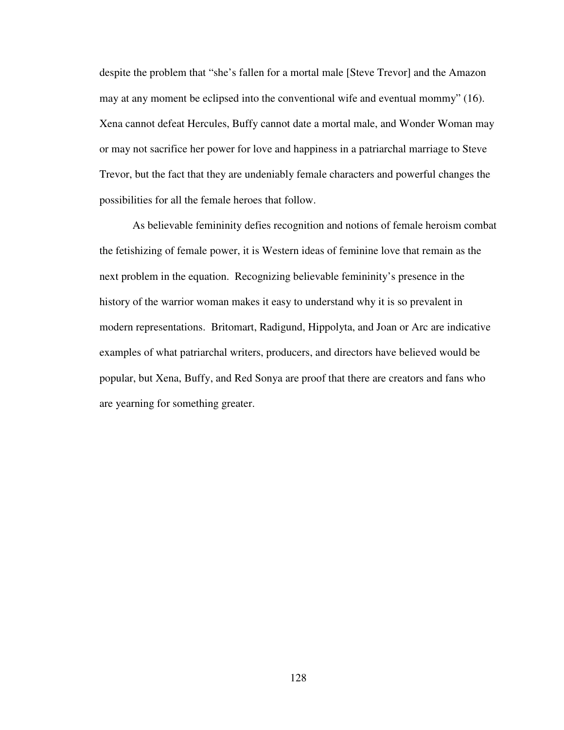despite the problem that "she's fallen for a mortal male [Steve Trevor] and the Amazon may at any moment be eclipsed into the conventional wife and eventual mommy" (16). Xena cannot defeat Hercules, Buffy cannot date a mortal male, and Wonder Woman may or may not sacrifice her power for love and happiness in a patriarchal marriage to Steve Trevor, but the fact that they are undeniably female characters and powerful changes the possibilities for all the female heroes that follow.

As believable femininity defies recognition and notions of female heroism combat the fetishizing of female power, it is Western ideas of feminine love that remain as the next problem in the equation. Recognizing believable femininity's presence in the history of the warrior woman makes it easy to understand why it is so prevalent in modern representations. Britomart, Radigund, Hippolyta, and Joan or Arc are indicative examples of what patriarchal writers, producers, and directors have believed would be popular, but Xena, Buffy, and Red Sonya are proof that there are creators and fans who are yearning for something greater.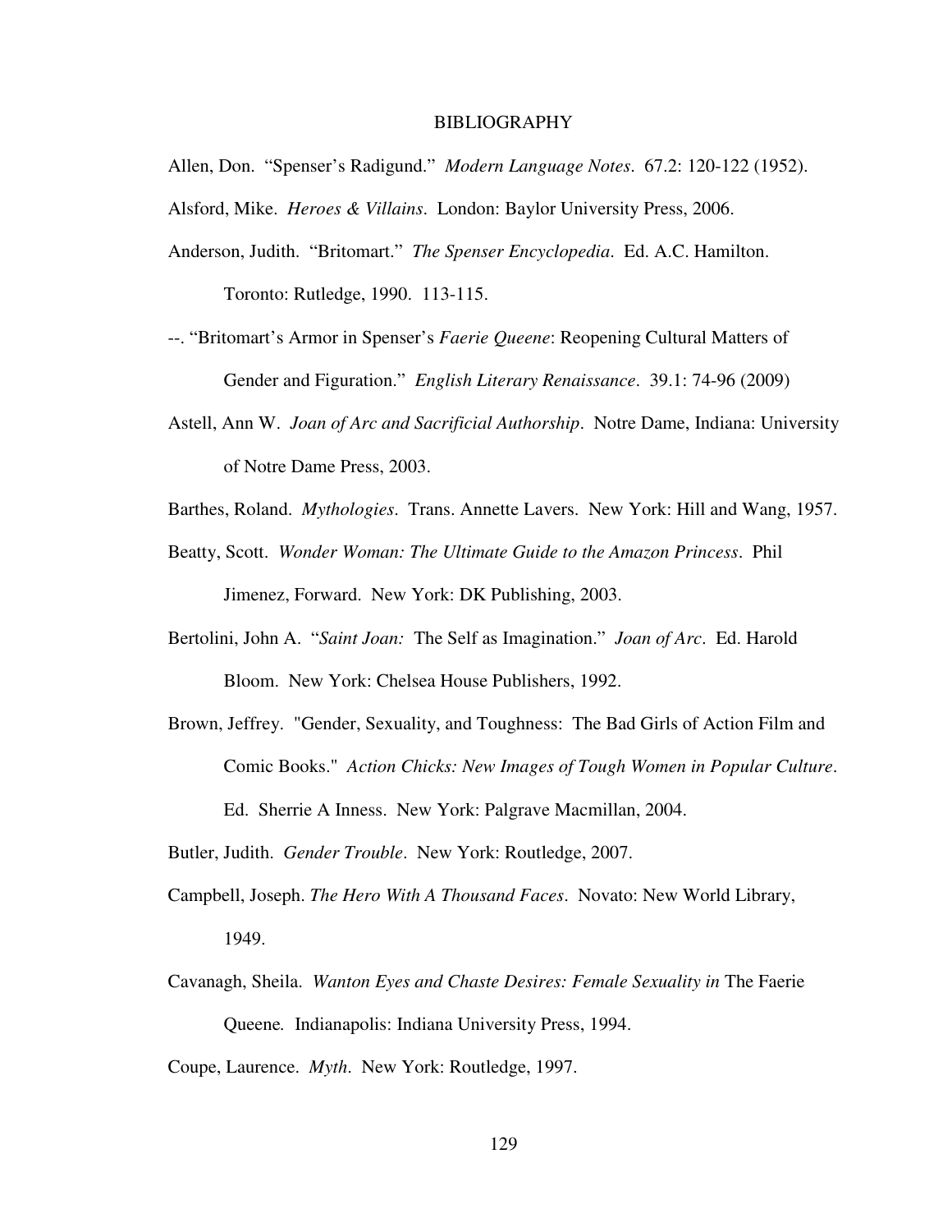# BIBLIOGRAPHY

Allen, Don. "Spenser's Radigund." *Modern Language Notes*. 67.2: 120-122 (1952).

Alsford, Mike. *Heroes & Villains*. London: Baylor University Press, 2006.

Anderson, Judith. "Britomart." *The Spenser Encyclopedia*. Ed. A.C. Hamilton. Toronto: Rutledge, 1990. 113-115.

--. "Britomart's Armor in Spenser's *Faerie Queene*: Reopening Cultural Matters of Gender and Figuration." *English Literary Renaissance*. 39.1: 74-96 (2009)

Astell, Ann W. *Joan of Arc and Sacrificial Authorship*. Notre Dame, Indiana: University of Notre Dame Press, 2003.

Barthes, Roland. *Mythologies*. Trans. Annette Lavers. New York: Hill and Wang, 1957.

Beatty, Scott. *Wonder Woman: The Ultimate Guide to the Amazon Princess*. Phil Jimenez, Forward. New York: DK Publishing, 2003.

Bertolini, John A. "*Saint Joan:* The Self as Imagination." *Joan of Arc*. Ed. Harold Bloom. New York: Chelsea House Publishers, 1992.

Brown, Jeffrey. "Gender, Sexuality, and Toughness: The Bad Girls of Action Film and Comic Books." *Action Chicks: New Images of Tough Women in Popular Culture*. Ed. Sherrie A Inness. New York: Palgrave Macmillan, 2004.

Butler, Judith. *Gender Trouble*. New York: Routledge, 2007.

Campbell, Joseph. *The Hero With A Thousand Faces*. Novato: New World Library, 1949.

Cavanagh, Sheila. *Wanton Eyes and Chaste Desires: Female Sexuality in* The Faerie Queene*.* Indianapolis: Indiana University Press, 1994.

Coupe, Laurence. *Myth*. New York: Routledge, 1997.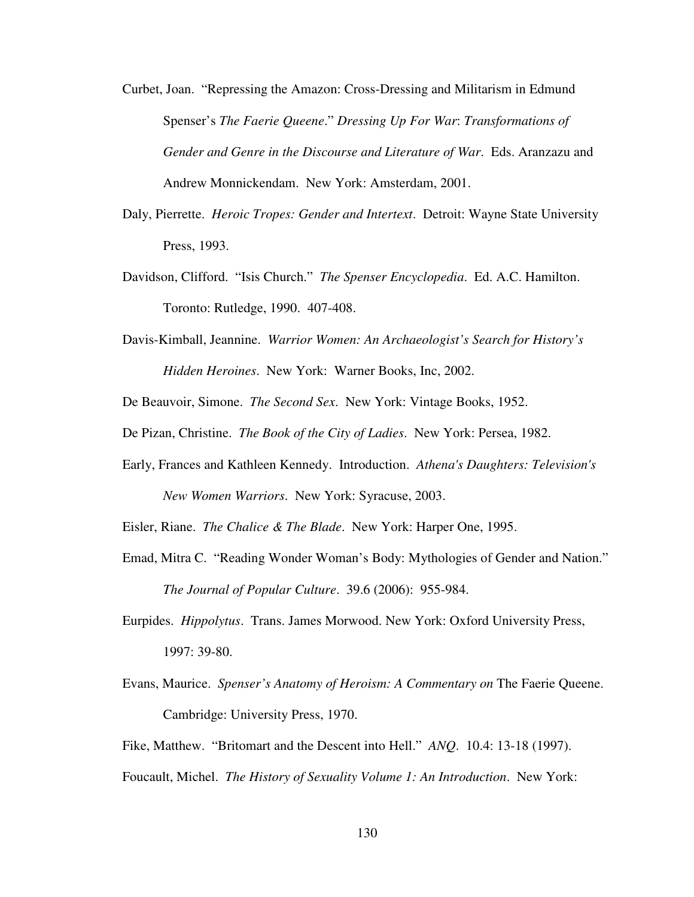Curbet, Joan. "Repressing the Amazon: Cross-Dressing and Militarism in Edmund Spenser's *The Faerie Queene*." *Dressing Up For War*: *Transformations of Gender and Genre in the Discourse and Literature of War*. Eds. Aranzazu and Andrew Monnickendam. New York: Amsterdam, 2001.

Daly, Pierrette. *Heroic Tropes: Gender and Intertext*. Detroit: Wayne State University Press, 1993.

Davidson, Clifford. "Isis Church." *The Spenser Encyclopedia*. Ed. A.C. Hamilton. Toronto: Rutledge, 1990. 407-408.

Davis-Kimball, Jeannine. *Warrior Women: An Archaeologist's Search for History's Hidden Heroines*. New York: Warner Books, Inc, 2002.

De Beauvoir, Simone. *The Second Sex*. New York: Vintage Books, 1952.

De Pizan, Christine. *The Book of the City of Ladies*. New York: Persea, 1982.

Early, Frances and Kathleen Kennedy. Introduction. *Athena's Daughters: Television's New Women Warriors*. New York: Syracuse, 2003.

Eisler, Riane. *The Chalice & The Blade*. New York: Harper One, 1995.

Emad, Mitra C. "Reading Wonder Woman's Body: Mythologies of Gender and Nation." *The Journal of Popular Culture*. 39.6 (2006): 955-984.

Eurpides. *Hippolytus*. Trans. James Morwood. New York: Oxford University Press, 1997: 39-80.

Evans, Maurice. *Spenser's Anatomy of Heroism: A Commentary on* The Faerie Queene. Cambridge: University Press, 1970.

Fike, Matthew. "Britomart and the Descent into Hell." *ANQ*. 10.4: 13-18 (1997).

Foucault, Michel. *The History of Sexuality Volume 1: An Introduction*. New York: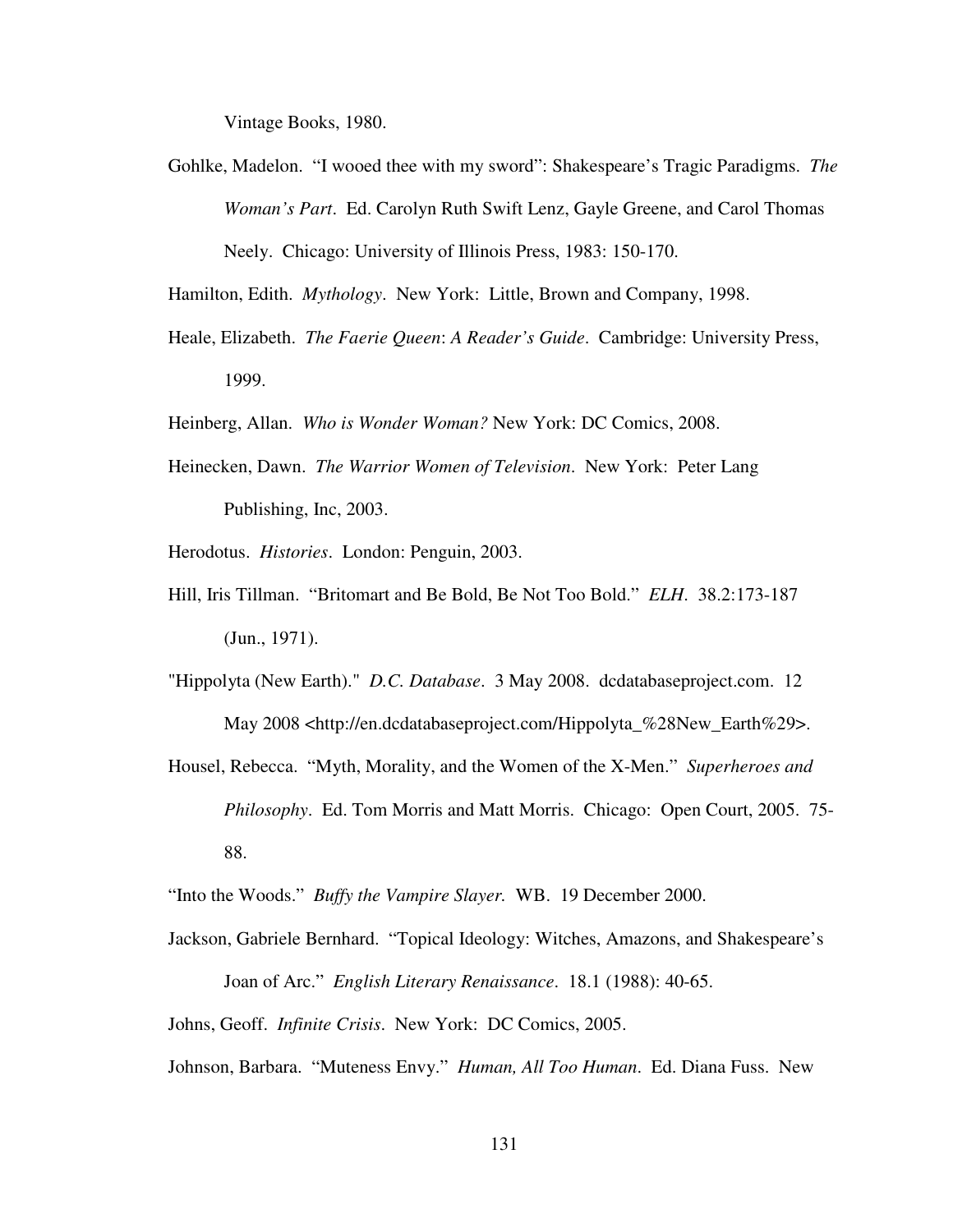Vintage Books, 1980.

Gohlke, Madelon. "I wooed thee with my sword": Shakespeare's Tragic Paradigms. *The Woman's Part*. Ed. Carolyn Ruth Swift Lenz, Gayle Greene, and Carol Thomas Neely. Chicago: University of Illinois Press, 1983: 150-170.

Hamilton, Edith. *Mythology*. New York: Little, Brown and Company, 1998.

Heale, Elizabeth. *The Faerie Queen*: *A Reader's Guide*. Cambridge: University Press, 1999.

Heinberg, Allan. *Who is Wonder Woman?* New York: DC Comics, 2008.

Heinecken, Dawn. *The Warrior Women of Television*. New York: Peter Lang Publishing, Inc, 2003.

Herodotus. *Histories*. London: Penguin, 2003.

Hill, Iris Tillman. "Britomart and Be Bold, Be Not Too Bold." *ELH*. 38.2:173-187 (Jun., 1971).

"Hippolyta (New Earth)." *D.C. Database*. 3 May 2008. dcdatabaseproject.com. 12 May 2008 <http://en.dcdatabaseproject.com/Hippolyta_%28New_Earth%29>.

Housel, Rebecca. "Myth, Morality, and the Women of the X-Men." *Superheroes and Philosophy*. Ed. Tom Morris and Matt Morris. Chicago: Open Court, 2005. 75-88.

"Into the Woods." *Buffy the Vampire Slayer.* WB. 19 December 2000.

Jackson, Gabriele Bernhard. "Topical Ideology: Witches, Amazons, and Shakespeare's Joan of Arc." *English Literary Renaissance*. 18.1 (1988): 40-65.

Johns, Geoff. *Infinite Crisis*. New York: DC Comics, 2005.

Johnson, Barbara. "Muteness Envy." *Human, All Too Human*. Ed. Diana Fuss. New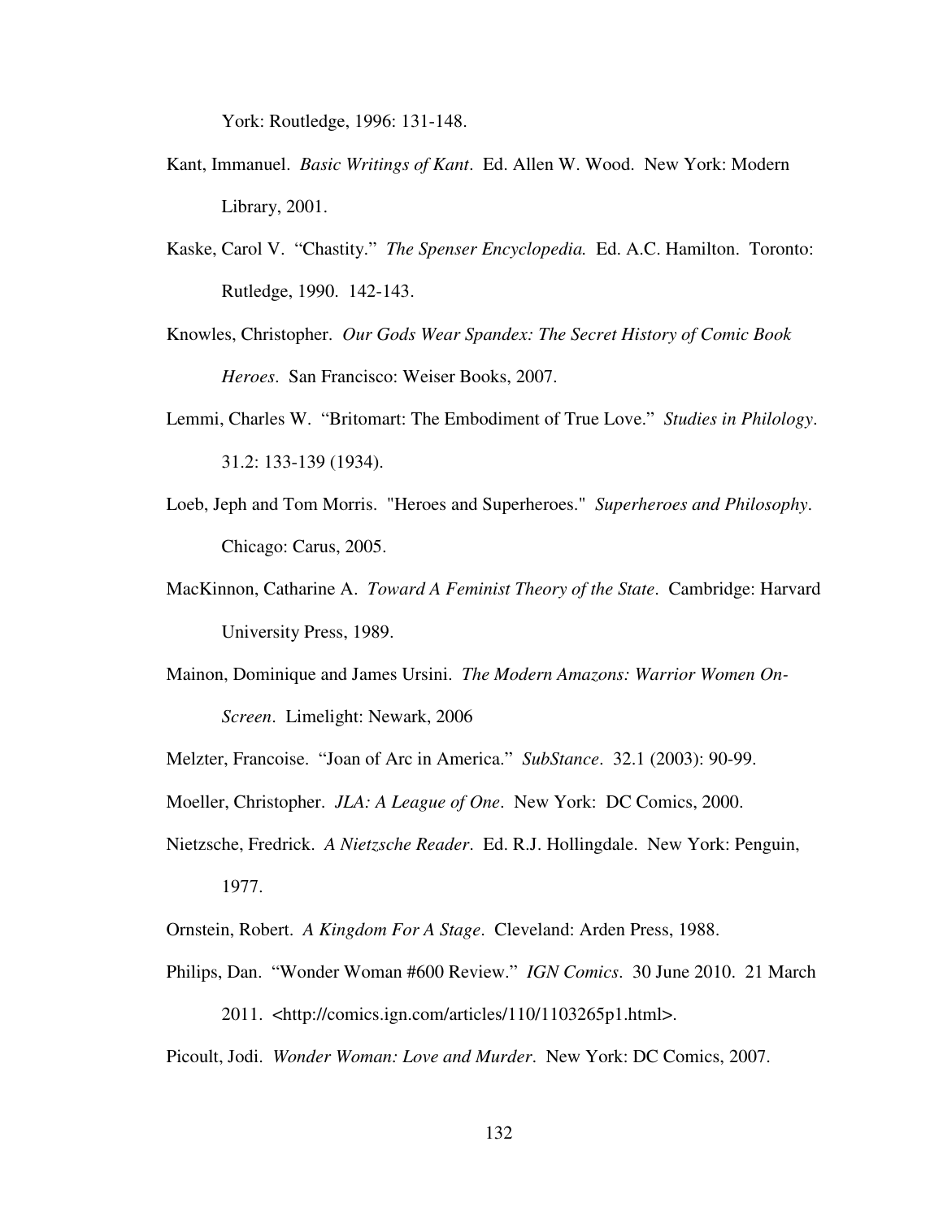York: Routledge, 1996: 131-148.

Kant, Immanuel. *Basic Writings of Kant*. Ed. Allen W. Wood. New York: Modern Library, 2001.

Kaske, Carol V. "Chastity." *The Spenser Encyclopedia.* Ed. A.C. Hamilton. Toronto: Rutledge, 1990. 142-143.

Knowles, Christopher. *Our Gods Wear Spandex: The Secret History of Comic Book Heroes*. San Francisco: Weiser Books, 2007.

Lemmi, Charles W. "Britomart: The Embodiment of True Love." *Studies in Philology*. 31.2: 133-139 (1934).

Loeb, Jeph and Tom Morris. "Heroes and Superheroes." *Superheroes and Philosophy*. Chicago: Carus, 2005.

MacKinnon, Catharine A. *Toward A Feminist Theory of the State*. Cambridge: Harvard University Press, 1989.

Mainon, Dominique and James Ursini. *The Modern Amazons: Warrior Women On-Screen*. Limelight: Newark, 2006

Melzter, Francoise. "Joan of Arc in America." *SubStance*. 32.1 (2003): 90-99.

Moeller, Christopher. *JLA: A League of One*. New York: DC Comics, 2000.

Nietzsche, Fredrick. *A Nietzsche Reader*. Ed. R.J. Hollingdale. New York: Penguin, 1977.

Ornstein, Robert. *A Kingdom For A Stage*. Cleveland: Arden Press, 1988.

Philips, Dan. "Wonder Woman #600 Review." *IGN Comics*. 30 June 2010. 21 March 2011. <http://comics.ign.com/articles/110/1103265p1.html>.

Picoult, Jodi. *Wonder Woman: Love and Murder*. New York: DC Comics, 2007.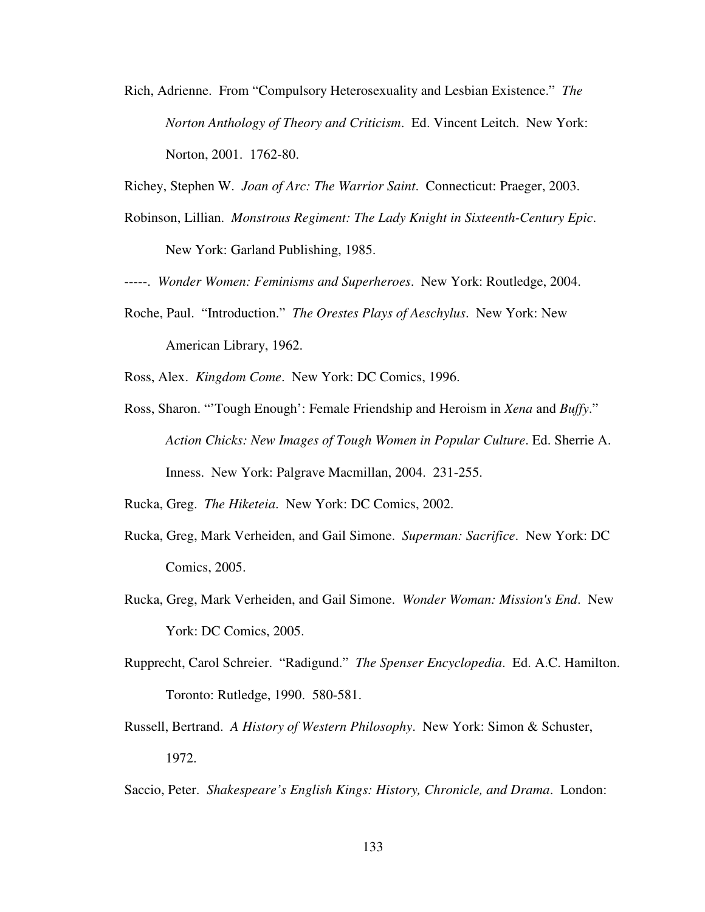Rich, Adrienne. From "Compulsory Heterosexuality and Lesbian Existence." *The Norton Anthology of Theory and Criticism*. Ed. Vincent Leitch. New York: Norton, 2001. 1762-80.

Richey, Stephen W. *Joan of Arc: The Warrior Saint*. Connecticut: Praeger, 2003.

Robinson, Lillian. *Monstrous Regiment: The Lady Knight in Sixteenth-Century Epic*. New York: Garland Publishing, 1985.

-----. *Wonder Women: Feminisms and Superheroes*. New York: Routledge, 2004.

Roche, Paul. "Introduction." *The Orestes Plays of Aeschylus*. New York: New American Library, 1962.

Ross, Alex. *Kingdom Come*. New York: DC Comics, 1996.

Ross, Sharon. "'Tough Enough': Female Friendship and Heroism in *Xena* and *Buffy*." *Action Chicks: New Images of Tough Women in Popular Culture*. Ed. Sherrie A. Inness. New York: Palgrave Macmillan, 2004. 231-255.

Rucka, Greg. *The Hiketeia*. New York: DC Comics, 2002.

Rucka, Greg, Mark Verheiden, and Gail Simone. *Superman: Sacrifice*. New York: DC Comics, 2005.

Rucka, Greg, Mark Verheiden, and Gail Simone. *Wonder Woman: Mission's End*. New York: DC Comics, 2005.

Rupprecht, Carol Schreier. "Radigund." *The Spenser Encyclopedia*. Ed. A.C. Hamilton. Toronto: Rutledge, 1990. 580-581.

Russell, Bertrand. *A History of Western Philosophy*. New York: Simon & Schuster, 1972.

Saccio, Peter. *Shakespeare's English Kings: History, Chronicle, and Drama*. London: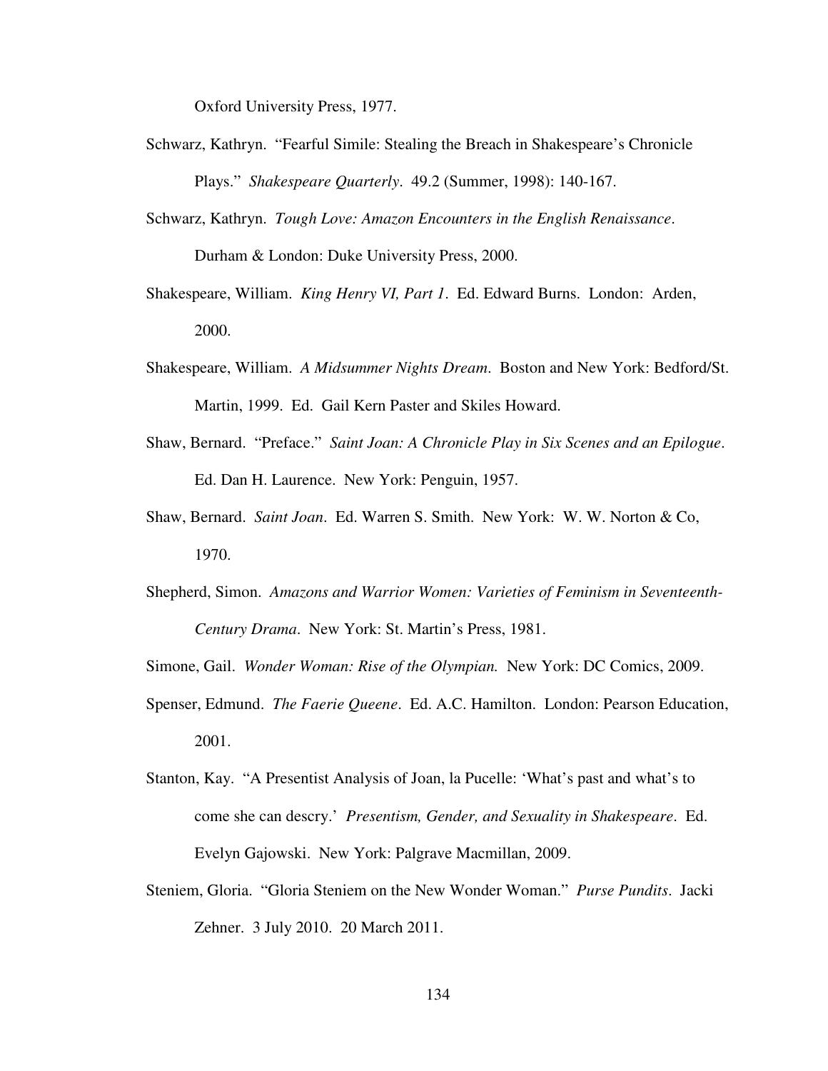Oxford University Press, 1977.

Schwarz, Kathryn. "Fearful Simile: Stealing the Breach in Shakespeare's Chronicle Plays." *Shakespeare Quarterly*. 49.2 (Summer, 1998): 140-167.

Schwarz, Kathryn. *Tough Love: Amazon Encounters in the English Renaissance*. Durham & London: Duke University Press, 2000.

Shakespeare, William. *King Henry VI, Part 1*. Ed. Edward Burns. London: Arden, 2000.

Shakespeare, William. *A Midsummer Nights Dream*. Boston and New York: Bedford/St. Martin, 1999. Ed. Gail Kern Paster and Skiles Howard.

Shaw, Bernard. "Preface." *Saint Joan: A Chronicle Play in Six Scenes and an Epilogue*. Ed. Dan H. Laurence. New York: Penguin, 1957.

Shaw, Bernard. *Saint Joan*. Ed. Warren S. Smith. New York: W. W. Norton & Co, 1970.

Shepherd, Simon. *Amazons and Warrior Women: Varieties of Feminism in Seventeenth-Century Drama*. New York: St. Martin's Press, 1981.

Simone, Gail. *Wonder Woman: Rise of the Olympian.* New York: DC Comics, 2009.

Spenser, Edmund. *The Faerie Queene*. Ed. A.C. Hamilton. London: Pearson Education, 2001.

Stanton, Kay. "A Presentist Analysis of Joan, la Pucelle: 'What's past and what's to come she can descry.' *Presentism, Gender, and Sexuality in Shakespeare*. Ed. Evelyn Gajowski. New York: Palgrave Macmillan, 2009.

Steniem, Gloria. "Gloria Steniem on the New Wonder Woman." *Purse Pundits*. Jacki Zehner. 3 July 2010. 20 March 2011.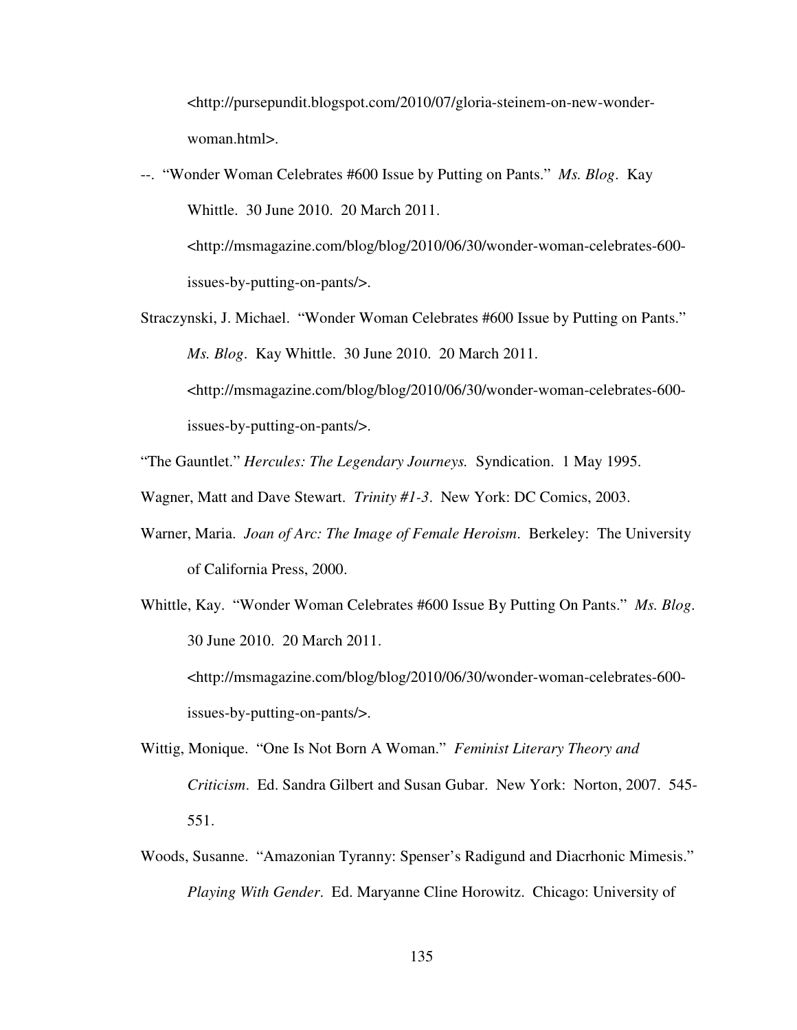<http://pursepundit.blogspot.com/2010/07/gloria-steinem-on-new-wonder-woman.html>.

--. "Wonder Woman Celebrates #600 Issue by Putting on Pants." *Ms. Blog*. Kay Whittle. 30 June 2010. 20 March 2011. <http://msmagazine.com/blog/blog/2010/06/30/wonder-woman-celebrates-600-issues-by-putting-on-pants/>.

Straczynski, J. Michael. "Wonder Woman Celebrates #600 Issue by Putting on Pants." *Ms. Blog*. Kay Whittle. 30 June 2010. 20 March 2011. <http://msmagazine.com/blog/blog/2010/06/30/wonder-woman-celebrates-600-issues-by-putting-on-pants/>.

"The Gauntlet." *Hercules: The Legendary Journeys.* Syndication. 1 May 1995.

Wagner, Matt and Dave Stewart. *Trinity #1-3*. New York: DC Comics, 2003.

Warner, Maria. *Joan of Arc: The Image of Female Heroism*. Berkeley: The University of California Press, 2000.

Whittle, Kay. "Wonder Woman Celebrates #600 Issue By Putting On Pants." *Ms. Blog*. 30 June 2010. 20 March 2011. <http://msmagazine.com/blog/blog/2010/06/30/wonder-woman-celebrates-600-issues-by-putting-on-pants/>.

Wittig, Monique. "One Is Not Born A Woman." *Feminist Literary Theory and Criticism*. Ed. Sandra Gilbert and Susan Gubar. New York: Norton, 2007. 545-551.

Woods, Susanne. "Amazonian Tyranny: Spenser's Radigund and Diacrhonic Mimesis." *Playing With Gender*. Ed. Maryanne Cline Horowitz. Chicago: University of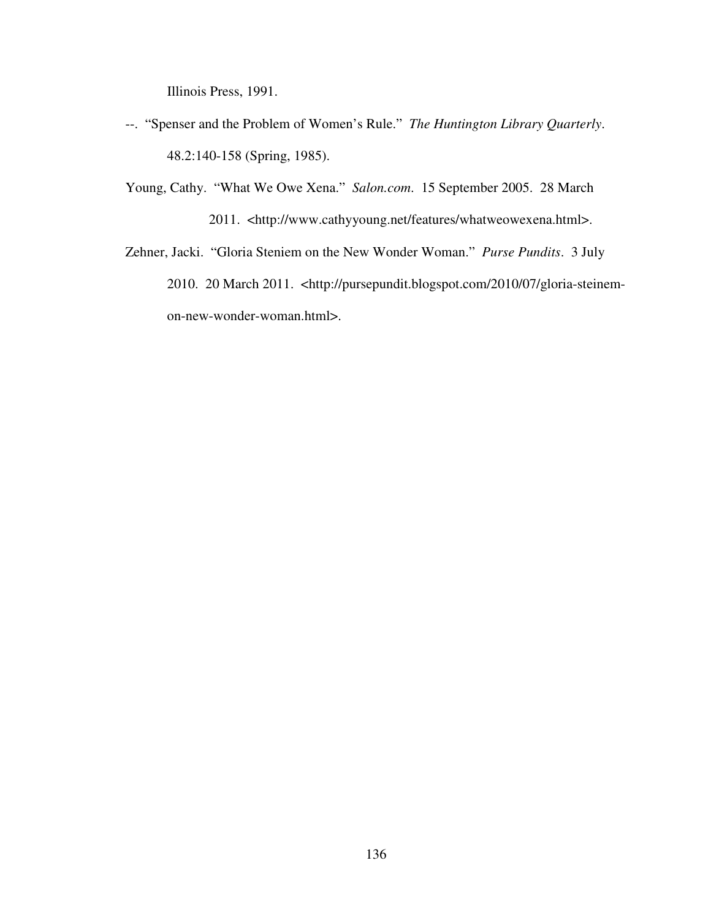Illinois Press, 1991.

--. "Spenser and the Problem of Women's Rule." *The Huntington Library Quarterly*. 48.2:140-158 (Spring, 1985).

Young, Cathy. "What We Owe Xena." *Salon.com*. 15 September 2005. 28 March 2011. <http://www.cathyyoung.net/features/whatweowexena.html>.

Zehner, Jacki. "Gloria Steniem on the New Wonder Woman." *Purse Pundits*. 3 July 2010. 20 March 2011. <http://pursepundit.blogspot.com/2010/07/gloria-steinem-on-new-wonder-woman.html>.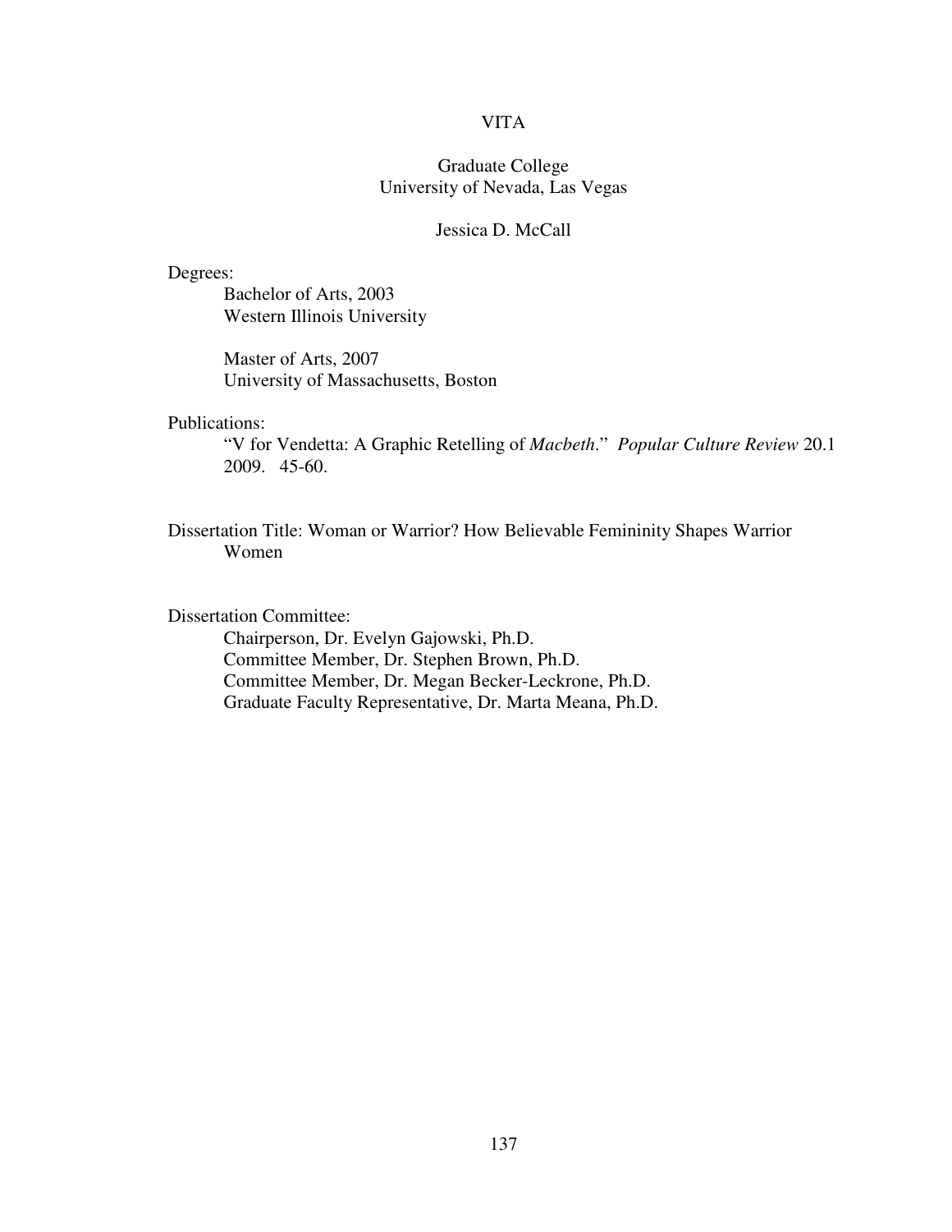# VITA

Graduate College
University of Nevada, Las Vegas

Jessica D. McCall

Degrees:

Bachelor of Arts, 2003
Western Illinois University

Master of Arts, 2007
University of Massachusetts, Boston

Publications:

"V for Vendetta: A Graphic Retelling of *Macbeth*." *Popular Culture Review* 20.1 2009. 45-60.

Dissertation Title: Woman or Warrior? How Believable Femininity Shapes Warrior Women

Dissertation Committee:

Chairperson, Dr. Evelyn Gajowski, Ph.D.
Committee Member, Dr. Stephen Brown, Ph.D.
Committee Member, Dr. Megan Becker-Leckrone, Ph.D.
Graduate Faculty Representative, Dr. Marta Meana, Ph.D.